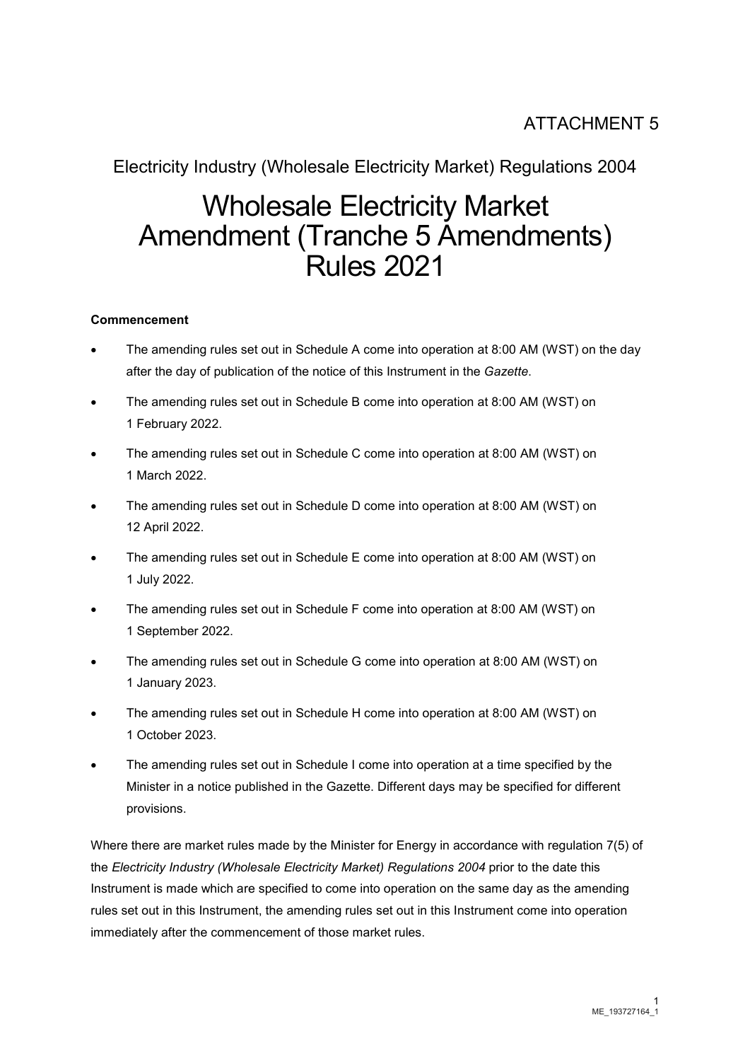ATTACHMENT 5

Electricity Industry (Wholesale Electricity Market) Regulations 2004

# Wholesale Electricity Market Amendment (Tranche 5 Amendments) Rules 2021

**Commencement**

- The amending rules set out in Schedule A come into operation at 8:00 AM (WST) on the day after the day of publication of the notice of this Instrument in the *Gazette*.
- The amending rules set out in Schedule B come into operation at 8:00 AM (WST) on 1 February 2022.
- The amending rules set out in Schedule C come into operation at 8:00 AM (WST) on 1 March 2022.
- The amending rules set out in Schedule D come into operation at 8:00 AM (WST) on 12 April 2022.
- The amending rules set out in Schedule E come into operation at 8:00 AM (WST) on 1 July 2022.
- The amending rules set out in Schedule F come into operation at 8:00 AM (WST) on 1 September 2022.
- The amending rules set out in Schedule G come into operation at 8:00 AM (WST) on 1 January 2023.
- The amending rules set out in Schedule H come into operation at 8:00 AM (WST) on 1 October 2023.
- The amending rules set out in Schedule I come into operation at a time specified by the Minister in a notice published in the Gazette. Different days may be specified for different provisions.

Where there are market rules made by the Minister for Energy in accordance with regulation 7(5) of the *Electricity Industry (Wholesale Electricity Market) Regulations 2004* prior to the date this Instrument is made which are specified to come into operation on the same day as the amending rules set out in this Instrument, the amending rules set out in this Instrument come into operation immediately after the commencement of those market rules.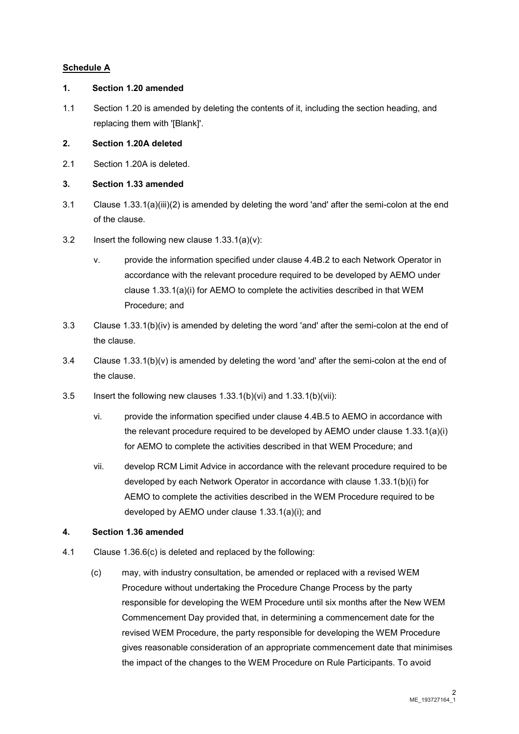**Schedule A**

**1. Section 1.20 amended**

1.1 Section 1.20 is amended by deleting the contents of it, including the section heading, and replacing them with '[Blank]'.

**2. Section 1.20A deleted**

2.1 Section 1.20A is deleted.

**3. Section 1.33 amended**

3.1 Clause 1.33.1(a)(iii)(2) is amended by deleting the word 'and' after the semi-colon at the end of the clause.

3.2 Insert the following new clause 1.33.1(a)(v):

> v. provide the information specified under clause 4.4B.2 to each Network Operator in accordance with the relevant procedure required to be developed by AEMO under clause 1.33.1(a)(i) for AEMO to complete the activities described in that WEM Procedure; and

3.3 Clause 1.33.1(b)(iv) is amended by deleting the word 'and' after the semi-colon at the end of the clause.

3.4 Clause 1.33.1(b)(v) is amended by deleting the word 'and' after the semi-colon at the end of the clause.

3.5 Insert the following new clauses 1.33.1(b)(vi) and 1.33.1(b)(vii):

> vi. provide the information specified under clause 4.4B.5 to AEMO in accordance with the relevant procedure required to be developed by AEMO under clause 1.33.1(a)(i) for AEMO to complete the activities described in that WEM Procedure; and
>
> vii. develop RCM Limit Advice in accordance with the relevant procedure required to be developed by each Network Operator in accordance with clause 1.33.1(b)(i) for AEMO to complete the activities described in the WEM Procedure required to be developed by AEMO under clause 1.33.1(a)(i); and

**4. Section 1.36 amended**

4.1 Clause 1.36.6(c) is deleted and replaced by the following:

> (c) may, with industry consultation, be amended or replaced with a revised WEM Procedure without undertaking the Procedure Change Process by the party responsible for developing the WEM Procedure until six months after the New WEM Commencement Day provided that, in determining a commencement date for the revised WEM Procedure, the party responsible for developing the WEM Procedure gives reasonable consideration of an appropriate commencement date that minimises the impact of the changes to the WEM Procedure on Rule Participants. To avoid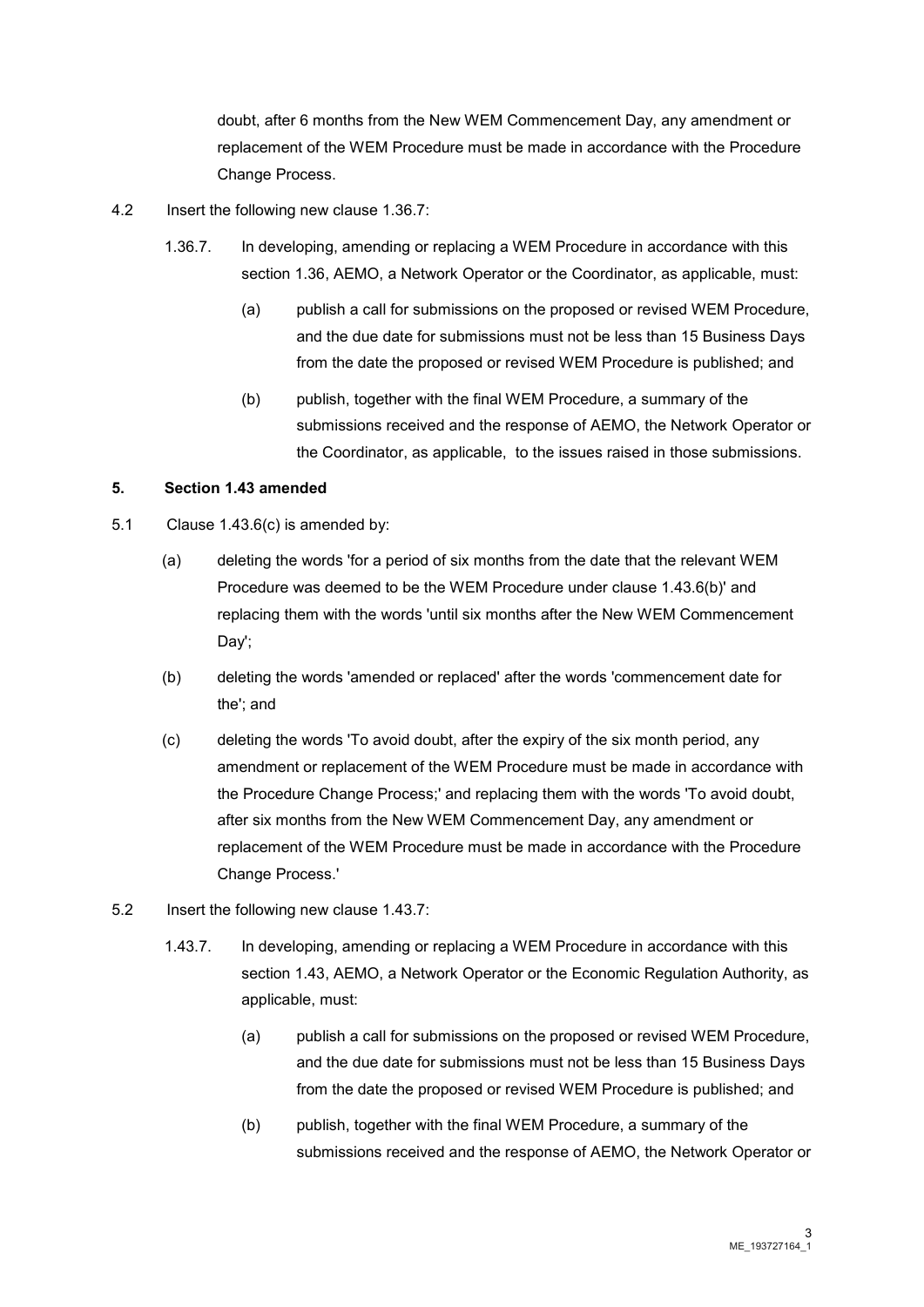doubt, after 6 months from the New WEM Commencement Day, any amendment or replacement of the WEM Procedure must be made in accordance with the Procedure Change Process.

4.2 Insert the following new clause 1.36.7:

> 1.36.7. In developing, amending or replacing a WEM Procedure in accordance with this section 1.36, AEMO, a Network Operator or the Coordinator, as applicable, must:
>
> (a) publish a call for submissions on the proposed or revised WEM Procedure, and the due date for submissions must not be less than 15 Business Days from the date the proposed or revised WEM Procedure is published; and
>
> (b) publish, together with the final WEM Procedure, a summary of the submissions received and the response of AEMO, the Network Operator or the Coordinator, as applicable, to the issues raised in those submissions.

**5. Section 1.43 amended**

5.1 Clause 1.43.6(c) is amended by:

(a) deleting the words 'for a period of six months from the date that the relevant WEM Procedure was deemed to be the WEM Procedure under clause 1.43.6(b)' and replacing them with the words 'until six months after the New WEM Commencement Day';

(b) deleting the words 'amended or replaced' after the words 'commencement date for the'; and

(c) deleting the words 'To avoid doubt, after the expiry of the six month period, any amendment or replacement of the WEM Procedure must be made in accordance with the Procedure Change Process;' and replacing them with the words 'To avoid doubt, after six months from the New WEM Commencement Day, any amendment or replacement of the WEM Procedure must be made in accordance with the Procedure Change Process.'

5.2 Insert the following new clause 1.43.7:

> 1.43.7. In developing, amending or replacing a WEM Procedure in accordance with this section 1.43, AEMO, a Network Operator or the Economic Regulation Authority, as applicable, must:
>
> (a) publish a call for submissions on the proposed or revised WEM Procedure, and the due date for submissions must not be less than 15 Business Days from the date the proposed or revised WEM Procedure is published; and
>
> (b) publish, together with the final WEM Procedure, a summary of the submissions received and the response of AEMO, the Network Operator or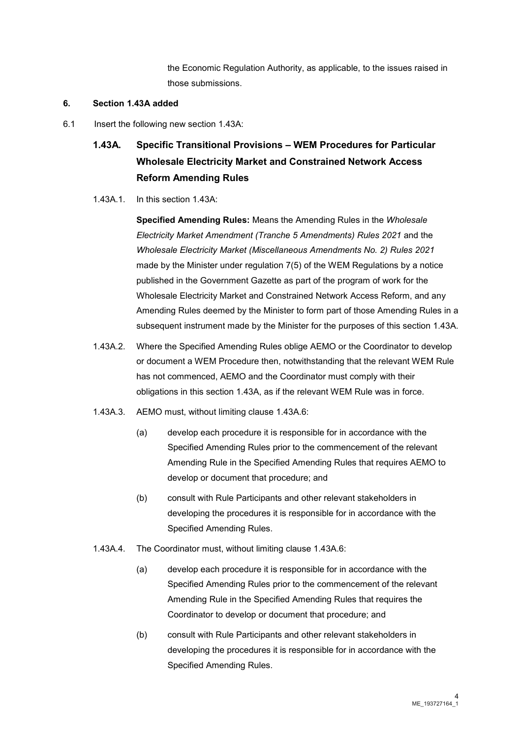the Economic Regulation Authority, as applicable, to the issues raised in those submissions.

**6. Section 1.43A added**

6.1 Insert the following new section 1.43A:

### 1.43A. Specific Transitional Provisions – WEM Procedures for Particular Wholesale Electricity Market and Constrained Network Access Reform Amending Rules

1.43A.1. In this section 1.43A:

**Specified Amending Rules:** Means the Amending Rules in the *Wholesale Electricity Market Amendment (Tranche 5 Amendments) Rules 2021* and the *Wholesale Electricity Market (Miscellaneous Amendments No. 2) Rules 2021* made by the Minister under regulation 7(5) of the WEM Regulations by a notice published in the Government Gazette as part of the program of work for the Wholesale Electricity Market and Constrained Network Access Reform, and any Amending Rules deemed by the Minister to form part of those Amending Rules in a subsequent instrument made by the Minister for the purposes of this section 1.43A.

1.43A.2. Where the Specified Amending Rules oblige AEMO or the Coordinator to develop or document a WEM Procedure then, notwithstanding that the relevant WEM Rule has not commenced, AEMO and the Coordinator must comply with their obligations in this section 1.43A, as if the relevant WEM Rule was in force.

1.43A.3. AEMO must, without limiting clause 1.43A.6:

(a) develop each procedure it is responsible for in accordance with the Specified Amending Rules prior to the commencement of the relevant Amending Rule in the Specified Amending Rules that requires AEMO to develop or document that procedure; and

(b) consult with Rule Participants and other relevant stakeholders in developing the procedures it is responsible for in accordance with the Specified Amending Rules.

1.43A.4. The Coordinator must, without limiting clause 1.43A.6:

(a) develop each procedure it is responsible for in accordance with the Specified Amending Rules prior to the commencement of the relevant Amending Rule in the Specified Amending Rules that requires the Coordinator to develop or document that procedure; and

(b) consult with Rule Participants and other relevant stakeholders in developing the procedures it is responsible for in accordance with the Specified Amending Rules.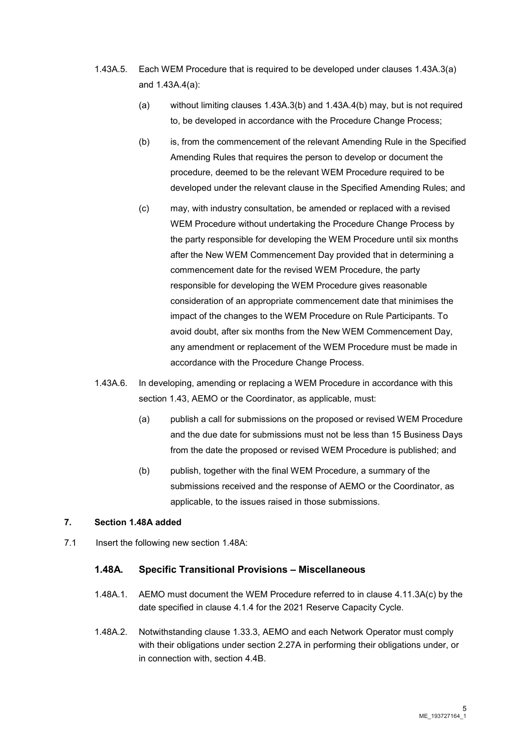1.43A.5. Each WEM Procedure that is required to be developed under clauses 1.43A.3(a) and 1.43A.4(a):

(a) without limiting clauses 1.43A.3(b) and 1.43A.4(b) may, but is not required to, be developed in accordance with the Procedure Change Process;

(b) is, from the commencement of the relevant Amending Rule in the Specified Amending Rules that requires the person to develop or document the procedure, deemed to be the relevant WEM Procedure required to be developed under the relevant clause in the Specified Amending Rules; and

(c) may, with industry consultation, be amended or replaced with a revised WEM Procedure without undertaking the Procedure Change Process by the party responsible for developing the WEM Procedure until six months after the New WEM Commencement Day provided that in determining a commencement date for the revised WEM Procedure, the party responsible for developing the WEM Procedure gives reasonable consideration of an appropriate commencement date that minimises the impact of the changes to the WEM Procedure on Rule Participants. To avoid doubt, after six months from the New WEM Commencement Day, any amendment or replacement of the WEM Procedure must be made in accordance with the Procedure Change Process.

1.43A.6. In developing, amending or replacing a WEM Procedure in accordance with this section 1.43, AEMO or the Coordinator, as applicable, must:

(a) publish a call for submissions on the proposed or revised WEM Procedure and the due date for submissions must not be less than 15 Business Days from the date the proposed or revised WEM Procedure is published; and

(b) publish, together with the final WEM Procedure, a summary of the submissions received and the response of AEMO or the Coordinator, as applicable, to the issues raised in those submissions.

**7. Section 1.48A added**

7.1 Insert the following new section 1.48A:

### 1.48A. Specific Transitional Provisions – Miscellaneous

1.48A.1. AEMO must document the WEM Procedure referred to in clause 4.11.3A(c) by the date specified in clause 4.1.4 for the 2021 Reserve Capacity Cycle.

1.48A.2. Notwithstanding clause 1.33.3, AEMO and each Network Operator must comply with their obligations under section 2.27A in performing their obligations under, or in connection with, section 4.4B.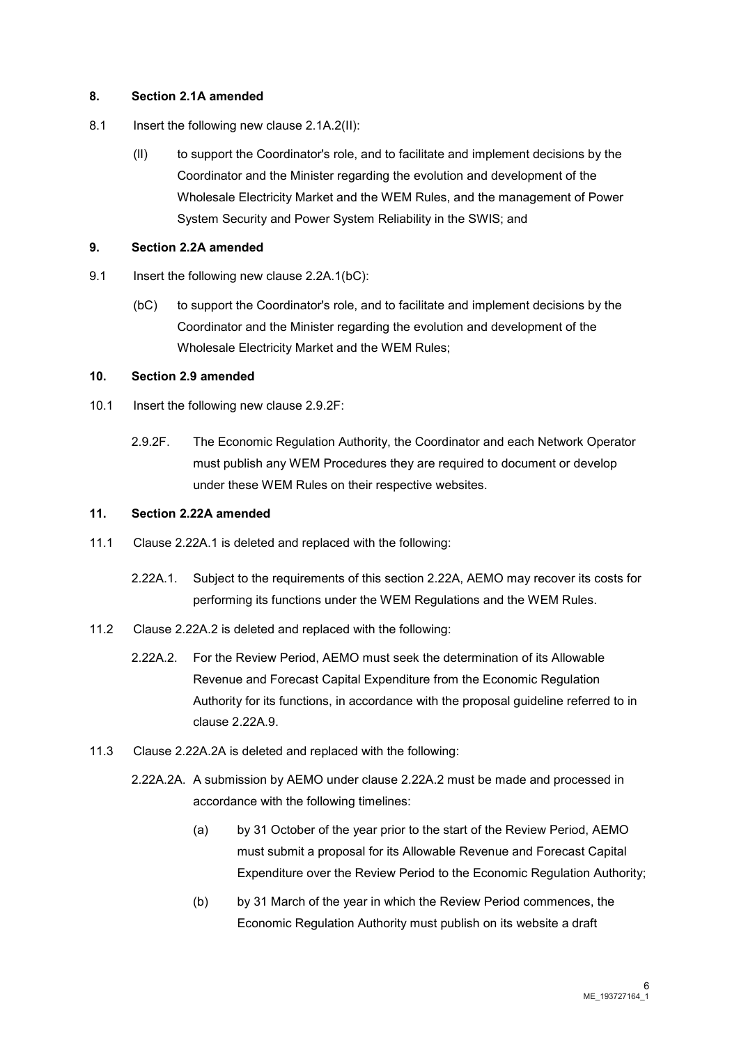**8. Section 2.1A amended**

8.1 Insert the following new clause 2.1A.2(lI):

(lI) to support the Coordinator's role, and to facilitate and implement decisions by the Coordinator and the Minister regarding the evolution and development of the Wholesale Electricity Market and the WEM Rules, and the management of Power System Security and Power System Reliability in the SWIS; and

**9. Section 2.2A amended**

9.1 Insert the following new clause 2.2A.1(bC):

(bC) to support the Coordinator's role, and to facilitate and implement decisions by the Coordinator and the Minister regarding the evolution and development of the Wholesale Electricity Market and the WEM Rules;

**10. Section 2.9 amended**

10.1 Insert the following new clause 2.9.2F:

2.9.2F. The Economic Regulation Authority, the Coordinator and each Network Operator must publish any WEM Procedures they are required to document or develop under these WEM Rules on their respective websites.

**11. Section 2.22A amended**

11.1 Clause 2.22A.1 is deleted and replaced with the following:

2.22A.1. Subject to the requirements of this section 2.22A, AEMO may recover its costs for performing its functions under the WEM Regulations and the WEM Rules.

11.2 Clause 2.22A.2 is deleted and replaced with the following:

2.22A.2. For the Review Period, AEMO must seek the determination of its Allowable Revenue and Forecast Capital Expenditure from the Economic Regulation Authority for its functions, in accordance with the proposal guideline referred to in clause 2.22A.9.

11.3 Clause 2.22A.2A is deleted and replaced with the following:

2.22A.2A. A submission by AEMO under clause 2.22A.2 must be made and processed in accordance with the following timelines:

(a) by 31 October of the year prior to the start of the Review Period, AEMO must submit a proposal for its Allowable Revenue and Forecast Capital Expenditure over the Review Period to the Economic Regulation Authority;

(b) by 31 March of the year in which the Review Period commences, the Economic Regulation Authority must publish on its website a draft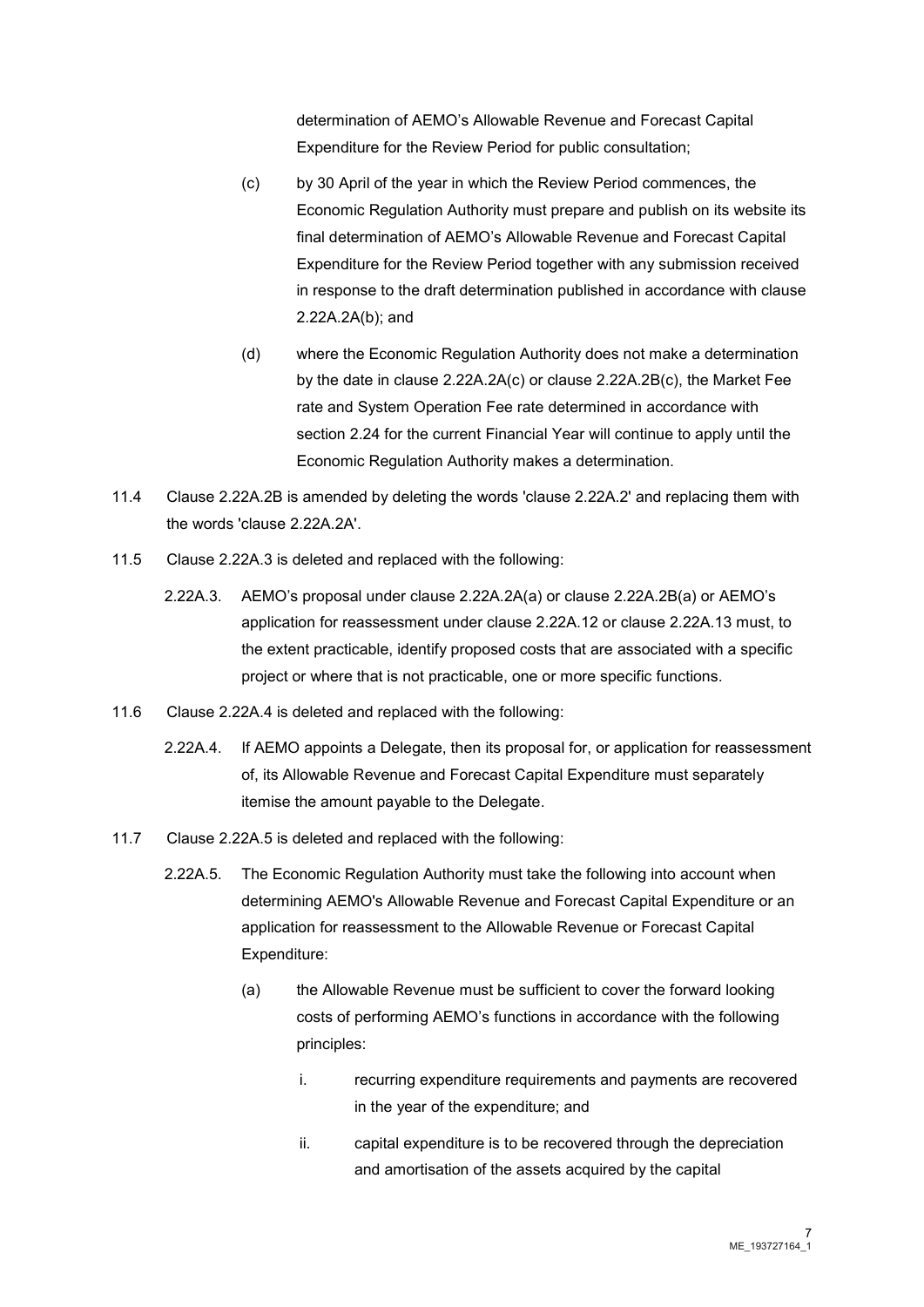determination of AEMO's Allowable Revenue and Forecast Capital Expenditure for the Review Period for public consultation;

(c) by 30 April of the year in which the Review Period commences, the Economic Regulation Authority must prepare and publish on its website its final determination of AEMO's Allowable Revenue and Forecast Capital Expenditure for the Review Period together with any submission received in response to the draft determination published in accordance with clause 2.22A.2A(b); and

(d) where the Economic Regulation Authority does not make a determination by the date in clause 2.22A.2A(c) or clause 2.22A.2B(c), the Market Fee rate and System Operation Fee rate determined in accordance with section 2.24 for the current Financial Year will continue to apply until the Economic Regulation Authority makes a determination.

11.4 Clause 2.22A.2B is amended by deleting the words 'clause 2.22A.2' and replacing them with the words 'clause 2.22A.2A'.

11.5 Clause 2.22A.3 is deleted and replaced with the following:

2.22A.3. AEMO's proposal under clause 2.22A.2A(a) or clause 2.22A.2B(a) or AEMO's application for reassessment under clause 2.22A.12 or clause 2.22A.13 must, to the extent practicable, identify proposed costs that are associated with a specific project or where that is not practicable, one or more specific functions.

11.6 Clause 2.22A.4 is deleted and replaced with the following:

2.22A.4. If AEMO appoints a Delegate, then its proposal for, or application for reassessment of, its Allowable Revenue and Forecast Capital Expenditure must separately itemise the amount payable to the Delegate.

11.7 Clause 2.22A.5 is deleted and replaced with the following:

2.22A.5. The Economic Regulation Authority must take the following into account when determining AEMO's Allowable Revenue and Forecast Capital Expenditure or an application for reassessment to the Allowable Revenue or Forecast Capital Expenditure:

(a) the Allowable Revenue must be sufficient to cover the forward looking costs of performing AEMO's functions in accordance with the following principles:

i. recurring expenditure requirements and payments are recovered in the year of the expenditure; and

ii. capital expenditure is to be recovered through the depreciation and amortisation of the assets acquired by the capital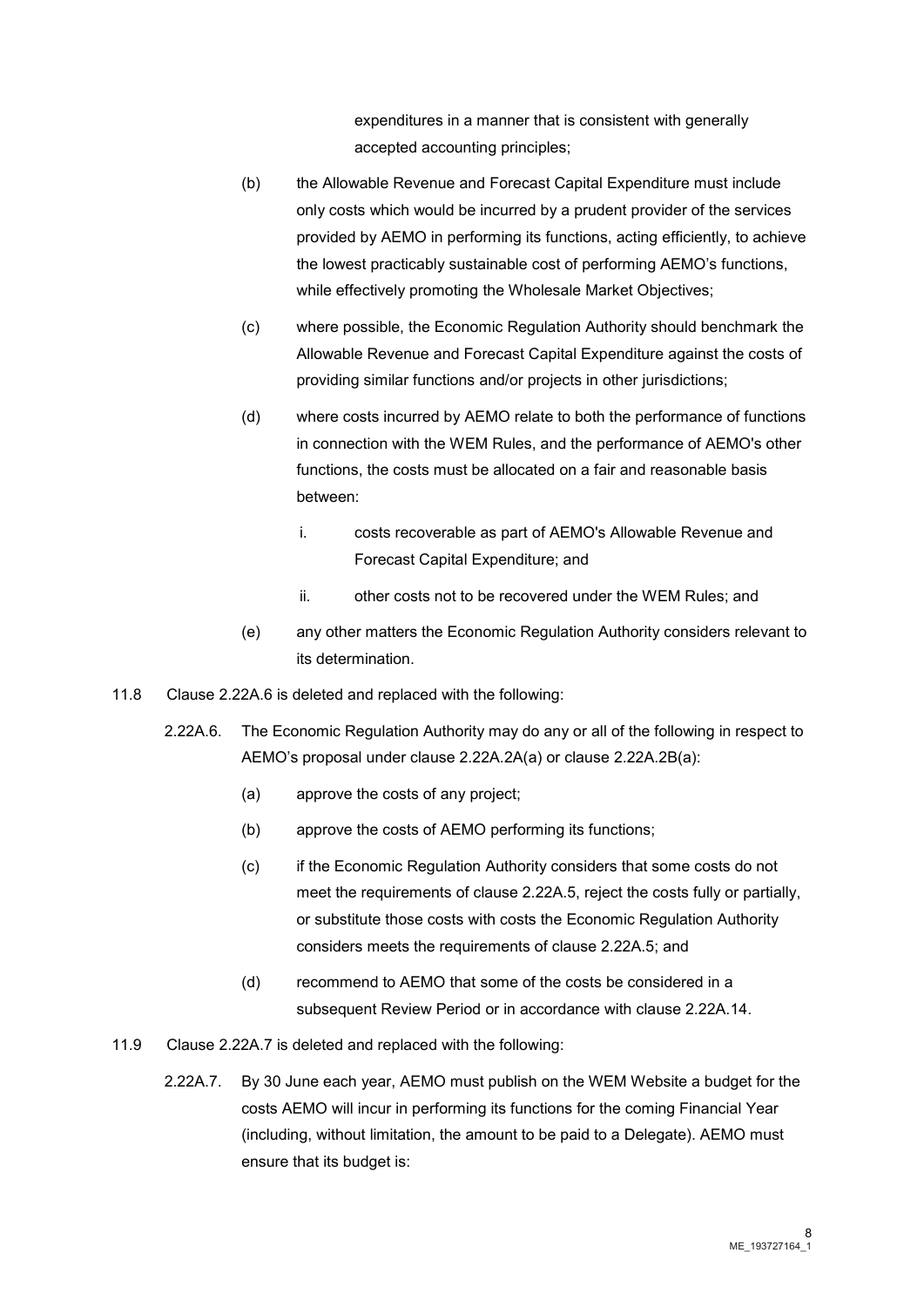expenditures in a manner that is consistent with generally accepted accounting principles;

(b) the Allowable Revenue and Forecast Capital Expenditure must include only costs which would be incurred by a prudent provider of the services provided by AEMO in performing its functions, acting efficiently, to achieve the lowest practicably sustainable cost of performing AEMO's functions, while effectively promoting the Wholesale Market Objectives;

(c) where possible, the Economic Regulation Authority should benchmark the Allowable Revenue and Forecast Capital Expenditure against the costs of providing similar functions and/or projects in other jurisdictions;

(d) where costs incurred by AEMO relate to both the performance of functions in connection with the WEM Rules, and the performance of AEMO's other functions, the costs must be allocated on a fair and reasonable basis between:

i. costs recoverable as part of AEMO's Allowable Revenue and Forecast Capital Expenditure; and

ii. other costs not to be recovered under the WEM Rules; and

(e) any other matters the Economic Regulation Authority considers relevant to its determination.

11.8 Clause 2.22A.6 is deleted and replaced with the following:

2.22A.6. The Economic Regulation Authority may do any or all of the following in respect to AEMO's proposal under clause 2.22A.2A(a) or clause 2.22A.2B(a):

(a) approve the costs of any project;

(b) approve the costs of AEMO performing its functions;

(c) if the Economic Regulation Authority considers that some costs do not meet the requirements of clause 2.22A.5, reject the costs fully or partially, or substitute those costs with costs the Economic Regulation Authority considers meets the requirements of clause 2.22A.5; and

(d) recommend to AEMO that some of the costs be considered in a subsequent Review Period or in accordance with clause 2.22A.14.

11.9 Clause 2.22A.7 is deleted and replaced with the following:

2.22A.7. By 30 June each year, AEMO must publish on the WEM Website a budget for the costs AEMO will incur in performing its functions for the coming Financial Year (including, without limitation, the amount to be paid to a Delegate). AEMO must ensure that its budget is: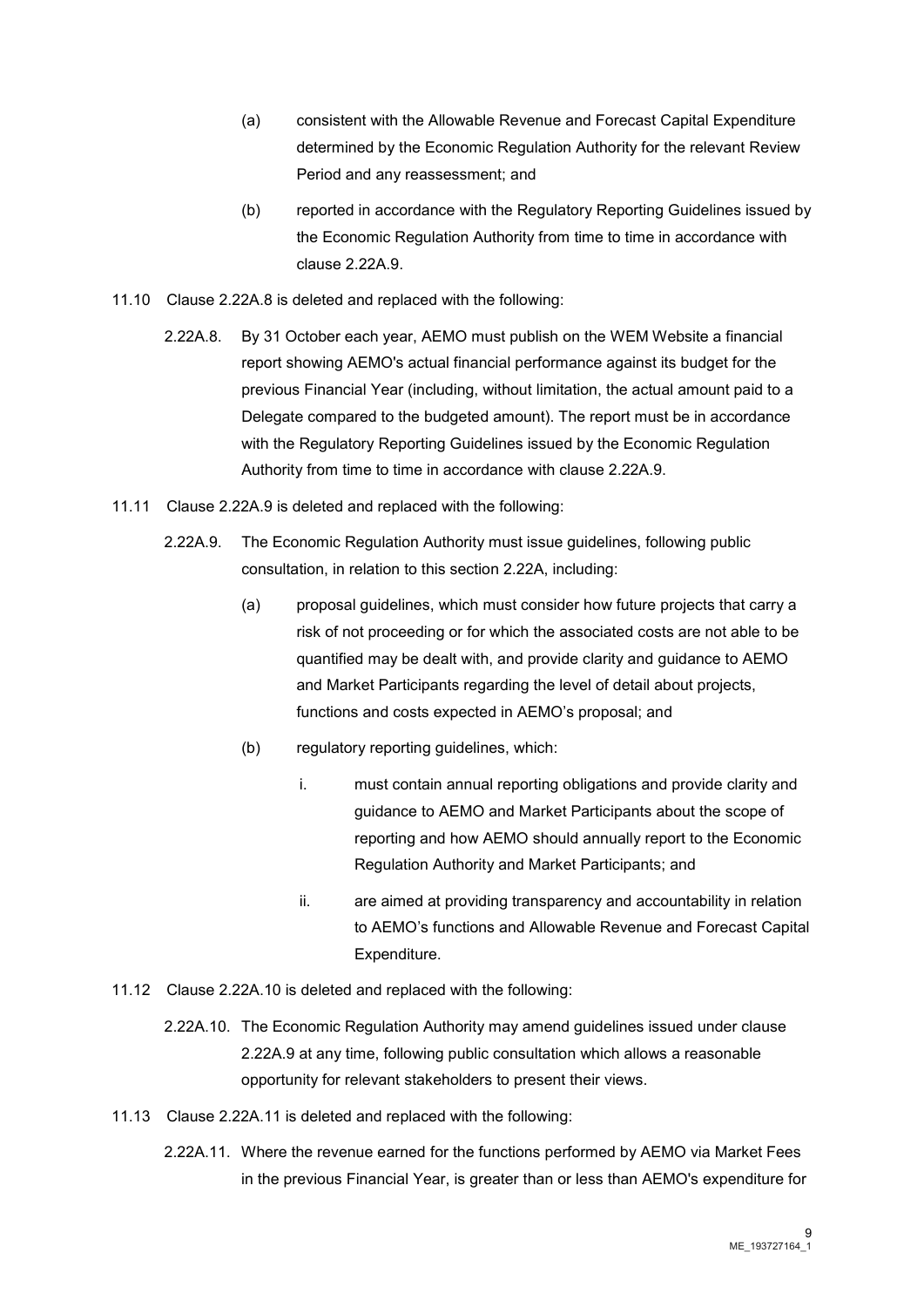(a) consistent with the Allowable Revenue and Forecast Capital Expenditure determined by the Economic Regulation Authority for the relevant Review Period and any reassessment; and

(b) reported in accordance with the Regulatory Reporting Guidelines issued by the Economic Regulation Authority from time to time in accordance with clause 2.22A.9.

11.10 Clause 2.22A.8 is deleted and replaced with the following:

2.22A.8. By 31 October each year, AEMO must publish on the WEM Website a financial report showing AEMO's actual financial performance against its budget for the previous Financial Year (including, without limitation, the actual amount paid to a Delegate compared to the budgeted amount). The report must be in accordance with the Regulatory Reporting Guidelines issued by the Economic Regulation Authority from time to time in accordance with clause 2.22A.9.

11.11 Clause 2.22A.9 is deleted and replaced with the following:

2.22A.9. The Economic Regulation Authority must issue guidelines, following public consultation, in relation to this section 2.22A, including:

(a) proposal guidelines, which must consider how future projects that carry a risk of not proceeding or for which the associated costs are not able to be quantified may be dealt with, and provide clarity and guidance to AEMO and Market Participants regarding the level of detail about projects, functions and costs expected in AEMO's proposal; and

(b) regulatory reporting guidelines, which:

i. must contain annual reporting obligations and provide clarity and guidance to AEMO and Market Participants about the scope of reporting and how AEMO should annually report to the Economic Regulation Authority and Market Participants; and

ii. are aimed at providing transparency and accountability in relation to AEMO's functions and Allowable Revenue and Forecast Capital Expenditure.

11.12 Clause 2.22A.10 is deleted and replaced with the following:

2.22A.10. The Economic Regulation Authority may amend guidelines issued under clause 2.22A.9 at any time, following public consultation which allows a reasonable opportunity for relevant stakeholders to present their views.

11.13 Clause 2.22A.11 is deleted and replaced with the following:

2.22A.11. Where the revenue earned for the functions performed by AEMO via Market Fees in the previous Financial Year, is greater than or less than AEMO's expenditure for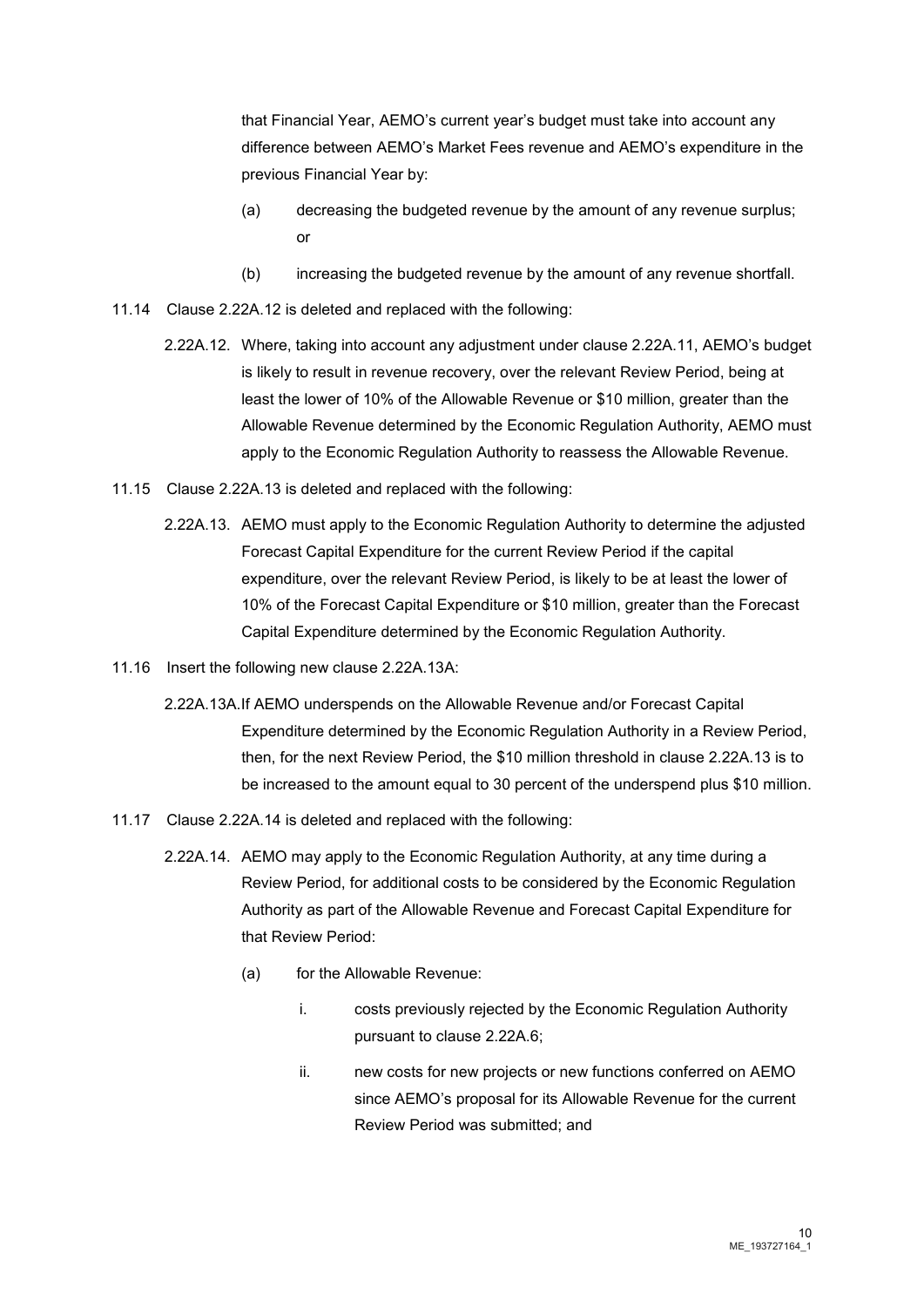that Financial Year, AEMO's current year's budget must take into account any difference between AEMO's Market Fees revenue and AEMO's expenditure in the previous Financial Year by:

(a) decreasing the budgeted revenue by the amount of any revenue surplus; or

(b) increasing the budgeted revenue by the amount of any revenue shortfall.

11.14 Clause 2.22A.12 is deleted and replaced with the following:

2.22A.12. Where, taking into account any adjustment under clause 2.22A.11, AEMO's budget is likely to result in revenue recovery, over the relevant Review Period, being at least the lower of 10% of the Allowable Revenue or $10 million, greater than the Allowable Revenue determined by the Economic Regulation Authority, AEMO must apply to the Economic Regulation Authority to reassess the Allowable Revenue.

11.15 Clause 2.22A.13 is deleted and replaced with the following:

2.22A.13. AEMO must apply to the Economic Regulation Authority to determine the adjusted Forecast Capital Expenditure for the current Review Period if the capital expenditure, over the relevant Review Period, is likely to be at least the lower of 10% of the Forecast Capital Expenditure or $10 million, greater than the Forecast Capital Expenditure determined by the Economic Regulation Authority.

11.16 Insert the following new clause 2.22A.13A:

2.22A.13A. If AEMO underspends on the Allowable Revenue and/or Forecast Capital Expenditure determined by the Economic Regulation Authority in a Review Period, then, for the next Review Period, the $10 million threshold in clause 2.22A.13 is to be increased to the amount equal to 30 percent of the underspend plus $10 million.

11.17 Clause 2.22A.14 is deleted and replaced with the following:

2.22A.14. AEMO may apply to the Economic Regulation Authority, at any time during a Review Period, for additional costs to be considered by the Economic Regulation Authority as part of the Allowable Revenue and Forecast Capital Expenditure for that Review Period:

(a) for the Allowable Revenue:

i. costs previously rejected by the Economic Regulation Authority pursuant to clause 2.22A.6;

ii. new costs for new projects or new functions conferred on AEMO since AEMO's proposal for its Allowable Revenue for the current Review Period was submitted; and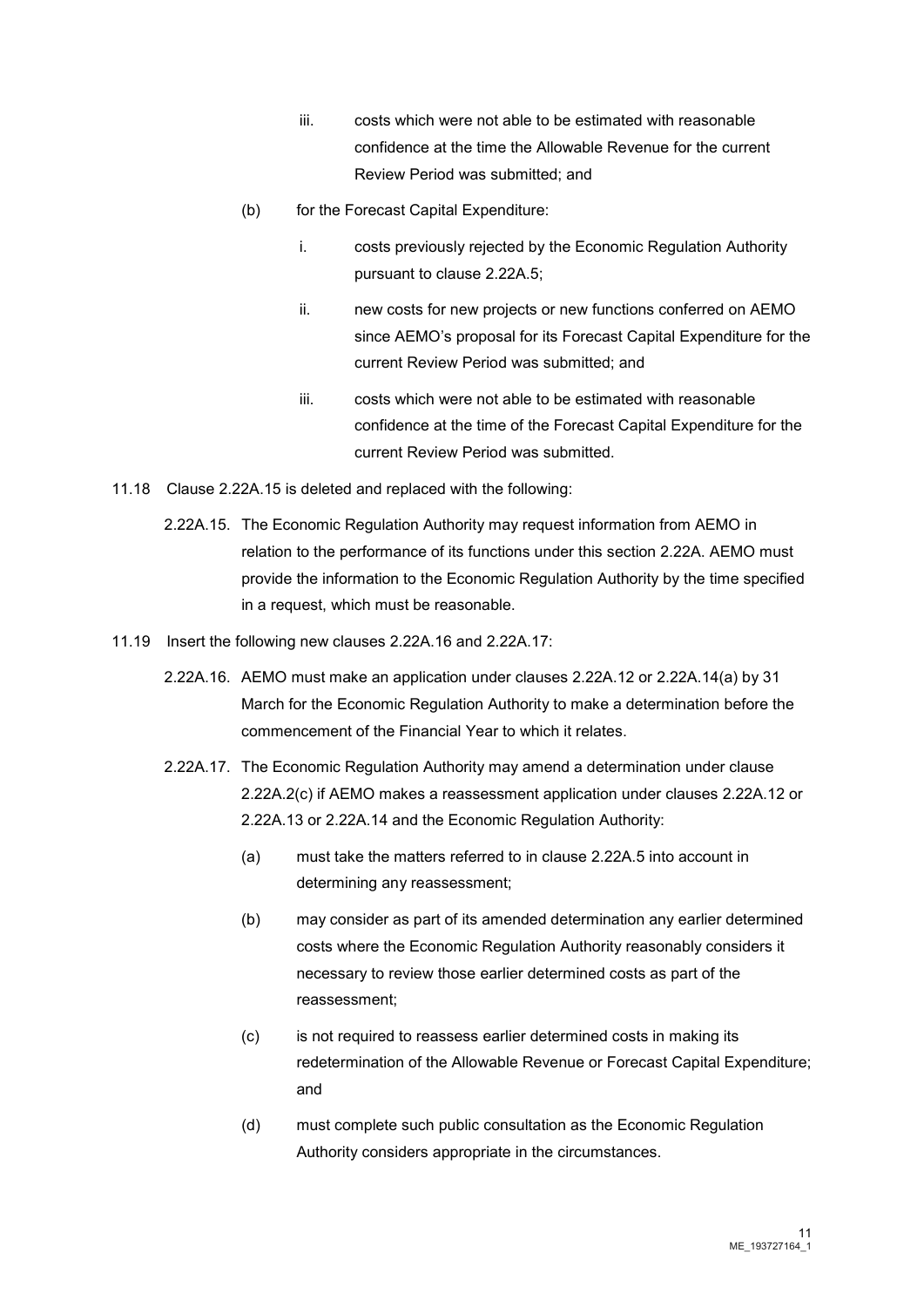iii. costs which were not able to be estimated with reasonable confidence at the time the Allowable Revenue for the current Review Period was submitted; and

(b) for the Forecast Capital Expenditure:

i. costs previously rejected by the Economic Regulation Authority pursuant to clause 2.22A.5;

ii. new costs for new projects or new functions conferred on AEMO since AEMO's proposal for its Forecast Capital Expenditure for the current Review Period was submitted; and

iii. costs which were not able to be estimated with reasonable confidence at the time of the Forecast Capital Expenditure for the current Review Period was submitted.

11.18 Clause 2.22A.15 is deleted and replaced with the following:

2.22A.15. The Economic Regulation Authority may request information from AEMO in relation to the performance of its functions under this section 2.22A. AEMO must provide the information to the Economic Regulation Authority by the time specified in a request, which must be reasonable.

11.19 Insert the following new clauses 2.22A.16 and 2.22A.17:

2.22A.16. AEMO must make an application under clauses 2.22A.12 or 2.22A.14(a) by 31 March for the Economic Regulation Authority to make a determination before the commencement of the Financial Year to which it relates.

2.22A.17. The Economic Regulation Authority may amend a determination under clause 2.22A.2(c) if AEMO makes a reassessment application under clauses 2.22A.12 or 2.22A.13 or 2.22A.14 and the Economic Regulation Authority:

(a) must take the matters referred to in clause 2.22A.5 into account in determining any reassessment;

(b) may consider as part of its amended determination any earlier determined costs where the Economic Regulation Authority reasonably considers it necessary to review those earlier determined costs as part of the reassessment;

(c) is not required to reassess earlier determined costs in making its redetermination of the Allowable Revenue or Forecast Capital Expenditure; and

(d) must complete such public consultation as the Economic Regulation Authority considers appropriate in the circumstances.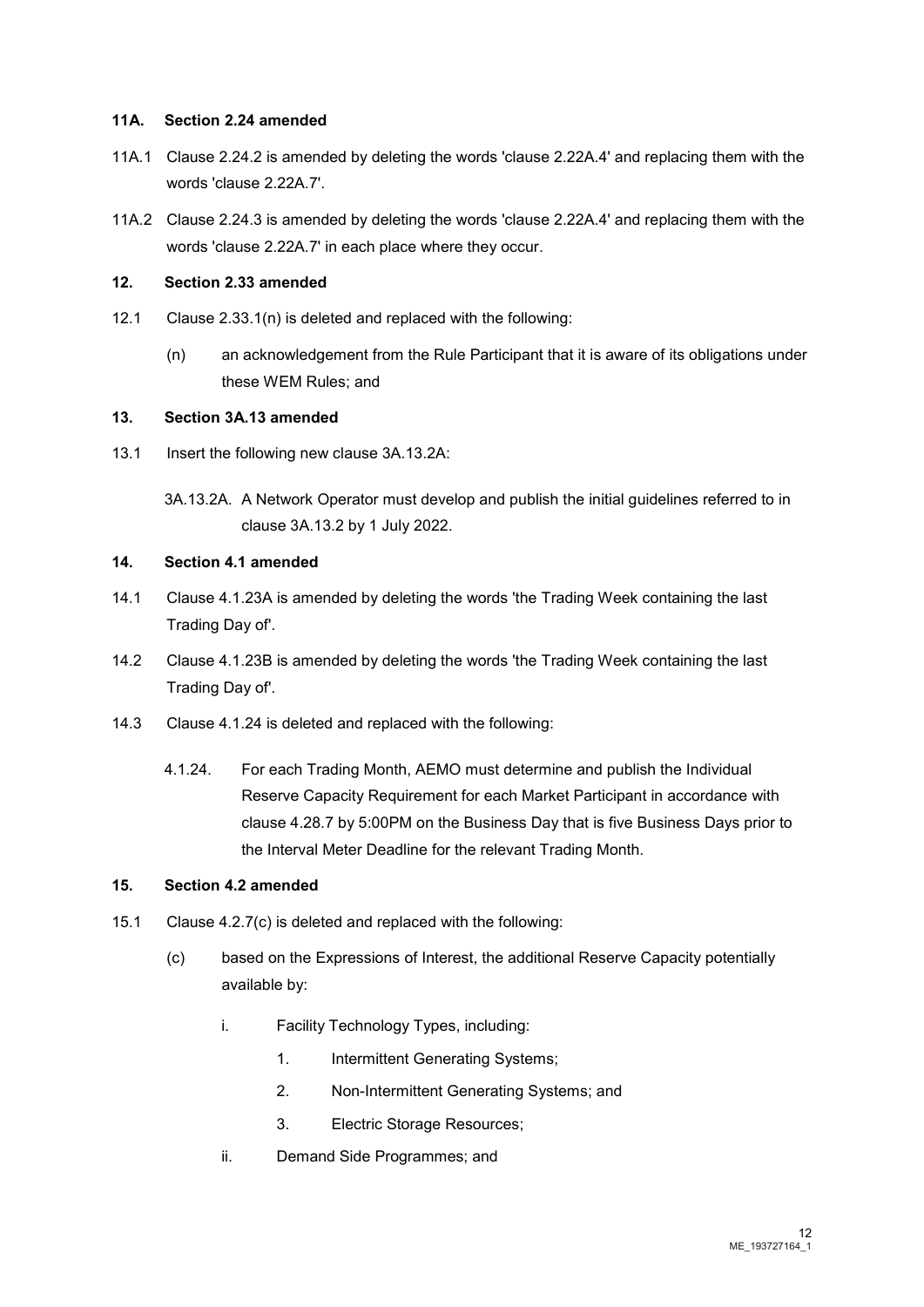**11A. Section 2.24 amended**

11A.1 Clause 2.24.2 is amended by deleting the words 'clause 2.22A.4' and replacing them with the words 'clause 2.22A.7'.

11A.2 Clause 2.24.3 is amended by deleting the words 'clause 2.22A.4' and replacing them with the words 'clause 2.22A.7' in each place where they occur.

**12. Section 2.33 amended**

12.1 Clause 2.33.1(n) is deleted and replaced with the following:

(n) an acknowledgement from the Rule Participant that it is aware of its obligations under these WEM Rules; and

**13. Section 3A.13 amended**

13.1 Insert the following new clause 3A.13.2A:

3A.13.2A. A Network Operator must develop and publish the initial guidelines referred to in clause 3A.13.2 by 1 July 2022.

**14. Section 4.1 amended**

14.1 Clause 4.1.23A is amended by deleting the words 'the Trading Week containing the last Trading Day of'.

14.2 Clause 4.1.23B is amended by deleting the words 'the Trading Week containing the last Trading Day of'.

14.3 Clause 4.1.24 is deleted and replaced with the following:

4.1.24. For each Trading Month, AEMO must determine and publish the Individual Reserve Capacity Requirement for each Market Participant in accordance with clause 4.28.7 by 5:00PM on the Business Day that is five Business Days prior to the Interval Meter Deadline for the relevant Trading Month.

**15. Section 4.2 amended**

15.1 Clause 4.2.7(c) is deleted and replaced with the following:

(c) based on the Expressions of Interest, the additional Reserve Capacity potentially available by:

i. Facility Technology Types, including:

1. Intermittent Generating Systems;
2. Non-Intermittent Generating Systems; and
3. Electric Storage Resources;

ii. Demand Side Programmes; and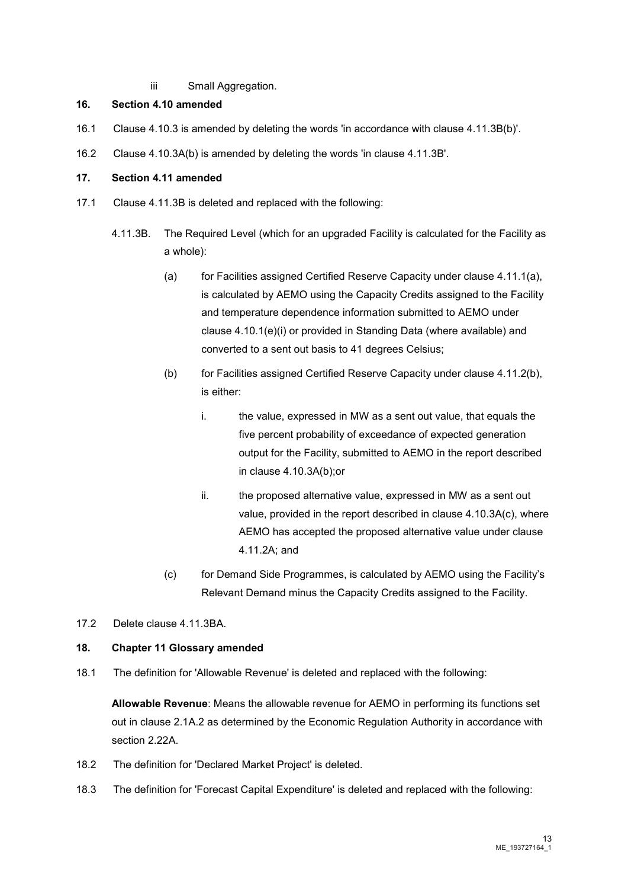iii Small Aggregation.

**16. Section 4.10 amended**

16.1 Clause 4.10.3 is amended by deleting the words 'in accordance with clause 4.11.3B(b)'.

16.2 Clause 4.10.3A(b) is amended by deleting the words 'in clause 4.11.3B'.

**17. Section 4.11 amended**

17.1 Clause 4.11.3B is deleted and replaced with the following:

4.11.3B. The Required Level (which for an upgraded Facility is calculated for the Facility as a whole):

(a) for Facilities assigned Certified Reserve Capacity under clause 4.11.1(a), is calculated by AEMO using the Capacity Credits assigned to the Facility and temperature dependence information submitted to AEMO under clause 4.10.1(e)(i) or provided in Standing Data (where available) and converted to a sent out basis to 41 degrees Celsius;

(b) for Facilities assigned Certified Reserve Capacity under clause 4.11.2(b), is either:

i. the value, expressed in MW as a sent out value, that equals the five percent probability of exceedance of expected generation output for the Facility, submitted to AEMO in the report described in clause 4.10.3A(b);or

ii. the proposed alternative value, expressed in MW as a sent out value, provided in the report described in clause 4.10.3A(c), where AEMO has accepted the proposed alternative value under clause 4.11.2A; and

(c) for Demand Side Programmes, is calculated by AEMO using the Facility's Relevant Demand minus the Capacity Credits assigned to the Facility.

17.2 Delete clause 4.11.3BA.

**18. Chapter 11 Glossary amended**

18.1 The definition for 'Allowable Revenue' is deleted and replaced with the following:

**Allowable Revenue**: Means the allowable revenue for AEMO in performing its functions set out in clause 2.1A.2 as determined by the Economic Regulation Authority in accordance with section 2.22A.

18.2 The definition for 'Declared Market Project' is deleted.

18.3 The definition for 'Forecast Capital Expenditure' is deleted and replaced with the following: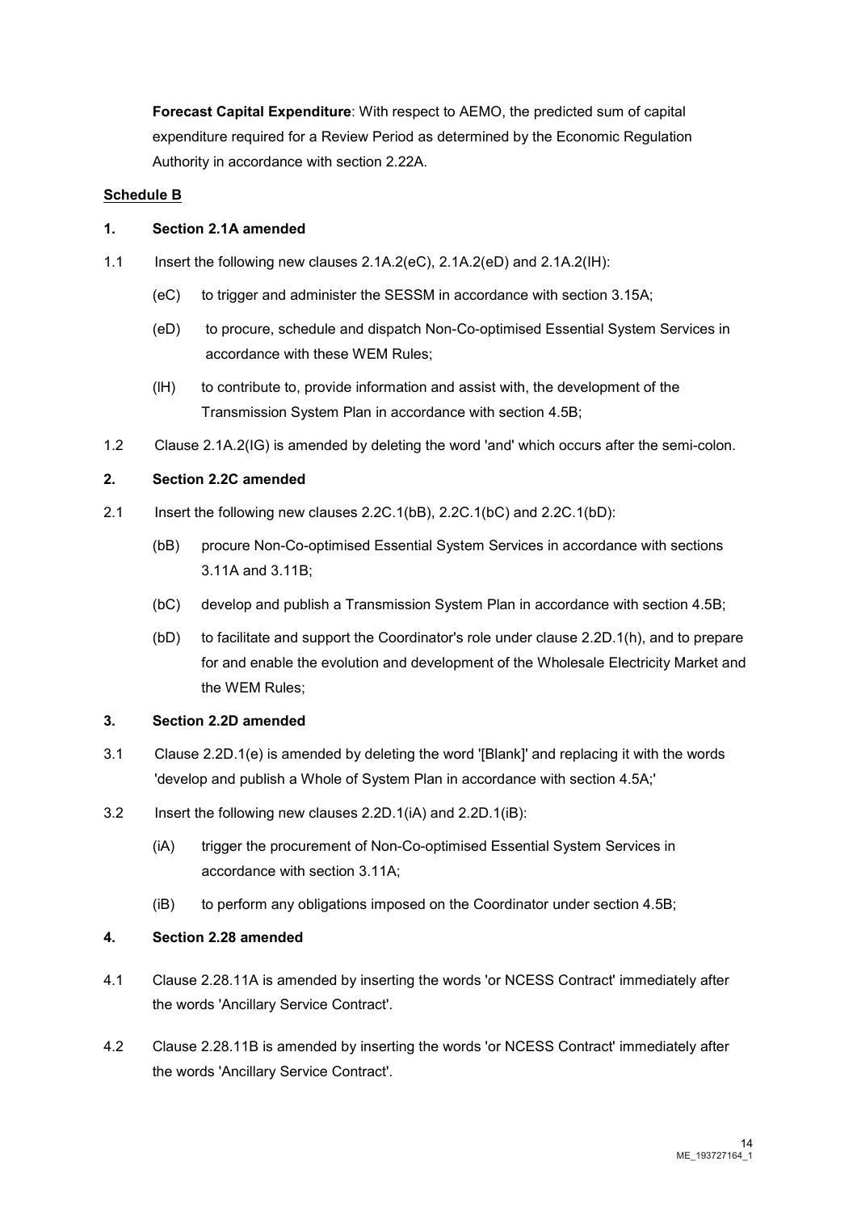**Forecast Capital Expenditure**: With respect to AEMO, the predicted sum of capital expenditure required for a Review Period as determined by the Economic Regulation Authority in accordance with section 2.22A.

**Schedule B**

**1. Section 2.1A amended**

1.1 Insert the following new clauses 2.1A.2(eC), 2.1A.2(eD) and 2.1A.2(IH):

(eC) to trigger and administer the SESSM in accordance with section 3.15A;

(eD) to procure, schedule and dispatch Non-Co-optimised Essential System Services in accordance with these WEM Rules;

(lH) to contribute to, provide information and assist with, the development of the Transmission System Plan in accordance with section 4.5B;

1.2 Clause 2.1A.2(IG) is amended by deleting the word 'and' which occurs after the semi-colon.

**2. Section 2.2C amended**

2.1 Insert the following new clauses 2.2C.1(bB), 2.2C.1(bC) and 2.2C.1(bD):

(bB) procure Non-Co-optimised Essential System Services in accordance with sections 3.11A and 3.11B;

(bC) develop and publish a Transmission System Plan in accordance with section 4.5B;

(bD) to facilitate and support the Coordinator's role under clause 2.2D.1(h), and to prepare for and enable the evolution and development of the Wholesale Electricity Market and the WEM Rules;

**3. Section 2.2D amended**

3.1 Clause 2.2D.1(e) is amended by deleting the word '[Blank]' and replacing it with the words 'develop and publish a Whole of System Plan in accordance with section 4.5A;'

3.2 Insert the following new clauses 2.2D.1(iA) and 2.2D.1(iB):

(iA) trigger the procurement of Non-Co-optimised Essential System Services in accordance with section 3.11A;

(iB) to perform any obligations imposed on the Coordinator under section 4.5B;

**4. Section 2.28 amended**

4.1 Clause 2.28.11A is amended by inserting the words 'or NCESS Contract' immediately after the words 'Ancillary Service Contract'.

4.2 Clause 2.28.11B is amended by inserting the words 'or NCESS Contract' immediately after the words 'Ancillary Service Contract'.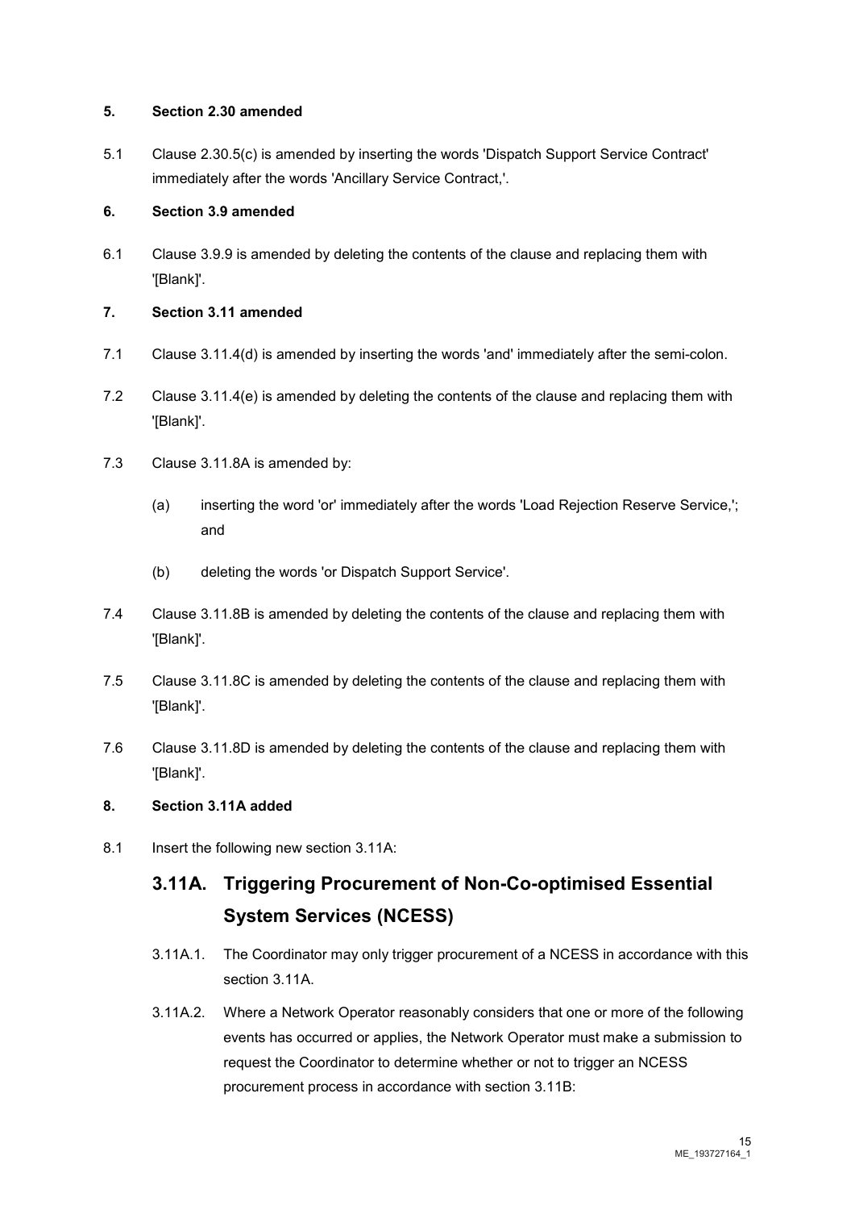**5. Section 2.30 amended**

5.1 Clause 2.30.5(c) is amended by inserting the words 'Dispatch Support Service Contract' immediately after the words 'Ancillary Service Contract,'.

**6. Section 3.9 amended**

6.1 Clause 3.9.9 is amended by deleting the contents of the clause and replacing them with '[Blank]'.

**7. Section 3.11 amended**

7.1 Clause 3.11.4(d) is amended by inserting the words 'and' immediately after the semi-colon.

7.2 Clause 3.11.4(e) is amended by deleting the contents of the clause and replacing them with '[Blank]'.

7.3 Clause 3.11.8A is amended by:

(a) inserting the word 'or' immediately after the words 'Load Rejection Reserve Service,'; and

(b) deleting the words 'or Dispatch Support Service'.

7.4 Clause 3.11.8B is amended by deleting the contents of the clause and replacing them with '[Blank]'.

7.5 Clause 3.11.8C is amended by deleting the contents of the clause and replacing them with '[Blank]'.

7.6 Clause 3.11.8D is amended by deleting the contents of the clause and replacing them with '[Blank]'.

**8. Section 3.11A added**

8.1 Insert the following new section 3.11A:

## 3.11A. Triggering Procurement of Non-Co-optimised Essential System Services (NCESS)

3.11A.1. The Coordinator may only trigger procurement of a NCESS in accordance with this section 3.11A.

3.11A.2. Where a Network Operator reasonably considers that one or more of the following events has occurred or applies, the Network Operator must make a submission to request the Coordinator to determine whether or not to trigger an NCESS procurement process in accordance with section 3.11B: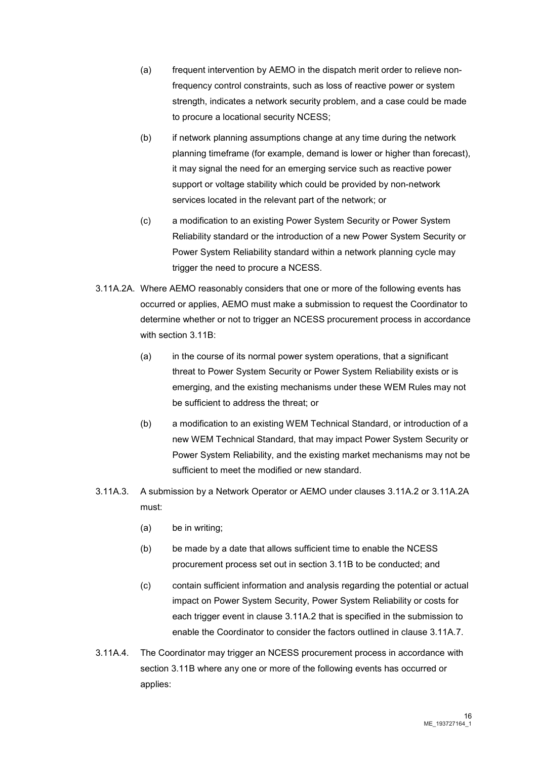(a) frequent intervention by AEMO in the dispatch merit order to relieve non-frequency control constraints, such as loss of reactive power or system strength, indicates a network security problem, and a case could be made to procure a locational security NCESS;

(b) if network planning assumptions change at any time during the network planning timeframe (for example, demand is lower or higher than forecast), it may signal the need for an emerging service such as reactive power support or voltage stability which could be provided by non-network services located in the relevant part of the network; or

(c) a modification to an existing Power System Security or Power System Reliability standard or the introduction of a new Power System Security or Power System Reliability standard within a network planning cycle may trigger the need to procure a NCESS.

3.11A.2A. Where AEMO reasonably considers that one or more of the following events has occurred or applies, AEMO must make a submission to request the Coordinator to determine whether or not to trigger an NCESS procurement process in accordance with section 3.11B:

(a) in the course of its normal power system operations, that a significant threat to Power System Security or Power System Reliability exists or is emerging, and the existing mechanisms under these WEM Rules may not be sufficient to address the threat; or

(b) a modification to an existing WEM Technical Standard, or introduction of a new WEM Technical Standard, that may impact Power System Security or Power System Reliability, and the existing market mechanisms may not be sufficient to meet the modified or new standard.

3.11A.3. A submission by a Network Operator or AEMO under clauses 3.11A.2 or 3.11A.2A must:

(a) be in writing;

(b) be made by a date that allows sufficient time to enable the NCESS procurement process set out in section 3.11B to be conducted; and

(c) contain sufficient information and analysis regarding the potential or actual impact on Power System Security, Power System Reliability or costs for each trigger event in clause 3.11A.2 that is specified in the submission to enable the Coordinator to consider the factors outlined in clause 3.11A.7.

3.11A.4. The Coordinator may trigger an NCESS procurement process in accordance with section 3.11B where any one or more of the following events has occurred or applies: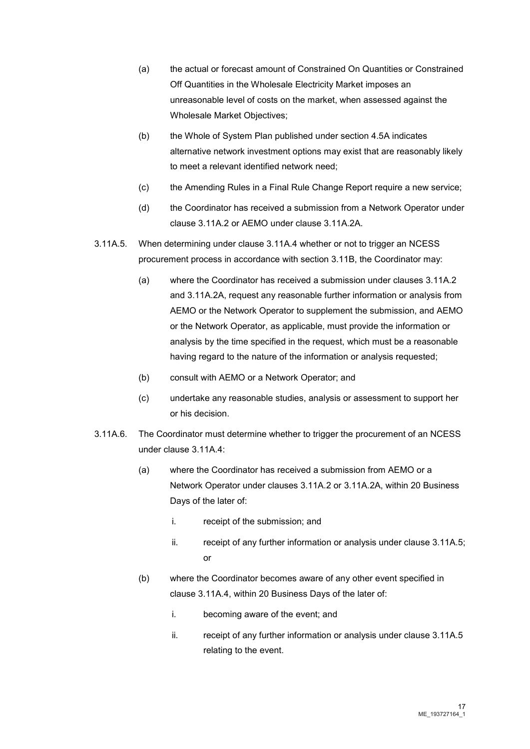(a) the actual or forecast amount of Constrained On Quantities or Constrained Off Quantities in the Wholesale Electricity Market imposes an unreasonable level of costs on the market, when assessed against the Wholesale Market Objectives;

(b) the Whole of System Plan published under section 4.5A indicates alternative network investment options may exist that are reasonably likely to meet a relevant identified network need;

(c) the Amending Rules in a Final Rule Change Report require a new service;

(d) the Coordinator has received a submission from a Network Operator under clause 3.11A.2 or AEMO under clause 3.11A.2A.

3.11A.5. When determining under clause 3.11A.4 whether or not to trigger an NCESS procurement process in accordance with section 3.11B, the Coordinator may:

(a) where the Coordinator has received a submission under clauses 3.11A.2 and 3.11A.2A, request any reasonable further information or analysis from AEMO or the Network Operator to supplement the submission, and AEMO or the Network Operator, as applicable, must provide the information or analysis by the time specified in the request, which must be a reasonable having regard to the nature of the information or analysis requested;

(b) consult with AEMO or a Network Operator; and

(c) undertake any reasonable studies, analysis or assessment to support her or his decision.

3.11A.6. The Coordinator must determine whether to trigger the procurement of an NCESS under clause 3.11A.4:

(a) where the Coordinator has received a submission from AEMO or a Network Operator under clauses 3.11A.2 or 3.11A.2A, within 20 Business Days of the later of:

i. receipt of the submission; and

ii. receipt of any further information or analysis under clause 3.11A.5; or

(b) where the Coordinator becomes aware of any other event specified in clause 3.11A.4, within 20 Business Days of the later of:

i. becoming aware of the event; and

ii. receipt of any further information or analysis under clause 3.11A.5 relating to the event.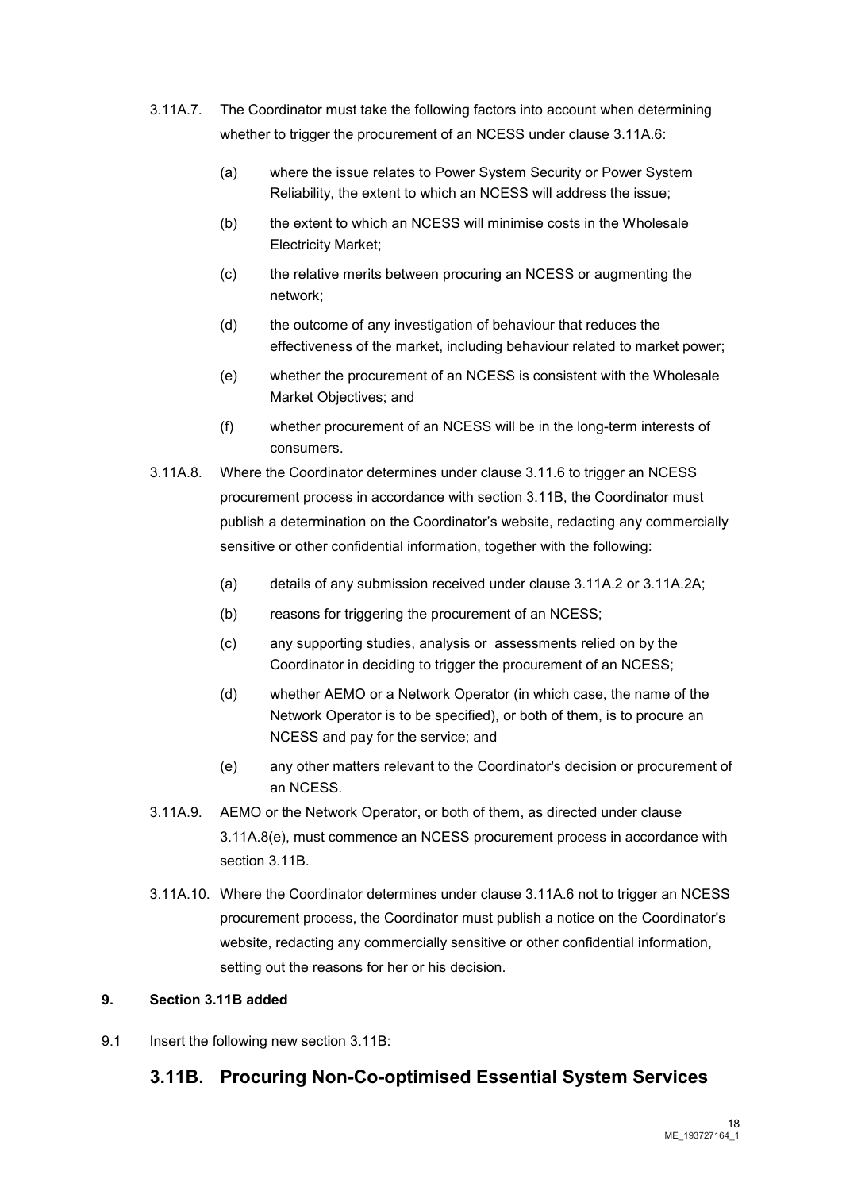3.11A.7. The Coordinator must take the following factors into account when determining whether to trigger the procurement of an NCESS under clause 3.11A.6:

(a) where the issue relates to Power System Security or Power System Reliability, the extent to which an NCESS will address the issue;

(b) the extent to which an NCESS will minimise costs in the Wholesale Electricity Market;

(c) the relative merits between procuring an NCESS or augmenting the network;

(d) the outcome of any investigation of behaviour that reduces the effectiveness of the market, including behaviour related to market power;

(e) whether the procurement of an NCESS is consistent with the Wholesale Market Objectives; and

(f) whether procurement of an NCESS will be in the long-term interests of consumers.

3.11A.8. Where the Coordinator determines under clause 3.11.6 to trigger an NCESS procurement process in accordance with section 3.11B, the Coordinator must publish a determination on the Coordinator's website, redacting any commercially sensitive or other confidential information, together with the following:

(a) details of any submission received under clause 3.11A.2 or 3.11A.2A;

(b) reasons for triggering the procurement of an NCESS;

(c) any supporting studies, analysis or assessments relied on by the Coordinator in deciding to trigger the procurement of an NCESS;

(d) whether AEMO or a Network Operator (in which case, the name of the Network Operator is to be specified), or both of them, is to procure an NCESS and pay for the service; and

(e) any other matters relevant to the Coordinator's decision or procurement of an NCESS.

3.11A.9. AEMO or the Network Operator, or both of them, as directed under clause 3.11A.8(e), must commence an NCESS procurement process in accordance with section 3.11B.

3.11A.10. Where the Coordinator determines under clause 3.11A.6 not to trigger an NCESS procurement process, the Coordinator must publish a notice on the Coordinator's website, redacting any commercially sensitive or other confidential information, setting out the reasons for her or his decision.

**9. Section 3.11B added**

9.1 Insert the following new section 3.11B:

## 3.11B. Procuring Non-Co-optimised Essential System Services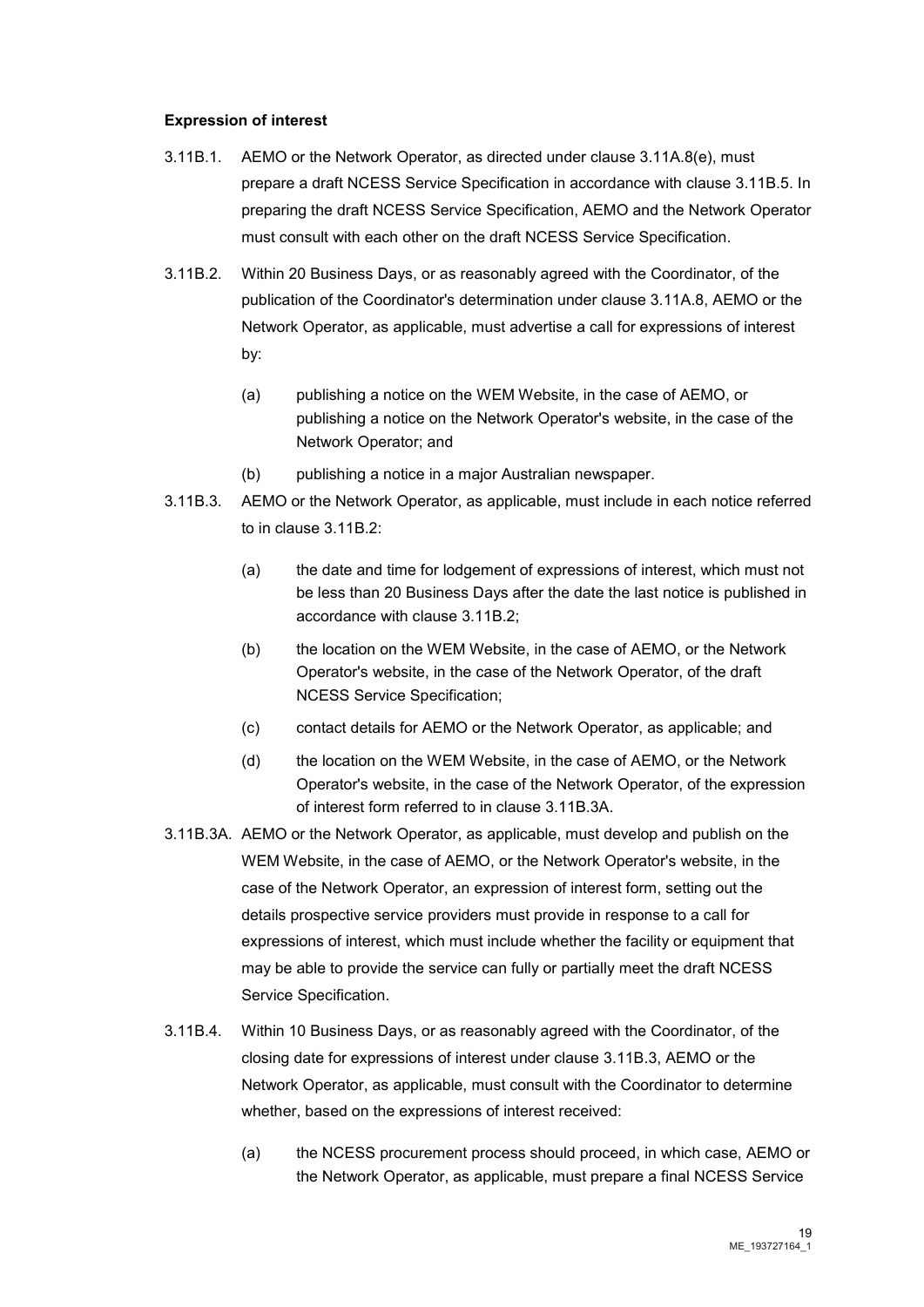**Expression of interest**

3.11B.1. AEMO or the Network Operator, as directed under clause 3.11A.8(e), must prepare a draft NCESS Service Specification in accordance with clause 3.11B.5. In preparing the draft NCESS Service Specification, AEMO and the Network Operator must consult with each other on the draft NCESS Service Specification.

3.11B.2. Within 20 Business Days, or as reasonably agreed with the Coordinator, of the publication of the Coordinator's determination under clause 3.11A.8, AEMO or the Network Operator, as applicable, must advertise a call for expressions of interest by:

(a) publishing a notice on the WEM Website, in the case of AEMO, or publishing a notice on the Network Operator's website, in the case of the Network Operator; and

(b) publishing a notice in a major Australian newspaper.

3.11B.3. AEMO or the Network Operator, as applicable, must include in each notice referred to in clause 3.11B.2:

(a) the date and time for lodgement of expressions of interest, which must not be less than 20 Business Days after the date the last notice is published in accordance with clause 3.11B.2;

(b) the location on the WEM Website, in the case of AEMO, or the Network Operator's website, in the case of the Network Operator, of the draft NCESS Service Specification;

(c) contact details for AEMO or the Network Operator, as applicable; and

(d) the location on the WEM Website, in the case of AEMO, or the Network Operator's website, in the case of the Network Operator, of the expression of interest form referred to in clause 3.11B.3A.

3.11B.3A. AEMO or the Network Operator, as applicable, must develop and publish on the WEM Website, in the case of AEMO, or the Network Operator's website, in the case of the Network Operator, an expression of interest form, setting out the details prospective service providers must provide in response to a call for expressions of interest, which must include whether the facility or equipment that may be able to provide the service can fully or partially meet the draft NCESS Service Specification.

3.11B.4. Within 10 Business Days, or as reasonably agreed with the Coordinator, of the closing date for expressions of interest under clause 3.11B.3, AEMO or the Network Operator, as applicable, must consult with the Coordinator to determine whether, based on the expressions of interest received:

(a) the NCESS procurement process should proceed, in which case, AEMO or the Network Operator, as applicable, must prepare a final NCESS Service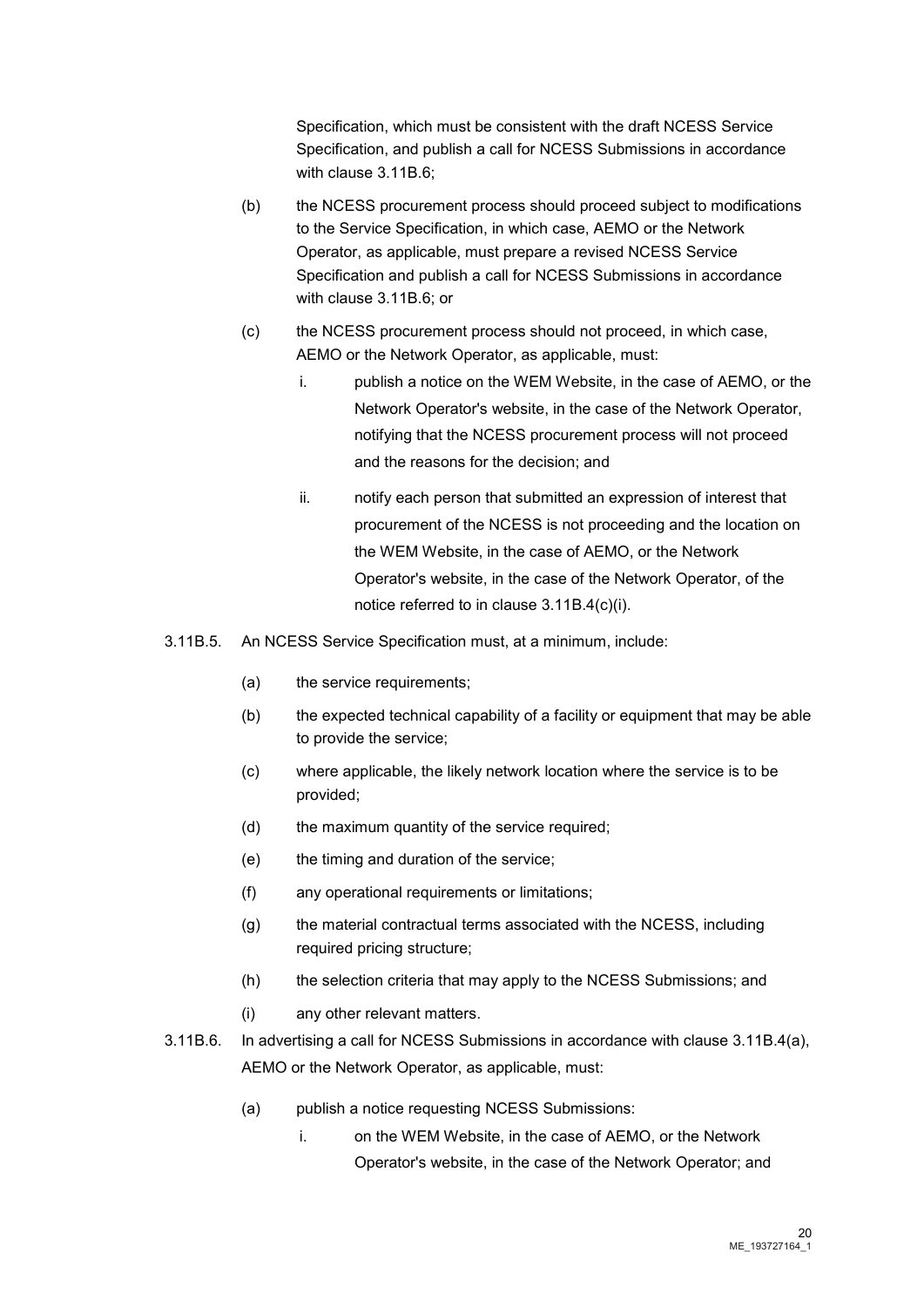Specification, which must be consistent with the draft NCESS Service Specification, and publish a call for NCESS Submissions in accordance with clause 3.11B.6;

(b) the NCESS procurement process should proceed subject to modifications to the Service Specification, in which case, AEMO or the Network Operator, as applicable, must prepare a revised NCESS Service Specification and publish a call for NCESS Submissions in accordance with clause 3.11B.6; or

(c) the NCESS procurement process should not proceed, in which case, AEMO or the Network Operator, as applicable, must:

i. publish a notice on the WEM Website, in the case of AEMO, or the Network Operator's website, in the case of the Network Operator, notifying that the NCESS procurement process will not proceed and the reasons for the decision; and

ii. notify each person that submitted an expression of interest that procurement of the NCESS is not proceeding and the location on the WEM Website, in the case of AEMO, or the Network Operator's website, in the case of the Network Operator, of the notice referred to in clause 3.11B.4(c)(i).

3.11B.5. An NCESS Service Specification must, at a minimum, include:

(a) the service requirements;

(b) the expected technical capability of a facility or equipment that may be able to provide the service;

(c) where applicable, the likely network location where the service is to be provided;

(d) the maximum quantity of the service required;

(e) the timing and duration of the service;

(f) any operational requirements or limitations;

(g) the material contractual terms associated with the NCESS, including required pricing structure;

(h) the selection criteria that may apply to the NCESS Submissions; and

(i) any other relevant matters.

3.11B.6. In advertising a call for NCESS Submissions in accordance with clause 3.11B.4(a), AEMO or the Network Operator, as applicable, must:

(a) publish a notice requesting NCESS Submissions:

i. on the WEM Website, in the case of AEMO, or the Network Operator's website, in the case of the Network Operator; and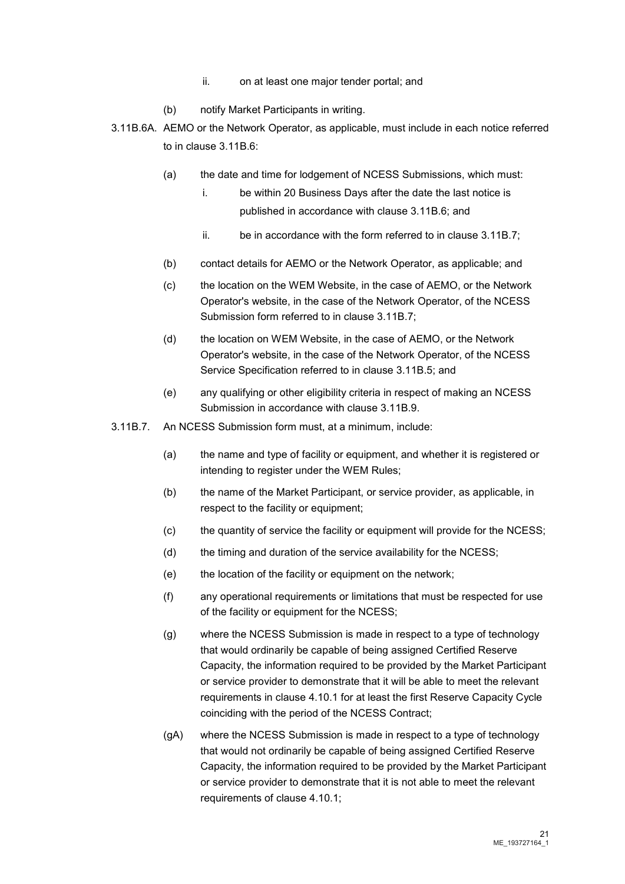ii. on at least one major tender portal; and

(b) notify Market Participants in writing.

3.11B.6A. AEMO or the Network Operator, as applicable, must include in each notice referred to in clause 3.11B.6:

(a) the date and time for lodgement of NCESS Submissions, which must:

i. be within 20 Business Days after the date the last notice is published in accordance with clause 3.11B.6; and

ii. be in accordance with the form referred to in clause 3.11B.7;

(b) contact details for AEMO or the Network Operator, as applicable; and

(c) the location on the WEM Website, in the case of AEMO, or the Network Operator's website, in the case of the Network Operator, of the NCESS Submission form referred to in clause 3.11B.7;

(d) the location on WEM Website, in the case of AEMO, or the Network Operator's website, in the case of the Network Operator, of the NCESS Service Specification referred to in clause 3.11B.5; and

(e) any qualifying or other eligibility criteria in respect of making an NCESS Submission in accordance with clause 3.11B.9.

3.11B.7. An NCESS Submission form must, at a minimum, include:

(a) the name and type of facility or equipment, and whether it is registered or intending to register under the WEM Rules;

(b) the name of the Market Participant, or service provider, as applicable, in respect to the facility or equipment;

(c) the quantity of service the facility or equipment will provide for the NCESS;

(d) the timing and duration of the service availability for the NCESS;

(e) the location of the facility or equipment on the network;

(f) any operational requirements or limitations that must be respected for use of the facility or equipment for the NCESS;

(g) where the NCESS Submission is made in respect to a type of technology that would ordinarily be capable of being assigned Certified Reserve Capacity, the information required to be provided by the Market Participant or service provider to demonstrate that it will be able to meet the relevant requirements in clause 4.10.1 for at least the first Reserve Capacity Cycle coinciding with the period of the NCESS Contract;

(gA) where the NCESS Submission is made in respect to a type of technology that would not ordinarily be capable of being assigned Certified Reserve Capacity, the information required to be provided by the Market Participant or service provider to demonstrate that it is not able to meet the relevant requirements of clause 4.10.1;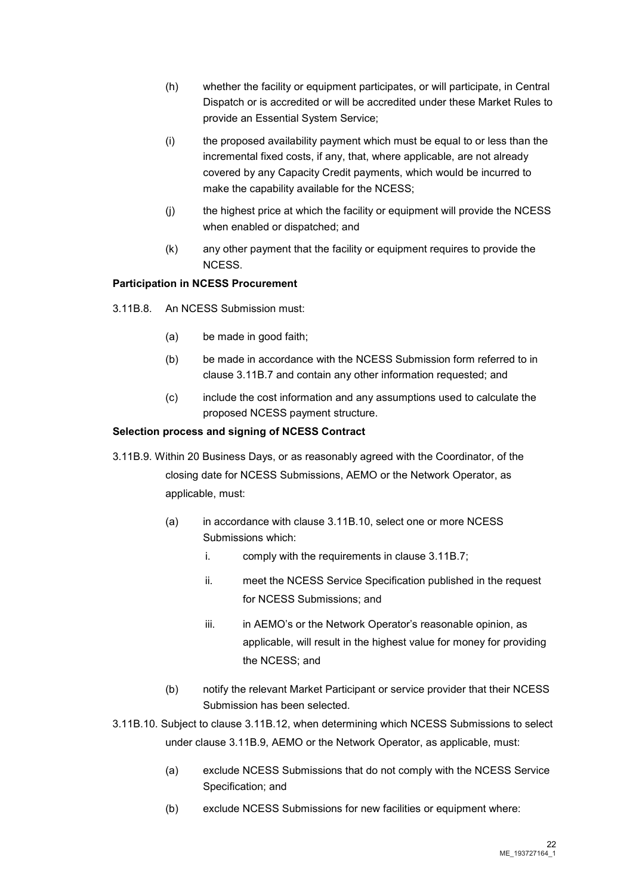(h) whether the facility or equipment participates, or will participate, in Central Dispatch or is accredited or will be accredited under these Market Rules to provide an Essential System Service;

(i) the proposed availability payment which must be equal to or less than the incremental fixed costs, if any, that, where applicable, are not already covered by any Capacity Credit payments, which would be incurred to make the capability available for the NCESS;

(j) the highest price at which the facility or equipment will provide the NCESS when enabled or dispatched; and

(k) any other payment that the facility or equipment requires to provide the NCESS.

**Participation in NCESS Procurement**

3.11B.8. An NCESS Submission must:

(a) be made in good faith;

(b) be made in accordance with the NCESS Submission form referred to in clause 3.11B.7 and contain any other information requested; and

(c) include the cost information and any assumptions used to calculate the proposed NCESS payment structure.

**Selection process and signing of NCESS Contract**

3.11B.9. Within 20 Business Days, or as reasonably agreed with the Coordinator, of the closing date for NCESS Submissions, AEMO or the Network Operator, as applicable, must:

(a) in accordance with clause 3.11B.10, select one or more NCESS Submissions which:

i. comply with the requirements in clause 3.11B.7;

ii. meet the NCESS Service Specification published in the request for NCESS Submissions; and

iii. in AEMO's or the Network Operator's reasonable opinion, as applicable, will result in the highest value for money for providing the NCESS; and

(b) notify the relevant Market Participant or service provider that their NCESS Submission has been selected.

3.11B.10. Subject to clause 3.11B.12, when determining which NCESS Submissions to select under clause 3.11B.9, AEMO or the Network Operator, as applicable, must:

(a) exclude NCESS Submissions that do not comply with the NCESS Service Specification; and

(b) exclude NCESS Submissions for new facilities or equipment where: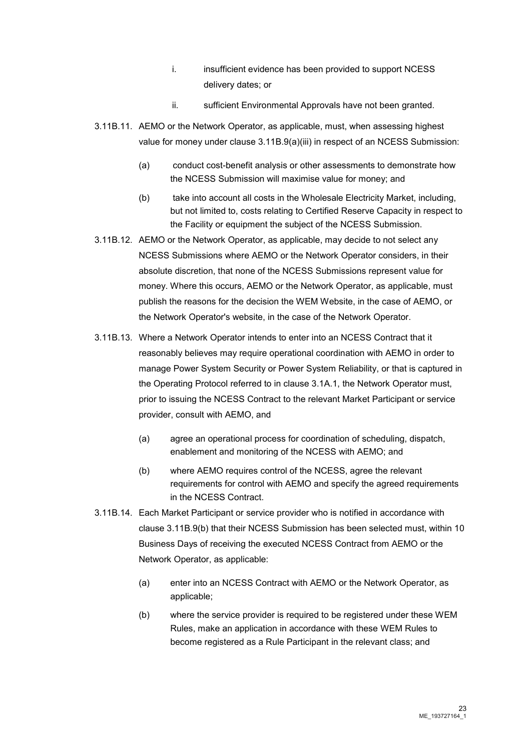i. insufficient evidence has been provided to support NCESS delivery dates; or

ii. sufficient Environmental Approvals have not been granted.

3.11B.11. AEMO or the Network Operator, as applicable, must, when assessing highest value for money under clause 3.11B.9(a)(iii) in respect of an NCESS Submission:

(a) conduct cost-benefit analysis or other assessments to demonstrate how the NCESS Submission will maximise value for money; and

(b) take into account all costs in the Wholesale Electricity Market, including, but not limited to, costs relating to Certified Reserve Capacity in respect to the Facility or equipment the subject of the NCESS Submission.

3.11B.12. AEMO or the Network Operator, as applicable, may decide to not select any NCESS Submissions where AEMO or the Network Operator considers, in their absolute discretion, that none of the NCESS Submissions represent value for money. Where this occurs, AEMO or the Network Operator, as applicable, must publish the reasons for the decision the WEM Website, in the case of AEMO, or the Network Operator's website, in the case of the Network Operator.

3.11B.13. Where a Network Operator intends to enter into an NCESS Contract that it reasonably believes may require operational coordination with AEMO in order to manage Power System Security or Power System Reliability, or that is captured in the Operating Protocol referred to in clause 3.1A.1, the Network Operator must, prior to issuing the NCESS Contract to the relevant Market Participant or service provider, consult with AEMO, and

(a) agree an operational process for coordination of scheduling, dispatch, enablement and monitoring of the NCESS with AEMO; and

(b) where AEMO requires control of the NCESS, agree the relevant requirements for control with AEMO and specify the agreed requirements in the NCESS Contract.

3.11B.14. Each Market Participant or service provider who is notified in accordance with clause 3.11B.9(b) that their NCESS Submission has been selected must, within 10 Business Days of receiving the executed NCESS Contract from AEMO or the Network Operator, as applicable:

(a) enter into an NCESS Contract with AEMO or the Network Operator, as applicable;

(b) where the service provider is required to be registered under these WEM Rules, make an application in accordance with these WEM Rules to become registered as a Rule Participant in the relevant class; and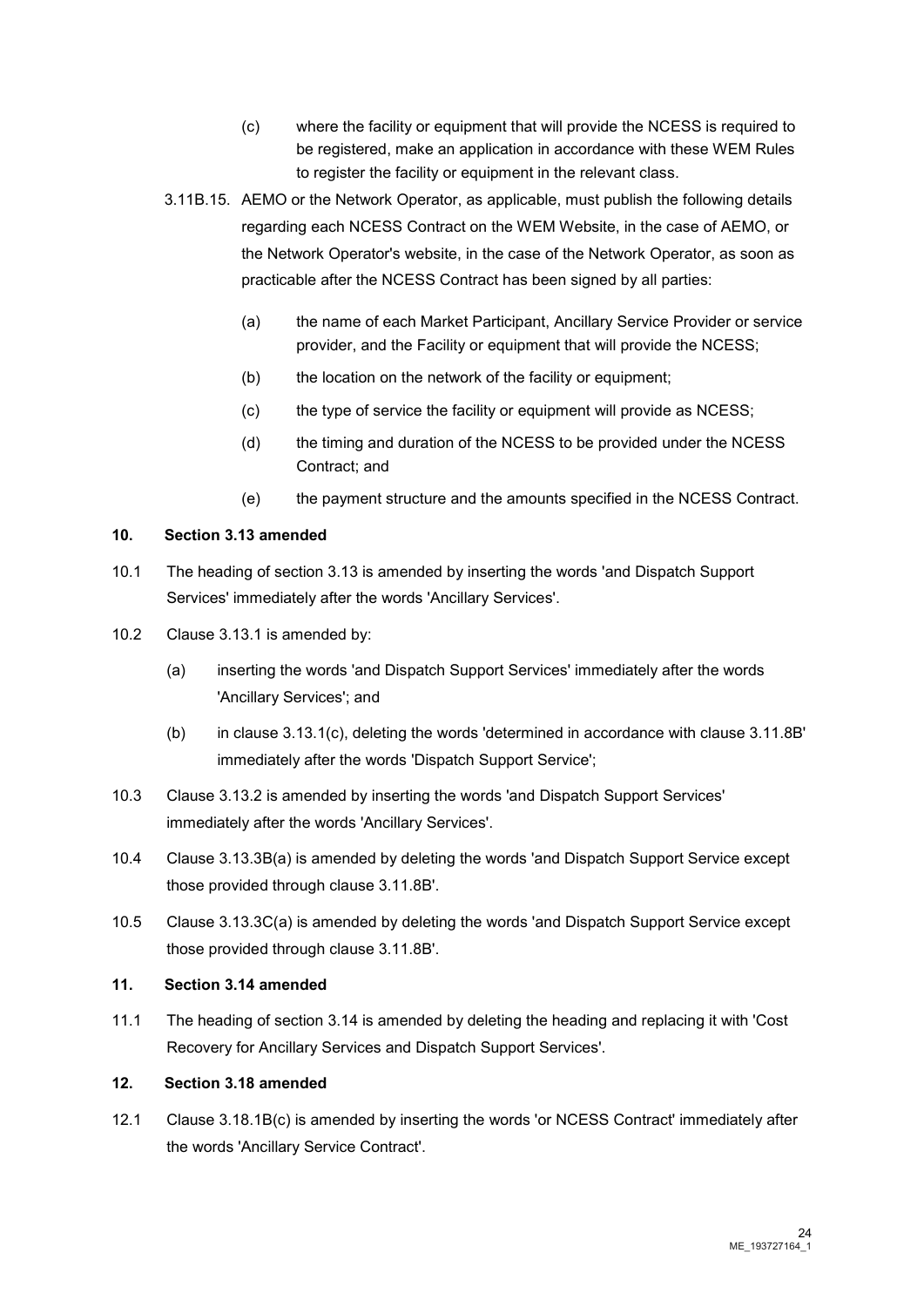(c) where the facility or equipment that will provide the NCESS is required to be registered, make an application in accordance with these WEM Rules to register the facility or equipment in the relevant class.

3.11B.15. AEMO or the Network Operator, as applicable, must publish the following details regarding each NCESS Contract on the WEM Website, in the case of AEMO, or the Network Operator's website, in the case of the Network Operator, as soon as practicable after the NCESS Contract has been signed by all parties:

(a) the name of each Market Participant, Ancillary Service Provider or service provider, and the Facility or equipment that will provide the NCESS;

(b) the location on the network of the facility or equipment;

(c) the type of service the facility or equipment will provide as NCESS;

(d) the timing and duration of the NCESS to be provided under the NCESS Contract; and

(e) the payment structure and the amounts specified in the NCESS Contract.

**10. Section 3.13 amended**

10.1 The heading of section 3.13 is amended by inserting the words 'and Dispatch Support Services' immediately after the words 'Ancillary Services'.

10.2 Clause 3.13.1 is amended by:

(a) inserting the words 'and Dispatch Support Services' immediately after the words 'Ancillary Services'; and

(b) in clause 3.13.1(c), deleting the words 'determined in accordance with clause 3.11.8B' immediately after the words 'Dispatch Support Service';

10.3 Clause 3.13.2 is amended by inserting the words 'and Dispatch Support Services' immediately after the words 'Ancillary Services'.

10.4 Clause 3.13.3B(a) is amended by deleting the words 'and Dispatch Support Service except those provided through clause 3.11.8B'.

10.5 Clause 3.13.3C(a) is amended by deleting the words 'and Dispatch Support Service except those provided through clause 3.11.8B'.

**11. Section 3.14 amended**

11.1 The heading of section 3.14 is amended by deleting the heading and replacing it with 'Cost Recovery for Ancillary Services and Dispatch Support Services'.

**12. Section 3.18 amended**

12.1 Clause 3.18.1B(c) is amended by inserting the words 'or NCESS Contract' immediately after the words 'Ancillary Service Contract'.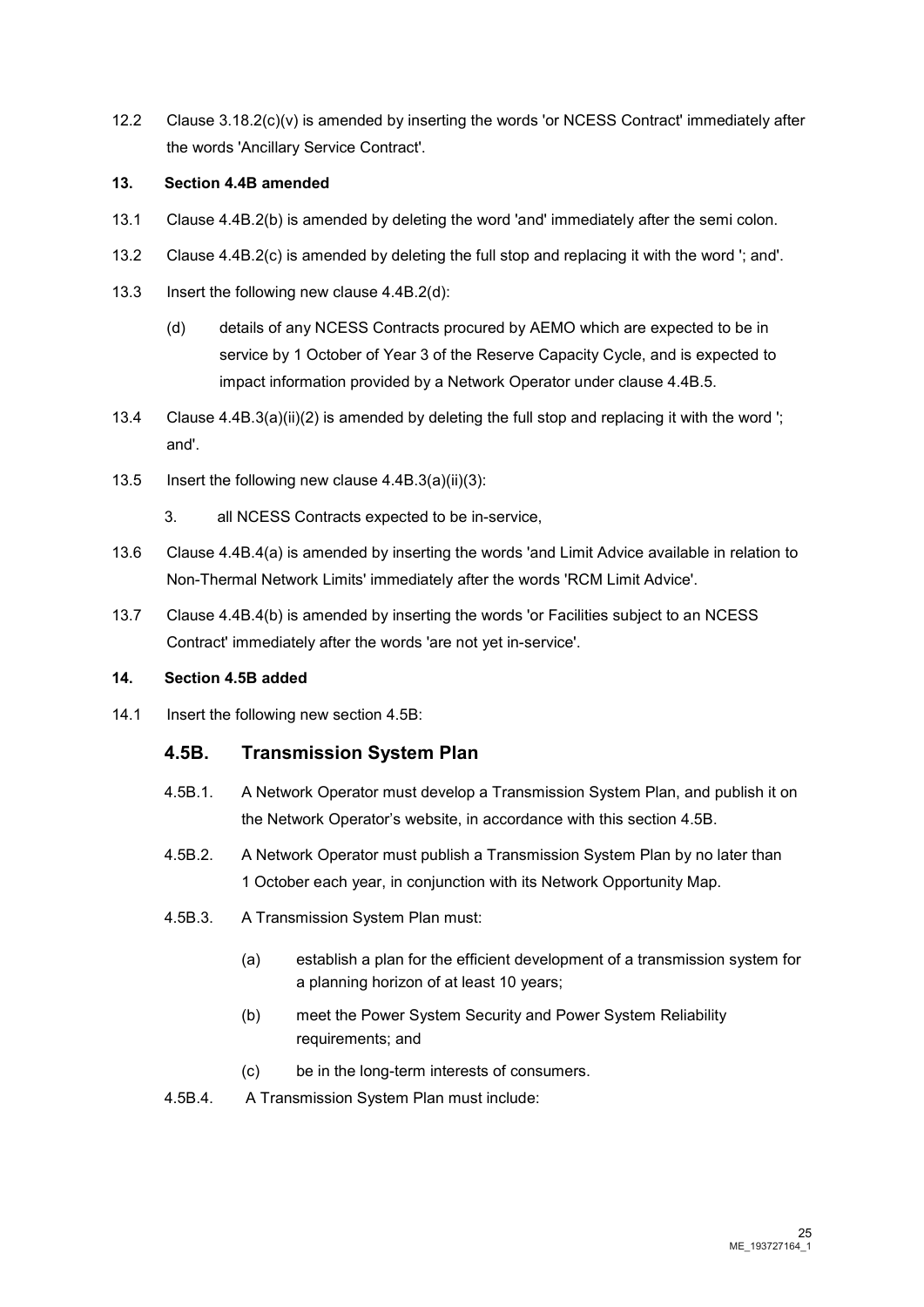12.2 Clause 3.18.2(c)(v) is amended by inserting the words 'or NCESS Contract' immediately after the words 'Ancillary Service Contract'.

**13. Section 4.4B amended**

13.1 Clause 4.4B.2(b) is amended by deleting the word 'and' immediately after the semi colon.

13.2 Clause 4.4B.2(c) is amended by deleting the full stop and replacing it with the word '; and'.

13.3 Insert the following new clause 4.4B.2(d):

(d) details of any NCESS Contracts procured by AEMO which are expected to be in service by 1 October of Year 3 of the Reserve Capacity Cycle, and is expected to impact information provided by a Network Operator under clause 4.4B.5.

13.4 Clause 4.4B.3(a)(ii)(2) is amended by deleting the full stop and replacing it with the word '; and'.

13.5 Insert the following new clause 4.4B.3(a)(ii)(3):

3. all NCESS Contracts expected to be in-service,

13.6 Clause 4.4B.4(a) is amended by inserting the words 'and Limit Advice available in relation to Non-Thermal Network Limits' immediately after the words 'RCM Limit Advice'.

13.7 Clause 4.4B.4(b) is amended by inserting the words 'or Facilities subject to an NCESS Contract' immediately after the words 'are not yet in-service'.

**14. Section 4.5B added**

14.1 Insert the following new section 4.5B:

## 4.5B. Transmission System Plan

4.5B.1. A Network Operator must develop a Transmission System Plan, and publish it on the Network Operator's website, in accordance with this section 4.5B.

4.5B.2. A Network Operator must publish a Transmission System Plan by no later than 1 October each year, in conjunction with its Network Opportunity Map.

4.5B.3. A Transmission System Plan must:

(a) establish a plan for the efficient development of a transmission system for a planning horizon of at least 10 years;

(b) meet the Power System Security and Power System Reliability requirements; and

(c) be in the long-term interests of consumers.

4.5B.4. A Transmission System Plan must include: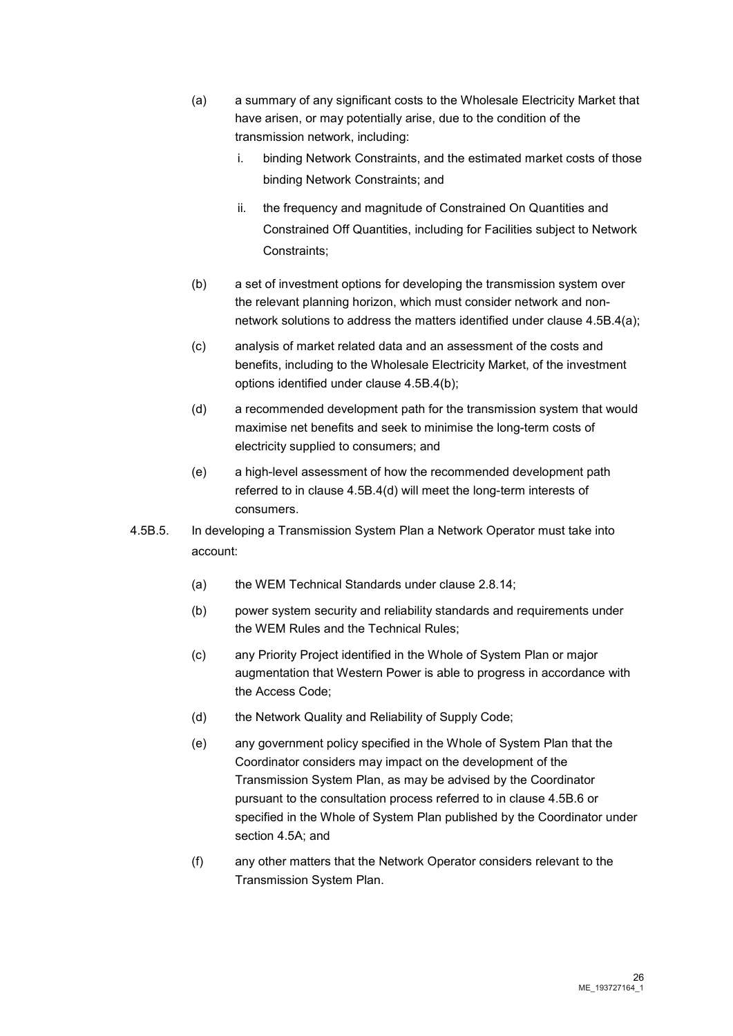(a) a summary of any significant costs to the Wholesale Electricity Market that have arisen, or may potentially arise, due to the condition of the transmission network, including:

   i. binding Network Constraints, and the estimated market costs of those binding Network Constraints; and

   ii. the frequency and magnitude of Constrained On Quantities and Constrained Off Quantities, including for Facilities subject to Network Constraints;

(b) a set of investment options for developing the transmission system over the relevant planning horizon, which must consider network and non-network solutions to address the matters identified under clause 4.5B.4(a);

(c) analysis of market related data and an assessment of the costs and benefits, including to the Wholesale Electricity Market, of the investment options identified under clause 4.5B.4(b);

(d) a recommended development path for the transmission system that would maximise net benefits and seek to minimise the long-term costs of electricity supplied to consumers; and

(e) a high-level assessment of how the recommended development path referred to in clause 4.5B.4(d) will meet the long-term interests of consumers.

4.5B.5. In developing a Transmission System Plan a Network Operator must take into account:

(a) the WEM Technical Standards under clause 2.8.14;

(b) power system security and reliability standards and requirements under the WEM Rules and the Technical Rules;

(c) any Priority Project identified in the Whole of System Plan or major augmentation that Western Power is able to progress in accordance with the Access Code;

(d) the Network Quality and Reliability of Supply Code;

(e) any government policy specified in the Whole of System Plan that the Coordinator considers may impact on the development of the Transmission System Plan, as may be advised by the Coordinator pursuant to the consultation process referred to in clause 4.5B.6 or specified in the Whole of System Plan published by the Coordinator under section 4.5A; and

(f) any other matters that the Network Operator considers relevant to the Transmission System Plan.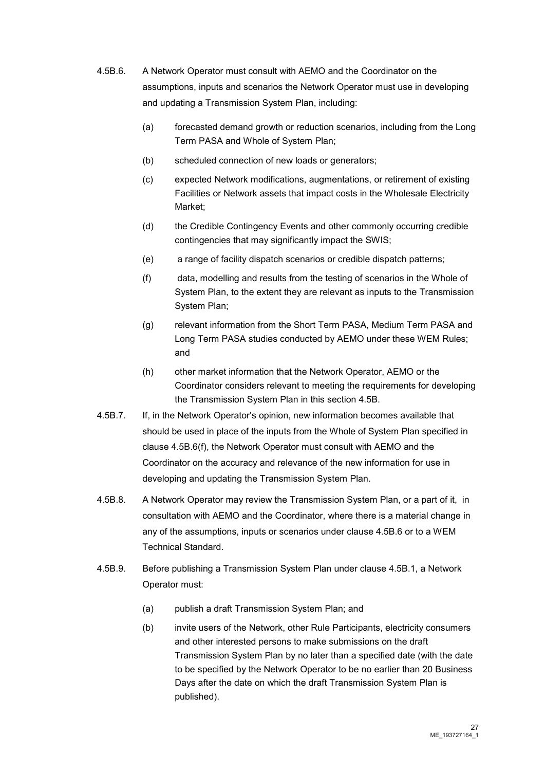4.5B.6. A Network Operator must consult with AEMO and the Coordinator on the assumptions, inputs and scenarios the Network Operator must use in developing and updating a Transmission System Plan, including:

(a) forecasted demand growth or reduction scenarios, including from the Long Term PASA and Whole of System Plan;

(b) scheduled connection of new loads or generators;

(c) expected Network modifications, augmentations, or retirement of existing Facilities or Network assets that impact costs in the Wholesale Electricity Market;

(d) the Credible Contingency Events and other commonly occurring credible contingencies that may significantly impact the SWIS;

(e) a range of facility dispatch scenarios or credible dispatch patterns;

(f) data, modelling and results from the testing of scenarios in the Whole of System Plan, to the extent they are relevant as inputs to the Transmission System Plan;

(g) relevant information from the Short Term PASA, Medium Term PASA and Long Term PASA studies conducted by AEMO under these WEM Rules; and

(h) other market information that the Network Operator, AEMO or the Coordinator considers relevant to meeting the requirements for developing the Transmission System Plan in this section 4.5B.

4.5B.7. If, in the Network Operator's opinion, new information becomes available that should be used in place of the inputs from the Whole of System Plan specified in clause 4.5B.6(f), the Network Operator must consult with AEMO and the Coordinator on the accuracy and relevance of the new information for use in developing and updating the Transmission System Plan.

4.5B.8. A Network Operator may review the Transmission System Plan, or a part of it, in consultation with AEMO and the Coordinator, where there is a material change in any of the assumptions, inputs or scenarios under clause 4.5B.6 or to a WEM Technical Standard.

4.5B.9. Before publishing a Transmission System Plan under clause 4.5B.1, a Network Operator must:

(a) publish a draft Transmission System Plan; and

(b) invite users of the Network, other Rule Participants, electricity consumers and other interested persons to make submissions on the draft Transmission System Plan by no later than a specified date (with the date to be specified by the Network Operator to be no earlier than 20 Business Days after the date on which the draft Transmission System Plan is published).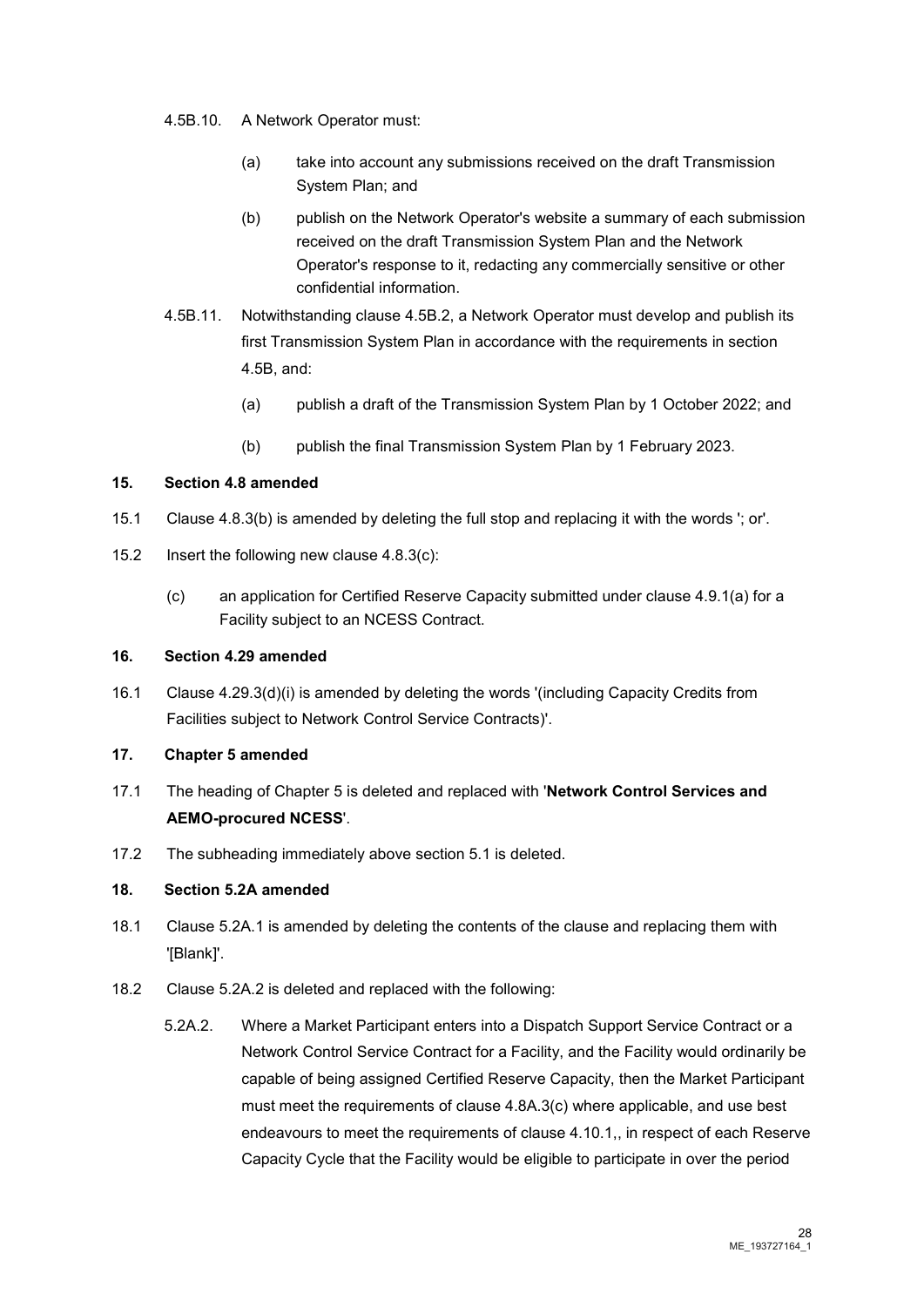4.5B.10. A Network Operator must:

(a) take into account any submissions received on the draft Transmission System Plan; and

(b) publish on the Network Operator's website a summary of each submission received on the draft Transmission System Plan and the Network Operator's response to it, redacting any commercially sensitive or other confidential information.

4.5B.11. Notwithstanding clause 4.5B.2, a Network Operator must develop and publish its first Transmission System Plan in accordance with the requirements in section 4.5B, and:

(a) publish a draft of the Transmission System Plan by 1 October 2022; and

(b) publish the final Transmission System Plan by 1 February 2023.

**15. Section 4.8 amended**

15.1 Clause 4.8.3(b) is amended by deleting the full stop and replacing it with the words '; or'.

15.2 Insert the following new clause 4.8.3(c):

(c) an application for Certified Reserve Capacity submitted under clause 4.9.1(a) for a Facility subject to an NCESS Contract.

**16. Section 4.29 amended**

16.1 Clause 4.29.3(d)(i) is amended by deleting the words '(including Capacity Credits from Facilities subject to Network Control Service Contracts)'.

**17. Chapter 5 amended**

17.1 The heading of Chapter 5 is deleted and replaced with '**Network Control Services and AEMO-procured NCESS**'.

17.2 The subheading immediately above section 5.1 is deleted.

**18. Section 5.2A amended**

18.1 Clause 5.2A.1 is amended by deleting the contents of the clause and replacing them with '[Blank]'.

18.2 Clause 5.2A.2 is deleted and replaced with the following:

5.2A.2. Where a Market Participant enters into a Dispatch Support Service Contract or a Network Control Service Contract for a Facility, and the Facility would ordinarily be capable of being assigned Certified Reserve Capacity, then the Market Participant must meet the requirements of clause 4.8A.3(c) where applicable, and use best endeavours to meet the requirements of clause 4.10.1,, in respect of each Reserve Capacity Cycle that the Facility would be eligible to participate in over the period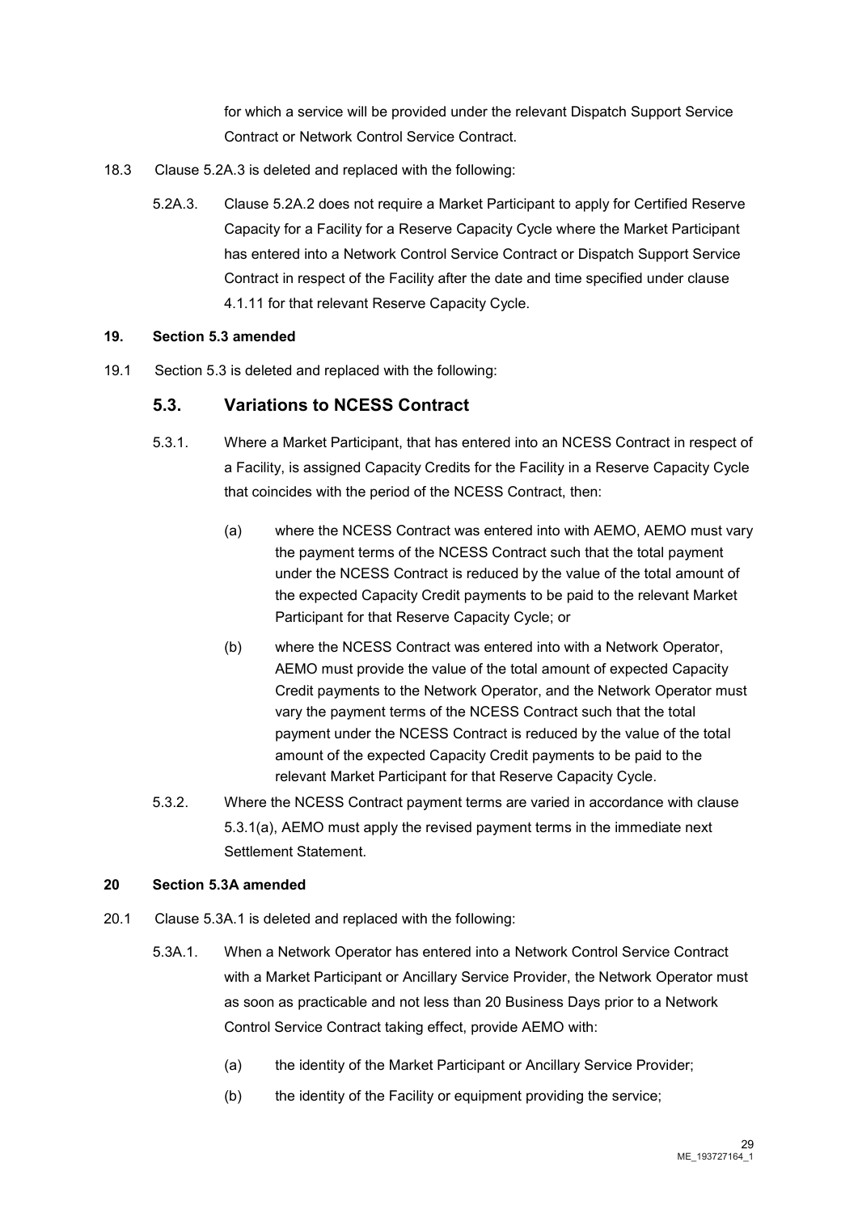for which a service will be provided under the relevant Dispatch Support Service Contract or Network Control Service Contract.

18.3 Clause 5.2A.3 is deleted and replaced with the following:

5.2A.3. Clause 5.2A.2 does not require a Market Participant to apply for Certified Reserve Capacity for a Facility for a Reserve Capacity Cycle where the Market Participant has entered into a Network Control Service Contract or Dispatch Support Service Contract in respect of the Facility after the date and time specified under clause 4.1.11 for that relevant Reserve Capacity Cycle.

**19. Section 5.3 amended**

19.1 Section 5.3 is deleted and replaced with the following:

## 5.3. Variations to NCESS Contract

5.3.1. Where a Market Participant, that has entered into an NCESS Contract in respect of a Facility, is assigned Capacity Credits for the Facility in a Reserve Capacity Cycle that coincides with the period of the NCESS Contract, then:

(a) where the NCESS Contract was entered into with AEMO, AEMO must vary the payment terms of the NCESS Contract such that the total payment under the NCESS Contract is reduced by the value of the total amount of the expected Capacity Credit payments to be paid to the relevant Market Participant for that Reserve Capacity Cycle; or

(b) where the NCESS Contract was entered into with a Network Operator, AEMO must provide the value of the total amount of expected Capacity Credit payments to the Network Operator, and the Network Operator must vary the payment terms of the NCESS Contract such that the total payment under the NCESS Contract is reduced by the value of the total amount of the expected Capacity Credit payments to be paid to the relevant Market Participant for that Reserve Capacity Cycle.

5.3.2. Where the NCESS Contract payment terms are varied in accordance with clause 5.3.1(a), AEMO must apply the revised payment terms in the immediate next Settlement Statement.

**20 Section 5.3A amended**

20.1 Clause 5.3A.1 is deleted and replaced with the following:

5.3A.1. When a Network Operator has entered into a Network Control Service Contract with a Market Participant or Ancillary Service Provider, the Network Operator must as soon as practicable and not less than 20 Business Days prior to a Network Control Service Contract taking effect, provide AEMO with:

(a) the identity of the Market Participant or Ancillary Service Provider;

(b) the identity of the Facility or equipment providing the service;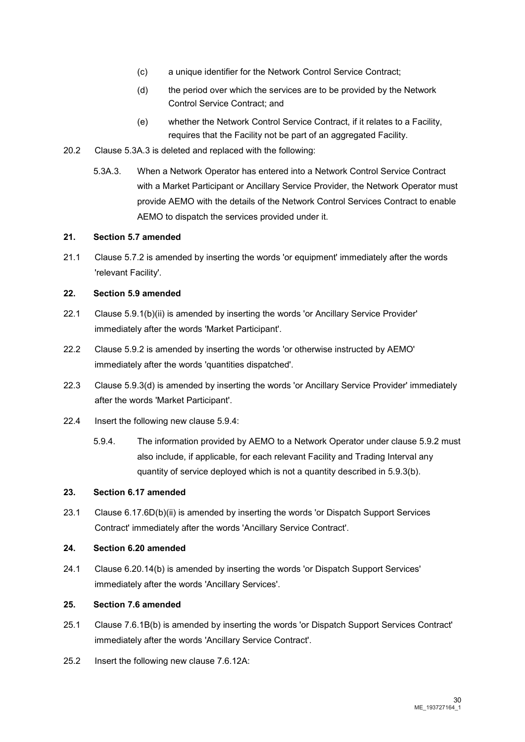(c) a unique identifier for the Network Control Service Contract;

(d) the period over which the services are to be provided by the Network Control Service Contract; and

(e) whether the Network Control Service Contract, if it relates to a Facility, requires that the Facility not be part of an aggregated Facility.

20.2 Clause 5.3A.3 is deleted and replaced with the following:

5.3A.3. When a Network Operator has entered into a Network Control Service Contract with a Market Participant or Ancillary Service Provider, the Network Operator must provide AEMO with the details of the Network Control Services Contract to enable AEMO to dispatch the services provided under it.

**21. Section 5.7 amended**

21.1 Clause 5.7.2 is amended by inserting the words 'or equipment' immediately after the words 'relevant Facility'.

**22. Section 5.9 amended**

22.1 Clause 5.9.1(b)(ii) is amended by inserting the words 'or Ancillary Service Provider' immediately after the words 'Market Participant'.

22.2 Clause 5.9.2 is amended by inserting the words 'or otherwise instructed by AEMO' immediately after the words 'quantities dispatched'.

22.3 Clause 5.9.3(d) is amended by inserting the words 'or Ancillary Service Provider' immediately after the words 'Market Participant'.

22.4 Insert the following new clause 5.9.4:

5.9.4. The information provided by AEMO to a Network Operator under clause 5.9.2 must also include, if applicable, for each relevant Facility and Trading Interval any quantity of service deployed which is not a quantity described in 5.9.3(b).

**23. Section 6.17 amended**

23.1 Clause 6.17.6D(b)(ii) is amended by inserting the words 'or Dispatch Support Services Contract' immediately after the words 'Ancillary Service Contract'.

**24. Section 6.20 amended**

24.1 Clause 6.20.14(b) is amended by inserting the words 'or Dispatch Support Services' immediately after the words 'Ancillary Services'.

**25. Section 7.6 amended**

25.1 Clause 7.6.1B(b) is amended by inserting the words 'or Dispatch Support Services Contract' immediately after the words 'Ancillary Service Contract'.

25.2 Insert the following new clause 7.6.12A: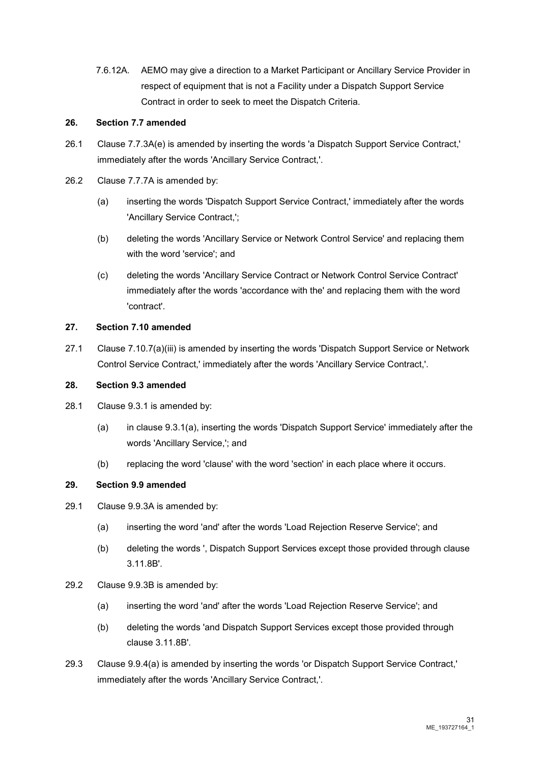7.6.12A. AEMO may give a direction to a Market Participant or Ancillary Service Provider in respect of equipment that is not a Facility under a Dispatch Support Service Contract in order to seek to meet the Dispatch Criteria.

## 26. Section 7.7 amended

26.1 Clause 7.7.3A(e) is amended by inserting the words 'a Dispatch Support Service Contract,' immediately after the words 'Ancillary Service Contract,'.

26.2 Clause 7.7.7A is amended by:

(a) inserting the words 'Dispatch Support Service Contract,' immediately after the words 'Ancillary Service Contract,';

(b) deleting the words 'Ancillary Service or Network Control Service' and replacing them with the word 'service'; and

(c) deleting the words 'Ancillary Service Contract or Network Control Service Contract' immediately after the words 'accordance with the' and replacing them with the word 'contract'.

## 27. Section 7.10 amended

27.1 Clause 7.10.7(a)(iii) is amended by inserting the words 'Dispatch Support Service or Network Control Service Contract,' immediately after the words 'Ancillary Service Contract,'.

## 28. Section 9.3 amended

28.1 Clause 9.3.1 is amended by:

(a) in clause 9.3.1(a), inserting the words 'Dispatch Support Service' immediately after the words 'Ancillary Service,'; and

(b) replacing the word 'clause' with the word 'section' in each place where it occurs.

## 29. Section 9.9 amended

29.1 Clause 9.9.3A is amended by:

(a) inserting the word 'and' after the words 'Load Rejection Reserve Service'; and

(b) deleting the words ', Dispatch Support Services except those provided through clause 3.11.8B'.

29.2 Clause 9.9.3B is amended by:

(a) inserting the word 'and' after the words 'Load Rejection Reserve Service'; and

(b) deleting the words 'and Dispatch Support Services except those provided through clause 3.11.8B'.

29.3 Clause 9.9.4(a) is amended by inserting the words 'or Dispatch Support Service Contract,' immediately after the words 'Ancillary Service Contract,'.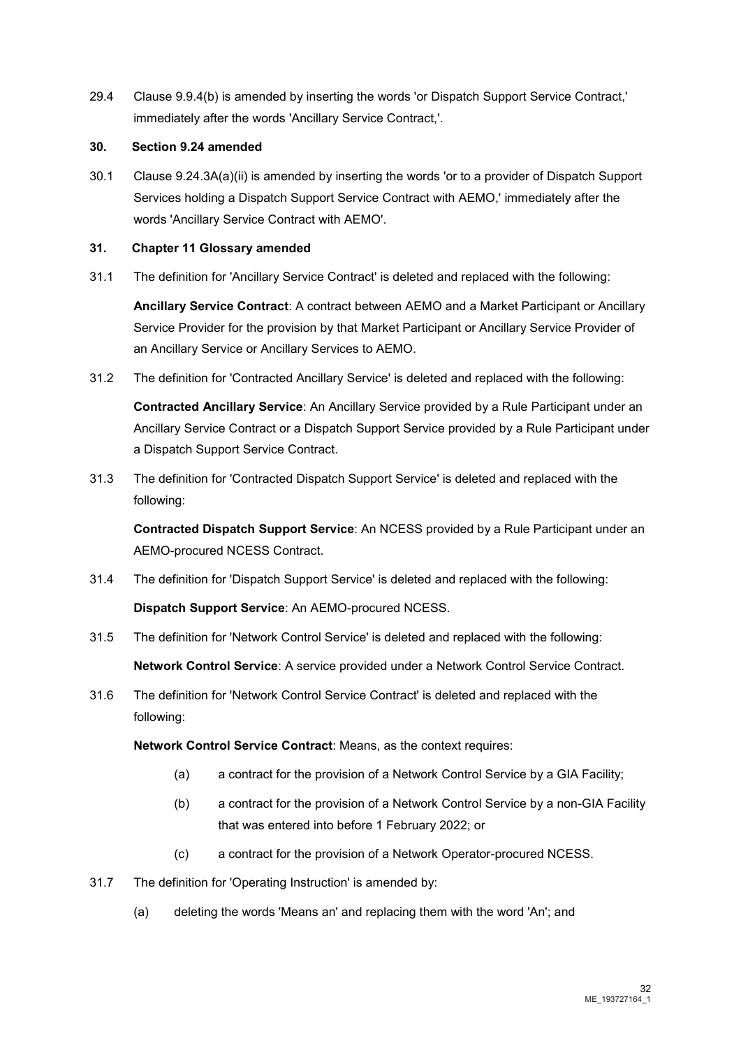29.4 Clause 9.9.4(b) is amended by inserting the words 'or Dispatch Support Service Contract,' immediately after the words 'Ancillary Service Contract,'.

### 30. Section 9.24 amended

30.1 Clause 9.24.3A(a)(ii) is amended by inserting the words 'or to a provider of Dispatch Support Services holding a Dispatch Support Service Contract with AEMO,' immediately after the words 'Ancillary Service Contract with AEMO'.

### 31. Chapter 11 Glossary amended

31.1 The definition for 'Ancillary Service Contract' is deleted and replaced with the following:

**Ancillary Service Contract**: A contract between AEMO and a Market Participant or Ancillary Service Provider for the provision by that Market Participant or Ancillary Service Provider of an Ancillary Service or Ancillary Services to AEMO.

31.2 The definition for 'Contracted Ancillary Service' is deleted and replaced with the following:

**Contracted Ancillary Service**: An Ancillary Service provided by a Rule Participant under an Ancillary Service Contract or a Dispatch Support Service provided by a Rule Participant under a Dispatch Support Service Contract.

31.3 The definition for 'Contracted Dispatch Support Service' is deleted and replaced with the following:

**Contracted Dispatch Support Service**: An NCESS provided by a Rule Participant under an AEMO-procured NCESS Contract.

31.4 The definition for 'Dispatch Support Service' is deleted and replaced with the following:

**Dispatch Support Service**: An AEMO-procured NCESS.

31.5 The definition for 'Network Control Service' is deleted and replaced with the following:

**Network Control Service**: A service provided under a Network Control Service Contract.

31.6 The definition for 'Network Control Service Contract' is deleted and replaced with the following:

**Network Control Service Contract**: Means, as the context requires:

(a) a contract for the provision of a Network Control Service by a GIA Facility;

(b) a contract for the provision of a Network Control Service by a non-GIA Facility that was entered into before 1 February 2022; or

(c) a contract for the provision of a Network Operator-procured NCESS.

31.7 The definition for 'Operating Instruction' is amended by:

(a) deleting the words 'Means an' and replacing them with the word 'An'; and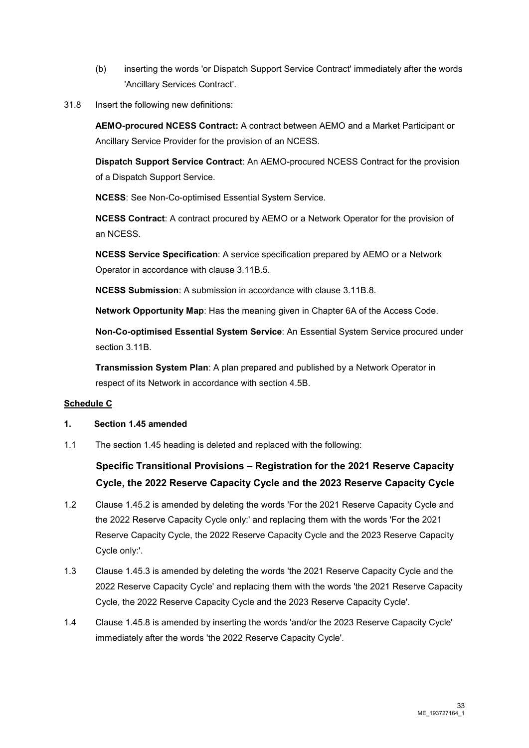(b) inserting the words 'or Dispatch Support Service Contract' immediately after the words 'Ancillary Services Contract'.

31.8 Insert the following new definitions:

**AEMO-procured NCESS Contract:** A contract between AEMO and a Market Participant or Ancillary Service Provider for the provision of an NCESS.

**Dispatch Support Service Contract**: An AEMO-procured NCESS Contract for the provision of a Dispatch Support Service.

**NCESS**: See Non-Co-optimised Essential System Service.

**NCESS Contract**: A contract procured by AEMO or a Network Operator for the provision of an NCESS.

**NCESS Service Specification**: A service specification prepared by AEMO or a Network Operator in accordance with clause 3.11B.5.

**NCESS Submission**: A submission in accordance with clause 3.11B.8.

**Network Opportunity Map**: Has the meaning given in Chapter 6A of the Access Code.

**Non-Co-optimised Essential System Service**: An Essential System Service procured under section 3.11B.

**Transmission System Plan**: A plan prepared and published by a Network Operator in respect of its Network in accordance with section 4.5B.

**Schedule C**

**1. Section 1.45 amended**

1.1 The section 1.45 heading is deleted and replaced with the following:

**Specific Transitional Provisions – Registration for the 2021 Reserve Capacity Cycle, the 2022 Reserve Capacity Cycle and the 2023 Reserve Capacity Cycle**

1.2 Clause 1.45.2 is amended by deleting the words 'For the 2021 Reserve Capacity Cycle and the 2022 Reserve Capacity Cycle only:' and replacing them with the words 'For the 2021 Reserve Capacity Cycle, the 2022 Reserve Capacity Cycle and the 2023 Reserve Capacity Cycle only:'.

1.3 Clause 1.45.3 is amended by deleting the words 'the 2021 Reserve Capacity Cycle and the 2022 Reserve Capacity Cycle' and replacing them with the words 'the 2021 Reserve Capacity Cycle, the 2022 Reserve Capacity Cycle and the 2023 Reserve Capacity Cycle'.

1.4 Clause 1.45.8 is amended by inserting the words 'and/or the 2023 Reserve Capacity Cycle' immediately after the words 'the 2022 Reserve Capacity Cycle'.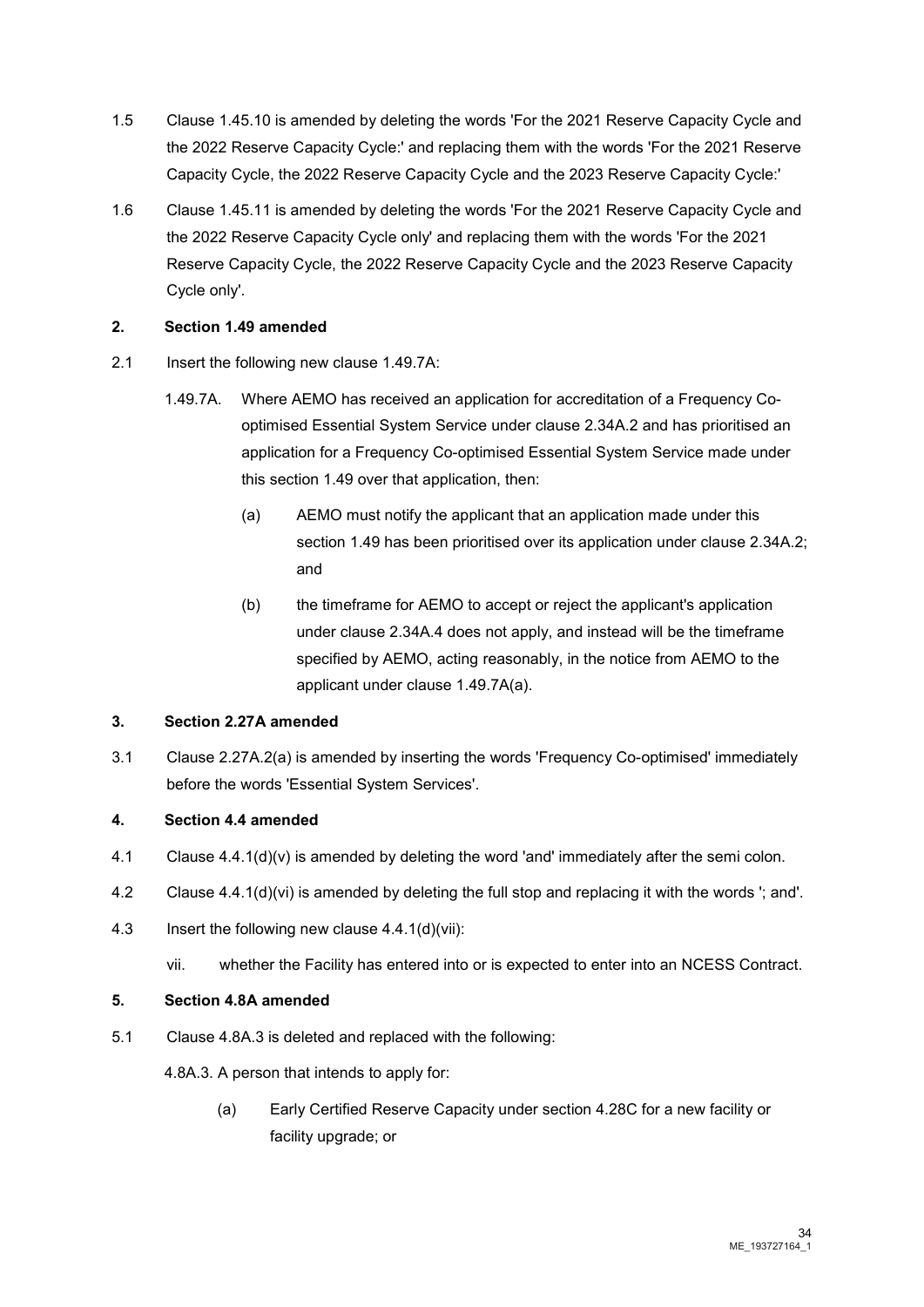1.5 Clause 1.45.10 is amended by deleting the words 'For the 2021 Reserve Capacity Cycle and the 2022 Reserve Capacity Cycle:' and replacing them with the words 'For the 2021 Reserve Capacity Cycle, the 2022 Reserve Capacity Cycle and the 2023 Reserve Capacity Cycle:'

1.6 Clause 1.45.11 is amended by deleting the words 'For the 2021 Reserve Capacity Cycle and the 2022 Reserve Capacity Cycle only' and replacing them with the words 'For the 2021 Reserve Capacity Cycle, the 2022 Reserve Capacity Cycle and the 2023 Reserve Capacity Cycle only'.

**2. Section 1.49 amended**

2.1 Insert the following new clause 1.49.7A:

1.49.7A. Where AEMO has received an application for accreditation of a Frequency Co-optimised Essential System Service under clause 2.34A.2 and has prioritised an application for a Frequency Co-optimised Essential System Service made under this section 1.49 over that application, then:

(a) AEMO must notify the applicant that an application made under this section 1.49 has been prioritised over its application under clause 2.34A.2; and

(b) the timeframe for AEMO to accept or reject the applicant's application under clause 2.34A.4 does not apply, and instead will be the timeframe specified by AEMO, acting reasonably, in the notice from AEMO to the applicant under clause 1.49.7A(a).

**3. Section 2.27A amended**

3.1 Clause 2.27A.2(a) is amended by inserting the words 'Frequency Co-optimised' immediately before the words 'Essential System Services'.

**4. Section 4.4 amended**

4.1 Clause 4.4.1(d)(v) is amended by deleting the word 'and' immediately after the semi colon.

4.2 Clause 4.4.1(d)(vi) is amended by deleting the full stop and replacing it with the words '; and'.

4.3 Insert the following new clause 4.4.1(d)(vii):

vii. whether the Facility has entered into or is expected to enter into an NCESS Contract.

**5. Section 4.8A amended**

5.1 Clause 4.8A.3 is deleted and replaced with the following:

4.8A.3. A person that intends to apply for:

(a) Early Certified Reserve Capacity under section 4.28C for a new facility or facility upgrade; or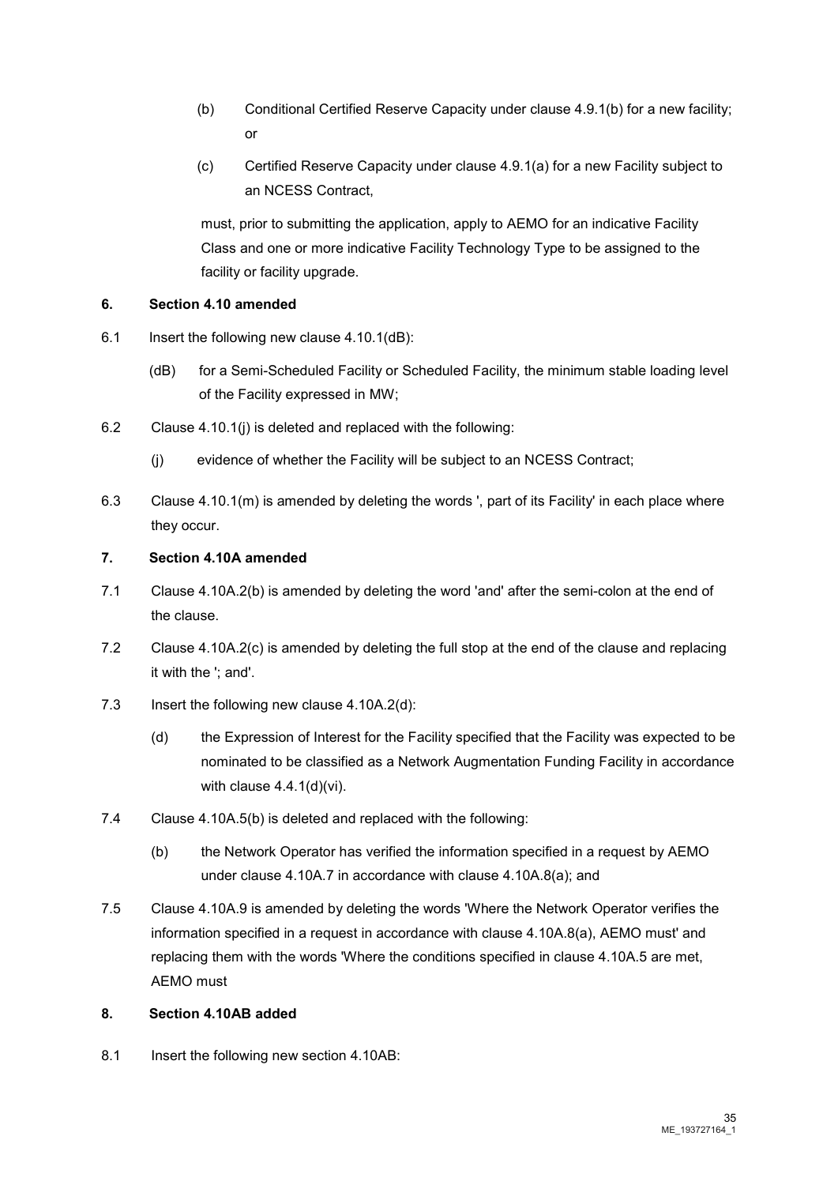(b) Conditional Certified Reserve Capacity under clause 4.9.1(b) for a new facility; or

(c) Certified Reserve Capacity under clause 4.9.1(a) for a new Facility subject to an NCESS Contract,

must, prior to submitting the application, apply to AEMO for an indicative Facility Class and one or more indicative Facility Technology Type to be assigned to the facility or facility upgrade.

**6. Section 4.10 amended**

6.1 Insert the following new clause 4.10.1(dB):

(dB) for a Semi-Scheduled Facility or Scheduled Facility, the minimum stable loading level of the Facility expressed in MW;

6.2 Clause 4.10.1(j) is deleted and replaced with the following:

(j) evidence of whether the Facility will be subject to an NCESS Contract;

6.3 Clause 4.10.1(m) is amended by deleting the words ', part of its Facility' in each place where they occur.

**7. Section 4.10A amended**

7.1 Clause 4.10A.2(b) is amended by deleting the word 'and' after the semi-colon at the end of the clause.

7.2 Clause 4.10A.2(c) is amended by deleting the full stop at the end of the clause and replacing it with the '; and'.

7.3 Insert the following new clause 4.10A.2(d):

(d) the Expression of Interest for the Facility specified that the Facility was expected to be nominated to be classified as a Network Augmentation Funding Facility in accordance with clause 4.4.1(d)(vi).

7.4 Clause 4.10A.5(b) is deleted and replaced with the following:

(b) the Network Operator has verified the information specified in a request by AEMO under clause 4.10A.7 in accordance with clause 4.10A.8(a); and

7.5 Clause 4.10A.9 is amended by deleting the words 'Where the Network Operator verifies the information specified in a request in accordance with clause 4.10A.8(a), AEMO must' and replacing them with the words 'Where the conditions specified in clause 4.10A.5 are met, AEMO must

**8. Section 4.10AB added**

8.1 Insert the following new section 4.10AB: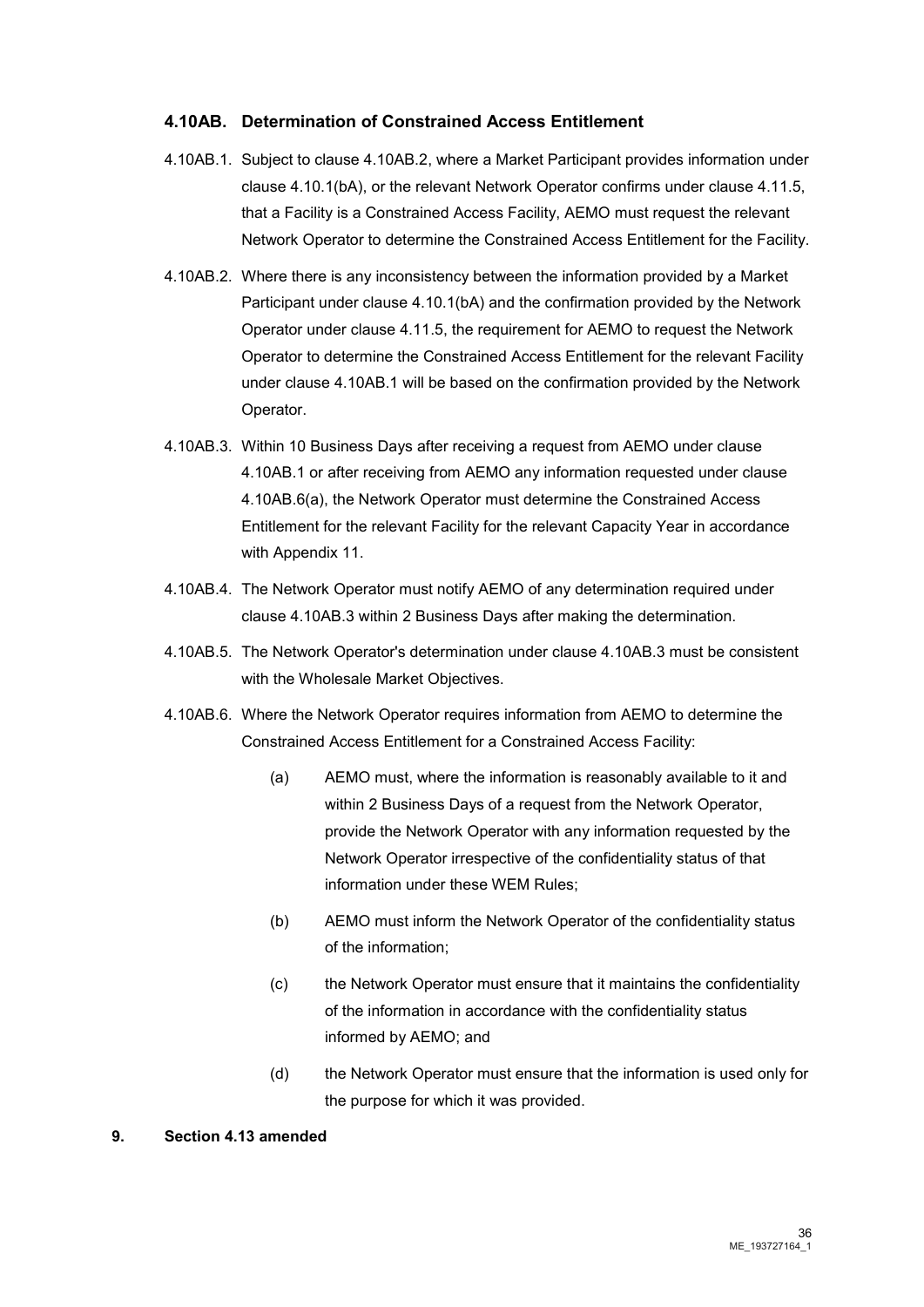### 4.10AB. Determination of Constrained Access Entitlement

4.10AB.1. Subject to clause 4.10AB.2, where a Market Participant provides information under clause 4.10.1(bA), or the relevant Network Operator confirms under clause 4.11.5, that a Facility is a Constrained Access Facility, AEMO must request the relevant Network Operator to determine the Constrained Access Entitlement for the Facility.

4.10AB.2. Where there is any inconsistency between the information provided by a Market Participant under clause 4.10.1(bA) and the confirmation provided by the Network Operator under clause 4.11.5, the requirement for AEMO to request the Network Operator to determine the Constrained Access Entitlement for the relevant Facility under clause 4.10AB.1 will be based on the confirmation provided by the Network Operator.

4.10AB.3. Within 10 Business Days after receiving a request from AEMO under clause 4.10AB.1 or after receiving from AEMO any information requested under clause 4.10AB.6(a), the Network Operator must determine the Constrained Access Entitlement for the relevant Facility for the relevant Capacity Year in accordance with Appendix 11.

4.10AB.4. The Network Operator must notify AEMO of any determination required under clause 4.10AB.3 within 2 Business Days after making the determination.

4.10AB.5. The Network Operator's determination under clause 4.10AB.3 must be consistent with the Wholesale Market Objectives.

4.10AB.6. Where the Network Operator requires information from AEMO to determine the Constrained Access Entitlement for a Constrained Access Facility:

(a) AEMO must, where the information is reasonably available to it and within 2 Business Days of a request from the Network Operator, provide the Network Operator with any information requested by the Network Operator irrespective of the confidentiality status of that information under these WEM Rules;

(b) AEMO must inform the Network Operator of the confidentiality status of the information;

(c) the Network Operator must ensure that it maintains the confidentiality of the information in accordance with the confidentiality status informed by AEMO; and

(d) the Network Operator must ensure that the information is used only for the purpose for which it was provided.

**9. Section 4.13 amended**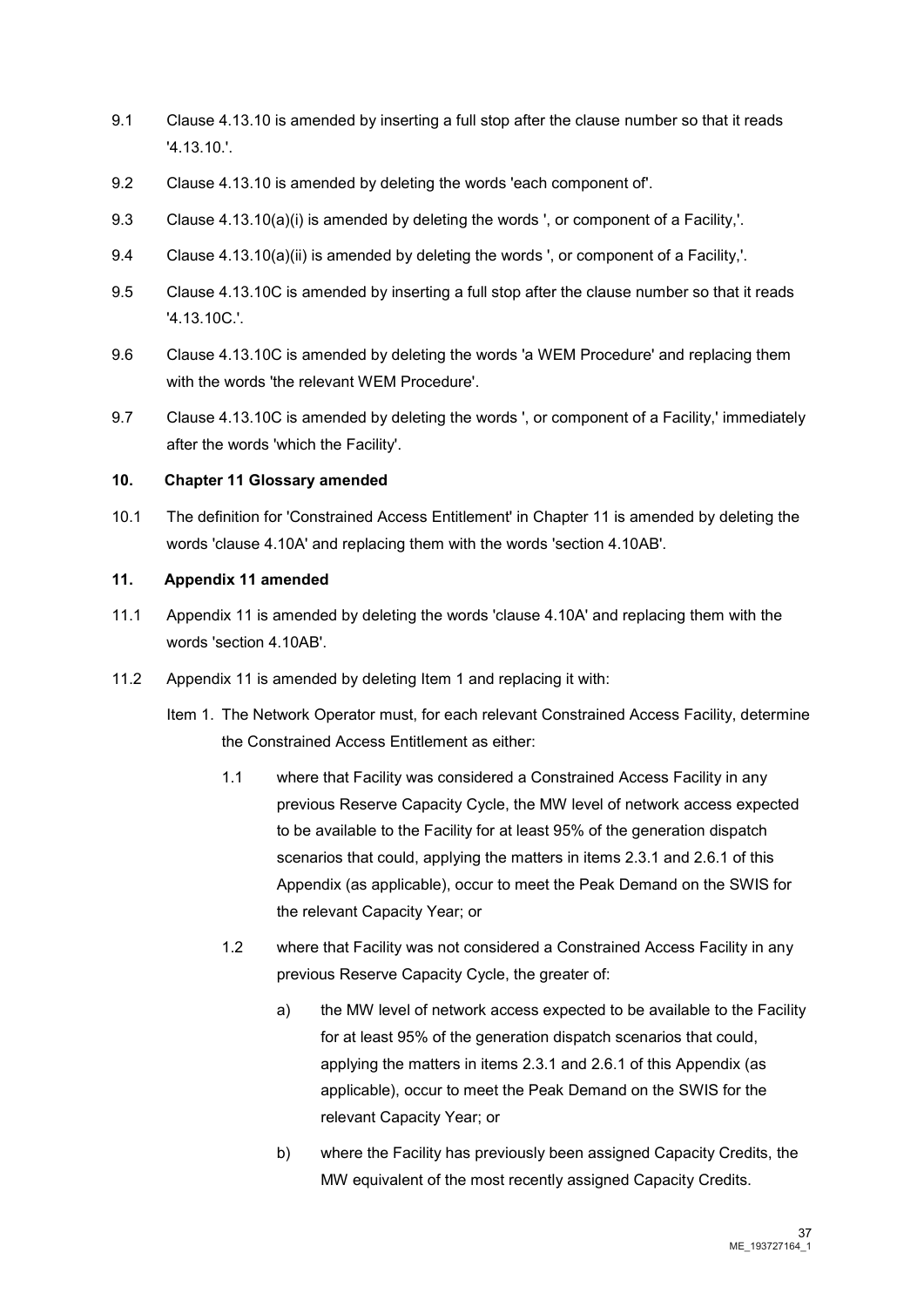9.1 Clause 4.13.10 is amended by inserting a full stop after the clause number so that it reads '4.13.10.'.

9.2 Clause 4.13.10 is amended by deleting the words 'each component of'.

9.3 Clause 4.13.10(a)(i) is amended by deleting the words ', or component of a Facility,'.

9.4 Clause 4.13.10(a)(ii) is amended by deleting the words ', or component of a Facility,'.

9.5 Clause 4.13.10C is amended by inserting a full stop after the clause number so that it reads '4.13.10C.'.

9.6 Clause 4.13.10C is amended by deleting the words 'a WEM Procedure' and replacing them with the words 'the relevant WEM Procedure'.

9.7 Clause 4.13.10C is amended by deleting the words ', or component of a Facility,' immediately after the words 'which the Facility'.

**10. Chapter 11 Glossary amended**

10.1 The definition for 'Constrained Access Entitlement' in Chapter 11 is amended by deleting the words 'clause 4.10A' and replacing them with the words 'section 4.10AB'.

**11. Appendix 11 amended**

11.1 Appendix 11 is amended by deleting the words 'clause 4.10A' and replacing them with the words 'section 4.10AB'.

11.2 Appendix 11 is amended by deleting Item 1 and replacing it with:

Item 1. The Network Operator must, for each relevant Constrained Access Facility, determine the Constrained Access Entitlement as either:

1.1 where that Facility was considered a Constrained Access Facility in any previous Reserve Capacity Cycle, the MW level of network access expected to be available to the Facility for at least 95% of the generation dispatch scenarios that could, applying the matters in items 2.3.1 and 2.6.1 of this Appendix (as applicable), occur to meet the Peak Demand on the SWIS for the relevant Capacity Year; or

1.2 where that Facility was not considered a Constrained Access Facility in any previous Reserve Capacity Cycle, the greater of:

a) the MW level of network access expected to be available to the Facility for at least 95% of the generation dispatch scenarios that could, applying the matters in items 2.3.1 and 2.6.1 of this Appendix (as applicable), occur to meet the Peak Demand on the SWIS for the relevant Capacity Year; or

b) where the Facility has previously been assigned Capacity Credits, the MW equivalent of the most recently assigned Capacity Credits.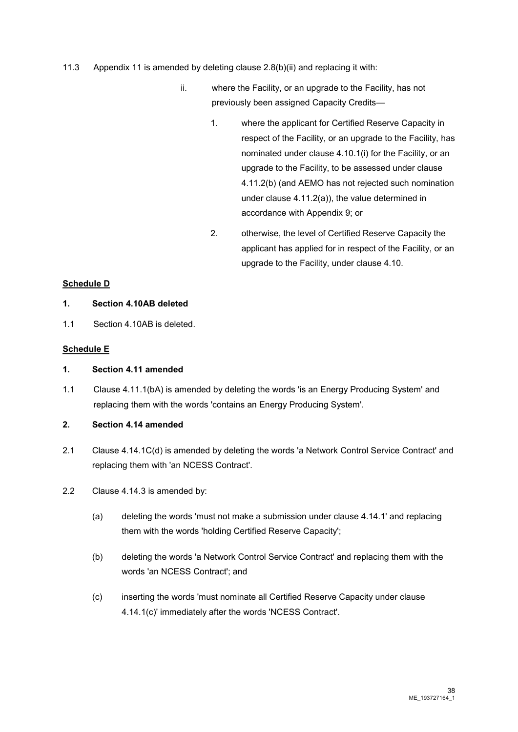11.3 Appendix 11 is amended by deleting clause 2.8(b)(ii) and replacing it with:

> ii. where the Facility, or an upgrade to the Facility, has not previously been assigned Capacity Credits—
>
> > 1. where the applicant for Certified Reserve Capacity in respect of the Facility, or an upgrade to the Facility, has nominated under clause 4.10.1(i) for the Facility, or an upgrade to the Facility, to be assessed under clause 4.11.2(b) (and AEMO has not rejected such nomination under clause 4.11.2(a)), the value determined in accordance with Appendix 9; or
> >
> > 2. otherwise, the level of Certified Reserve Capacity the applicant has applied for in respect of the Facility, or an upgrade to the Facility, under clause 4.10.

**Schedule D**

**1. Section 4.10AB deleted**

1.1 Section 4.10AB is deleted.

**Schedule E**

**1. Section 4.11 amended**

1.1 Clause 4.11.1(bA) is amended by deleting the words 'is an Energy Producing System' and replacing them with the words 'contains an Energy Producing System'.

**2. Section 4.14 amended**

2.1 Clause 4.14.1C(d) is amended by deleting the words 'a Network Control Service Contract' and replacing them with 'an NCESS Contract'.

2.2 Clause 4.14.3 is amended by:

(a) deleting the words 'must not make a submission under clause 4.14.1' and replacing them with the words 'holding Certified Reserve Capacity';

(b) deleting the words 'a Network Control Service Contract' and replacing them with the words 'an NCESS Contract'; and

(c) inserting the words 'must nominate all Certified Reserve Capacity under clause 4.14.1(c)' immediately after the words 'NCESS Contract'.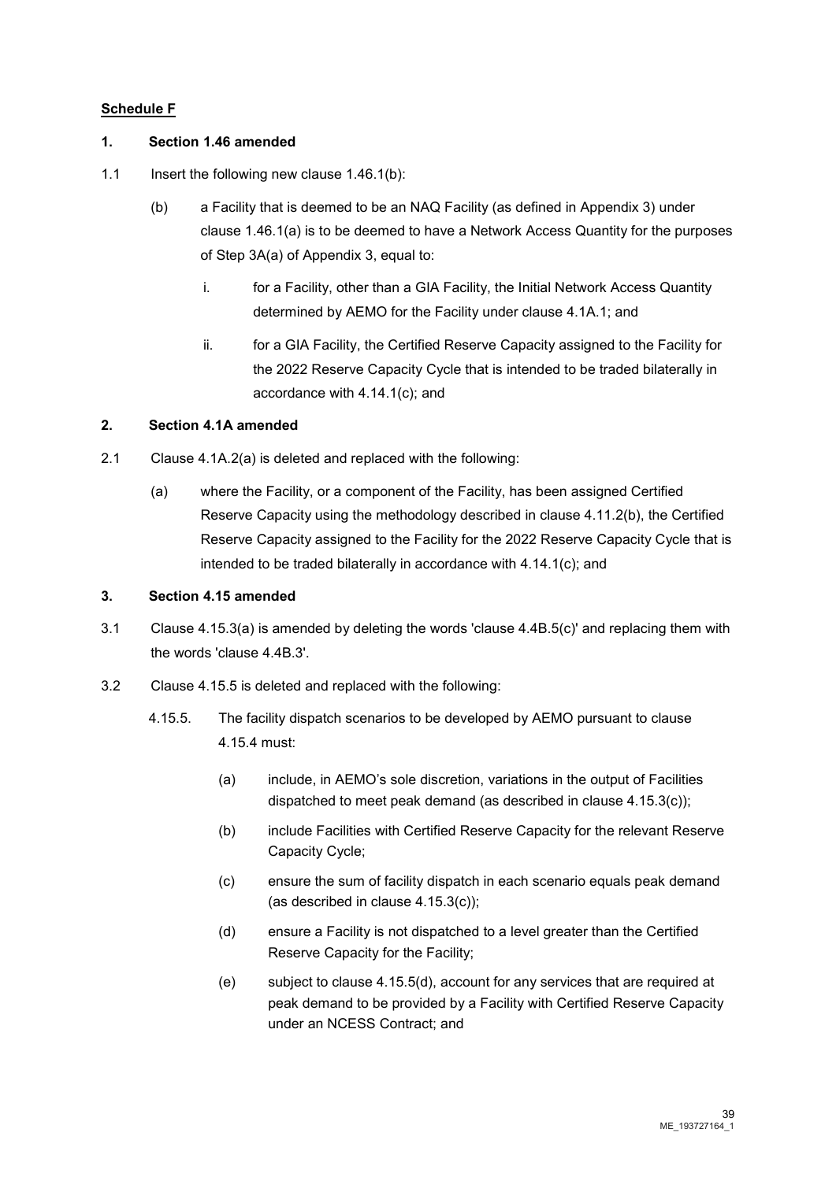**Schedule F**

**1. Section 1.46 amended**

1.1 Insert the following new clause 1.46.1(b):

(b) a Facility that is deemed to be an NAQ Facility (as defined in Appendix 3) under clause 1.46.1(a) is to be deemed to have a Network Access Quantity for the purposes of Step 3A(a) of Appendix 3, equal to:

i. for a Facility, other than a GIA Facility, the Initial Network Access Quantity determined by AEMO for the Facility under clause 4.1A.1; and

ii. for a GIA Facility, the Certified Reserve Capacity assigned to the Facility for the 2022 Reserve Capacity Cycle that is intended to be traded bilaterally in accordance with 4.14.1(c); and

**2. Section 4.1A amended**

2.1 Clause 4.1A.2(a) is deleted and replaced with the following:

(a) where the Facility, or a component of the Facility, has been assigned Certified Reserve Capacity using the methodology described in clause 4.11.2(b), the Certified Reserve Capacity assigned to the Facility for the 2022 Reserve Capacity Cycle that is intended to be traded bilaterally in accordance with 4.14.1(c); and

**3. Section 4.15 amended**

3.1 Clause 4.15.3(a) is amended by deleting the words 'clause 4.4B.5(c)' and replacing them with the words 'clause 4.4B.3'.

3.2 Clause 4.15.5 is deleted and replaced with the following:

4.15.5. The facility dispatch scenarios to be developed by AEMO pursuant to clause 4.15.4 must:

(a) include, in AEMO's sole discretion, variations in the output of Facilities dispatched to meet peak demand (as described in clause 4.15.3(c));

(b) include Facilities with Certified Reserve Capacity for the relevant Reserve Capacity Cycle;

(c) ensure the sum of facility dispatch in each scenario equals peak demand (as described in clause 4.15.3(c));

(d) ensure a Facility is not dispatched to a level greater than the Certified Reserve Capacity for the Facility;

(e) subject to clause 4.15.5(d), account for any services that are required at peak demand to be provided by a Facility with Certified Reserve Capacity under an NCESS Contract; and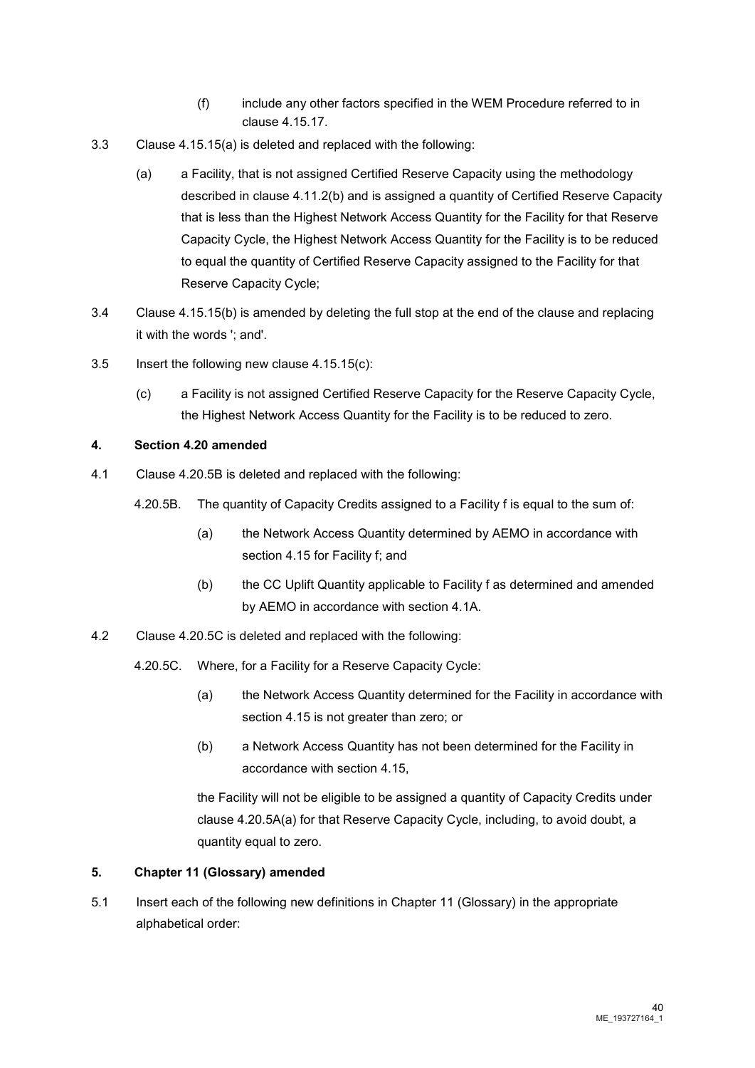(f) include any other factors specified in the WEM Procedure referred to in clause 4.15.17.

3.3 Clause 4.15.15(a) is deleted and replaced with the following:

(a) a Facility, that is not assigned Certified Reserve Capacity using the methodology described in clause 4.11.2(b) and is assigned a quantity of Certified Reserve Capacity that is less than the Highest Network Access Quantity for the Facility for that Reserve Capacity Cycle, the Highest Network Access Quantity for the Facility is to be reduced to equal the quantity of Certified Reserve Capacity assigned to the Facility for that Reserve Capacity Cycle;

3.4 Clause 4.15.15(b) is amended by deleting the full stop at the end of the clause and replacing it with the words '; and'.

3.5 Insert the following new clause 4.15.15(c):

(c) a Facility is not assigned Certified Reserve Capacity for the Reserve Capacity Cycle, the Highest Network Access Quantity for the Facility is to be reduced to zero.

**4. Section 4.20 amended**

4.1 Clause 4.20.5B is deleted and replaced with the following:

4.20.5B. The quantity of Capacity Credits assigned to a Facility f is equal to the sum of:

(a) the Network Access Quantity determined by AEMO in accordance with section 4.15 for Facility f; and

(b) the CC Uplift Quantity applicable to Facility f as determined and amended by AEMO in accordance with section 4.1A.

4.2 Clause 4.20.5C is deleted and replaced with the following:

4.20.5C. Where, for a Facility for a Reserve Capacity Cycle:

(a) the Network Access Quantity determined for the Facility in accordance with section 4.15 is not greater than zero; or

(b) a Network Access Quantity has not been determined for the Facility in accordance with section 4.15,

the Facility will not be eligible to be assigned a quantity of Capacity Credits under clause 4.20.5A(a) for that Reserve Capacity Cycle, including, to avoid doubt, a quantity equal to zero.

**5. Chapter 11 (Glossary) amended**

5.1 Insert each of the following new definitions in Chapter 11 (Glossary) in the appropriate alphabetical order: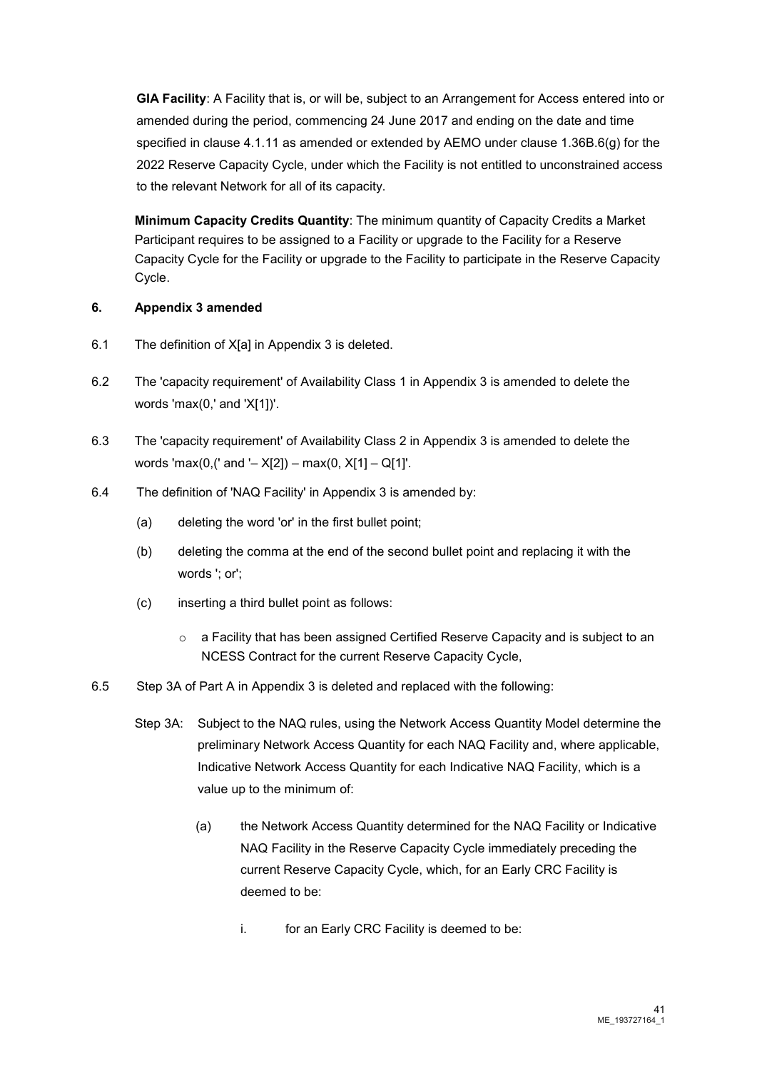**GIA Facility**: A Facility that is, or will be, subject to an Arrangement for Access entered into or amended during the period, commencing 24 June 2017 and ending on the date and time specified in clause 4.1.11 as amended or extended by AEMO under clause 1.36B.6(g) for the 2022 Reserve Capacity Cycle, under which the Facility is not entitled to unconstrained access to the relevant Network for all of its capacity.

**Minimum Capacity Credits Quantity**: The minimum quantity of Capacity Credits a Market Participant requires to be assigned to a Facility or upgrade to the Facility for a Reserve Capacity Cycle for the Facility or upgrade to the Facility to participate in the Reserve Capacity Cycle.

## 6. Appendix 3 amended

6.1 The definition of X[a] in Appendix 3 is deleted.

6.2 The 'capacity requirement' of Availability Class 1 in Appendix 3 is amended to delete the words 'max(0,' and 'X[1])'.

6.3 The 'capacity requirement' of Availability Class 2 in Appendix 3 is amended to delete the words 'max(0,(' and '– X[2]) – max(0, X[1] – Q[1]'.

6.4 The definition of 'NAQ Facility' in Appendix 3 is amended by:

(a) deleting the word 'or' in the first bullet point;

(b) deleting the comma at the end of the second bullet point and replacing it with the words '; or';

(c) inserting a third bullet point as follows:

- a Facility that has been assigned Certified Reserve Capacity and is subject to an NCESS Contract for the current Reserve Capacity Cycle,

6.5 Step 3A of Part A in Appendix 3 is deleted and replaced with the following:

Step 3A: Subject to the NAQ rules, using the Network Access Quantity Model determine the preliminary Network Access Quantity for each NAQ Facility and, where applicable, Indicative Network Access Quantity for each Indicative NAQ Facility, which is a value up to the minimum of:

(a) the Network Access Quantity determined for the NAQ Facility or Indicative NAQ Facility in the Reserve Capacity Cycle immediately preceding the current Reserve Capacity Cycle, which, for an Early CRC Facility is deemed to be:

i. for an Early CRC Facility is deemed to be: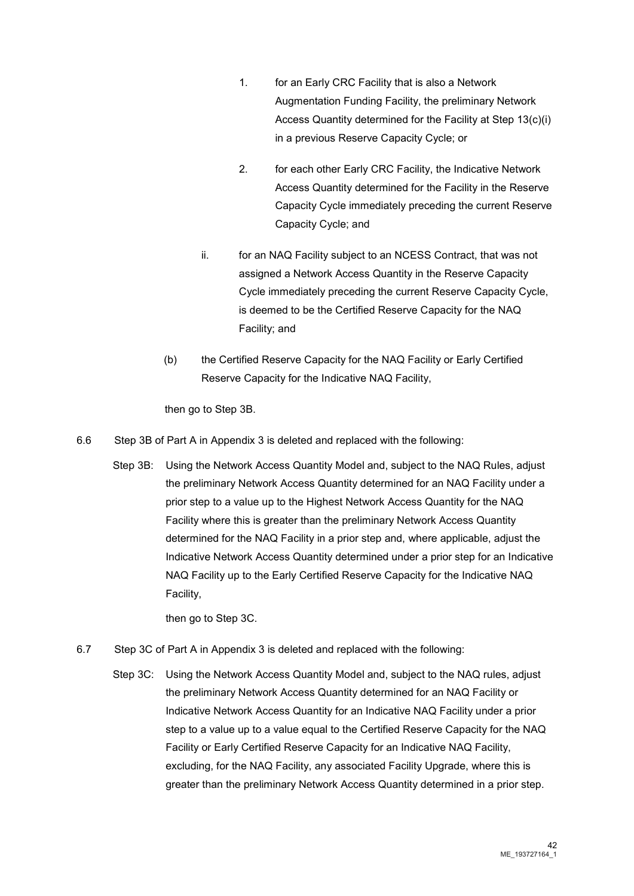1. for an Early CRC Facility that is also a Network Augmentation Funding Facility, the preliminary Network Access Quantity determined for the Facility at Step 13(c)(i) in a previous Reserve Capacity Cycle; or

2. for each other Early CRC Facility, the Indicative Network Access Quantity determined for the Facility in the Reserve Capacity Cycle immediately preceding the current Reserve Capacity Cycle; and

ii. for an NAQ Facility subject to an NCESS Contract, that was not assigned a Network Access Quantity in the Reserve Capacity Cycle immediately preceding the current Reserve Capacity Cycle, is deemed to be the Certified Reserve Capacity for the NAQ Facility; and

(b) the Certified Reserve Capacity for the NAQ Facility or Early Certified Reserve Capacity for the Indicative NAQ Facility,

then go to Step 3B.

6.6 Step 3B of Part A in Appendix 3 is deleted and replaced with the following:

Step 3B: Using the Network Access Quantity Model and, subject to the NAQ Rules, adjust the preliminary Network Access Quantity determined for an NAQ Facility under a prior step to a value up to the Highest Network Access Quantity for the NAQ Facility where this is greater than the preliminary Network Access Quantity determined for the NAQ Facility in a prior step and, where applicable, adjust the Indicative Network Access Quantity determined under a prior step for an Indicative NAQ Facility up to the Early Certified Reserve Capacity for the Indicative NAQ Facility,

then go to Step 3C.

6.7 Step 3C of Part A in Appendix 3 is deleted and replaced with the following:

Step 3C: Using the Network Access Quantity Model and, subject to the NAQ rules, adjust the preliminary Network Access Quantity determined for an NAQ Facility or Indicative Network Access Quantity for an Indicative NAQ Facility under a prior step to a value up to a value equal to the Certified Reserve Capacity for the NAQ Facility or Early Certified Reserve Capacity for an Indicative NAQ Facility, excluding, for the NAQ Facility, any associated Facility Upgrade, where this is greater than the preliminary Network Access Quantity determined in a prior step.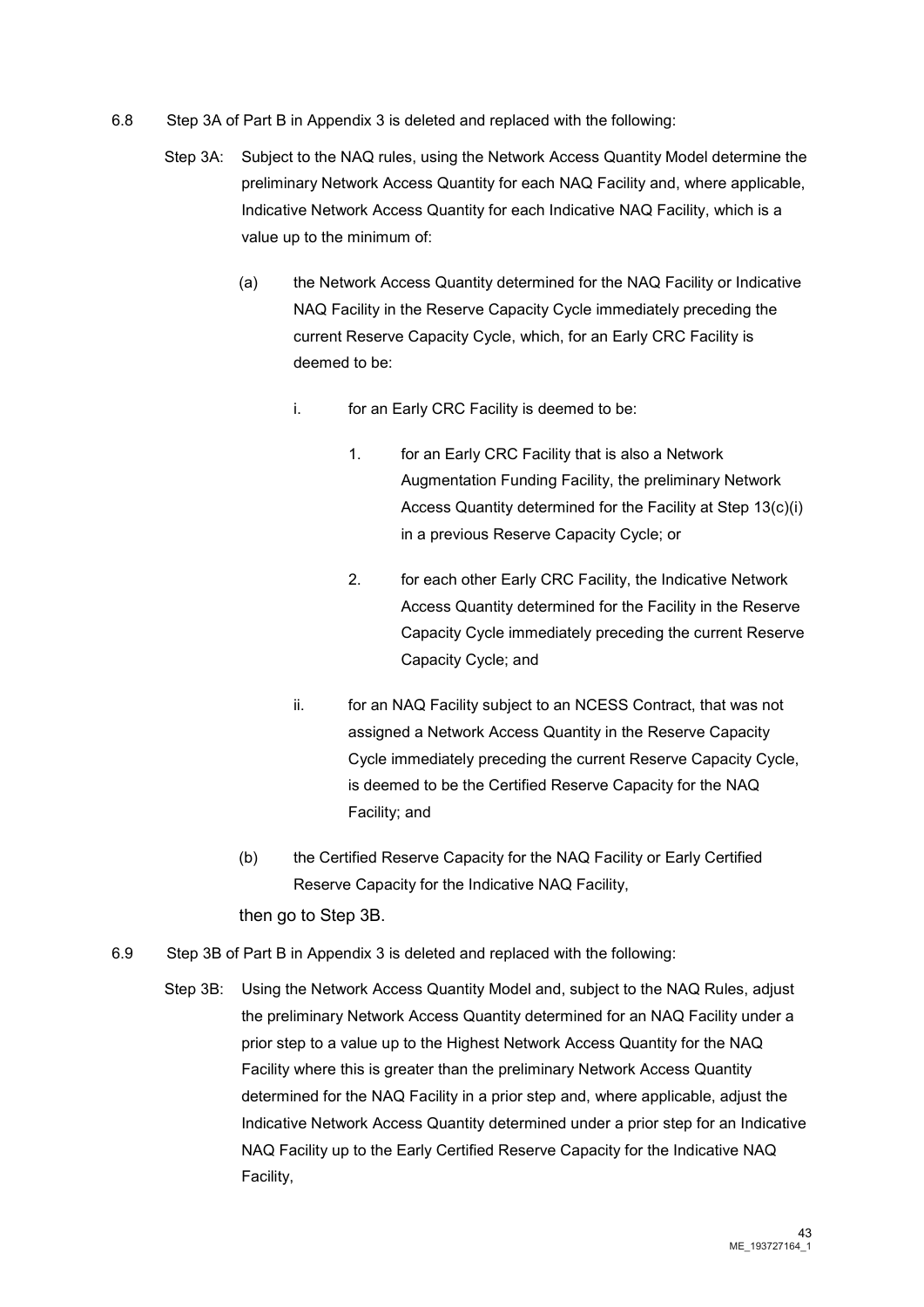6.8 Step 3A of Part B in Appendix 3 is deleted and replaced with the following:

Step 3A: Subject to the NAQ rules, using the Network Access Quantity Model determine the preliminary Network Access Quantity for each NAQ Facility and, where applicable, Indicative Network Access Quantity for each Indicative NAQ Facility, which is a value up to the minimum of:

(a) the Network Access Quantity determined for the NAQ Facility or Indicative NAQ Facility in the Reserve Capacity Cycle immediately preceding the current Reserve Capacity Cycle, which, for an Early CRC Facility is deemed to be:

i. for an Early CRC Facility is deemed to be:

1. for an Early CRC Facility that is also a Network Augmentation Funding Facility, the preliminary Network Access Quantity determined for the Facility at Step 13(c)(i) in a previous Reserve Capacity Cycle; or

2. for each other Early CRC Facility, the Indicative Network Access Quantity determined for the Facility in the Reserve Capacity Cycle immediately preceding the current Reserve Capacity Cycle; and

ii. for an NAQ Facility subject to an NCESS Contract, that was not assigned a Network Access Quantity in the Reserve Capacity Cycle immediately preceding the current Reserve Capacity Cycle, is deemed to be the Certified Reserve Capacity for the NAQ Facility; and

(b) the Certified Reserve Capacity for the NAQ Facility or Early Certified Reserve Capacity for the Indicative NAQ Facility,

then go to Step 3B.

6.9 Step 3B of Part B in Appendix 3 is deleted and replaced with the following:

Step 3B: Using the Network Access Quantity Model and, subject to the NAQ Rules, adjust the preliminary Network Access Quantity determined for an NAQ Facility under a prior step to a value up to the Highest Network Access Quantity for the NAQ Facility where this is greater than the preliminary Network Access Quantity determined for the NAQ Facility in a prior step and, where applicable, adjust the Indicative Network Access Quantity determined under a prior step for an Indicative NAQ Facility up to the Early Certified Reserve Capacity for the Indicative NAQ Facility,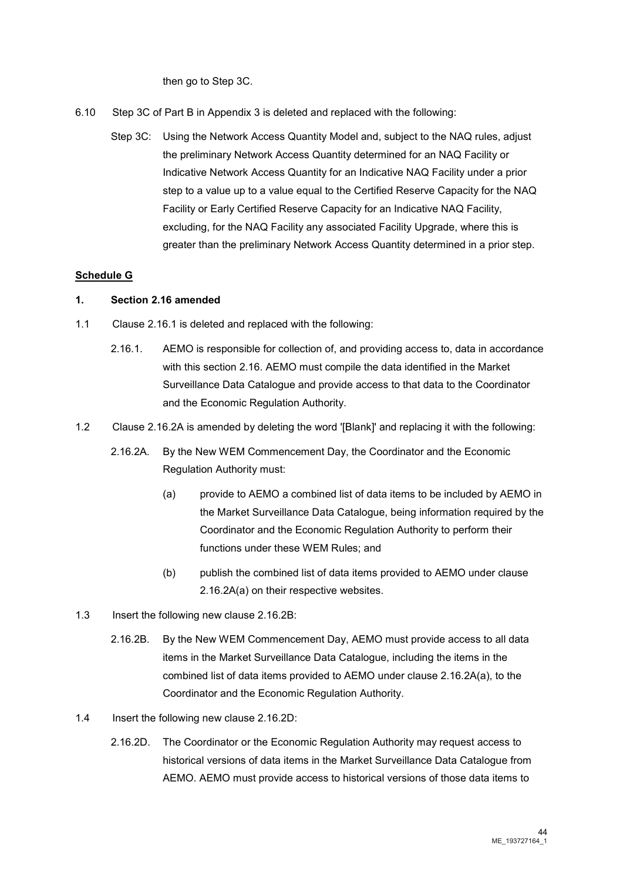then go to Step 3C.

6.10 Step 3C of Part B in Appendix 3 is deleted and replaced with the following:

Step 3C: Using the Network Access Quantity Model and, subject to the NAQ rules, adjust the preliminary Network Access Quantity determined for an NAQ Facility or Indicative Network Access Quantity for an Indicative NAQ Facility under a prior step to a value up to a value equal to the Certified Reserve Capacity for the NAQ Facility or Early Certified Reserve Capacity for an Indicative NAQ Facility, excluding, for the NAQ Facility any associated Facility Upgrade, where this is greater than the preliminary Network Access Quantity determined in a prior step.

**Schedule G**

**1. Section 2.16 amended**

1.1 Clause 2.16.1 is deleted and replaced with the following:

2.16.1. AEMO is responsible for collection of, and providing access to, data in accordance with this section 2.16. AEMO must compile the data identified in the Market Surveillance Data Catalogue and provide access to that data to the Coordinator and the Economic Regulation Authority.

1.2 Clause 2.16.2A is amended by deleting the word '[Blank]' and replacing it with the following:

2.16.2A. By the New WEM Commencement Day, the Coordinator and the Economic Regulation Authority must:

(a) provide to AEMO a combined list of data items to be included by AEMO in the Market Surveillance Data Catalogue, being information required by the Coordinator and the Economic Regulation Authority to perform their functions under these WEM Rules; and

(b) publish the combined list of data items provided to AEMO under clause 2.16.2A(a) on their respective websites.

1.3 Insert the following new clause 2.16.2B:

2.16.2B. By the New WEM Commencement Day, AEMO must provide access to all data items in the Market Surveillance Data Catalogue, including the items in the combined list of data items provided to AEMO under clause 2.16.2A(a), to the Coordinator and the Economic Regulation Authority.

1.4 Insert the following new clause 2.16.2D:

2.16.2D. The Coordinator or the Economic Regulation Authority may request access to historical versions of data items in the Market Surveillance Data Catalogue from AEMO. AEMO must provide access to historical versions of those data items to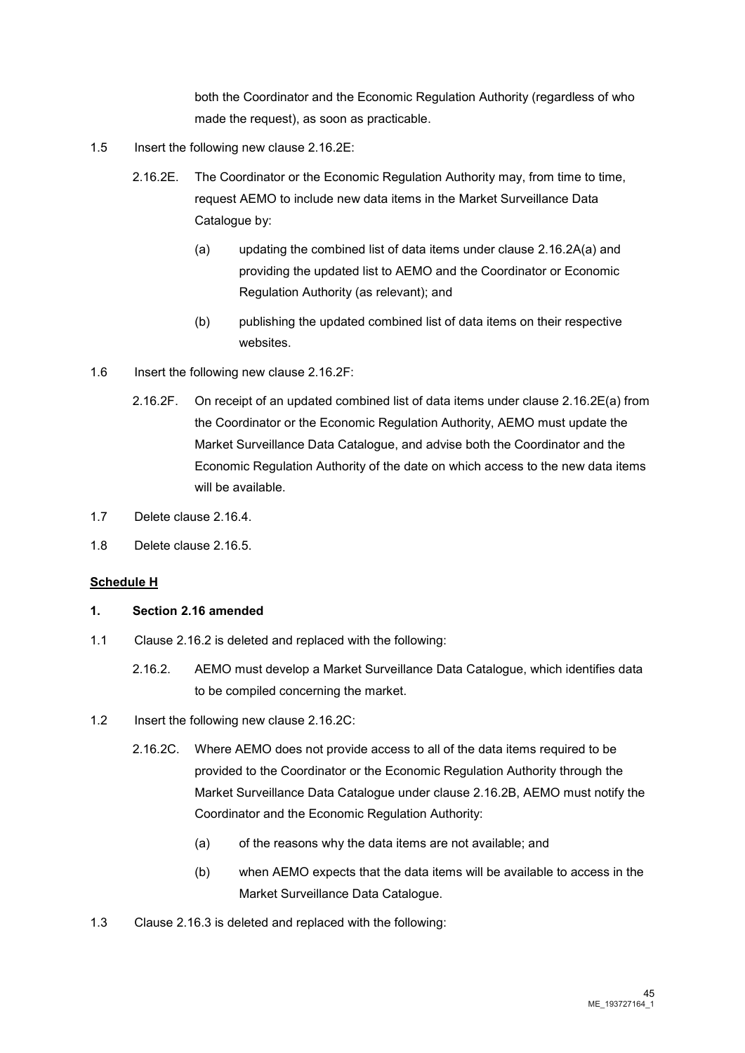both the Coordinator and the Economic Regulation Authority (regardless of who made the request), as soon as practicable.

1.5 Insert the following new clause 2.16.2E:

> 2.16.2E. The Coordinator or the Economic Regulation Authority may, from time to time, request AEMO to include new data items in the Market Surveillance Data Catalogue by:
>
> (a) updating the combined list of data items under clause 2.16.2A(a) and providing the updated list to AEMO and the Coordinator or Economic Regulation Authority (as relevant); and
>
> (b) publishing the updated combined list of data items on their respective websites.

1.6 Insert the following new clause 2.16.2F:

> 2.16.2F. On receipt of an updated combined list of data items under clause 2.16.2E(a) from the Coordinator or the Economic Regulation Authority, AEMO must update the Market Surveillance Data Catalogue, and advise both the Coordinator and the Economic Regulation Authority of the date on which access to the new data items will be available.

1.7 Delete clause 2.16.4.

1.8 Delete clause 2.16.5.

**Schedule H**

**1. Section 2.16 amended**

1.1 Clause 2.16.2 is deleted and replaced with the following:

> 2.16.2. AEMO must develop a Market Surveillance Data Catalogue, which identifies data to be compiled concerning the market.

1.2 Insert the following new clause 2.16.2C:

> 2.16.2C. Where AEMO does not provide access to all of the data items required to be provided to the Coordinator or the Economic Regulation Authority through the Market Surveillance Data Catalogue under clause 2.16.2B, AEMO must notify the Coordinator and the Economic Regulation Authority:
>
> (a) of the reasons why the data items are not available; and
>
> (b) when AEMO expects that the data items will be available to access in the Market Surveillance Data Catalogue.

1.3 Clause 2.16.3 is deleted and replaced with the following: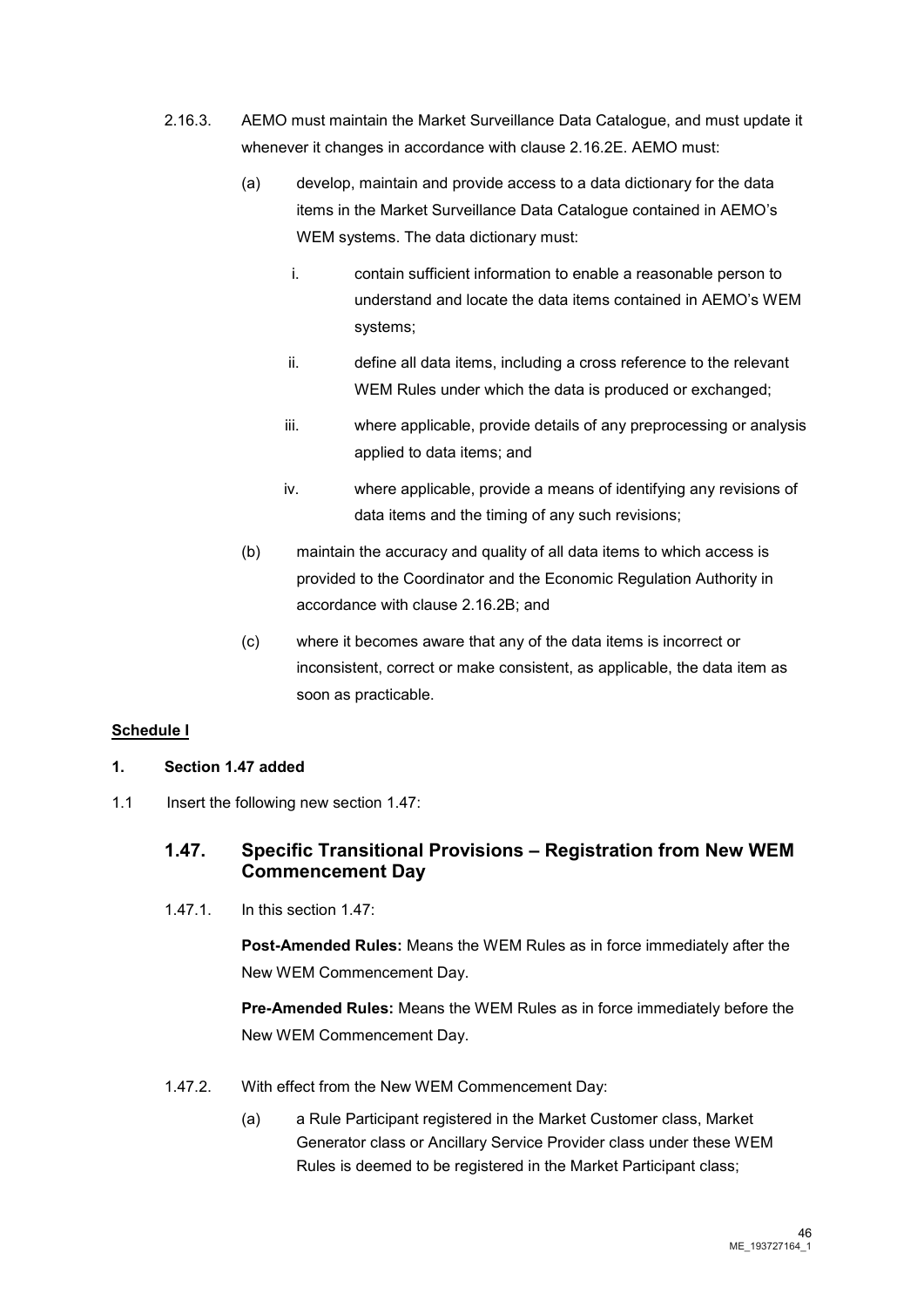2.16.3. AEMO must maintain the Market Surveillance Data Catalogue, and must update it whenever it changes in accordance with clause 2.16.2E. AEMO must:

(a) develop, maintain and provide access to a data dictionary for the data items in the Market Surveillance Data Catalogue contained in AEMO's WEM systems. The data dictionary must:

i. contain sufficient information to enable a reasonable person to understand and locate the data items contained in AEMO's WEM systems;

ii. define all data items, including a cross reference to the relevant WEM Rules under which the data is produced or exchanged;

iii. where applicable, provide details of any preprocessing or analysis applied to data items; and

iv. where applicable, provide a means of identifying any revisions of data items and the timing of any such revisions;

(b) maintain the accuracy and quality of all data items to which access is provided to the Coordinator and the Economic Regulation Authority in accordance with clause 2.16.2B; and

(c) where it becomes aware that any of the data items is incorrect or inconsistent, correct or make consistent, as applicable, the data item as soon as practicable.

**Schedule I**

**1. Section 1.47 added**

1.1 Insert the following new section 1.47:

## 1.47. Specific Transitional Provisions – Registration from New WEM Commencement Day

1.47.1. In this section 1.47:

**Post-Amended Rules:** Means the WEM Rules as in force immediately after the New WEM Commencement Day.

**Pre-Amended Rules:** Means the WEM Rules as in force immediately before the New WEM Commencement Day.

1.47.2. With effect from the New WEM Commencement Day:

(a) a Rule Participant registered in the Market Customer class, Market Generator class or Ancillary Service Provider class under these WEM Rules is deemed to be registered in the Market Participant class;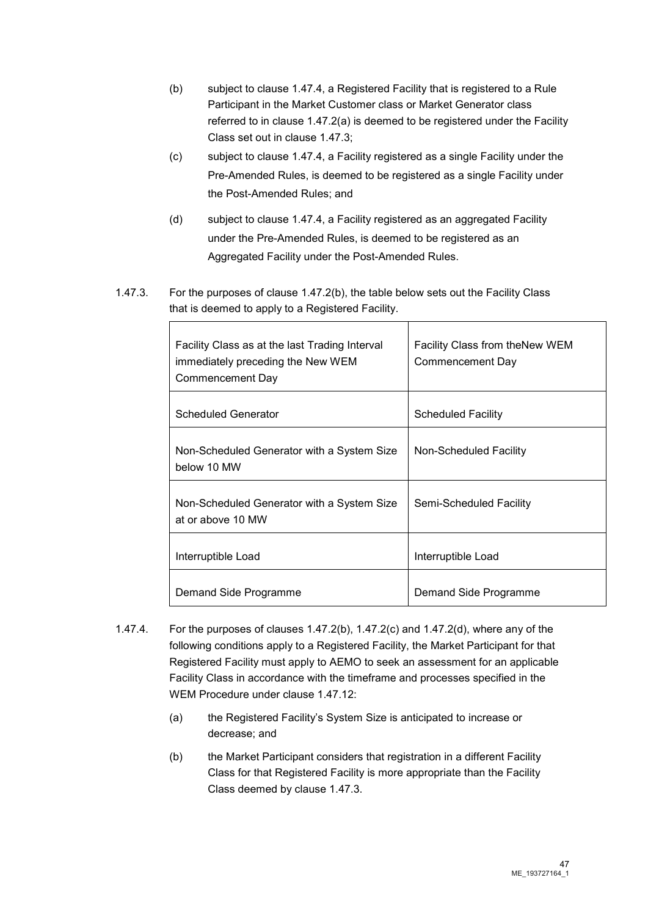(b) subject to clause 1.47.4, a Registered Facility that is registered to a Rule Participant in the Market Customer class or Market Generator class referred to in clause 1.47.2(a) is deemed to be registered under the Facility Class set out in clause 1.47.3;

(c) subject to clause 1.47.4, a Facility registered as a single Facility under the Pre-Amended Rules, is deemed to be registered as a single Facility under the Post-Amended Rules; and

(d) subject to clause 1.47.4, a Facility registered as an aggregated Facility under the Pre-Amended Rules, is deemed to be registered as an Aggregated Facility under the Post-Amended Rules.

1.47.3. For the purposes of clause 1.47.2(b), the table below sets out the Facility Class that is deemed to apply to a Registered Facility.

| Facility Class as at the last Trading Interval immediately preceding the New WEM Commencement Day | Facility Class from theNew WEM Commencement Day |
|---|---|
| Scheduled Generator | Scheduled Facility |
| Non-Scheduled Generator with a System Size below 10 MW | Non-Scheduled Facility |
| Non-Scheduled Generator with a System Size at or above 10 MW | Semi-Scheduled Facility |
| Interruptible Load | Interruptible Load |
| Demand Side Programme | Demand Side Programme |

1.47.4. For the purposes of clauses 1.47.2(b), 1.47.2(c) and 1.47.2(d), where any of the following conditions apply to a Registered Facility, the Market Participant for that Registered Facility must apply to AEMO to seek an assessment for an applicable Facility Class in accordance with the timeframe and processes specified in the WEM Procedure under clause 1.47.12:

(a) the Registered Facility's System Size is anticipated to increase or decrease; and

(b) the Market Participant considers that registration in a different Facility Class for that Registered Facility is more appropriate than the Facility Class deemed by clause 1.47.3.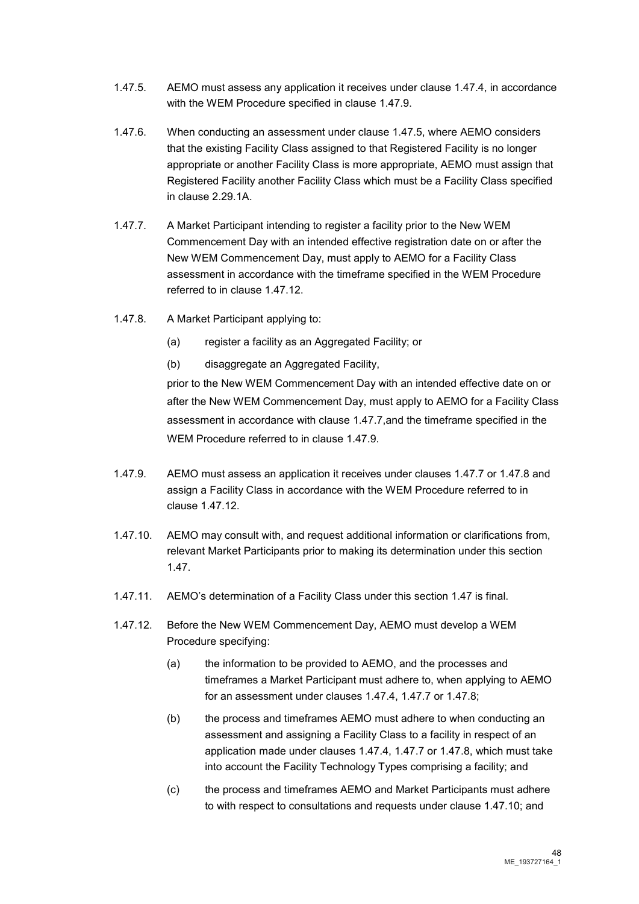1.47.5. AEMO must assess any application it receives under clause 1.47.4, in accordance with the WEM Procedure specified in clause 1.47.9.

1.47.6. When conducting an assessment under clause 1.47.5, where AEMO considers that the existing Facility Class assigned to that Registered Facility is no longer appropriate or another Facility Class is more appropriate, AEMO must assign that Registered Facility another Facility Class which must be a Facility Class specified in clause 2.29.1A.

1.47.7. A Market Participant intending to register a facility prior to the New WEM Commencement Day with an intended effective registration date on or after the New WEM Commencement Day, must apply to AEMO for a Facility Class assessment in accordance with the timeframe specified in the WEM Procedure referred to in clause 1.47.12.

1.47.8. A Market Participant applying to:

(a) register a facility as an Aggregated Facility; or

(b) disaggregate an Aggregated Facility,

prior to the New WEM Commencement Day with an intended effective date on or after the New WEM Commencement Day, must apply to AEMO for a Facility Class assessment in accordance with clause 1.47.7,and the timeframe specified in the WEM Procedure referred to in clause 1.47.9.

1.47.9. AEMO must assess an application it receives under clauses 1.47.7 or 1.47.8 and assign a Facility Class in accordance with the WEM Procedure referred to in clause 1.47.12.

1.47.10. AEMO may consult with, and request additional information or clarifications from, relevant Market Participants prior to making its determination under this section 1.47.

1.47.11. AEMO's determination of a Facility Class under this section 1.47 is final.

1.47.12. Before the New WEM Commencement Day, AEMO must develop a WEM Procedure specifying:

(a) the information to be provided to AEMO, and the processes and timeframes a Market Participant must adhere to, when applying to AEMO for an assessment under clauses 1.47.4, 1.47.7 or 1.47.8;

(b) the process and timeframes AEMO must adhere to when conducting an assessment and assigning a Facility Class to a facility in respect of an application made under clauses 1.47.4, 1.47.7 or 1.47.8, which must take into account the Facility Technology Types comprising a facility; and

(c) the process and timeframes AEMO and Market Participants must adhere to with respect to consultations and requests under clause 1.47.10; and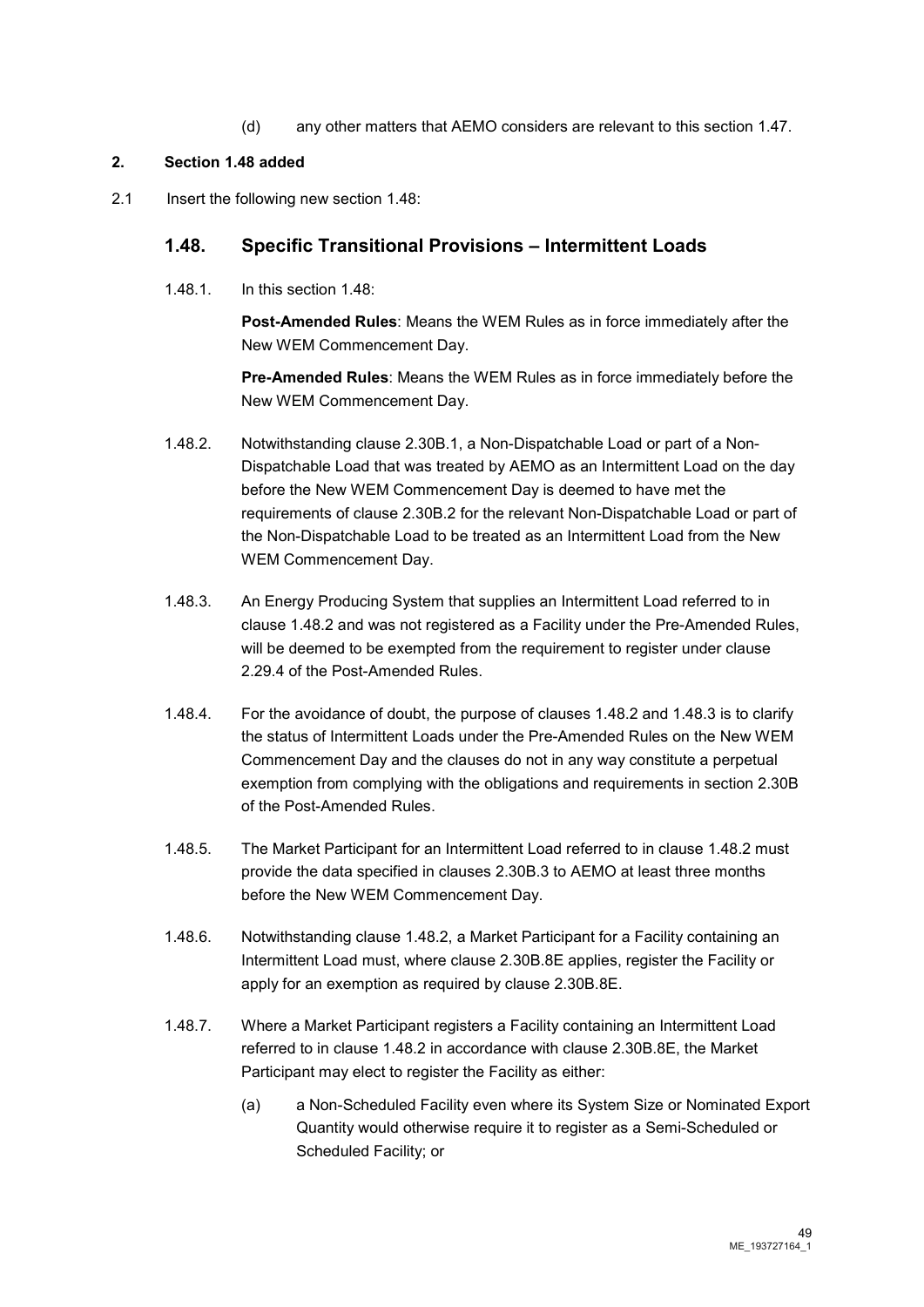(d) any other matters that AEMO considers are relevant to this section 1.47.

**2. Section 1.48 added**

2.1 Insert the following new section 1.48:

## 1.48. Specific Transitional Provisions – Intermittent Loads

1.48.1. In this section 1.48:

**Post-Amended Rules**: Means the WEM Rules as in force immediately after the New WEM Commencement Day.

**Pre-Amended Rules**: Means the WEM Rules as in force immediately before the New WEM Commencement Day.

1.48.2. Notwithstanding clause 2.30B.1, a Non-Dispatchable Load or part of a Non-Dispatchable Load that was treated by AEMO as an Intermittent Load on the day before the New WEM Commencement Day is deemed to have met the requirements of clause 2.30B.2 for the relevant Non-Dispatchable Load or part of the Non-Dispatchable Load to be treated as an Intermittent Load from the New WEM Commencement Day.

1.48.3. An Energy Producing System that supplies an Intermittent Load referred to in clause 1.48.2 and was not registered as a Facility under the Pre-Amended Rules, will be deemed to be exempted from the requirement to register under clause 2.29.4 of the Post-Amended Rules.

1.48.4. For the avoidance of doubt, the purpose of clauses 1.48.2 and 1.48.3 is to clarify the status of Intermittent Loads under the Pre-Amended Rules on the New WEM Commencement Day and the clauses do not in any way constitute a perpetual exemption from complying with the obligations and requirements in section 2.30B of the Post-Amended Rules.

1.48.5. The Market Participant for an Intermittent Load referred to in clause 1.48.2 must provide the data specified in clauses 2.30B.3 to AEMO at least three months before the New WEM Commencement Day.

1.48.6. Notwithstanding clause 1.48.2, a Market Participant for a Facility containing an Intermittent Load must, where clause 2.30B.8E applies, register the Facility or apply for an exemption as required by clause 2.30B.8E.

1.48.7. Where a Market Participant registers a Facility containing an Intermittent Load referred to in clause 1.48.2 in accordance with clause 2.30B.8E, the Market Participant may elect to register the Facility as either:

(a) a Non-Scheduled Facility even where its System Size or Nominated Export Quantity would otherwise require it to register as a Semi-Scheduled or Scheduled Facility; or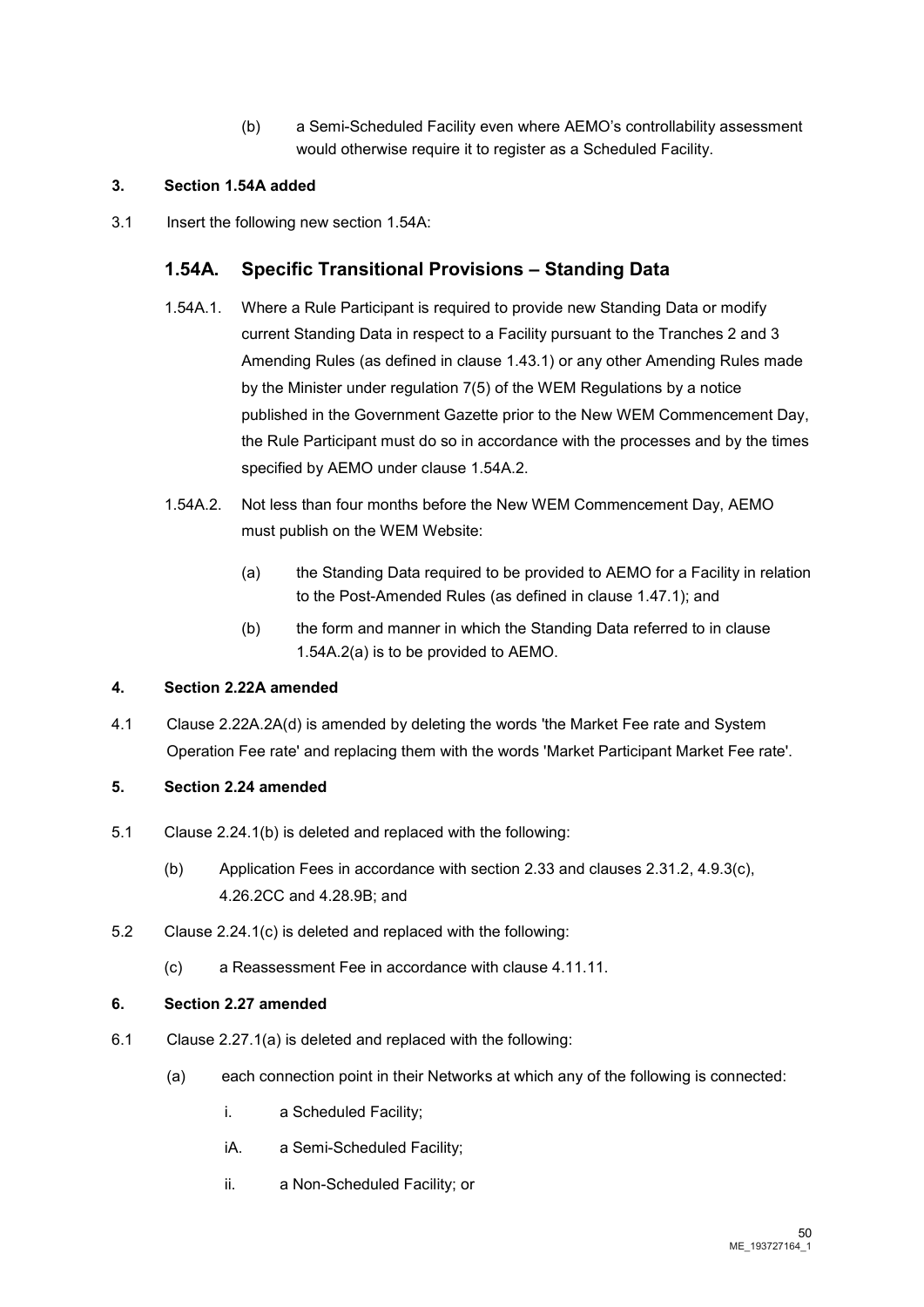(b) a Semi-Scheduled Facility even where AEMO's controllability assessment would otherwise require it to register as a Scheduled Facility.

**3. Section 1.54A added**

3.1 Insert the following new section 1.54A:

## 1.54A. Specific Transitional Provisions – Standing Data

1.54A.1. Where a Rule Participant is required to provide new Standing Data or modify current Standing Data in respect to a Facility pursuant to the Tranches 2 and 3 Amending Rules (as defined in clause 1.43.1) or any other Amending Rules made by the Minister under regulation 7(5) of the WEM Regulations by a notice published in the Government Gazette prior to the New WEM Commencement Day, the Rule Participant must do so in accordance with the processes and by the times specified by AEMO under clause 1.54A.2.

1.54A.2. Not less than four months before the New WEM Commencement Day, AEMO must publish on the WEM Website:

(a) the Standing Data required to be provided to AEMO for a Facility in relation to the Post-Amended Rules (as defined in clause 1.47.1); and

(b) the form and manner in which the Standing Data referred to in clause 1.54A.2(a) is to be provided to AEMO.

**4. Section 2.22A amended**

4.1 Clause 2.22A.2A(d) is amended by deleting the words 'the Market Fee rate and System Operation Fee rate' and replacing them with the words 'Market Participant Market Fee rate'.

**5. Section 2.24 amended**

5.1 Clause 2.24.1(b) is deleted and replaced with the following:

(b) Application Fees in accordance with section 2.33 and clauses 2.31.2, 4.9.3(c), 4.26.2CC and 4.28.9B; and

5.2 Clause 2.24.1(c) is deleted and replaced with the following:

(c) a Reassessment Fee in accordance with clause 4.11.11.

**6. Section 2.27 amended**

6.1 Clause 2.27.1(a) is deleted and replaced with the following:

(a) each connection point in their Networks at which any of the following is connected:

i. a Scheduled Facility;

iA. a Semi-Scheduled Facility;

ii. a Non-Scheduled Facility; or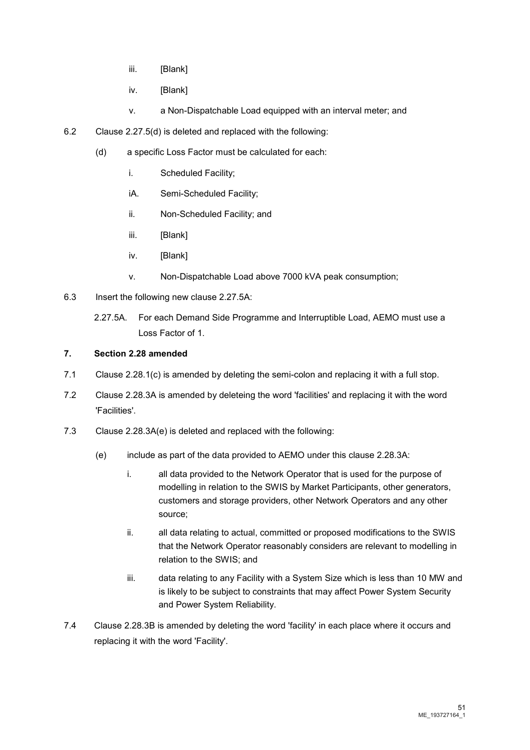iii. [Blank]

iv. [Blank]

v. a Non-Dispatchable Load equipped with an interval meter; and

6.2 Clause 2.27.5(d) is deleted and replaced with the following:

(d) a specific Loss Factor must be calculated for each:

i. Scheduled Facility;

iA. Semi-Scheduled Facility;

ii. Non-Scheduled Facility; and

iii. [Blank]

iv. [Blank]

v. Non-Dispatchable Load above 7000 kVA peak consumption;

6.3 Insert the following new clause 2.27.5A:

2.27.5A. For each Demand Side Programme and Interruptible Load, AEMO must use a Loss Factor of 1.

**7. Section 2.28 amended**

7.1 Clause 2.28.1(c) is amended by deleting the semi-colon and replacing it with a full stop.

7.2 Clause 2.28.3A is amended by deleteing the word 'facilities' and replacing it with the word 'Facilities'.

7.3 Clause 2.28.3A(e) is deleted and replaced with the following:

(e) include as part of the data provided to AEMO under this clause 2.28.3A:

i. all data provided to the Network Operator that is used for the purpose of modelling in relation to the SWIS by Market Participants, other generators, customers and storage providers, other Network Operators and any other source;

ii. all data relating to actual, committed or proposed modifications to the SWIS that the Network Operator reasonably considers are relevant to modelling in relation to the SWIS; and

iii. data relating to any Facility with a System Size which is less than 10 MW and is likely to be subject to constraints that may affect Power System Security and Power System Reliability.

7.4 Clause 2.28.3B is amended by deleting the word 'facility' in each place where it occurs and replacing it with the word 'Facility'.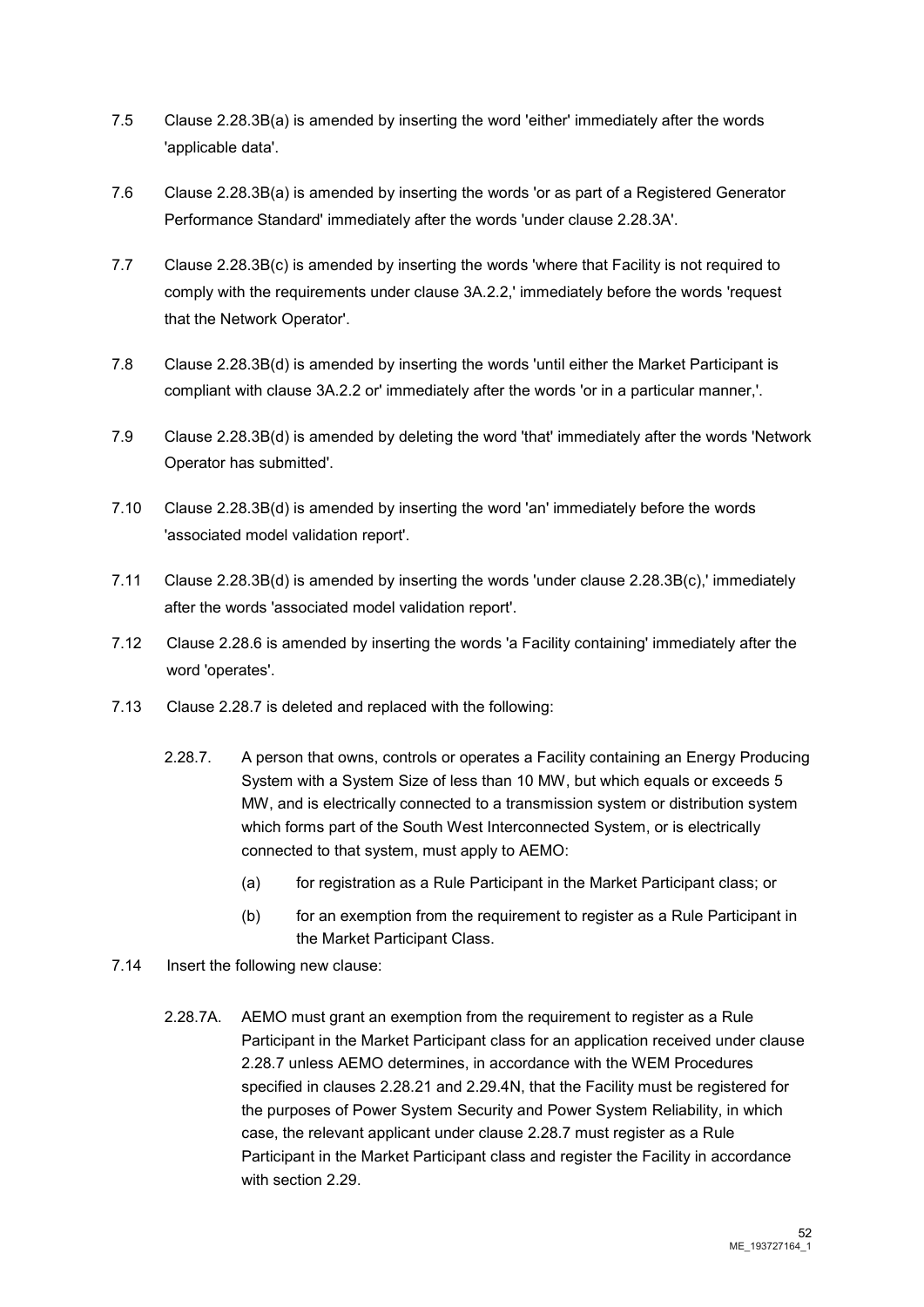7.5 Clause 2.28.3B(a) is amended by inserting the word 'either' immediately after the words 'applicable data'.

7.6 Clause 2.28.3B(a) is amended by inserting the words 'or as part of a Registered Generator Performance Standard' immediately after the words 'under clause 2.28.3A'.

7.7 Clause 2.28.3B(c) is amended by inserting the words 'where that Facility is not required to comply with the requirements under clause 3A.2.2,' immediately before the words 'request that the Network Operator'.

7.8 Clause 2.28.3B(d) is amended by inserting the words 'until either the Market Participant is compliant with clause 3A.2.2 or' immediately after the words 'or in a particular manner,'.

7.9 Clause 2.28.3B(d) is amended by deleting the word 'that' immediately after the words 'Network Operator has submitted'.

7.10 Clause 2.28.3B(d) is amended by inserting the word 'an' immediately before the words 'associated model validation report'.

7.11 Clause 2.28.3B(d) is amended by inserting the words 'under clause 2.28.3B(c),' immediately after the words 'associated model validation report'.

7.12 Clause 2.28.6 is amended by inserting the words 'a Facility containing' immediately after the word 'operates'.

7.13 Clause 2.28.7 is deleted and replaced with the following:

> 2.28.7. A person that owns, controls or operates a Facility containing an Energy Producing System with a System Size of less than 10 MW, but which equals or exceeds 5 MW, and is electrically connected to a transmission system or distribution system which forms part of the South West Interconnected System, or is electrically connected to that system, must apply to AEMO:
>
> (a) for registration as a Rule Participant in the Market Participant class; or
>
> (b) for an exemption from the requirement to register as a Rule Participant in the Market Participant Class.

7.14 Insert the following new clause:

> 2.28.7A. AEMO must grant an exemption from the requirement to register as a Rule Participant in the Market Participant class for an application received under clause 2.28.7 unless AEMO determines, in accordance with the WEM Procedures specified in clauses 2.28.21 and 2.29.4N, that the Facility must be registered for the purposes of Power System Security and Power System Reliability, in which case, the relevant applicant under clause 2.28.7 must register as a Rule Participant in the Market Participant class and register the Facility in accordance with section 2.29.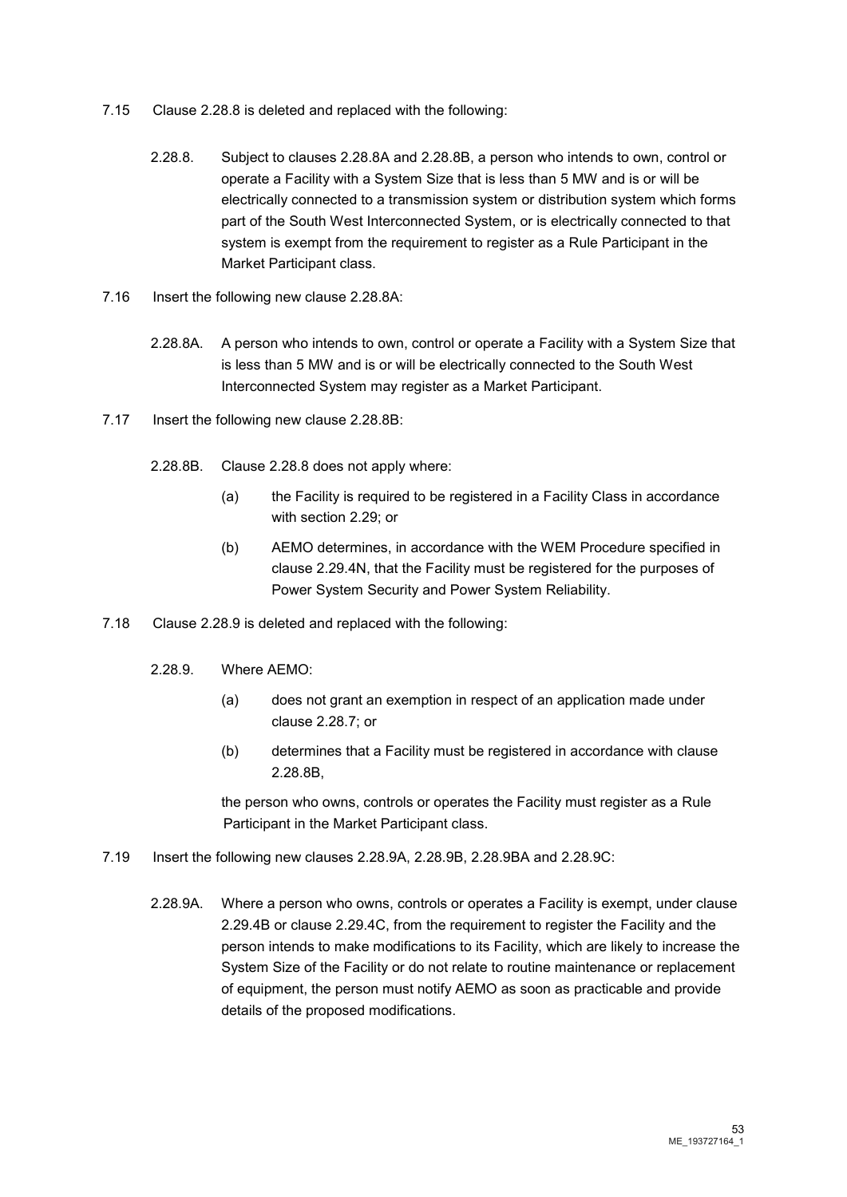7.15 Clause 2.28.8 is deleted and replaced with the following:

> 2.28.8. Subject to clauses 2.28.8A and 2.28.8B, a person who intends to own, control or operate a Facility with a System Size that is less than 5 MW and is or will be electrically connected to a transmission system or distribution system which forms part of the South West Interconnected System, or is electrically connected to that system is exempt from the requirement to register as a Rule Participant in the Market Participant class.

7.16 Insert the following new clause 2.28.8A:

> 2.28.8A. A person who intends to own, control or operate a Facility with a System Size that is less than 5 MW and is or will be electrically connected to the South West Interconnected System may register as a Market Participant.

7.17 Insert the following new clause 2.28.8B:

> 2.28.8B. Clause 2.28.8 does not apply where:
>
> (a) the Facility is required to be registered in a Facility Class in accordance with section 2.29; or
>
> (b) AEMO determines, in accordance with the WEM Procedure specified in clause 2.29.4N, that the Facility must be registered for the purposes of Power System Security and Power System Reliability.

7.18 Clause 2.28.9 is deleted and replaced with the following:

> 2.28.9. Where AEMO:
>
> (a) does not grant an exemption in respect of an application made under clause 2.28.7; or
>
> (b) determines that a Facility must be registered in accordance with clause 2.28.8B,
>
> the person who owns, controls or operates the Facility must register as a Rule Participant in the Market Participant class.

7.19 Insert the following new clauses 2.28.9A, 2.28.9B, 2.28.9BA and 2.28.9C:

> 2.28.9A. Where a person who owns, controls or operates a Facility is exempt, under clause 2.29.4B or clause 2.29.4C, from the requirement to register the Facility and the person intends to make modifications to its Facility, which are likely to increase the System Size of the Facility or do not relate to routine maintenance or replacement of equipment, the person must notify AEMO as soon as practicable and provide details of the proposed modifications.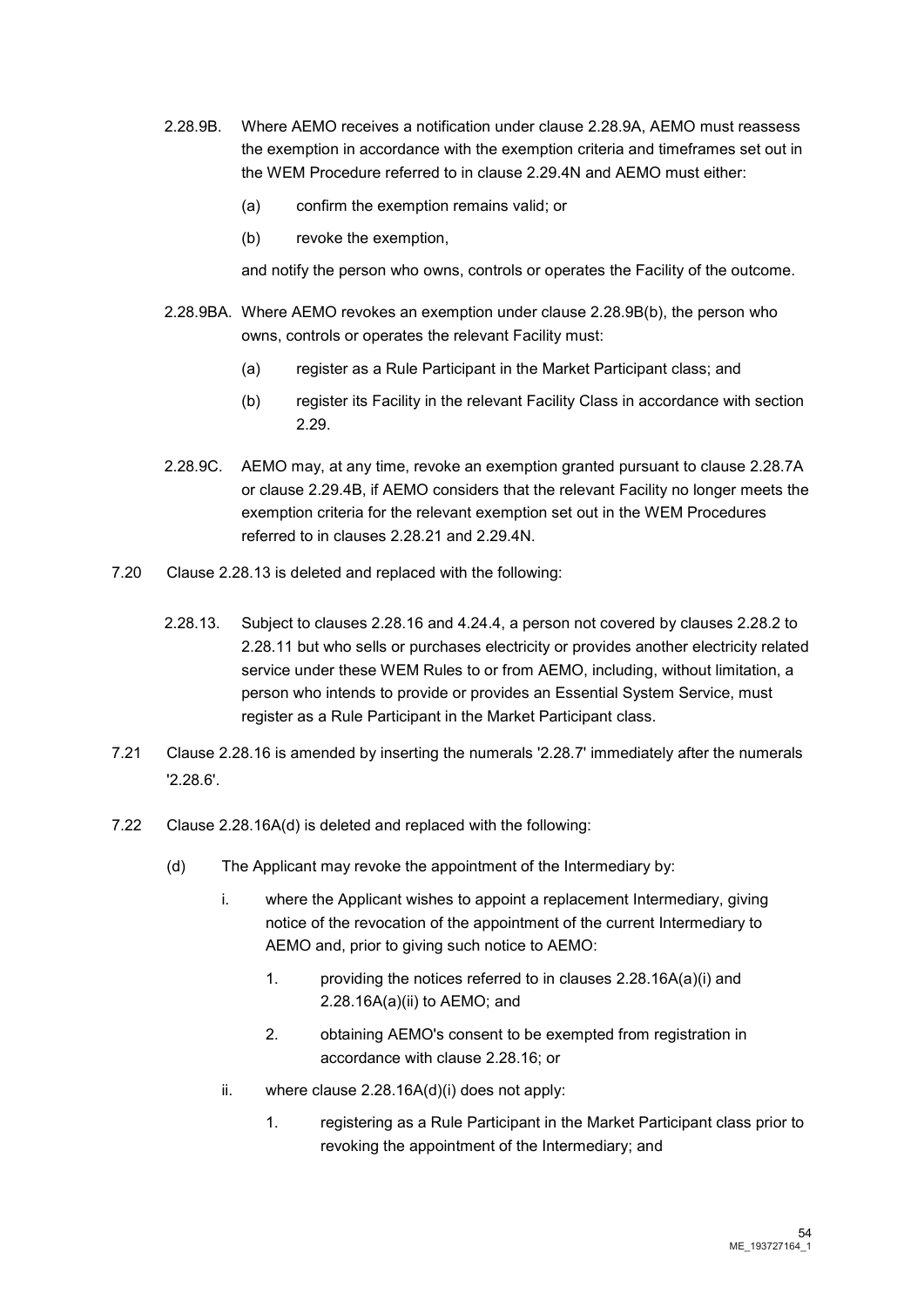2.28.9B. Where AEMO receives a notification under clause 2.28.9A, AEMO must reassess the exemption in accordance with the exemption criteria and timeframes set out in the WEM Procedure referred to in clause 2.29.4N and AEMO must either:

(a) confirm the exemption remains valid; or

(b) revoke the exemption,

and notify the person who owns, controls or operates the Facility of the outcome.

2.28.9BA. Where AEMO revokes an exemption under clause 2.28.9B(b), the person who owns, controls or operates the relevant Facility must:

(a) register as a Rule Participant in the Market Participant class; and

(b) register its Facility in the relevant Facility Class in accordance with section 2.29.

2.28.9C. AEMO may, at any time, revoke an exemption granted pursuant to clause 2.28.7A or clause 2.29.4B, if AEMO considers that the relevant Facility no longer meets the exemption criteria for the relevant exemption set out in the WEM Procedures referred to in clauses 2.28.21 and 2.29.4N.

7.20 Clause 2.28.13 is deleted and replaced with the following:

2.28.13. Subject to clauses 2.28.16 and 4.24.4, a person not covered by clauses 2.28.2 to 2.28.11 but who sells or purchases electricity or provides another electricity related service under these WEM Rules to or from AEMO, including, without limitation, a person who intends to provide or provides an Essential System Service, must register as a Rule Participant in the Market Participant class.

7.21 Clause 2.28.16 is amended by inserting the numerals '2.28.7' immediately after the numerals '2.28.6'.

7.22 Clause 2.28.16A(d) is deleted and replaced with the following:

(d) The Applicant may revoke the appointment of the Intermediary by:

i. where the Applicant wishes to appoint a replacement Intermediary, giving notice of the revocation of the appointment of the current Intermediary to AEMO and, prior to giving such notice to AEMO:

1. providing the notices referred to in clauses 2.28.16A(a)(i) and 2.28.16A(a)(ii) to AEMO; and

2. obtaining AEMO's consent to be exempted from registration in accordance with clause 2.28.16; or

ii. where clause 2.28.16A(d)(i) does not apply:

1. registering as a Rule Participant in the Market Participant class prior to revoking the appointment of the Intermediary; and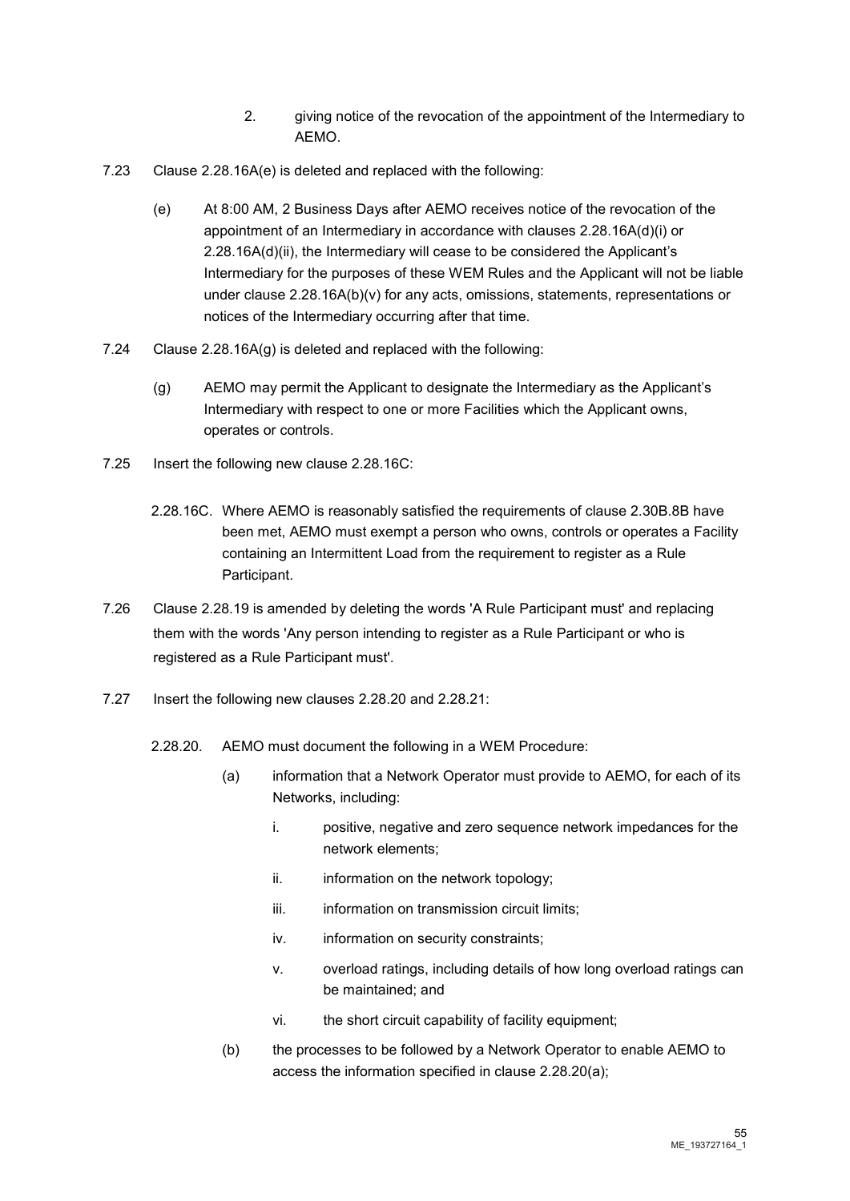2. giving notice of the revocation of the appointment of the Intermediary to AEMO.

7.23 Clause 2.28.16A(e) is deleted and replaced with the following:

(e) At 8:00 AM, 2 Business Days after AEMO receives notice of the revocation of the appointment of an Intermediary in accordance with clauses 2.28.16A(d)(i) or 2.28.16A(d)(ii), the Intermediary will cease to be considered the Applicant's Intermediary for the purposes of these WEM Rules and the Applicant will not be liable under clause 2.28.16A(b)(v) for any acts, omissions, statements, representations or notices of the Intermediary occurring after that time.

7.24 Clause 2.28.16A(g) is deleted and replaced with the following:

(g) AEMO may permit the Applicant to designate the Intermediary as the Applicant's Intermediary with respect to one or more Facilities which the Applicant owns, operates or controls.

7.25 Insert the following new clause 2.28.16C:

2.28.16C. Where AEMO is reasonably satisfied the requirements of clause 2.30B.8B have been met, AEMO must exempt a person who owns, controls or operates a Facility containing an Intermittent Load from the requirement to register as a Rule Participant.

7.26 Clause 2.28.19 is amended by deleting the words 'A Rule Participant must' and replacing them with the words 'Any person intending to register as a Rule Participant or who is registered as a Rule Participant must'.

7.27 Insert the following new clauses 2.28.20 and 2.28.21:

2.28.20. AEMO must document the following in a WEM Procedure:

(a) information that a Network Operator must provide to AEMO, for each of its Networks, including:

i. positive, negative and zero sequence network impedances for the network elements;

ii. information on the network topology;

iii. information on transmission circuit limits;

iv. information on security constraints;

v. overload ratings, including details of how long overload ratings can be maintained; and

vi. the short circuit capability of facility equipment;

(b) the processes to be followed by a Network Operator to enable AEMO to access the information specified in clause 2.28.20(a);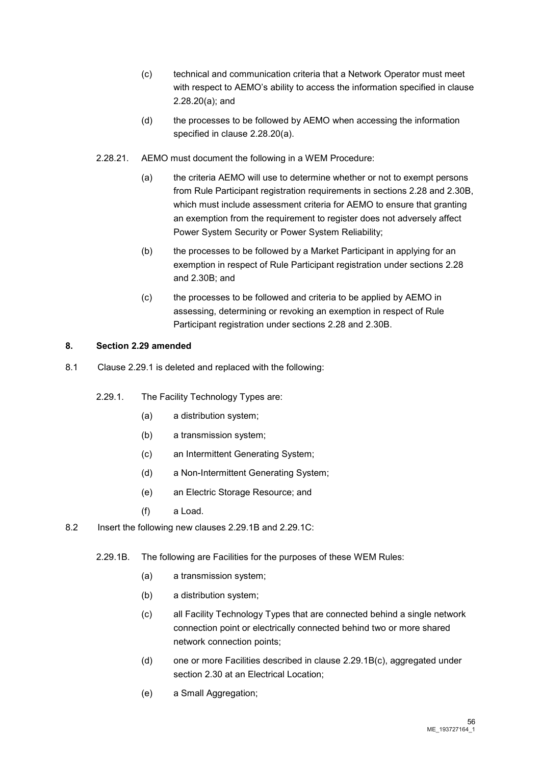(c) technical and communication criteria that a Network Operator must meet with respect to AEMO's ability to access the information specified in clause 2.28.20(a); and

(d) the processes to be followed by AEMO when accessing the information specified in clause 2.28.20(a).

2.28.21. AEMO must document the following in a WEM Procedure:

(a) the criteria AEMO will use to determine whether or not to exempt persons from Rule Participant registration requirements in sections 2.28 and 2.30B, which must include assessment criteria for AEMO to ensure that granting an exemption from the requirement to register does not adversely affect Power System Security or Power System Reliability;

(b) the processes to be followed by a Market Participant in applying for an exemption in respect of Rule Participant registration under sections 2.28 and 2.30B; and

(c) the processes to be followed and criteria to be applied by AEMO in assessing, determining or revoking an exemption in respect of Rule Participant registration under sections 2.28 and 2.30B.

**8. Section 2.29 amended**

8.1 Clause 2.29.1 is deleted and replaced with the following:

2.29.1. The Facility Technology Types are:

(a) a distribution system;

(b) a transmission system;

(c) an Intermittent Generating System;

(d) a Non-Intermittent Generating System;

(e) an Electric Storage Resource; and

(f) a Load.

8.2 Insert the following new clauses 2.29.1B and 2.29.1C:

2.29.1B. The following are Facilities for the purposes of these WEM Rules:

(a) a transmission system;

(b) a distribution system;

(c) all Facility Technology Types that are connected behind a single network connection point or electrically connected behind two or more shared network connection points;

(d) one or more Facilities described in clause 2.29.1B(c), aggregated under section 2.30 at an Electrical Location;

(e) a Small Aggregation;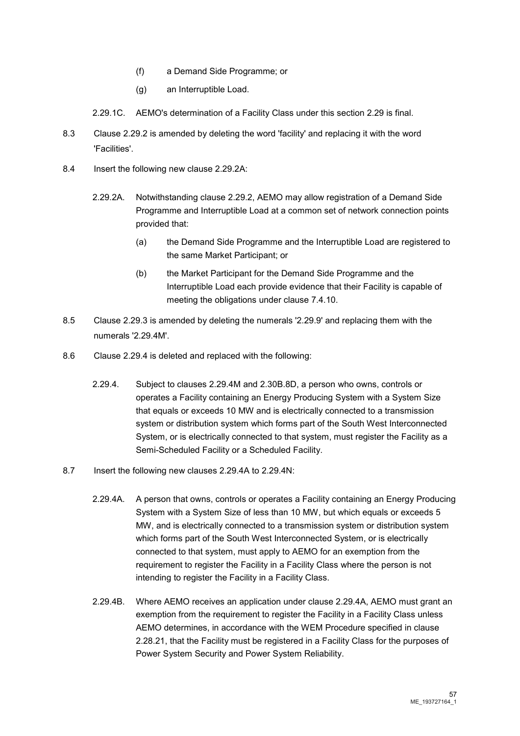(f) a Demand Side Programme; or

(g) an Interruptible Load.

2.29.1C. AEMO's determination of a Facility Class under this section 2.29 is final.

8.3 Clause 2.29.2 is amended by deleting the word 'facility' and replacing it with the word 'Facilities'.

8.4 Insert the following new clause 2.29.2A:

2.29.2A. Notwithstanding clause 2.29.2, AEMO may allow registration of a Demand Side Programme and Interruptible Load at a common set of network connection points provided that:

(a) the Demand Side Programme and the Interruptible Load are registered to the same Market Participant; or

(b) the Market Participant for the Demand Side Programme and the Interruptible Load each provide evidence that their Facility is capable of meeting the obligations under clause 7.4.10.

8.5 Clause 2.29.3 is amended by deleting the numerals '2.29.9' and replacing them with the numerals '2.29.4M'.

8.6 Clause 2.29.4 is deleted and replaced with the following:

2.29.4. Subject to clauses 2.29.4M and 2.30B.8D, a person who owns, controls or operates a Facility containing an Energy Producing System with a System Size that equals or exceeds 10 MW and is electrically connected to a transmission system or distribution system which forms part of the South West Interconnected System, or is electrically connected to that system, must register the Facility as a Semi-Scheduled Facility or a Scheduled Facility.

8.7 Insert the following new clauses 2.29.4A to 2.29.4N:

2.29.4A. A person that owns, controls or operates a Facility containing an Energy Producing System with a System Size of less than 10 MW, but which equals or exceeds 5 MW, and is electrically connected to a transmission system or distribution system which forms part of the South West Interconnected System, or is electrically connected to that system, must apply to AEMO for an exemption from the requirement to register the Facility in a Facility Class where the person is not intending to register the Facility in a Facility Class.

2.29.4B. Where AEMO receives an application under clause 2.29.4A, AEMO must grant an exemption from the requirement to register the Facility in a Facility Class unless AEMO determines, in accordance with the WEM Procedure specified in clause 2.28.21, that the Facility must be registered in a Facility Class for the purposes of Power System Security and Power System Reliability.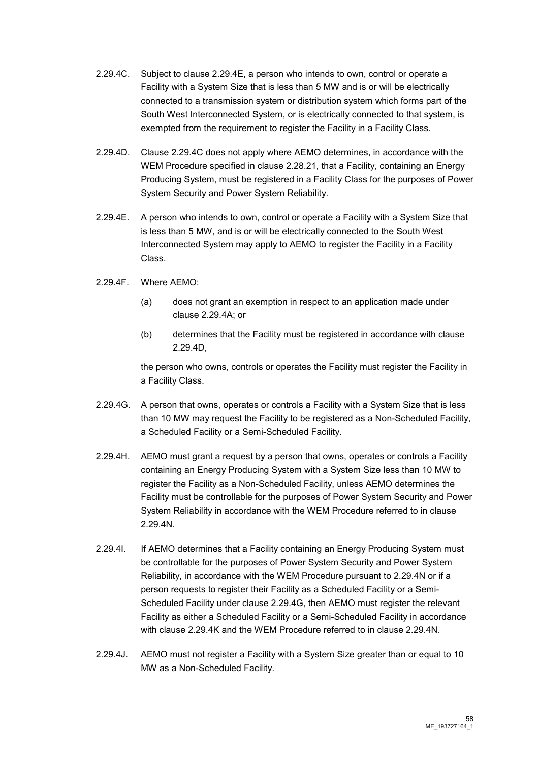2.29.4C. Subject to clause 2.29.4E, a person who intends to own, control or operate a Facility with a System Size that is less than 5 MW and is or will be electrically connected to a transmission system or distribution system which forms part of the South West Interconnected System, or is electrically connected to that system, is exempted from the requirement to register the Facility in a Facility Class.

2.29.4D. Clause 2.29.4C does not apply where AEMO determines, in accordance with the WEM Procedure specified in clause 2.28.21, that a Facility, containing an Energy Producing System, must be registered in a Facility Class for the purposes of Power System Security and Power System Reliability.

2.29.4E. A person who intends to own, control or operate a Facility with a System Size that is less than 5 MW, and is or will be electrically connected to the South West Interconnected System may apply to AEMO to register the Facility in a Facility Class.

2.29.4F. Where AEMO:

(a) does not grant an exemption in respect to an application made under clause 2.29.4A; or

(b) determines that the Facility must be registered in accordance with clause 2.29.4D,

the person who owns, controls or operates the Facility must register the Facility in a Facility Class.

2.29.4G. A person that owns, operates or controls a Facility with a System Size that is less than 10 MW may request the Facility to be registered as a Non-Scheduled Facility, a Scheduled Facility or a Semi-Scheduled Facility.

2.29.4H. AEMO must grant a request by a person that owns, operates or controls a Facility containing an Energy Producing System with a System Size less than 10 MW to register the Facility as a Non-Scheduled Facility, unless AEMO determines the Facility must be controllable for the purposes of Power System Security and Power System Reliability in accordance with the WEM Procedure referred to in clause 2.29.4N.

2.29.4I. If AEMO determines that a Facility containing an Energy Producing System must be controllable for the purposes of Power System Security and Power System Reliability, in accordance with the WEM Procedure pursuant to 2.29.4N or if a person requests to register their Facility as a Scheduled Facility or a Semi-Scheduled Facility under clause 2.29.4G, then AEMO must register the relevant Facility as either a Scheduled Facility or a Semi-Scheduled Facility in accordance with clause 2.29.4K and the WEM Procedure referred to in clause 2.29.4N.

2.29.4J. AEMO must not register a Facility with a System Size greater than or equal to 10 MW as a Non-Scheduled Facility.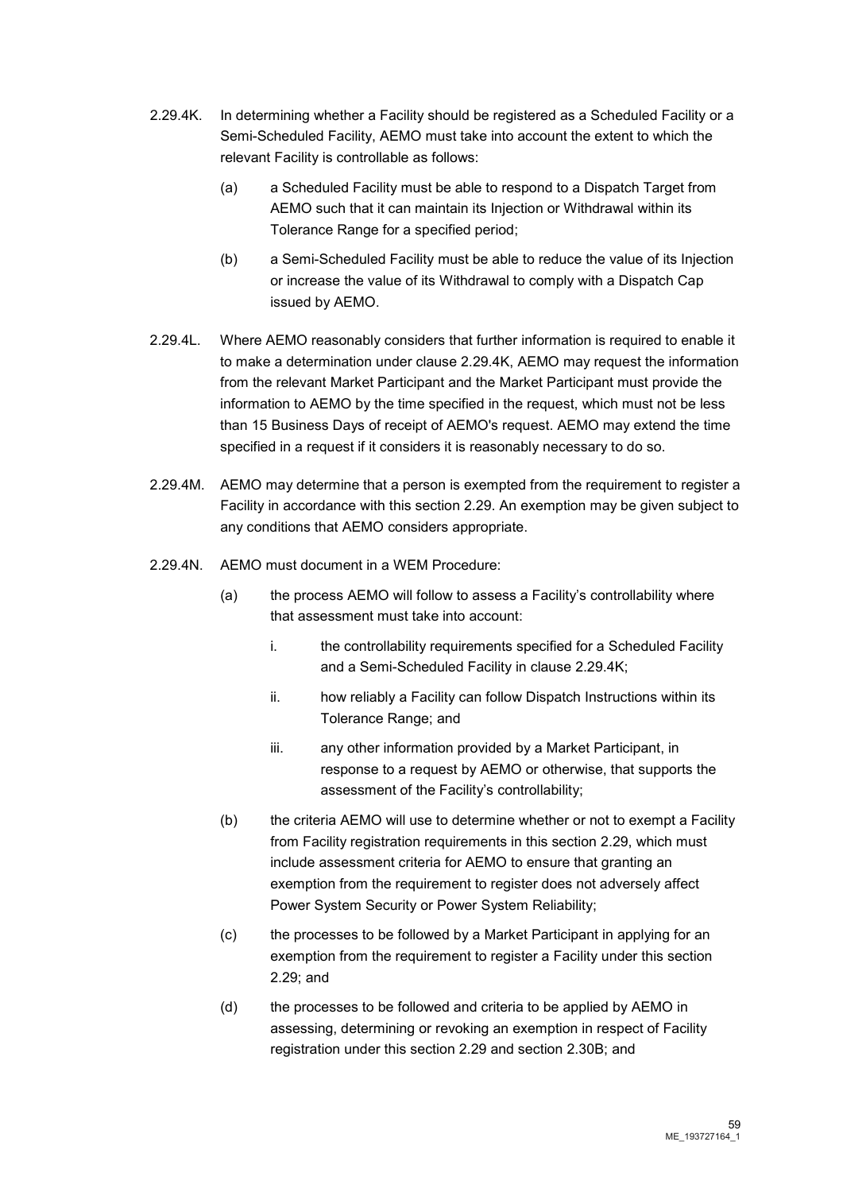2.29.4K. In determining whether a Facility should be registered as a Scheduled Facility or a Semi-Scheduled Facility, AEMO must take into account the extent to which the relevant Facility is controllable as follows:

(a) a Scheduled Facility must be able to respond to a Dispatch Target from AEMO such that it can maintain its Injection or Withdrawal within its Tolerance Range for a specified period;

(b) a Semi-Scheduled Facility must be able to reduce the value of its Injection or increase the value of its Withdrawal to comply with a Dispatch Cap issued by AEMO.

2.29.4L. Where AEMO reasonably considers that further information is required to enable it to make a determination under clause 2.29.4K, AEMO may request the information from the relevant Market Participant and the Market Participant must provide the information to AEMO by the time specified in the request, which must not be less than 15 Business Days of receipt of AEMO's request. AEMO may extend the time specified in a request if it considers it is reasonably necessary to do so.

2.29.4M. AEMO may determine that a person is exempted from the requirement to register a Facility in accordance with this section 2.29. An exemption may be given subject to any conditions that AEMO considers appropriate.

2.29.4N. AEMO must document in a WEM Procedure:

(a) the process AEMO will follow to assess a Facility's controllability where that assessment must take into account:

i. the controllability requirements specified for a Scheduled Facility and a Semi-Scheduled Facility in clause 2.29.4K;

ii. how reliably a Facility can follow Dispatch Instructions within its Tolerance Range; and

iii. any other information provided by a Market Participant, in response to a request by AEMO or otherwise, that supports the assessment of the Facility's controllability;

(b) the criteria AEMO will use to determine whether or not to exempt a Facility from Facility registration requirements in this section 2.29, which must include assessment criteria for AEMO to ensure that granting an exemption from the requirement to register does not adversely affect Power System Security or Power System Reliability;

(c) the processes to be followed by a Market Participant in applying for an exemption from the requirement to register a Facility under this section 2.29; and

(d) the processes to be followed and criteria to be applied by AEMO in assessing, determining or revoking an exemption in respect of Facility registration under this section 2.29 and section 2.30B; and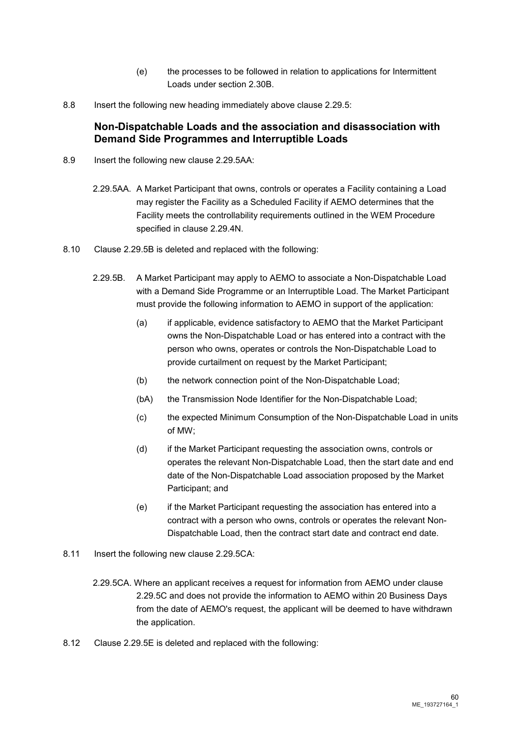(e) the processes to be followed in relation to applications for Intermittent Loads under section 2.30B.

8.8 Insert the following new heading immediately above clause 2.29.5:

### Non-Dispatchable Loads and the association and disassociation with Demand Side Programmes and Interruptible Loads

8.9 Insert the following new clause 2.29.5AA:

2.29.5AA. A Market Participant that owns, controls or operates a Facility containing a Load may register the Facility as a Scheduled Facility if AEMO determines that the Facility meets the controllability requirements outlined in the WEM Procedure specified in clause 2.29.4N.

8.10 Clause 2.29.5B is deleted and replaced with the following:

2.29.5B. A Market Participant may apply to AEMO to associate a Non-Dispatchable Load with a Demand Side Programme or an Interruptible Load. The Market Participant must provide the following information to AEMO in support of the application:

(a) if applicable, evidence satisfactory to AEMO that the Market Participant owns the Non-Dispatchable Load or has entered into a contract with the person who owns, operates or controls the Non-Dispatchable Load to provide curtailment on request by the Market Participant;

(b) the network connection point of the Non-Dispatchable Load;

(bA) the Transmission Node Identifier for the Non-Dispatchable Load;

(c) the expected Minimum Consumption of the Non-Dispatchable Load in units of MW;

(d) if the Market Participant requesting the association owns, controls or operates the relevant Non-Dispatchable Load, then the start date and end date of the Non-Dispatchable Load association proposed by the Market Participant; and

(e) if the Market Participant requesting the association has entered into a contract with a person who owns, controls or operates the relevant Non-Dispatchable Load, then the contract start date and contract end date.

8.11 Insert the following new clause 2.29.5CA:

2.29.5CA. Where an applicant receives a request for information from AEMO under clause 2.29.5C and does not provide the information to AEMO within 20 Business Days from the date of AEMO's request, the applicant will be deemed to have withdrawn the application.

8.12 Clause 2.29.5E is deleted and replaced with the following: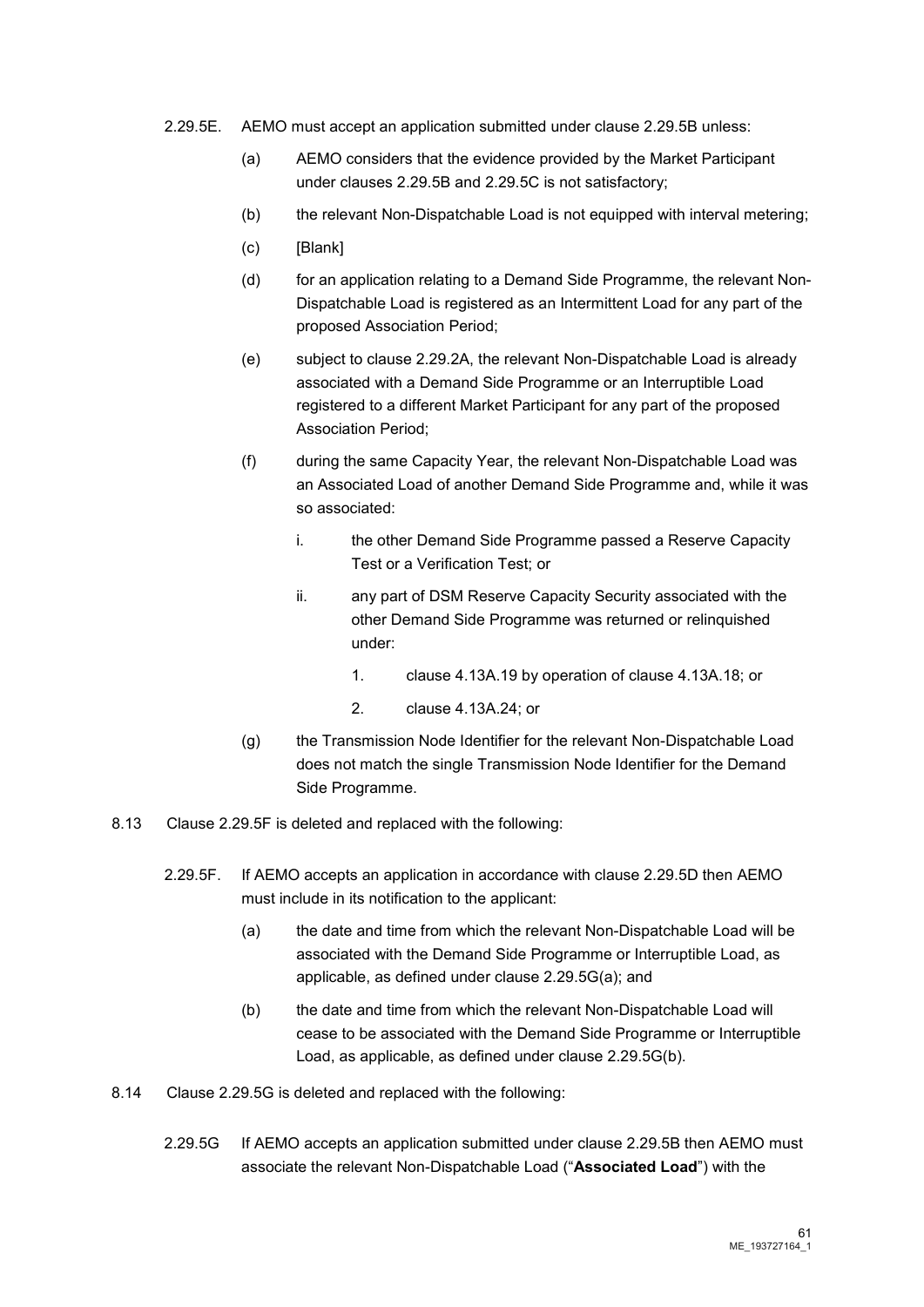2.29.5E. AEMO must accept an application submitted under clause 2.29.5B unless:

(a) AEMO considers that the evidence provided by the Market Participant under clauses 2.29.5B and 2.29.5C is not satisfactory;

(b) the relevant Non-Dispatchable Load is not equipped with interval metering;

(c) [Blank]

(d) for an application relating to a Demand Side Programme, the relevant Non-Dispatchable Load is registered as an Intermittent Load for any part of the proposed Association Period;

(e) subject to clause 2.29.2A, the relevant Non-Dispatchable Load is already associated with a Demand Side Programme or an Interruptible Load registered to a different Market Participant for any part of the proposed Association Period;

(f) during the same Capacity Year, the relevant Non-Dispatchable Load was an Associated Load of another Demand Side Programme and, while it was so associated:

i. the other Demand Side Programme passed a Reserve Capacity Test or a Verification Test; or

ii. any part of DSM Reserve Capacity Security associated with the other Demand Side Programme was returned or relinquished under:

1. clause 4.13A.19 by operation of clause 4.13A.18; or

2. clause 4.13A.24; or

(g) the Transmission Node Identifier for the relevant Non-Dispatchable Load does not match the single Transmission Node Identifier for the Demand Side Programme.

8.13 Clause 2.29.5F is deleted and replaced with the following:

2.29.5F. If AEMO accepts an application in accordance with clause 2.29.5D then AEMO must include in its notification to the applicant:

(a) the date and time from which the relevant Non-Dispatchable Load will be associated with the Demand Side Programme or Interruptible Load, as applicable, as defined under clause 2.29.5G(a); and

(b) the date and time from which the relevant Non-Dispatchable Load will cease to be associated with the Demand Side Programme or Interruptible Load, as applicable, as defined under clause 2.29.5G(b).

8.14 Clause 2.29.5G is deleted and replaced with the following:

2.29.5G If AEMO accepts an application submitted under clause 2.29.5B then AEMO must associate the relevant Non-Dispatchable Load ("**Associated Load**") with the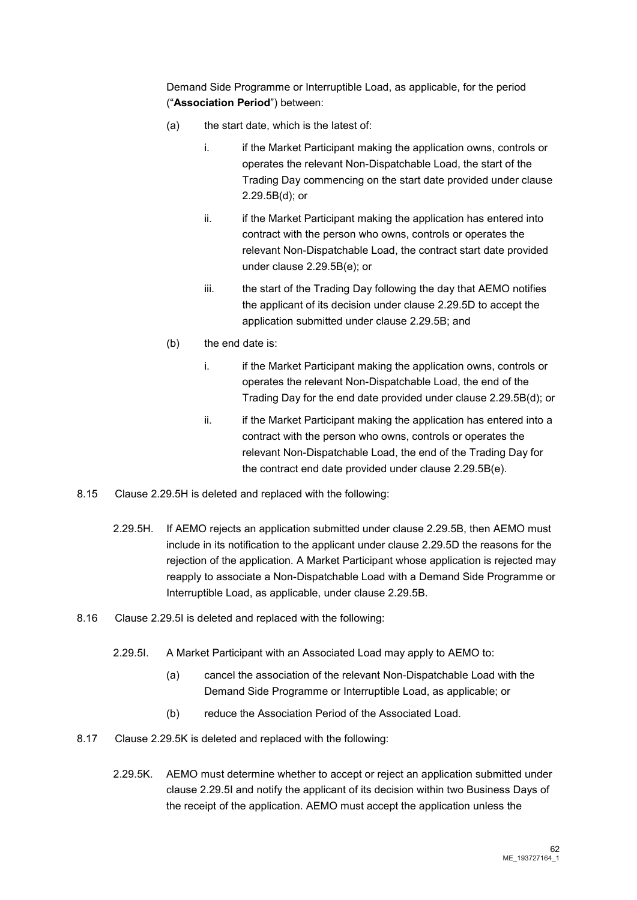Demand Side Programme or Interruptible Load, as applicable, for the period ("**Association Period**") between:

(a) the start date, which is the latest of:

i. if the Market Participant making the application owns, controls or operates the relevant Non-Dispatchable Load, the start of the Trading Day commencing on the start date provided under clause 2.29.5B(d); or

ii. if the Market Participant making the application has entered into contract with the person who owns, controls or operates the relevant Non-Dispatchable Load, the contract start date provided under clause 2.29.5B(e); or

iii. the start of the Trading Day following the day that AEMO notifies the applicant of its decision under clause 2.29.5D to accept the application submitted under clause 2.29.5B; and

(b) the end date is:

i. if the Market Participant making the application owns, controls or operates the relevant Non-Dispatchable Load, the end of the Trading Day for the end date provided under clause 2.29.5B(d); or

ii. if the Market Participant making the application has entered into a contract with the person who owns, controls or operates the relevant Non-Dispatchable Load, the end of the Trading Day for the contract end date provided under clause 2.29.5B(e).

8.15 Clause 2.29.5H is deleted and replaced with the following:

2.29.5H. If AEMO rejects an application submitted under clause 2.29.5B, then AEMO must include in its notification to the applicant under clause 2.29.5D the reasons for the rejection of the application. A Market Participant whose application is rejected may reapply to associate a Non-Dispatchable Load with a Demand Side Programme or Interruptible Load, as applicable, under clause 2.29.5B.

8.16 Clause 2.29.5I is deleted and replaced with the following:

2.29.5I. A Market Participant with an Associated Load may apply to AEMO to:

(a) cancel the association of the relevant Non-Dispatchable Load with the Demand Side Programme or Interruptible Load, as applicable; or

(b) reduce the Association Period of the Associated Load.

8.17 Clause 2.29.5K is deleted and replaced with the following:

2.29.5K. AEMO must determine whether to accept or reject an application submitted under clause 2.29.5I and notify the applicant of its decision within two Business Days of the receipt of the application. AEMO must accept the application unless the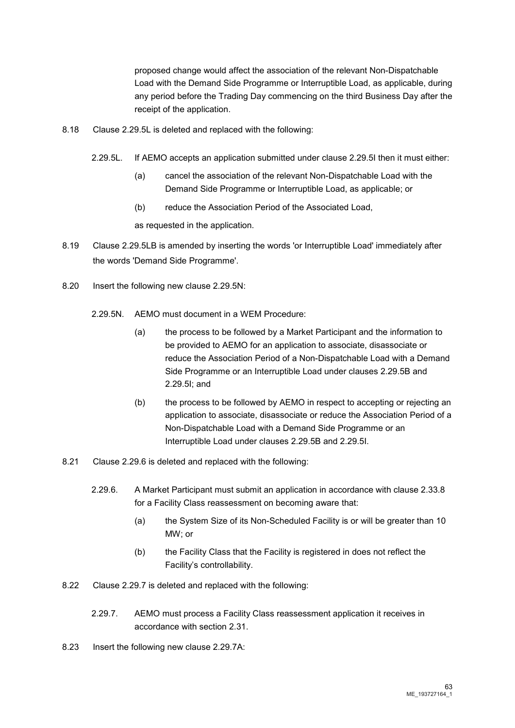proposed change would affect the association of the relevant Non-Dispatchable Load with the Demand Side Programme or Interruptible Load, as applicable, during any period before the Trading Day commencing on the third Business Day after the receipt of the application.

8.18 Clause 2.29.5L is deleted and replaced with the following:

> 2.29.5L. If AEMO accepts an application submitted under clause 2.29.5I then it must either:
>
> (a) cancel the association of the relevant Non-Dispatchable Load with the Demand Side Programme or Interruptible Load, as applicable; or
>
> (b) reduce the Association Period of the Associated Load,
>
> as requested in the application.

8.19 Clause 2.29.5LB is amended by inserting the words 'or Interruptible Load' immediately after the words 'Demand Side Programme'.

8.20 Insert the following new clause 2.29.5N:

> 2.29.5N. AEMO must document in a WEM Procedure:
>
> (a) the process to be followed by a Market Participant and the information to be provided to AEMO for an application to associate, disassociate or reduce the Association Period of a Non-Dispatchable Load with a Demand Side Programme or an Interruptible Load under clauses 2.29.5B and 2.29.5I; and
>
> (b) the process to be followed by AEMO in respect to accepting or rejecting an application to associate, disassociate or reduce the Association Period of a Non-Dispatchable Load with a Demand Side Programme or an Interruptible Load under clauses 2.29.5B and 2.29.5I.

8.21 Clause 2.29.6 is deleted and replaced with the following:

> 2.29.6. A Market Participant must submit an application in accordance with clause 2.33.8 for a Facility Class reassessment on becoming aware that:
>
> (a) the System Size of its Non-Scheduled Facility is or will be greater than 10 MW; or
>
> (b) the Facility Class that the Facility is registered in does not reflect the Facility's controllability.

8.22 Clause 2.29.7 is deleted and replaced with the following:

> 2.29.7. AEMO must process a Facility Class reassessment application it receives in accordance with section 2.31.

8.23 Insert the following new clause 2.29.7A: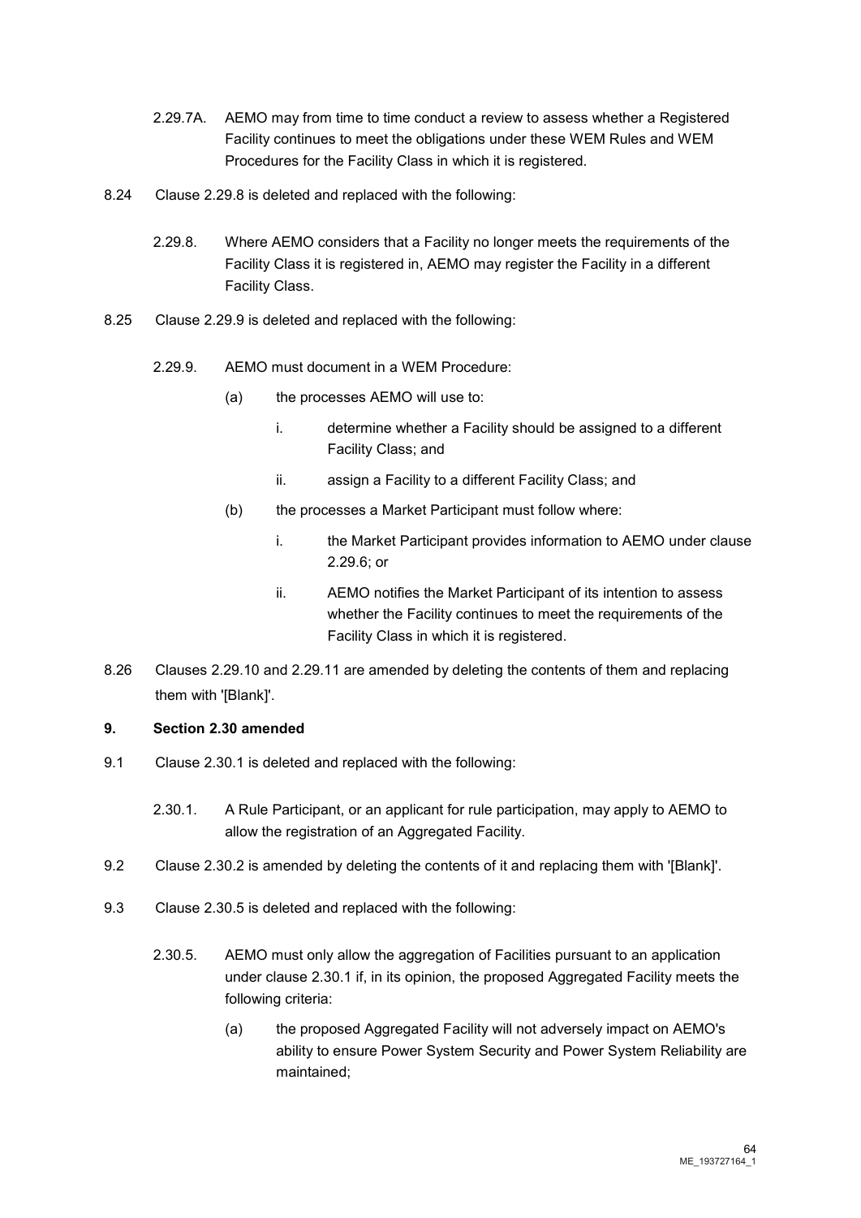2.29.7A. AEMO may from time to time conduct a review to assess whether a Registered Facility continues to meet the obligations under these WEM Rules and WEM Procedures for the Facility Class in which it is registered.

8.24 Clause 2.29.8 is deleted and replaced with the following:

2.29.8. Where AEMO considers that a Facility no longer meets the requirements of the Facility Class it is registered in, AEMO may register the Facility in a different Facility Class.

8.25 Clause 2.29.9 is deleted and replaced with the following:

2.29.9. AEMO must document in a WEM Procedure:

(a) the processes AEMO will use to:

i. determine whether a Facility should be assigned to a different Facility Class; and

ii. assign a Facility to a different Facility Class; and

(b) the processes a Market Participant must follow where:

i. the Market Participant provides information to AEMO under clause 2.29.6; or

ii. AEMO notifies the Market Participant of its intention to assess whether the Facility continues to meet the requirements of the Facility Class in which it is registered.

8.26 Clauses 2.29.10 and 2.29.11 are amended by deleting the contents of them and replacing them with '[Blank]'.

**9. Section 2.30 amended**

9.1 Clause 2.30.1 is deleted and replaced with the following:

2.30.1. A Rule Participant, or an applicant for rule participation, may apply to AEMO to allow the registration of an Aggregated Facility.

9.2 Clause 2.30.2 is amended by deleting the contents of it and replacing them with '[Blank]'.

9.3 Clause 2.30.5 is deleted and replaced with the following:

2.30.5. AEMO must only allow the aggregation of Facilities pursuant to an application under clause 2.30.1 if, in its opinion, the proposed Aggregated Facility meets the following criteria:

(a) the proposed Aggregated Facility will not adversely impact on AEMO's ability to ensure Power System Security and Power System Reliability are maintained;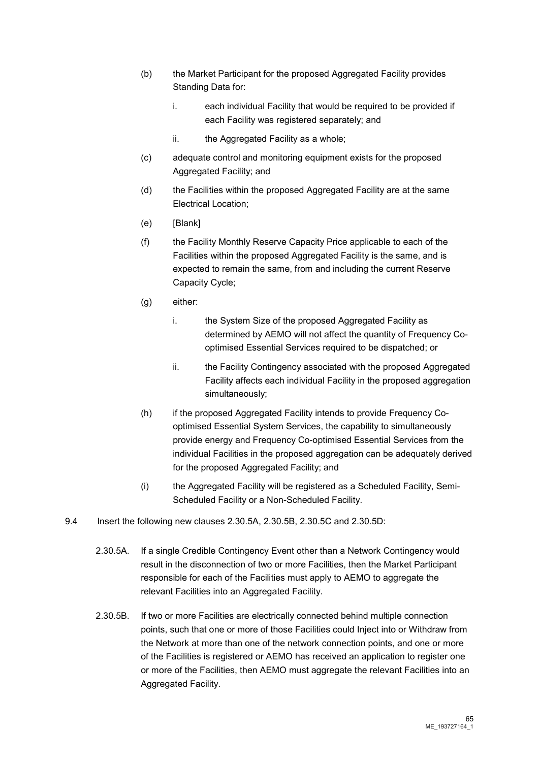(b) the Market Participant for the proposed Aggregated Facility provides Standing Data for:

  i. each individual Facility that would be required to be provided if each Facility was registered separately; and

  ii. the Aggregated Facility as a whole;

(c) adequate control and monitoring equipment exists for the proposed Aggregated Facility; and

(d) the Facilities within the proposed Aggregated Facility are at the same Electrical Location;

(e) [Blank]

(f) the Facility Monthly Reserve Capacity Price applicable to each of the Facilities within the proposed Aggregated Facility is the same, and is expected to remain the same, from and including the current Reserve Capacity Cycle;

(g) either:

  i. the System Size of the proposed Aggregated Facility as determined by AEMO will not affect the quantity of Frequency Co-optimised Essential Services required to be dispatched; or

  ii. the Facility Contingency associated with the proposed Aggregated Facility affects each individual Facility in the proposed aggregation simultaneously;

(h) if the proposed Aggregated Facility intends to provide Frequency Co-optimised Essential System Services, the capability to simultaneously provide energy and Frequency Co-optimised Essential Services from the individual Facilities in the proposed aggregation can be adequately derived for the proposed Aggregated Facility; and

(i) the Aggregated Facility will be registered as a Scheduled Facility, Semi-Scheduled Facility or a Non-Scheduled Facility.

9.4 Insert the following new clauses 2.30.5A, 2.30.5B, 2.30.5C and 2.30.5D:

2.30.5A. If a single Credible Contingency Event other than a Network Contingency would result in the disconnection of two or more Facilities, then the Market Participant responsible for each of the Facilities must apply to AEMO to aggregate the relevant Facilities into an Aggregated Facility.

2.30.5B. If two or more Facilities are electrically connected behind multiple connection points, such that one or more of those Facilities could Inject into or Withdraw from the Network at more than one of the network connection points, and one or more of the Facilities is registered or AEMO has received an application to register one or more of the Facilities, then AEMO must aggregate the relevant Facilities into an Aggregated Facility.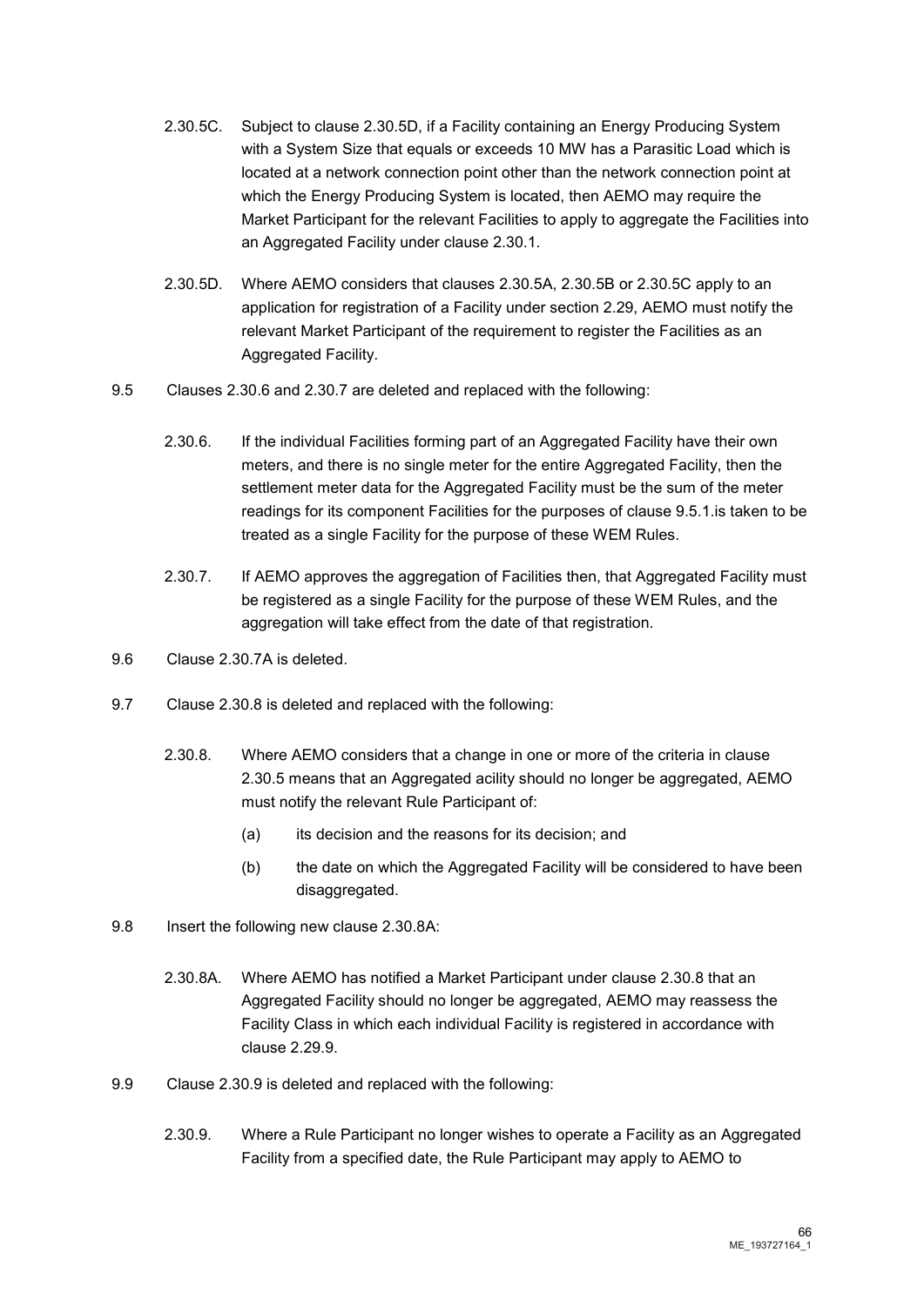2.30.5C. Subject to clause 2.30.5D, if a Facility containing an Energy Producing System with a System Size that equals or exceeds 10 MW has a Parasitic Load which is located at a network connection point other than the network connection point at which the Energy Producing System is located, then AEMO may require the Market Participant for the relevant Facilities to apply to aggregate the Facilities into an Aggregated Facility under clause 2.30.1.

2.30.5D. Where AEMO considers that clauses 2.30.5A, 2.30.5B or 2.30.5C apply to an application for registration of a Facility under section 2.29, AEMO must notify the relevant Market Participant of the requirement to register the Facilities as an Aggregated Facility.

9.5 Clauses 2.30.6 and 2.30.7 are deleted and replaced with the following:

2.30.6. If the individual Facilities forming part of an Aggregated Facility have their own meters, and there is no single meter for the entire Aggregated Facility, then the settlement meter data for the Aggregated Facility must be the sum of the meter readings for its component Facilities for the purposes of clause 9.5.1.is taken to be treated as a single Facility for the purpose of these WEM Rules.

2.30.7. If AEMO approves the aggregation of Facilities then, that Aggregated Facility must be registered as a single Facility for the purpose of these WEM Rules, and the aggregation will take effect from the date of that registration.

9.6 Clause 2.30.7A is deleted.

9.7 Clause 2.30.8 is deleted and replaced with the following:

2.30.8. Where AEMO considers that a change in one or more of the criteria in clause 2.30.5 means that an Aggregated acility should no longer be aggregated, AEMO must notify the relevant Rule Participant of:

(a) its decision and the reasons for its decision; and

(b) the date on which the Aggregated Facility will be considered to have been disaggregated.

9.8 Insert the following new clause 2.30.8A:

2.30.8A. Where AEMO has notified a Market Participant under clause 2.30.8 that an Aggregated Facility should no longer be aggregated, AEMO may reassess the Facility Class in which each individual Facility is registered in accordance with clause 2.29.9.

9.9 Clause 2.30.9 is deleted and replaced with the following:

2.30.9. Where a Rule Participant no longer wishes to operate a Facility as an Aggregated Facility from a specified date, the Rule Participant may apply to AEMO to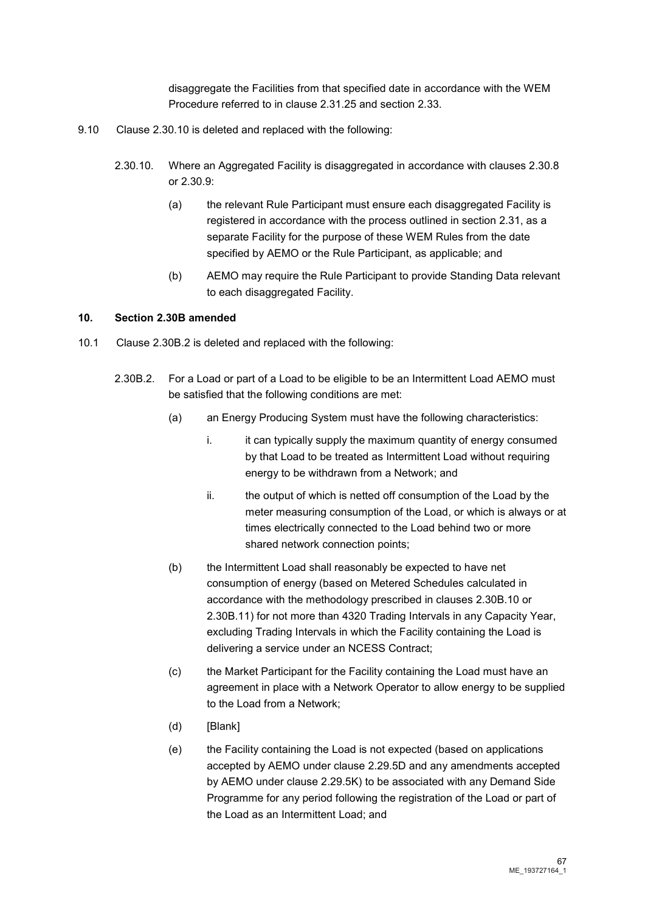disaggregate the Facilities from that specified date in accordance with the WEM Procedure referred to in clause 2.31.25 and section 2.33.

9.10 Clause 2.30.10 is deleted and replaced with the following:

2.30.10. Where an Aggregated Facility is disaggregated in accordance with clauses 2.30.8 or 2.30.9:

(a) the relevant Rule Participant must ensure each disaggregated Facility is registered in accordance with the process outlined in section 2.31, as a separate Facility for the purpose of these WEM Rules from the date specified by AEMO or the Rule Participant, as applicable; and

(b) AEMO may require the Rule Participant to provide Standing Data relevant to each disaggregated Facility.

**10. Section 2.30B amended**

10.1 Clause 2.30B.2 is deleted and replaced with the following:

2.30B.2. For a Load or part of a Load to be eligible to be an Intermittent Load AEMO must be satisfied that the following conditions are met:

(a) an Energy Producing System must have the following characteristics:

i. it can typically supply the maximum quantity of energy consumed by that Load to be treated as Intermittent Load without requiring energy to be withdrawn from a Network; and

ii. the output of which is netted off consumption of the Load by the meter measuring consumption of the Load, or which is always or at times electrically connected to the Load behind two or more shared network connection points;

(b) the Intermittent Load shall reasonably be expected to have net consumption of energy (based on Metered Schedules calculated in accordance with the methodology prescribed in clauses 2.30B.10 or 2.30B.11) for not more than 4320 Trading Intervals in any Capacity Year, excluding Trading Intervals in which the Facility containing the Load is delivering a service under an NCESS Contract;

(c) the Market Participant for the Facility containing the Load must have an agreement in place with a Network Operator to allow energy to be supplied to the Load from a Network;

(d) [Blank]

(e) the Facility containing the Load is not expected (based on applications accepted by AEMO under clause 2.29.5D and any amendments accepted by AEMO under clause 2.29.5K) to be associated with any Demand Side Programme for any period following the registration of the Load or part of the Load as an Intermittent Load; and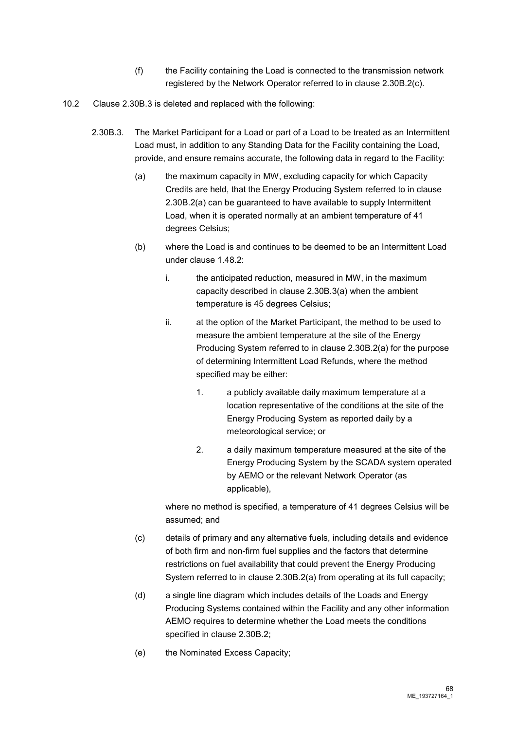(f) the Facility containing the Load is connected to the transmission network registered by the Network Operator referred to in clause 2.30B.2(c).

10.2 Clause 2.30B.3 is deleted and replaced with the following:

2.30B.3. The Market Participant for a Load or part of a Load to be treated as an Intermittent Load must, in addition to any Standing Data for the Facility containing the Load, provide, and ensure remains accurate, the following data in regard to the Facility:

(a) the maximum capacity in MW, excluding capacity for which Capacity Credits are held, that the Energy Producing System referred to in clause 2.30B.2(a) can be guaranteed to have available to supply Intermittent Load, when it is operated normally at an ambient temperature of 41 degrees Celsius;

(b) where the Load is and continues to be deemed to be an Intermittent Load under clause 1.48.2:

i. the anticipated reduction, measured in MW, in the maximum capacity described in clause 2.30B.3(a) when the ambient temperature is 45 degrees Celsius;

ii. at the option of the Market Participant, the method to be used to measure the ambient temperature at the site of the Energy Producing System referred to in clause 2.30B.2(a) for the purpose of determining Intermittent Load Refunds, where the method specified may be either:

1. a publicly available daily maximum temperature at a location representative of the conditions at the site of the Energy Producing System as reported daily by a meteorological service; or

2. a daily maximum temperature measured at the site of the Energy Producing System by the SCADA system operated by AEMO or the relevant Network Operator (as applicable),

where no method is specified, a temperature of 41 degrees Celsius will be assumed; and

(c) details of primary and any alternative fuels, including details and evidence of both firm and non-firm fuel supplies and the factors that determine restrictions on fuel availability that could prevent the Energy Producing System referred to in clause 2.30B.2(a) from operating at its full capacity;

(d) a single line diagram which includes details of the Loads and Energy Producing Systems contained within the Facility and any other information AEMO requires to determine whether the Load meets the conditions specified in clause 2.30B.2;

(e) the Nominated Excess Capacity;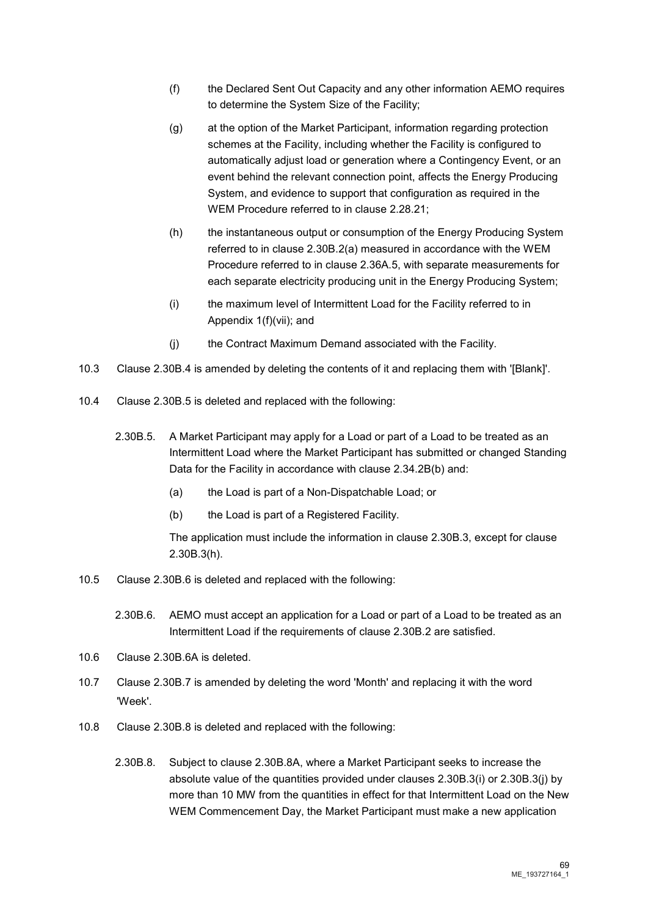(f) the Declared Sent Out Capacity and any other information AEMO requires to determine the System Size of the Facility;

(g) at the option of the Market Participant, information regarding protection schemes at the Facility, including whether the Facility is configured to automatically adjust load or generation where a Contingency Event, or an event behind the relevant connection point, affects the Energy Producing System, and evidence to support that configuration as required in the WEM Procedure referred to in clause 2.28.21;

(h) the instantaneous output or consumption of the Energy Producing System referred to in clause 2.30B.2(a) measured in accordance with the WEM Procedure referred to in clause 2.36A.5, with separate measurements for each separate electricity producing unit in the Energy Producing System;

(i) the maximum level of Intermittent Load for the Facility referred to in Appendix 1(f)(vii); and

(j) the Contract Maximum Demand associated with the Facility.

10.3 Clause 2.30B.4 is amended by deleting the contents of it and replacing them with '[Blank]'.

10.4 Clause 2.30B.5 is deleted and replaced with the following:

2.30B.5. A Market Participant may apply for a Load or part of a Load to be treated as an Intermittent Load where the Market Participant has submitted or changed Standing Data for the Facility in accordance with clause 2.34.2B(b) and:

(a) the Load is part of a Non-Dispatchable Load; or

(b) the Load is part of a Registered Facility.

The application must include the information in clause 2.30B.3, except for clause 2.30B.3(h).

10.5 Clause 2.30B.6 is deleted and replaced with the following:

2.30B.6. AEMO must accept an application for a Load or part of a Load to be treated as an Intermittent Load if the requirements of clause 2.30B.2 are satisfied.

10.6 Clause 2.30B.6A is deleted.

10.7 Clause 2.30B.7 is amended by deleting the word 'Month' and replacing it with the word 'Week'.

10.8 Clause 2.30B.8 is deleted and replaced with the following:

2.30B.8. Subject to clause 2.30B.8A, where a Market Participant seeks to increase the absolute value of the quantities provided under clauses 2.30B.3(i) or 2.30B.3(j) by more than 10 MW from the quantities in effect for that Intermittent Load on the New WEM Commencement Day, the Market Participant must make a new application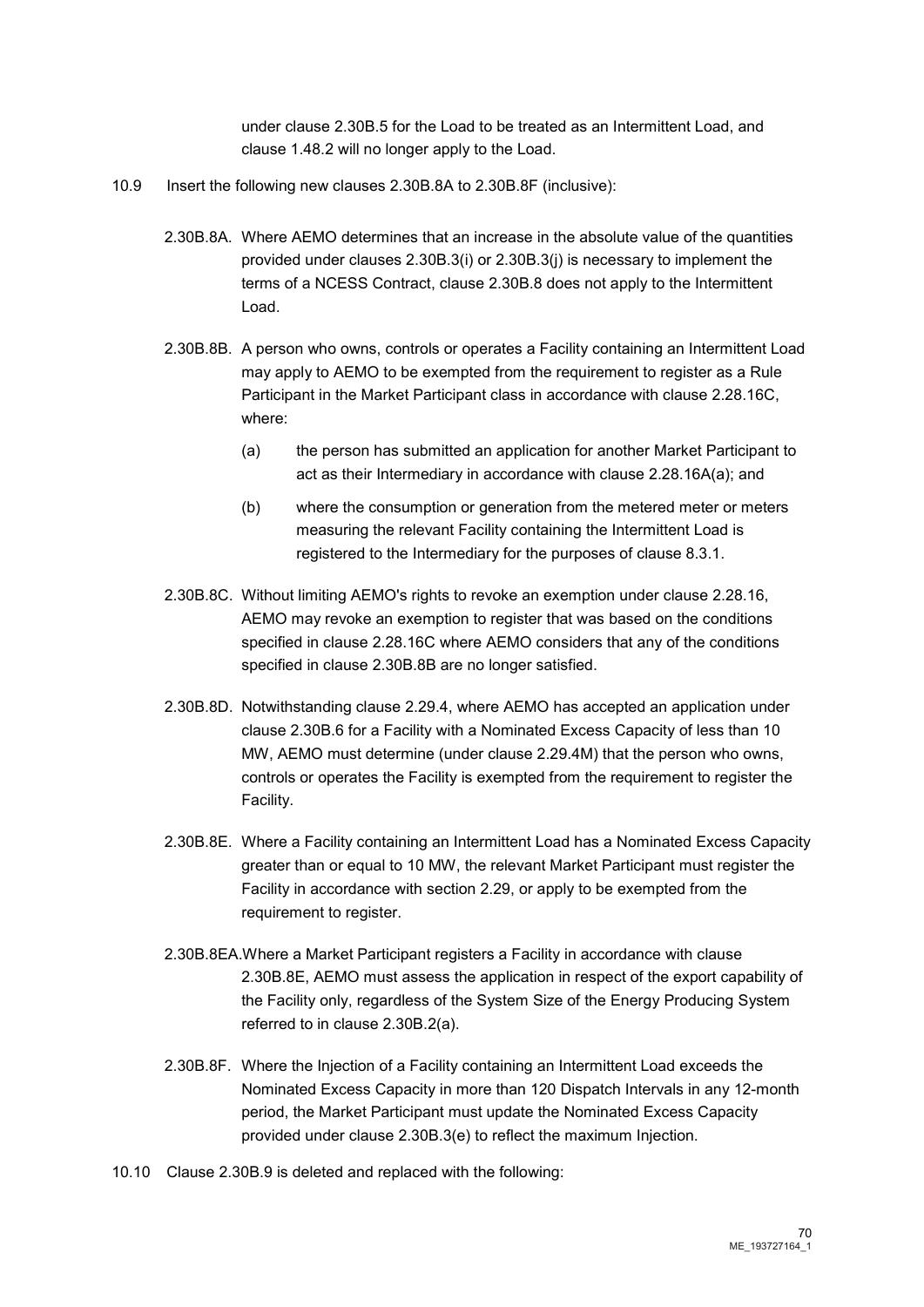under clause 2.30B.5 for the Load to be treated as an Intermittent Load, and clause 1.48.2 will no longer apply to the Load.

10.9 Insert the following new clauses 2.30B.8A to 2.30B.8F (inclusive):

2.30B.8A. Where AEMO determines that an increase in the absolute value of the quantities provided under clauses 2.30B.3(i) or 2.30B.3(j) is necessary to implement the terms of a NCESS Contract, clause 2.30B.8 does not apply to the Intermittent Load.

2.30B.8B. A person who owns, controls or operates a Facility containing an Intermittent Load may apply to AEMO to be exempted from the requirement to register as a Rule Participant in the Market Participant class in accordance with clause 2.28.16C, where:

(a) the person has submitted an application for another Market Participant to act as their Intermediary in accordance with clause 2.28.16A(a); and

(b) where the consumption or generation from the metered meter or meters measuring the relevant Facility containing the Intermittent Load is registered to the Intermediary for the purposes of clause 8.3.1.

2.30B.8C. Without limiting AEMO's rights to revoke an exemption under clause 2.28.16, AEMO may revoke an exemption to register that was based on the conditions specified in clause 2.28.16C where AEMO considers that any of the conditions specified in clause 2.30B.8B are no longer satisfied.

2.30B.8D. Notwithstanding clause 2.29.4, where AEMO has accepted an application under clause 2.30B.6 for a Facility with a Nominated Excess Capacity of less than 10 MW, AEMO must determine (under clause 2.29.4M) that the person who owns, controls or operates the Facility is exempted from the requirement to register the Facility.

2.30B.8E. Where a Facility containing an Intermittent Load has a Nominated Excess Capacity greater than or equal to 10 MW, the relevant Market Participant must register the Facility in accordance with section 2.29, or apply to be exempted from the requirement to register.

2.30B.8EA. Where a Market Participant registers a Facility in accordance with clause 2.30B.8E, AEMO must assess the application in respect of the export capability of the Facility only, regardless of the System Size of the Energy Producing System referred to in clause 2.30B.2(a).

2.30B.8F. Where the Injection of a Facility containing an Intermittent Load exceeds the Nominated Excess Capacity in more than 120 Dispatch Intervals in any 12-month period, the Market Participant must update the Nominated Excess Capacity provided under clause 2.30B.3(e) to reflect the maximum Injection.

10.10 Clause 2.30B.9 is deleted and replaced with the following: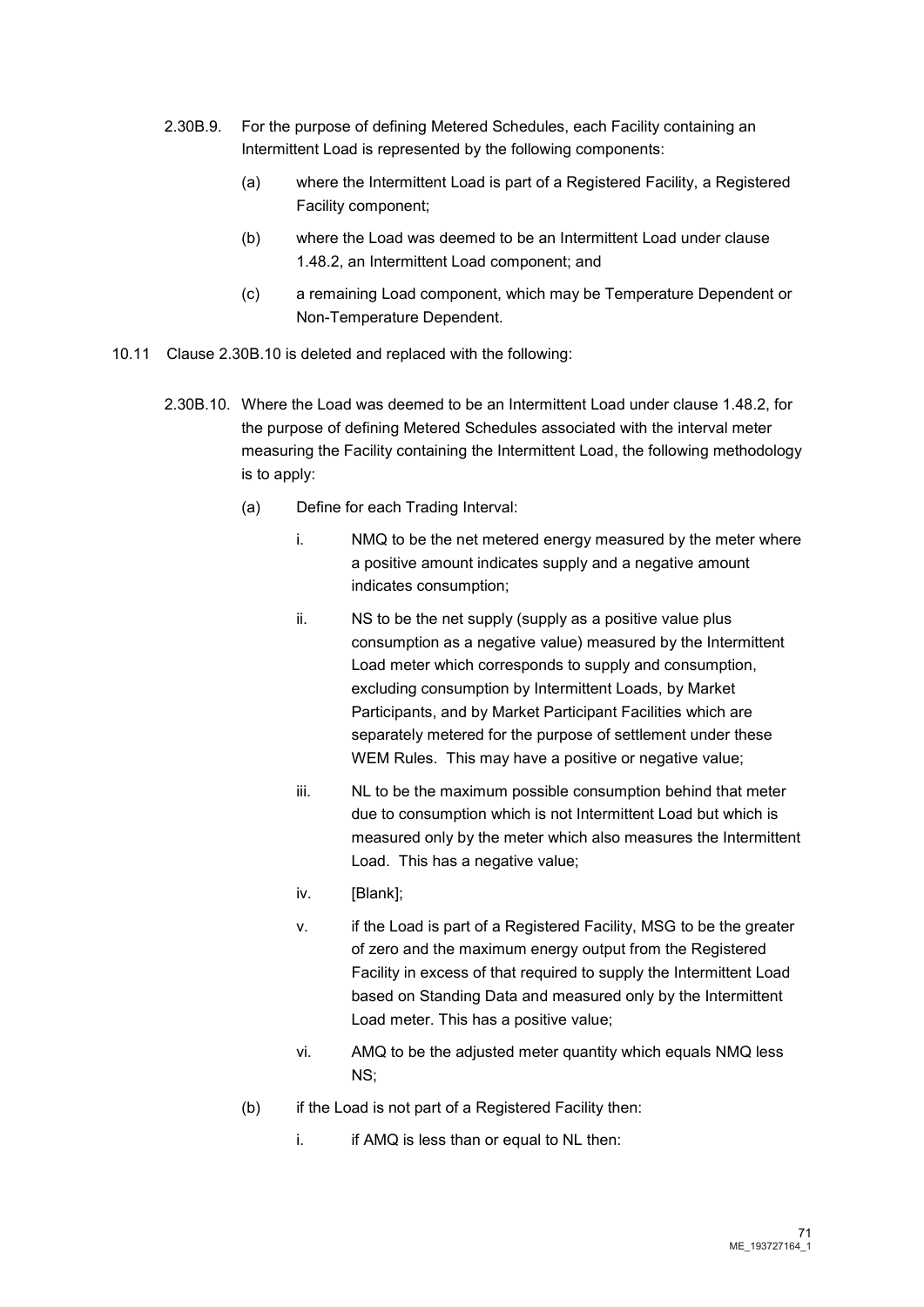2.30B.9. For the purpose of defining Metered Schedules, each Facility containing an Intermittent Load is represented by the following components:

(a) where the Intermittent Load is part of a Registered Facility, a Registered Facility component;

(b) where the Load was deemed to be an Intermittent Load under clause 1.48.2, an Intermittent Load component; and

(c) a remaining Load component, which may be Temperature Dependent or Non-Temperature Dependent.

10.11 Clause 2.30B.10 is deleted and replaced with the following:

2.30B.10. Where the Load was deemed to be an Intermittent Load under clause 1.48.2, for the purpose of defining Metered Schedules associated with the interval meter measuring the Facility containing the Intermittent Load, the following methodology is to apply:

(a) Define for each Trading Interval:

i. NMQ to be the net metered energy measured by the meter where a positive amount indicates supply and a negative amount indicates consumption;

ii. NS to be the net supply (supply as a positive value plus consumption as a negative value) measured by the Intermittent Load meter which corresponds to supply and consumption, excluding consumption by Intermittent Loads, by Market Participants, and by Market Participant Facilities which are separately metered for the purpose of settlement under these WEM Rules. This may have a positive or negative value;

iii. NL to be the maximum possible consumption behind that meter due to consumption which is not Intermittent Load but which is measured only by the meter which also measures the Intermittent Load. This has a negative value;

iv. [Blank];

v. if the Load is part of a Registered Facility, MSG to be the greater of zero and the maximum energy output from the Registered Facility in excess of that required to supply the Intermittent Load based on Standing Data and measured only by the Intermittent Load meter. This has a positive value;

vi. AMQ to be the adjusted meter quantity which equals NMQ less NS;

(b) if the Load is not part of a Registered Facility then:

i. if AMQ is less than or equal to NL then: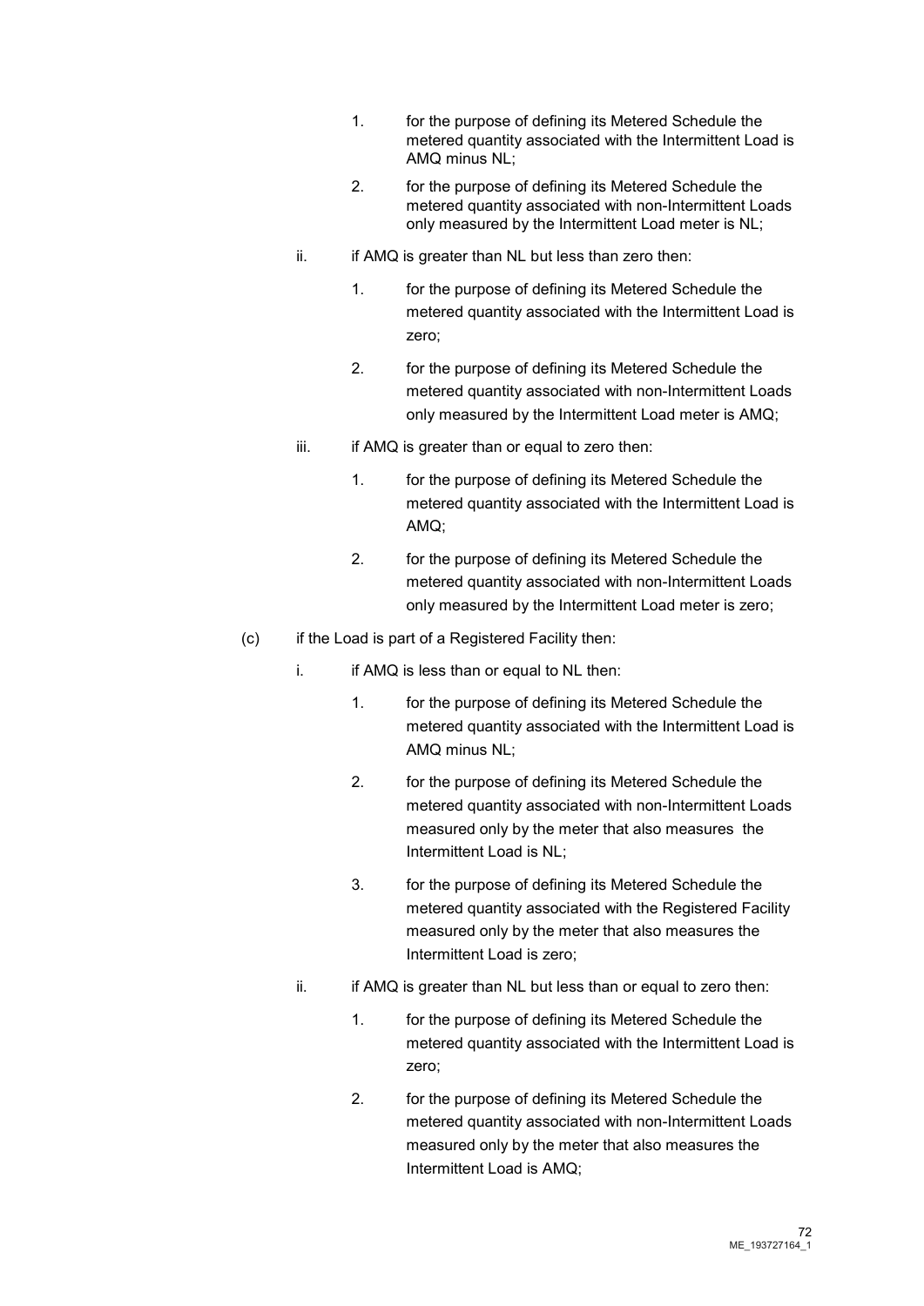1. for the purpose of defining its Metered Schedule the metered quantity associated with the Intermittent Load is AMQ minus NL;

2. for the purpose of defining its Metered Schedule the metered quantity associated with non-Intermittent Loads only measured by the Intermittent Load meter is NL;

ii. if AMQ is greater than NL but less than zero then:

1. for the purpose of defining its Metered Schedule the metered quantity associated with the Intermittent Load is zero;

2. for the purpose of defining its Metered Schedule the metered quantity associated with non-Intermittent Loads only measured by the Intermittent Load meter is AMQ;

iii. if AMQ is greater than or equal to zero then:

1. for the purpose of defining its Metered Schedule the metered quantity associated with the Intermittent Load is AMQ;

2. for the purpose of defining its Metered Schedule the metered quantity associated with non-Intermittent Loads only measured by the Intermittent Load meter is zero;

(c) if the Load is part of a Registered Facility then:

i. if AMQ is less than or equal to NL then:

1. for the purpose of defining its Metered Schedule the metered quantity associated with the Intermittent Load is AMQ minus NL;

2. for the purpose of defining its Metered Schedule the metered quantity associated with non-Intermittent Loads measured only by the meter that also measures the Intermittent Load is NL;

3. for the purpose of defining its Metered Schedule the metered quantity associated with the Registered Facility measured only by the meter that also measures the Intermittent Load is zero;

ii. if AMQ is greater than NL but less than or equal to zero then:

1. for the purpose of defining its Metered Schedule the metered quantity associated with the Intermittent Load is zero;

2. for the purpose of defining its Metered Schedule the metered quantity associated with non-Intermittent Loads measured only by the meter that also measures the Intermittent Load is AMQ;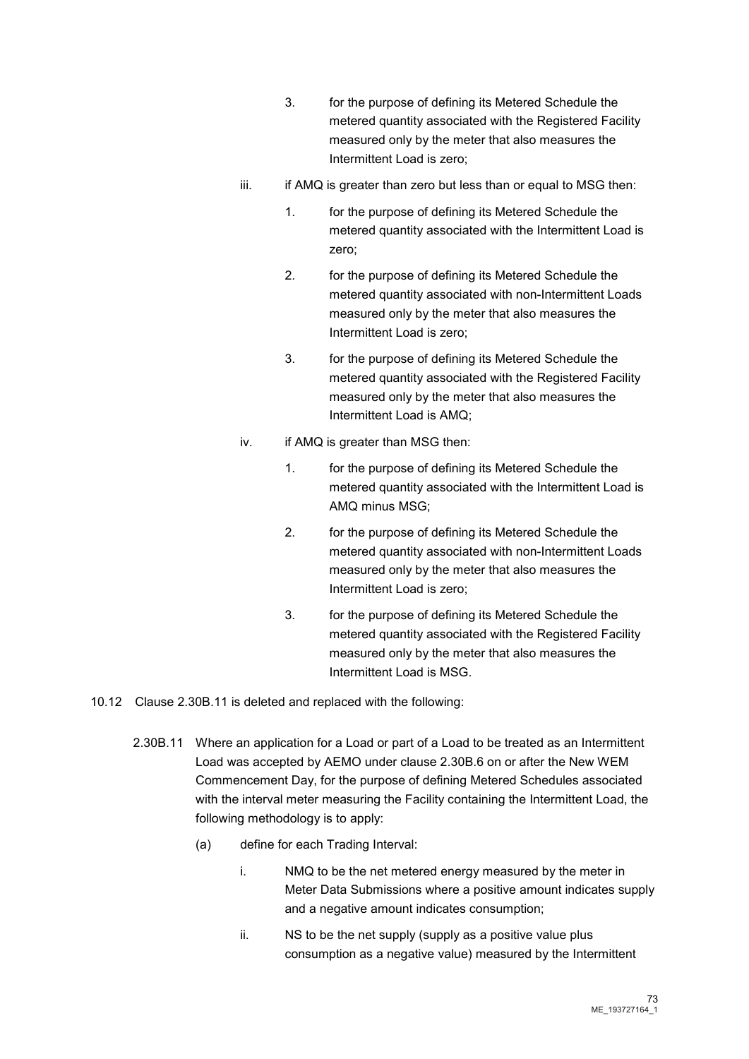3. for the purpose of defining its Metered Schedule the metered quantity associated with the Registered Facility measured only by the meter that also measures the Intermittent Load is zero;

iii. if AMQ is greater than zero but less than or equal to MSG then:

1. for the purpose of defining its Metered Schedule the metered quantity associated with the Intermittent Load is zero;

2. for the purpose of defining its Metered Schedule the metered quantity associated with non-Intermittent Loads measured only by the meter that also measures the Intermittent Load is zero;

3. for the purpose of defining its Metered Schedule the metered quantity associated with the Registered Facility measured only by the meter that also measures the Intermittent Load is AMQ;

iv. if AMQ is greater than MSG then:

1. for the purpose of defining its Metered Schedule the metered quantity associated with the Intermittent Load is AMQ minus MSG;

2. for the purpose of defining its Metered Schedule the metered quantity associated with non-Intermittent Loads measured only by the meter that also measures the Intermittent Load is zero;

3. for the purpose of defining its Metered Schedule the metered quantity associated with the Registered Facility measured only by the meter that also measures the Intermittent Load is MSG.

10.12 Clause 2.30B.11 is deleted and replaced with the following:

2.30B.11 Where an application for a Load or part of a Load to be treated as an Intermittent Load was accepted by AEMO under clause 2.30B.6 on or after the New WEM Commencement Day, for the purpose of defining Metered Schedules associated with the interval meter measuring the Facility containing the Intermittent Load, the following methodology is to apply:

(a) define for each Trading Interval:

i. NMQ to be the net metered energy measured by the meter in Meter Data Submissions where a positive amount indicates supply and a negative amount indicates consumption;

ii. NS to be the net supply (supply as a positive value plus consumption as a negative value) measured by the Intermittent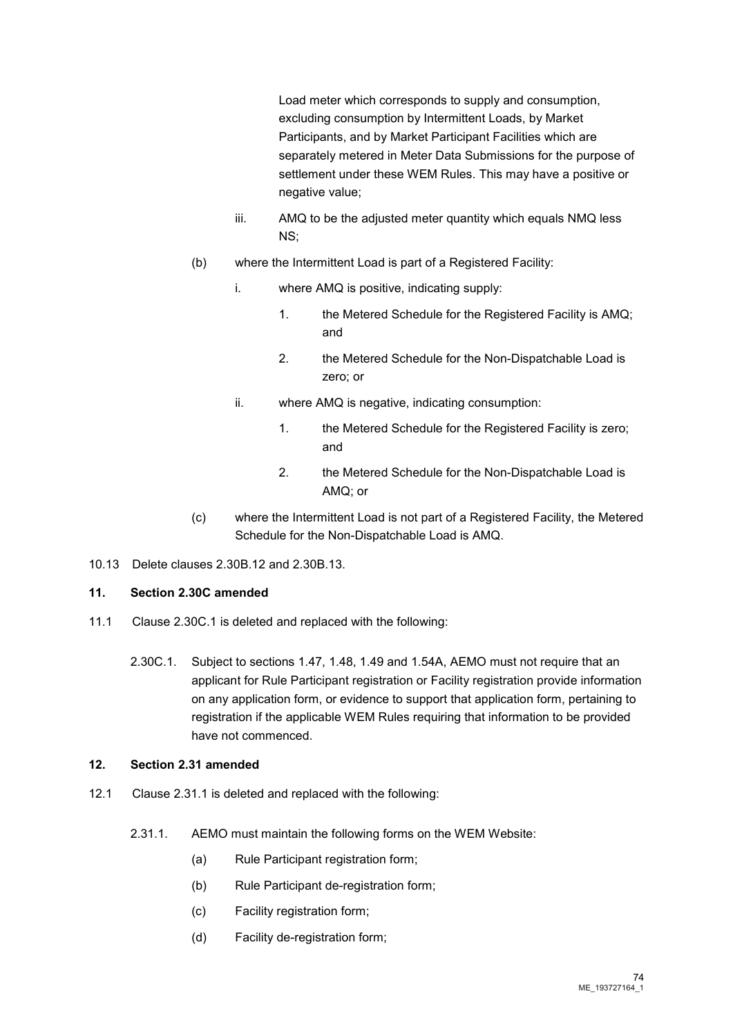Load meter which corresponds to supply and consumption, excluding consumption by Intermittent Loads, by Market Participants, and by Market Participant Facilities which are separately metered in Meter Data Submissions for the purpose of settlement under these WEM Rules. This may have a positive or negative value;

iii. AMQ to be the adjusted meter quantity which equals NMQ less NS;

(b) where the Intermittent Load is part of a Registered Facility:

i. where AMQ is positive, indicating supply:

1. the Metered Schedule for the Registered Facility is AMQ; and

2. the Metered Schedule for the Non-Dispatchable Load is zero; or

ii. where AMQ is negative, indicating consumption:

1. the Metered Schedule for the Registered Facility is zero; and

2. the Metered Schedule for the Non-Dispatchable Load is AMQ; or

(c) where the Intermittent Load is not part of a Registered Facility, the Metered Schedule for the Non-Dispatchable Load is AMQ.

10.13 Delete clauses 2.30B.12 and 2.30B.13.

**11. Section 2.30C amended**

11.1 Clause 2.30C.1 is deleted and replaced with the following:

2.30C.1. Subject to sections 1.47, 1.48, 1.49 and 1.54A, AEMO must not require that an applicant for Rule Participant registration or Facility registration provide information on any application form, or evidence to support that application form, pertaining to registration if the applicable WEM Rules requiring that information to be provided have not commenced.

**12. Section 2.31 amended**

12.1 Clause 2.31.1 is deleted and replaced with the following:

2.31.1. AEMO must maintain the following forms on the WEM Website:

(a) Rule Participant registration form;

(b) Rule Participant de-registration form;

(c) Facility registration form;

(d) Facility de-registration form;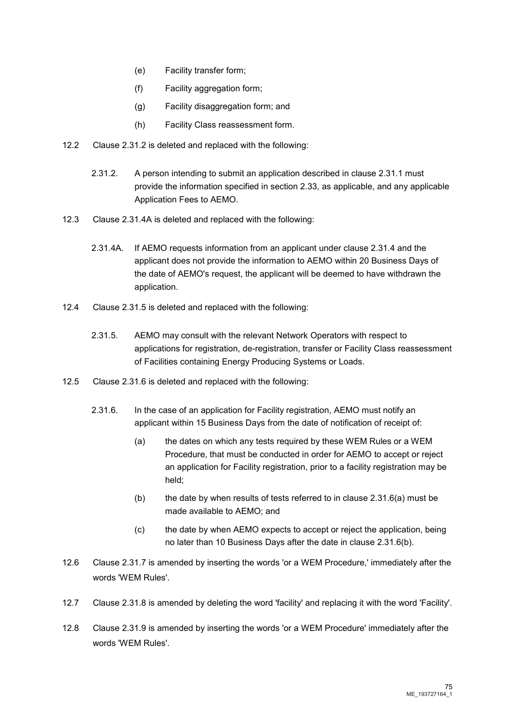(e) Facility transfer form;

(f) Facility aggregation form;

(g) Facility disaggregation form; and

(h) Facility Class reassessment form.

12.2 Clause 2.31.2 is deleted and replaced with the following:

> 2.31.2. A person intending to submit an application described in clause 2.31.1 must provide the information specified in section 2.33, as applicable, and any applicable Application Fees to AEMO.

12.3 Clause 2.31.4A is deleted and replaced with the following:

> 2.31.4A. If AEMO requests information from an applicant under clause 2.31.4 and the applicant does not provide the information to AEMO within 20 Business Days of the date of AEMO's request, the applicant will be deemed to have withdrawn the application.

12.4 Clause 2.31.5 is deleted and replaced with the following:

> 2.31.5. AEMO may consult with the relevant Network Operators with respect to applications for registration, de-registration, transfer or Facility Class reassessment of Facilities containing Energy Producing Systems or Loads.

12.5 Clause 2.31.6 is deleted and replaced with the following:

> 2.31.6. In the case of an application for Facility registration, AEMO must notify an applicant within 15 Business Days from the date of notification of receipt of:
>
> (a) the dates on which any tests required by these WEM Rules or a WEM Procedure, that must be conducted in order for AEMO to accept or reject an application for Facility registration, prior to a facility registration may be held;
>
> (b) the date by when results of tests referred to in clause 2.31.6(a) must be made available to AEMO; and
>
> (c) the date by when AEMO expects to accept or reject the application, being no later than 10 Business Days after the date in clause 2.31.6(b).

12.6 Clause 2.31.7 is amended by inserting the words 'or a WEM Procedure,' immediately after the words 'WEM Rules'.

12.7 Clause 2.31.8 is amended by deleting the word 'facility' and replacing it with the word 'Facility'.

12.8 Clause 2.31.9 is amended by inserting the words 'or a WEM Procedure' immediately after the words 'WEM Rules'.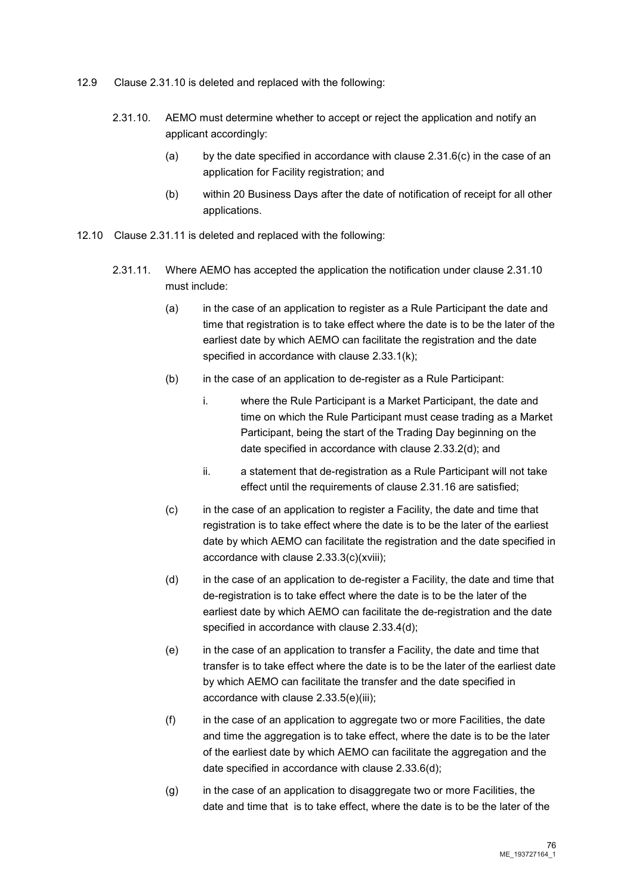12.9 Clause 2.31.10 is deleted and replaced with the following:

2.31.10. AEMO must determine whether to accept or reject the application and notify an applicant accordingly:

(a) by the date specified in accordance with clause 2.31.6(c) in the case of an application for Facility registration; and

(b) within 20 Business Days after the date of notification of receipt for all other applications.

12.10 Clause 2.31.11 is deleted and replaced with the following:

2.31.11. Where AEMO has accepted the application the notification under clause 2.31.10 must include:

(a) in the case of an application to register as a Rule Participant the date and time that registration is to take effect where the date is to be the later of the earliest date by which AEMO can facilitate the registration and the date specified in accordance with clause 2.33.1(k);

(b) in the case of an application to de-register as a Rule Participant:

i. where the Rule Participant is a Market Participant, the date and time on which the Rule Participant must cease trading as a Market Participant, being the start of the Trading Day beginning on the date specified in accordance with clause 2.33.2(d); and

ii. a statement that de-registration as a Rule Participant will not take effect until the requirements of clause 2.31.16 are satisfied;

(c) in the case of an application to register a Facility, the date and time that registration is to take effect where the date is to be the later of the earliest date by which AEMO can facilitate the registration and the date specified in accordance with clause 2.33.3(c)(xviii);

(d) in the case of an application to de-register a Facility, the date and time that de-registration is to take effect where the date is to be the later of the earliest date by which AEMO can facilitate the de-registration and the date specified in accordance with clause 2.33.4(d);

(e) in the case of an application to transfer a Facility, the date and time that transfer is to take effect where the date is to be the later of the earliest date by which AEMO can facilitate the transfer and the date specified in accordance with clause 2.33.5(e)(iii);

(f) in the case of an application to aggregate two or more Facilities, the date and time the aggregation is to take effect, where the date is to be the later of the earliest date by which AEMO can facilitate the aggregation and the date specified in accordance with clause 2.33.6(d);

(g) in the case of an application to disaggregate two or more Facilities, the date and time that is to take effect, where the date is to be the later of the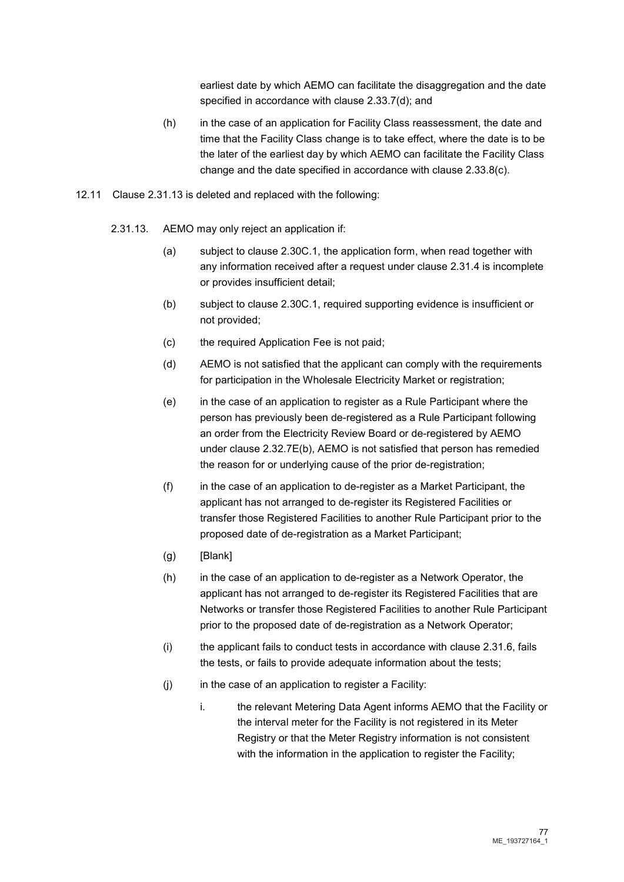earliest date by which AEMO can facilitate the disaggregation and the date specified in accordance with clause 2.33.7(d); and

(h) in the case of an application for Facility Class reassessment, the date and time that the Facility Class change is to take effect, where the date is to be the later of the earliest day by which AEMO can facilitate the Facility Class change and the date specified in accordance with clause 2.33.8(c).

12.11 Clause 2.31.13 is deleted and replaced with the following:

2.31.13. AEMO may only reject an application if:

(a) subject to clause 2.30C.1, the application form, when read together with any information received after a request under clause 2.31.4 is incomplete or provides insufficient detail;

(b) subject to clause 2.30C.1, required supporting evidence is insufficient or not provided;

(c) the required Application Fee is not paid;

(d) AEMO is not satisfied that the applicant can comply with the requirements for participation in the Wholesale Electricity Market or registration;

(e) in the case of an application to register as a Rule Participant where the person has previously been de-registered as a Rule Participant following an order from the Electricity Review Board or de-registered by AEMO under clause 2.32.7E(b), AEMO is not satisfied that person has remedied the reason for or underlying cause of the prior de-registration;

(f) in the case of an application to de-register as a Market Participant, the applicant has not arranged to de-register its Registered Facilities or transfer those Registered Facilities to another Rule Participant prior to the proposed date of de-registration as a Market Participant;

(g) [Blank]

(h) in the case of an application to de-register as a Network Operator, the applicant has not arranged to de-register its Registered Facilities that are Networks or transfer those Registered Facilities to another Rule Participant prior to the proposed date of de-registration as a Network Operator;

(i) the applicant fails to conduct tests in accordance with clause 2.31.6, fails the tests, or fails to provide adequate information about the tests;

(j) in the case of an application to register a Facility:

i. the relevant Metering Data Agent informs AEMO that the Facility or the interval meter for the Facility is not registered in its Meter Registry or that the Meter Registry information is not consistent with the information in the application to register the Facility;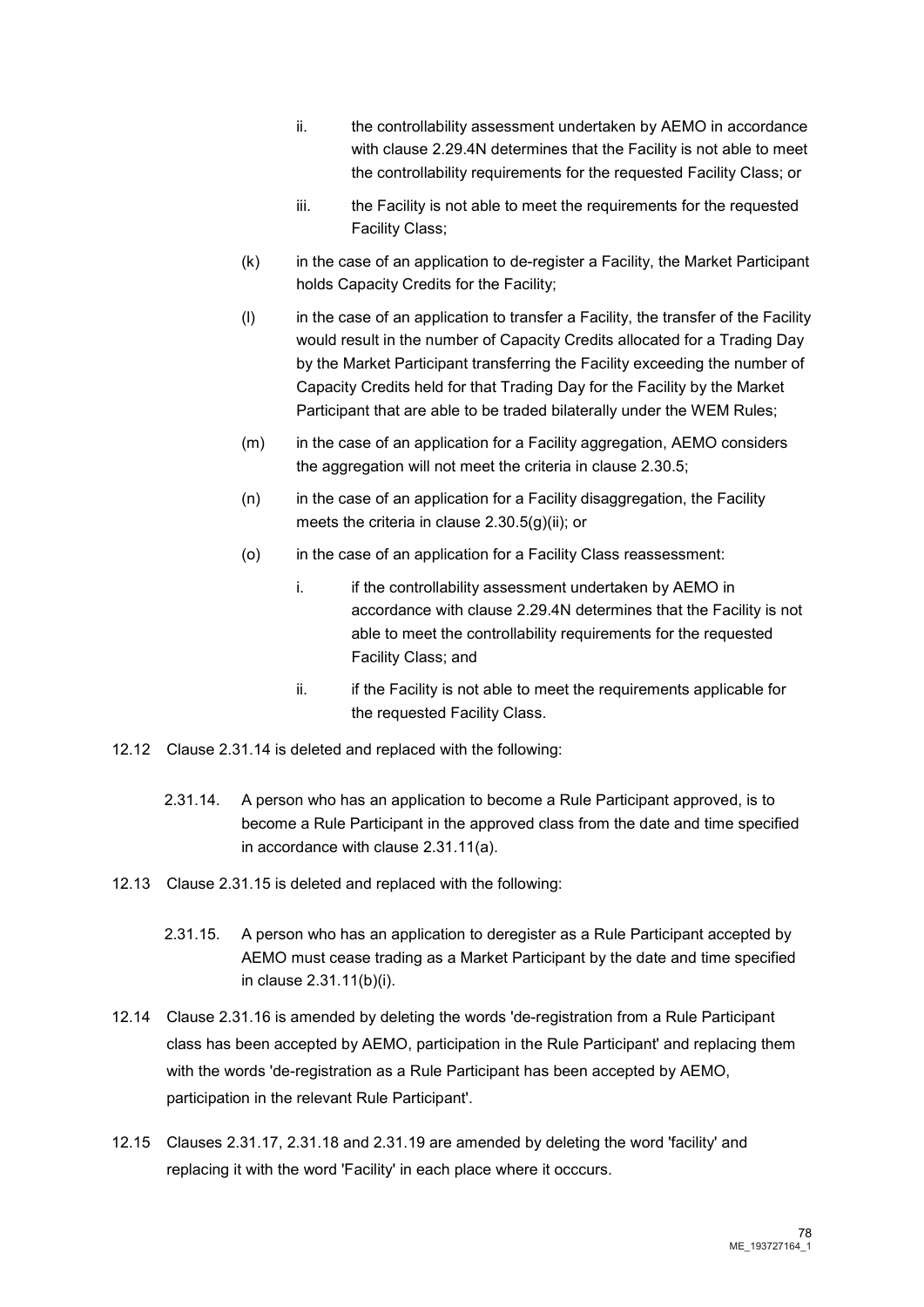ii. the controllability assessment undertaken by AEMO in accordance with clause 2.29.4N determines that the Facility is not able to meet the controllability requirements for the requested Facility Class; or

iii. the Facility is not able to meet the requirements for the requested Facility Class;

(k) in the case of an application to de-register a Facility, the Market Participant holds Capacity Credits for the Facility;

(l) in the case of an application to transfer a Facility, the transfer of the Facility would result in the number of Capacity Credits allocated for a Trading Day by the Market Participant transferring the Facility exceeding the number of Capacity Credits held for that Trading Day for the Facility by the Market Participant that are able to be traded bilaterally under the WEM Rules;

(m) in the case of an application for a Facility aggregation, AEMO considers the aggregation will not meet the criteria in clause 2.30.5;

(n) in the case of an application for a Facility disaggregation, the Facility meets the criteria in clause 2.30.5(g)(ii); or

(o) in the case of an application for a Facility Class reassessment:

i. if the controllability assessment undertaken by AEMO in accordance with clause 2.29.4N determines that the Facility is not able to meet the controllability requirements for the requested Facility Class; and

ii. if the Facility is not able to meet the requirements applicable for the requested Facility Class.

12.12 Clause 2.31.14 is deleted and replaced with the following:

2.31.14. A person who has an application to become a Rule Participant approved, is to become a Rule Participant in the approved class from the date and time specified in accordance with clause 2.31.11(a).

12.13 Clause 2.31.15 is deleted and replaced with the following:

2.31.15. A person who has an application to deregister as a Rule Participant accepted by AEMO must cease trading as a Market Participant by the date and time specified in clause 2.31.11(b)(i).

12.14 Clause 2.31.16 is amended by deleting the words 'de-registration from a Rule Participant class has been accepted by AEMO, participation in the Rule Participant' and replacing them with the words 'de-registration as a Rule Participant has been accepted by AEMO, participation in the relevant Rule Participant'.

12.15 Clauses 2.31.17, 2.31.18 and 2.31.19 are amended by deleting the word 'facility' and replacing it with the word 'Facility' in each place where it occcurs.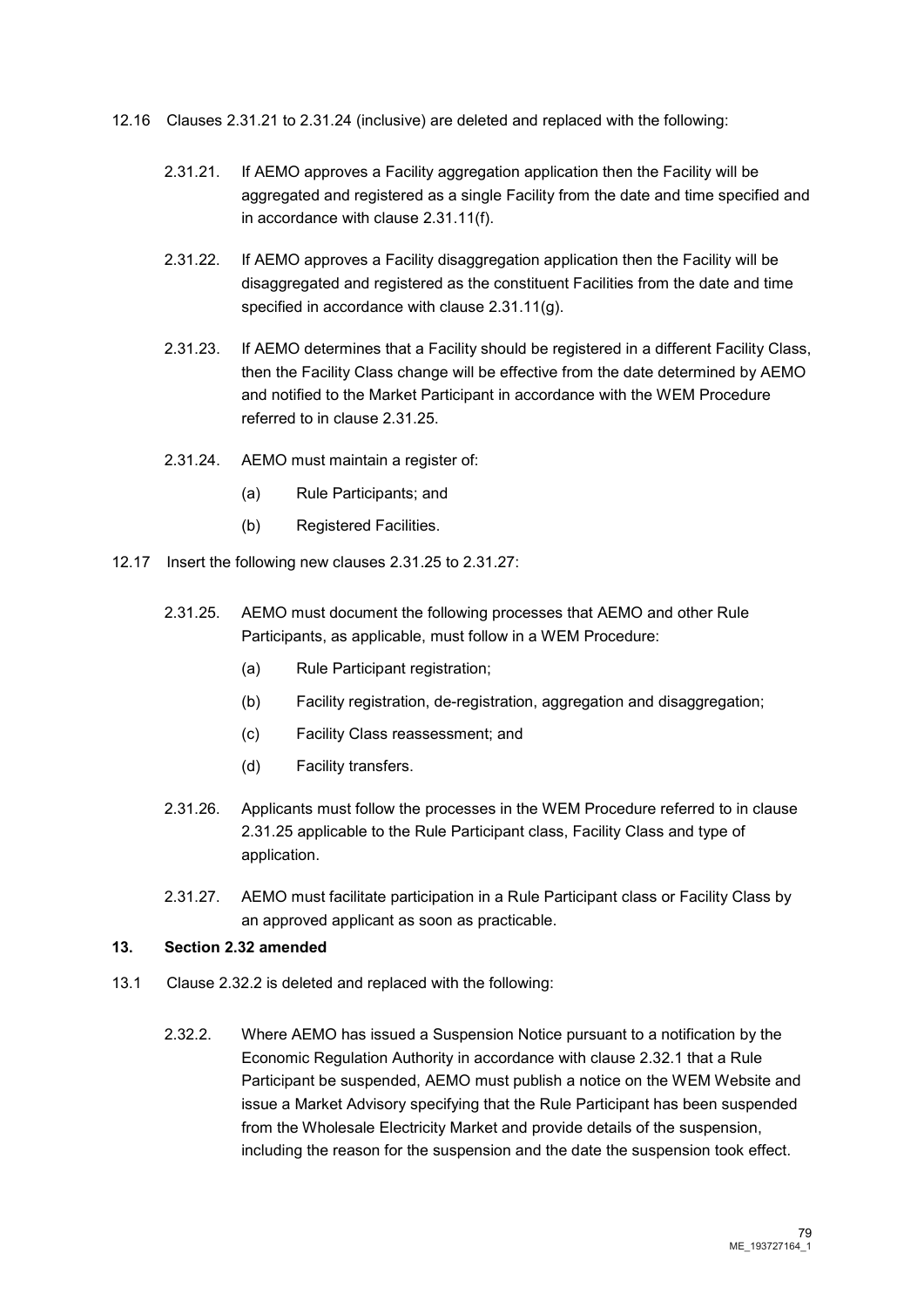12.16 Clauses 2.31.21 to 2.31.24 (inclusive) are deleted and replaced with the following:

> 2.31.21. If AEMO approves a Facility aggregation application then the Facility will be aggregated and registered as a single Facility from the date and time specified and in accordance with clause 2.31.11(f).
>
> 2.31.22. If AEMO approves a Facility disaggregation application then the Facility will be disaggregated and registered as the constituent Facilities from the date and time specified in accordance with clause 2.31.11(g).
>
> 2.31.23. If AEMO determines that a Facility should be registered in a different Facility Class, then the Facility Class change will be effective from the date determined by AEMO and notified to the Market Participant in accordance with the WEM Procedure referred to in clause 2.31.25.
>
> 2.31.24. AEMO must maintain a register of:
>
> (a) Rule Participants; and
>
> (b) Registered Facilities.

12.17 Insert the following new clauses 2.31.25 to 2.31.27:

> 2.31.25. AEMO must document the following processes that AEMO and other Rule Participants, as applicable, must follow in a WEM Procedure:
>
> (a) Rule Participant registration;
>
> (b) Facility registration, de-registration, aggregation and disaggregation;
>
> (c) Facility Class reassessment; and
>
> (d) Facility transfers.
>
> 2.31.26. Applicants must follow the processes in the WEM Procedure referred to in clause 2.31.25 applicable to the Rule Participant class, Facility Class and type of application.
>
> 2.31.27. AEMO must facilitate participation in a Rule Participant class or Facility Class by an approved applicant as soon as practicable.

**13. Section 2.32 amended**

13.1 Clause 2.32.2 is deleted and replaced with the following:

> 2.32.2. Where AEMO has issued a Suspension Notice pursuant to a notification by the Economic Regulation Authority in accordance with clause 2.32.1 that a Rule Participant be suspended, AEMO must publish a notice on the WEM Website and issue a Market Advisory specifying that the Rule Participant has been suspended from the Wholesale Electricity Market and provide details of the suspension, including the reason for the suspension and the date the suspension took effect.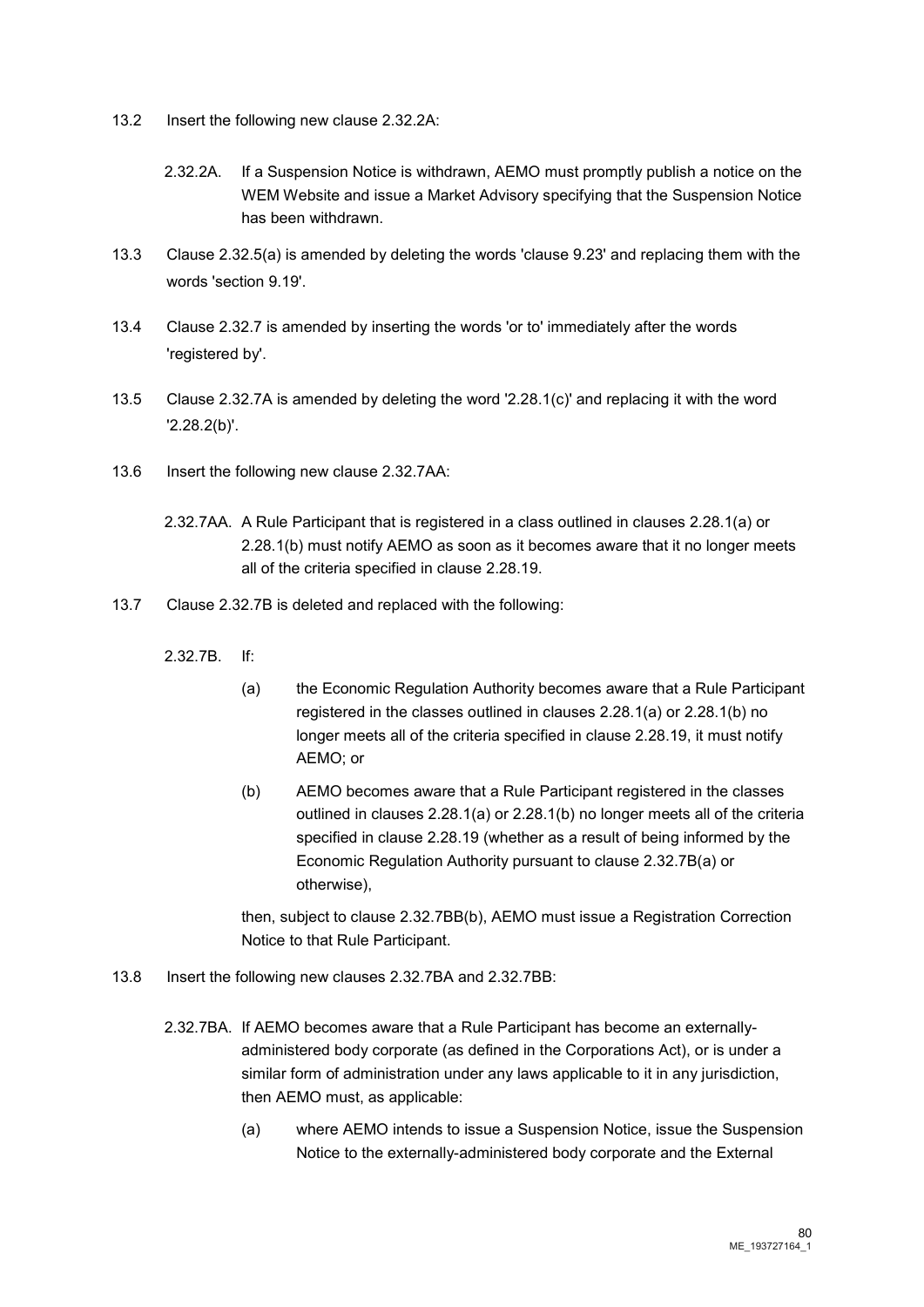13.2 Insert the following new clause 2.32.2A:

> 2.32.2A. If a Suspension Notice is withdrawn, AEMO must promptly publish a notice on the WEM Website and issue a Market Advisory specifying that the Suspension Notice has been withdrawn.

13.3 Clause 2.32.5(a) is amended by deleting the words 'clause 9.23' and replacing them with the words 'section 9.19'.

13.4 Clause 2.32.7 is amended by inserting the words 'or to' immediately after the words 'registered by'.

13.5 Clause 2.32.7A is amended by deleting the word '2.28.1(c)' and replacing it with the word '2.28.2(b)'.

13.6 Insert the following new clause 2.32.7AA:

> 2.32.7AA. A Rule Participant that is registered in a class outlined in clauses 2.28.1(a) or 2.28.1(b) must notify AEMO as soon as it becomes aware that it no longer meets all of the criteria specified in clause 2.28.19.

13.7 Clause 2.32.7B is deleted and replaced with the following:

> 2.32.7B. If:
>
> (a) the Economic Regulation Authority becomes aware that a Rule Participant registered in the classes outlined in clauses 2.28.1(a) or 2.28.1(b) no longer meets all of the criteria specified in clause 2.28.19, it must notify AEMO; or
>
> (b) AEMO becomes aware that a Rule Participant registered in the classes outlined in clauses 2.28.1(a) or 2.28.1(b) no longer meets all of the criteria specified in clause 2.28.19 (whether as a result of being informed by the Economic Regulation Authority pursuant to clause 2.32.7B(a) or otherwise),
>
> then, subject to clause 2.32.7BB(b), AEMO must issue a Registration Correction Notice to that Rule Participant.

13.8 Insert the following new clauses 2.32.7BA and 2.32.7BB:

> 2.32.7BA. If AEMO becomes aware that a Rule Participant has become an externally-administered body corporate (as defined in the Corporations Act), or is under a similar form of administration under any laws applicable to it in any jurisdiction, then AEMO must, as applicable:
>
> (a) where AEMO intends to issue a Suspension Notice, issue the Suspension Notice to the externally-administered body corporate and the External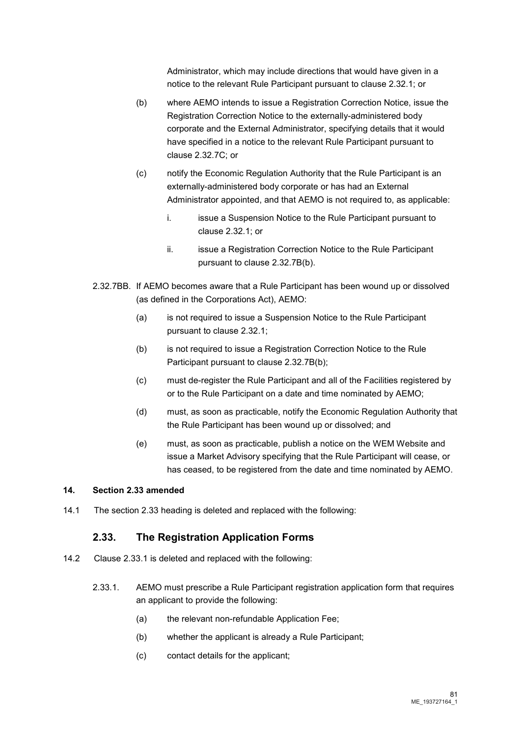Administrator, which may include directions that would have given in a notice to the relevant Rule Participant pursuant to clause 2.32.1; or

(b) where AEMO intends to issue a Registration Correction Notice, issue the Registration Correction Notice to the externally-administered body corporate and the External Administrator, specifying details that it would have specified in a notice to the relevant Rule Participant pursuant to clause 2.32.7C; or

(c) notify the Economic Regulation Authority that the Rule Participant is an externally-administered body corporate or has had an External Administrator appointed, and that AEMO is not required to, as applicable:

i. issue a Suspension Notice to the Rule Participant pursuant to clause 2.32.1; or

ii. issue a Registration Correction Notice to the Rule Participant pursuant to clause 2.32.7B(b).

2.32.7BB. If AEMO becomes aware that a Rule Participant has been wound up or dissolved (as defined in the Corporations Act), AEMO:

(a) is not required to issue a Suspension Notice to the Rule Participant pursuant to clause 2.32.1;

(b) is not required to issue a Registration Correction Notice to the Rule Participant pursuant to clause 2.32.7B(b);

(c) must de-register the Rule Participant and all of the Facilities registered by or to the Rule Participant on a date and time nominated by AEMO;

(d) must, as soon as practicable, notify the Economic Regulation Authority that the Rule Participant has been wound up or dissolved; and

(e) must, as soon as practicable, publish a notice on the WEM Website and issue a Market Advisory specifying that the Rule Participant will cease, or has ceased, to be registered from the date and time nominated by AEMO.

**14. Section 2.33 amended**

14.1 The section 2.33 heading is deleted and replaced with the following:

## 2.33. The Registration Application Forms

14.2 Clause 2.33.1 is deleted and replaced with the following:

2.33.1. AEMO must prescribe a Rule Participant registration application form that requires an applicant to provide the following:

(a) the relevant non-refundable Application Fee;

(b) whether the applicant is already a Rule Participant;

(c) contact details for the applicant;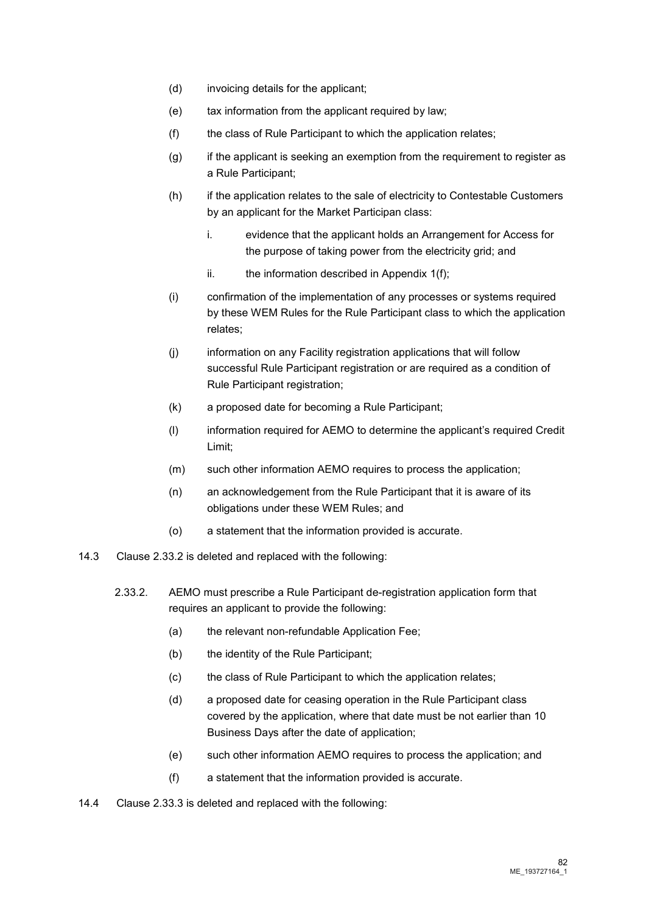(d) invoicing details for the applicant;

(e) tax information from the applicant required by law;

(f) the class of Rule Participant to which the application relates;

(g) if the applicant is seeking an exemption from the requirement to register as a Rule Participant;

(h) if the application relates to the sale of electricity to Contestable Customers by an applicant for the Market Participan class:

i. evidence that the applicant holds an Arrangement for Access for the purpose of taking power from the electricity grid; and

ii. the information described in Appendix 1(f);

(i) confirmation of the implementation of any processes or systems required by these WEM Rules for the Rule Participant class to which the application relates;

(j) information on any Facility registration applications that will follow successful Rule Participant registration or are required as a condition of Rule Participant registration;

(k) a proposed date for becoming a Rule Participant;

(l) information required for AEMO to determine the applicant's required Credit Limit;

(m) such other information AEMO requires to process the application;

(n) an acknowledgement from the Rule Participant that it is aware of its obligations under these WEM Rules; and

(o) a statement that the information provided is accurate.

14.3 Clause 2.33.2 is deleted and replaced with the following:

2.33.2. AEMO must prescribe a Rule Participant de-registration application form that requires an applicant to provide the following:

(a) the relevant non-refundable Application Fee;

(b) the identity of the Rule Participant;

(c) the class of Rule Participant to which the application relates;

(d) a proposed date for ceasing operation in the Rule Participant class covered by the application, where that date must be not earlier than 10 Business Days after the date of application;

(e) such other information AEMO requires to process the application; and

(f) a statement that the information provided is accurate.

14.4 Clause 2.33.3 is deleted and replaced with the following: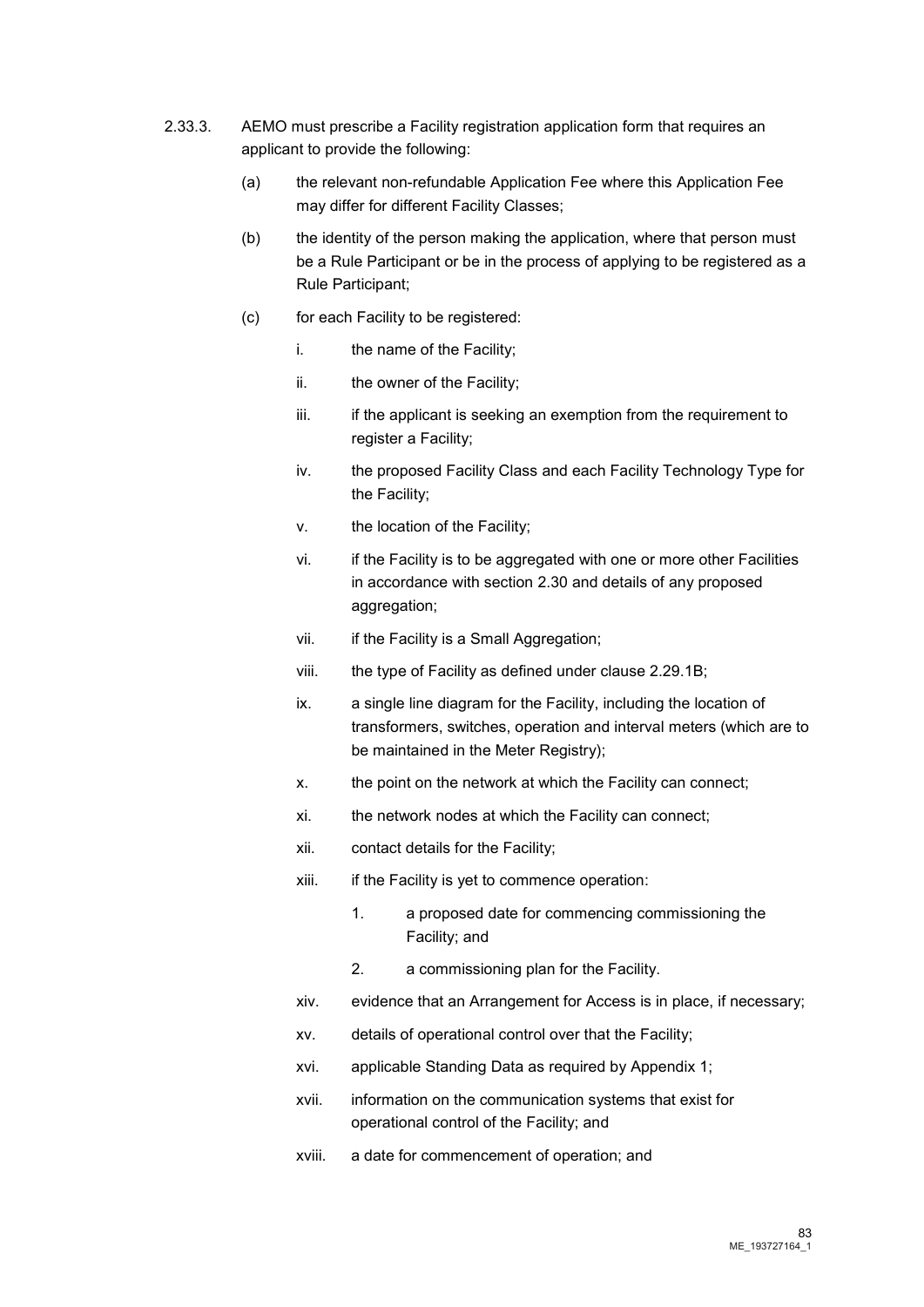2.33.3. AEMO must prescribe a Facility registration application form that requires an applicant to provide the following:

(a) the relevant non-refundable Application Fee where this Application Fee may differ for different Facility Classes;

(b) the identity of the person making the application, where that person must be a Rule Participant or be in the process of applying to be registered as a Rule Participant;

(c) for each Facility to be registered:

i. the name of the Facility;

ii. the owner of the Facility;

iii. if the applicant is seeking an exemption from the requirement to register a Facility;

iv. the proposed Facility Class and each Facility Technology Type for the Facility;

v. the location of the Facility;

vi. if the Facility is to be aggregated with one or more other Facilities in accordance with section 2.30 and details of any proposed aggregation;

vii. if the Facility is a Small Aggregation;

viii. the type of Facility as defined under clause 2.29.1B;

ix. a single line diagram for the Facility, including the location of transformers, switches, operation and interval meters (which are to be maintained in the Meter Registry);

x. the point on the network at which the Facility can connect;

xi. the network nodes at which the Facility can connect;

xii. contact details for the Facility;

xiii. if the Facility is yet to commence operation:

1. a proposed date for commencing commissioning the Facility; and

2. a commissioning plan for the Facility.

xiv. evidence that an Arrangement for Access is in place, if necessary;

xv. details of operational control over that the Facility;

xvi. applicable Standing Data as required by Appendix 1;

xvii. information on the communication systems that exist for operational control of the Facility; and

xviii. a date for commencement of operation; and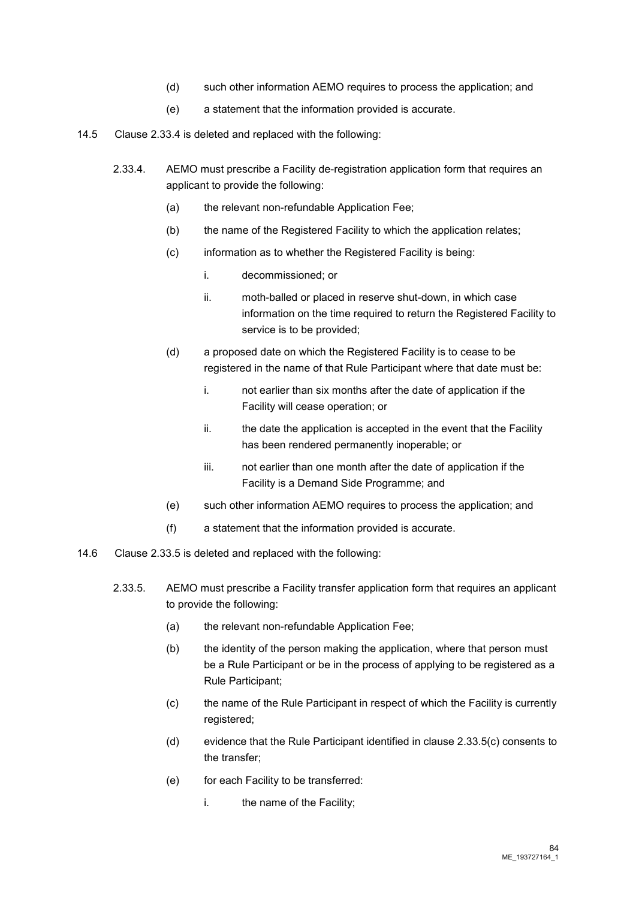(d) such other information AEMO requires to process the application; and

(e) a statement that the information provided is accurate.

14.5 Clause 2.33.4 is deleted and replaced with the following:

2.33.4. AEMO must prescribe a Facility de-registration application form that requires an applicant to provide the following:

(a) the relevant non-refundable Application Fee;

(b) the name of the Registered Facility to which the application relates;

(c) information as to whether the Registered Facility is being:

i. decommissioned; or

ii. moth-balled or placed in reserve shut-down, in which case information on the time required to return the Registered Facility to service is to be provided;

(d) a proposed date on which the Registered Facility is to cease to be registered in the name of that Rule Participant where that date must be:

i. not earlier than six months after the date of application if the Facility will cease operation; or

ii. the date the application is accepted in the event that the Facility has been rendered permanently inoperable; or

iii. not earlier than one month after the date of application if the Facility is a Demand Side Programme; and

(e) such other information AEMO requires to process the application; and

(f) a statement that the information provided is accurate.

14.6 Clause 2.33.5 is deleted and replaced with the following:

2.33.5. AEMO must prescribe a Facility transfer application form that requires an applicant to provide the following:

(a) the relevant non-refundable Application Fee;

(b) the identity of the person making the application, where that person must be a Rule Participant or be in the process of applying to be registered as a Rule Participant;

(c) the name of the Rule Participant in respect of which the Facility is currently registered;

(d) evidence that the Rule Participant identified in clause 2.33.5(c) consents to the transfer;

(e) for each Facility to be transferred:

i. the name of the Facility;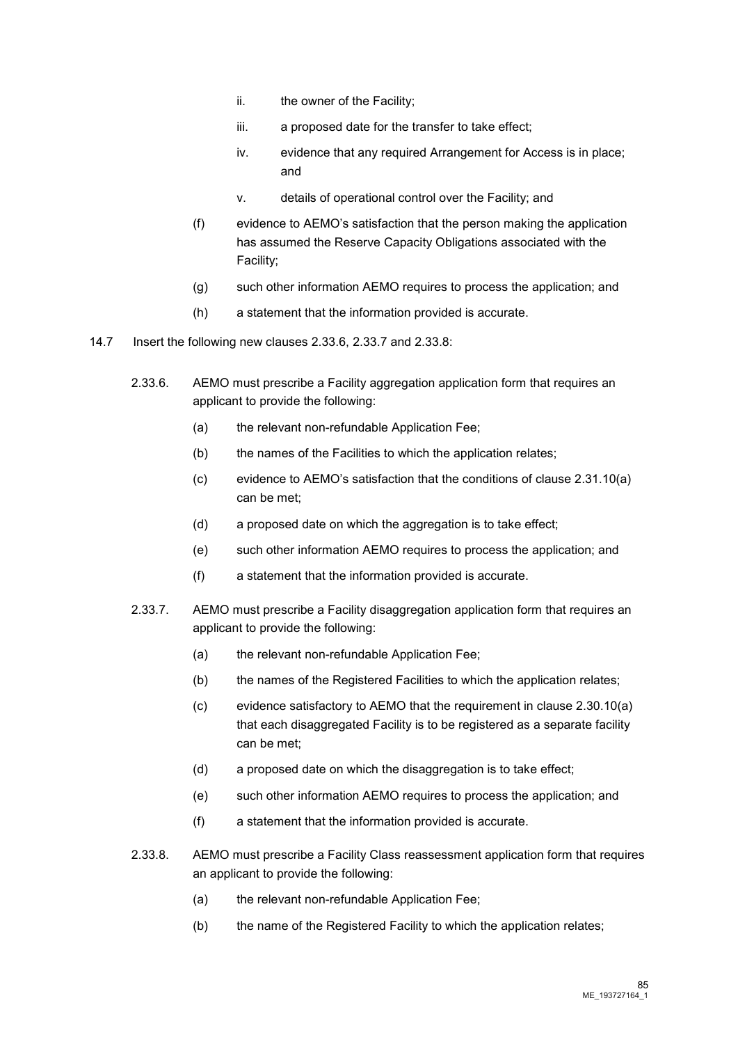ii. the owner of the Facility;

iii. a proposed date for the transfer to take effect;

iv. evidence that any required Arrangement for Access is in place; and

v. details of operational control over the Facility; and

(f) evidence to AEMO's satisfaction that the person making the application has assumed the Reserve Capacity Obligations associated with the Facility;

(g) such other information AEMO requires to process the application; and

(h) a statement that the information provided is accurate.

14.7 Insert the following new clauses 2.33.6, 2.33.7 and 2.33.8:

2.33.6. AEMO must prescribe a Facility aggregation application form that requires an applicant to provide the following:

(a) the relevant non-refundable Application Fee;

(b) the names of the Facilities to which the application relates;

(c) evidence to AEMO's satisfaction that the conditions of clause 2.31.10(a) can be met;

(d) a proposed date on which the aggregation is to take effect;

(e) such other information AEMO requires to process the application; and

(f) a statement that the information provided is accurate.

2.33.7. AEMO must prescribe a Facility disaggregation application form that requires an applicant to provide the following:

(a) the relevant non-refundable Application Fee;

(b) the names of the Registered Facilities to which the application relates;

(c) evidence satisfactory to AEMO that the requirement in clause 2.30.10(a) that each disaggregated Facility is to be registered as a separate facility can be met;

(d) a proposed date on which the disaggregation is to take effect;

(e) such other information AEMO requires to process the application; and

(f) a statement that the information provided is accurate.

2.33.8. AEMO must prescribe a Facility Class reassessment application form that requires an applicant to provide the following:

(a) the relevant non-refundable Application Fee;

(b) the name of the Registered Facility to which the application relates;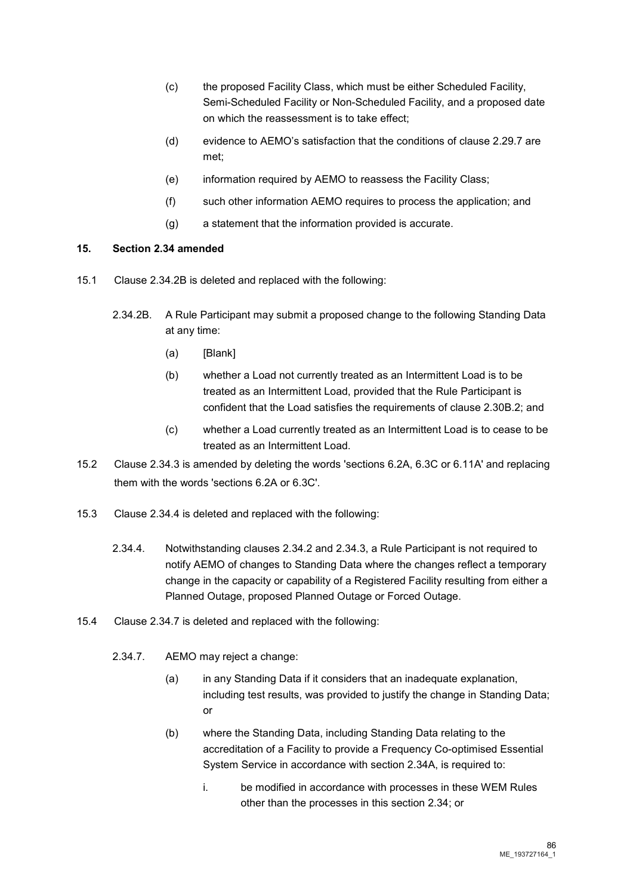(c) the proposed Facility Class, which must be either Scheduled Facility, Semi-Scheduled Facility or Non-Scheduled Facility, and a proposed date on which the reassessment is to take effect;

(d) evidence to AEMO's satisfaction that the conditions of clause 2.29.7 are met;

(e) information required by AEMO to reassess the Facility Class;

(f) such other information AEMO requires to process the application; and

(g) a statement that the information provided is accurate.

## 15. Section 2.34 amended

15.1 Clause 2.34.2B is deleted and replaced with the following:

2.34.2B. A Rule Participant may submit a proposed change to the following Standing Data at any time:

(a) [Blank]

(b) whether a Load not currently treated as an Intermittent Load is to be treated as an Intermittent Load, provided that the Rule Participant is confident that the Load satisfies the requirements of clause 2.30B.2; and

(c) whether a Load currently treated as an Intermittent Load is to cease to be treated as an Intermittent Load.

15.2 Clause 2.34.3 is amended by deleting the words 'sections 6.2A, 6.3C or 6.11A' and replacing them with the words 'sections 6.2A or 6.3C'.

15.3 Clause 2.34.4 is deleted and replaced with the following:

2.34.4. Notwithstanding clauses 2.34.2 and 2.34.3, a Rule Participant is not required to notify AEMO of changes to Standing Data where the changes reflect a temporary change in the capacity or capability of a Registered Facility resulting from either a Planned Outage, proposed Planned Outage or Forced Outage.

15.4 Clause 2.34.7 is deleted and replaced with the following:

2.34.7. AEMO may reject a change:

(a) in any Standing Data if it considers that an inadequate explanation, including test results, was provided to justify the change in Standing Data; or

(b) where the Standing Data, including Standing Data relating to the accreditation of a Facility to provide a Frequency Co-optimised Essential System Service in accordance with section 2.34A, is required to:

i. be modified in accordance with processes in these WEM Rules other than the processes in this section 2.34; or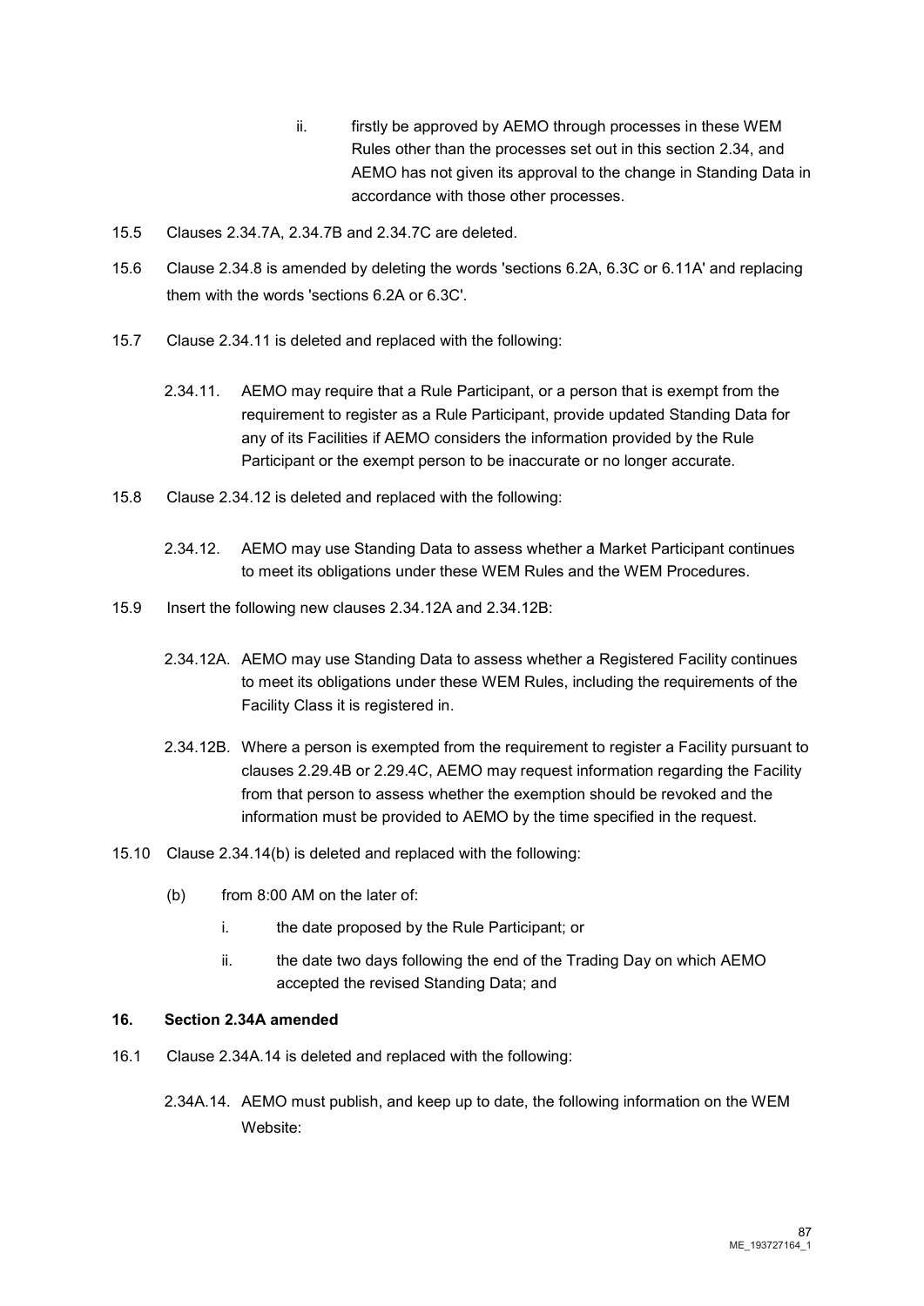ii. firstly be approved by AEMO through processes in these WEM Rules other than the processes set out in this section 2.34, and AEMO has not given its approval to the change in Standing Data in accordance with those other processes.

15.5 Clauses 2.34.7A, 2.34.7B and 2.34.7C are deleted.

15.6 Clause 2.34.8 is amended by deleting the words 'sections 6.2A, 6.3C or 6.11A' and replacing them with the words 'sections 6.2A or 6.3C'.

15.7 Clause 2.34.11 is deleted and replaced with the following:

2.34.11. AEMO may require that a Rule Participant, or a person that is exempt from the requirement to register as a Rule Participant, provide updated Standing Data for any of its Facilities if AEMO considers the information provided by the Rule Participant or the exempt person to be inaccurate or no longer accurate.

15.8 Clause 2.34.12 is deleted and replaced with the following:

2.34.12. AEMO may use Standing Data to assess whether a Market Participant continues to meet its obligations under these WEM Rules and the WEM Procedures.

15.9 Insert the following new clauses 2.34.12A and 2.34.12B:

2.34.12A. AEMO may use Standing Data to assess whether a Registered Facility continues to meet its obligations under these WEM Rules, including the requirements of the Facility Class it is registered in.

2.34.12B. Where a person is exempted from the requirement to register a Facility pursuant to clauses 2.29.4B or 2.29.4C, AEMO may request information regarding the Facility from that person to assess whether the exemption should be revoked and the information must be provided to AEMO by the time specified in the request.

15.10 Clause 2.34.14(b) is deleted and replaced with the following:

(b) from 8:00 AM on the later of:

i. the date proposed by the Rule Participant; or

ii. the date two days following the end of the Trading Day on which AEMO accepted the revised Standing Data; and

**16. Section 2.34A amended**

16.1 Clause 2.34A.14 is deleted and replaced with the following:

2.34A.14. AEMO must publish, and keep up to date, the following information on the WEM Website: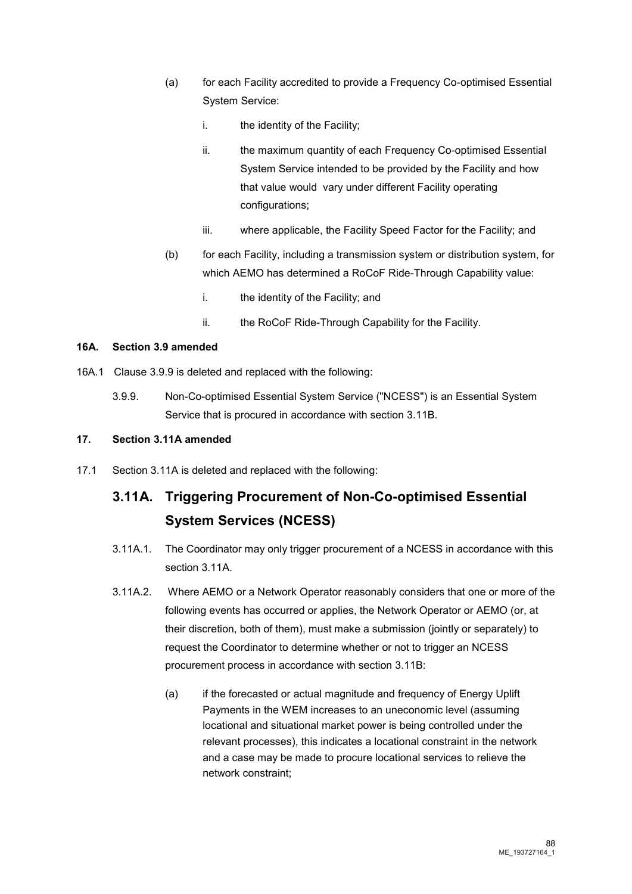(a) for each Facility accredited to provide a Frequency Co-optimised Essential System Service:

i. the identity of the Facility;

ii. the maximum quantity of each Frequency Co-optimised Essential System Service intended to be provided by the Facility and how that value would vary under different Facility operating configurations;

iii. where applicable, the Facility Speed Factor for the Facility; and

(b) for each Facility, including a transmission system or distribution system, for which AEMO has determined a RoCoF Ride-Through Capability value:

i. the identity of the Facility; and

ii. the RoCoF Ride-Through Capability for the Facility.

**16A. Section 3.9 amended**

16A.1 Clause 3.9.9 is deleted and replaced with the following:

3.9.9. Non-Co-optimised Essential System Service ("NCESS") is an Essential System Service that is procured in accordance with section 3.11B.

**17. Section 3.11A amended**

17.1 Section 3.11A is deleted and replaced with the following:

## 3.11A. Triggering Procurement of Non-Co-optimised Essential System Services (NCESS)

3.11A.1. The Coordinator may only trigger procurement of a NCESS in accordance with this section 3.11A.

3.11A.2. Where AEMO or a Network Operator reasonably considers that one or more of the following events has occurred or applies, the Network Operator or AEMO (or, at their discretion, both of them), must make a submission (jointly or separately) to request the Coordinator to determine whether or not to trigger an NCESS procurement process in accordance with section 3.11B:

(a) if the forecasted or actual magnitude and frequency of Energy Uplift Payments in the WEM increases to an uneconomic level (assuming locational and situational market power is being controlled under the relevant processes), this indicates a locational constraint in the network and a case may be made to procure locational services to relieve the network constraint;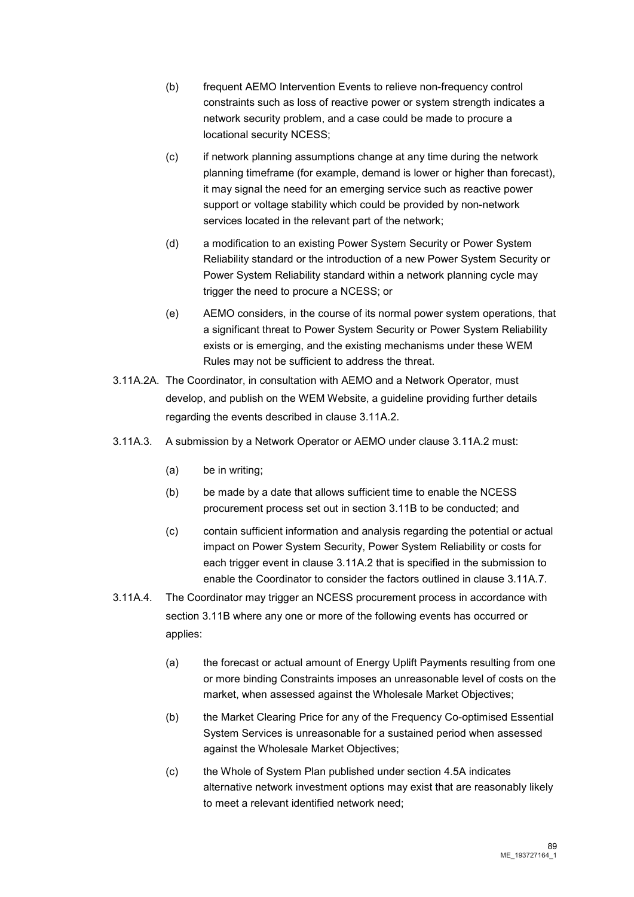(b) frequent AEMO Intervention Events to relieve non-frequency control constraints such as loss of reactive power or system strength indicates a network security problem, and a case could be made to procure a locational security NCESS;

(c) if network planning assumptions change at any time during the network planning timeframe (for example, demand is lower or higher than forecast), it may signal the need for an emerging service such as reactive power support or voltage stability which could be provided by non-network services located in the relevant part of the network;

(d) a modification to an existing Power System Security or Power System Reliability standard or the introduction of a new Power System Security or Power System Reliability standard within a network planning cycle may trigger the need to procure a NCESS; or

(e) AEMO considers, in the course of its normal power system operations, that a significant threat to Power System Security or Power System Reliability exists or is emerging, and the existing mechanisms under these WEM Rules may not be sufficient to address the threat.

3.11A.2A. The Coordinator, in consultation with AEMO and a Network Operator, must develop, and publish on the WEM Website, a guideline providing further details regarding the events described in clause 3.11A.2.

3.11A.3. A submission by a Network Operator or AEMO under clause 3.11A.2 must:

(a) be in writing;

(b) be made by a date that allows sufficient time to enable the NCESS procurement process set out in section 3.11B to be conducted; and

(c) contain sufficient information and analysis regarding the potential or actual impact on Power System Security, Power System Reliability or costs for each trigger event in clause 3.11A.2 that is specified in the submission to enable the Coordinator to consider the factors outlined in clause 3.11A.7.

3.11A.4. The Coordinator may trigger an NCESS procurement process in accordance with section 3.11B where any one or more of the following events has occurred or applies:

(a) the forecast or actual amount of Energy Uplift Payments resulting from one or more binding Constraints imposes an unreasonable level of costs on the market, when assessed against the Wholesale Market Objectives;

(b) the Market Clearing Price for any of the Frequency Co-optimised Essential System Services is unreasonable for a sustained period when assessed against the Wholesale Market Objectives;

(c) the Whole of System Plan published under section 4.5A indicates alternative network investment options may exist that are reasonably likely to meet a relevant identified network need;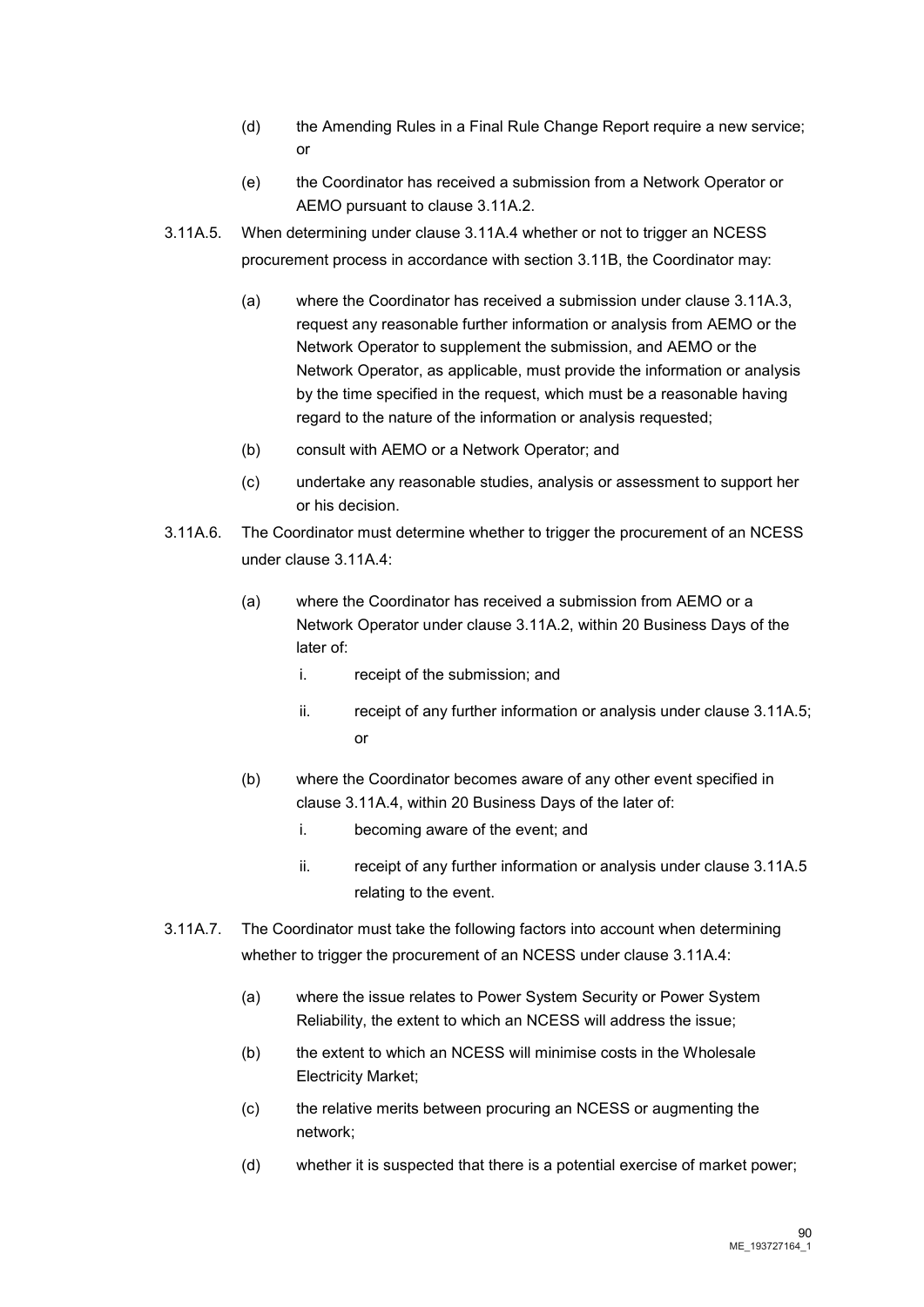(d) the Amending Rules in a Final Rule Change Report require a new service; or

(e) the Coordinator has received a submission from a Network Operator or AEMO pursuant to clause 3.11A.2.

3.11A.5. When determining under clause 3.11A.4 whether or not to trigger an NCESS procurement process in accordance with section 3.11B, the Coordinator may:

(a) where the Coordinator has received a submission under clause 3.11A.3, request any reasonable further information or analysis from AEMO or the Network Operator to supplement the submission, and AEMO or the Network Operator, as applicable, must provide the information or analysis by the time specified in the request, which must be a reasonable having regard to the nature of the information or analysis requested;

(b) consult with AEMO or a Network Operator; and

(c) undertake any reasonable studies, analysis or assessment to support her or his decision.

3.11A.6. The Coordinator must determine whether to trigger the procurement of an NCESS under clause 3.11A.4:

(a) where the Coordinator has received a submission from AEMO or a Network Operator under clause 3.11A.2, within 20 Business Days of the later of:

i. receipt of the submission; and

ii. receipt of any further information or analysis under clause 3.11A.5; or

(b) where the Coordinator becomes aware of any other event specified in clause 3.11A.4, within 20 Business Days of the later of:

i. becoming aware of the event; and

ii. receipt of any further information or analysis under clause 3.11A.5 relating to the event.

3.11A.7. The Coordinator must take the following factors into account when determining whether to trigger the procurement of an NCESS under clause 3.11A.4:

(a) where the issue relates to Power System Security or Power System Reliability, the extent to which an NCESS will address the issue;

(b) the extent to which an NCESS will minimise costs in the Wholesale Electricity Market;

(c) the relative merits between procuring an NCESS or augmenting the network;

(d) whether it is suspected that there is a potential exercise of market power;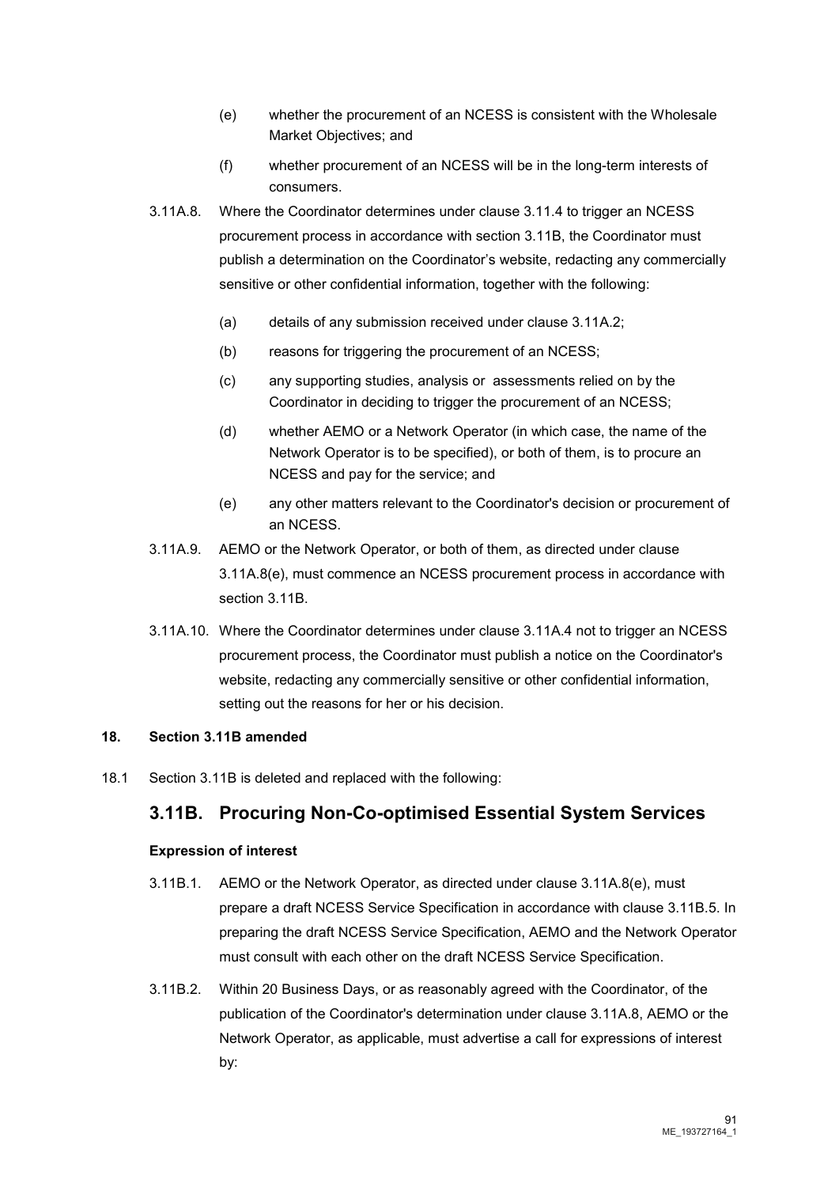(e) whether the procurement of an NCESS is consistent with the Wholesale Market Objectives; and

(f) whether procurement of an NCESS will be in the long-term interests of consumers.

3.11A.8. Where the Coordinator determines under clause 3.11.4 to trigger an NCESS procurement process in accordance with section 3.11B, the Coordinator must publish a determination on the Coordinator's website, redacting any commercially sensitive or other confidential information, together with the following:

(a) details of any submission received under clause 3.11A.2;

(b) reasons for triggering the procurement of an NCESS;

(c) any supporting studies, analysis or assessments relied on by the Coordinator in deciding to trigger the procurement of an NCESS;

(d) whether AEMO or a Network Operator (in which case, the name of the Network Operator is to be specified), or both of them, is to procure an NCESS and pay for the service; and

(e) any other matters relevant to the Coordinator's decision or procurement of an NCESS.

3.11A.9. AEMO or the Network Operator, or both of them, as directed under clause 3.11A.8(e), must commence an NCESS procurement process in accordance with section 3.11B.

3.11A.10. Where the Coordinator determines under clause 3.11A.4 not to trigger an NCESS procurement process, the Coordinator must publish a notice on the Coordinator's website, redacting any commercially sensitive or other confidential information, setting out the reasons for her or his decision.

**18. Section 3.11B amended**

18.1 Section 3.11B is deleted and replaced with the following:

## 3.11B. Procuring Non-Co-optimised Essential System Services

**Expression of interest**

3.11B.1. AEMO or the Network Operator, as directed under clause 3.11A.8(e), must prepare a draft NCESS Service Specification in accordance with clause 3.11B.5. In preparing the draft NCESS Service Specification, AEMO and the Network Operator must consult with each other on the draft NCESS Service Specification.

3.11B.2. Within 20 Business Days, or as reasonably agreed with the Coordinator, of the publication of the Coordinator's determination under clause 3.11A.8, AEMO or the Network Operator, as applicable, must advertise a call for expressions of interest by: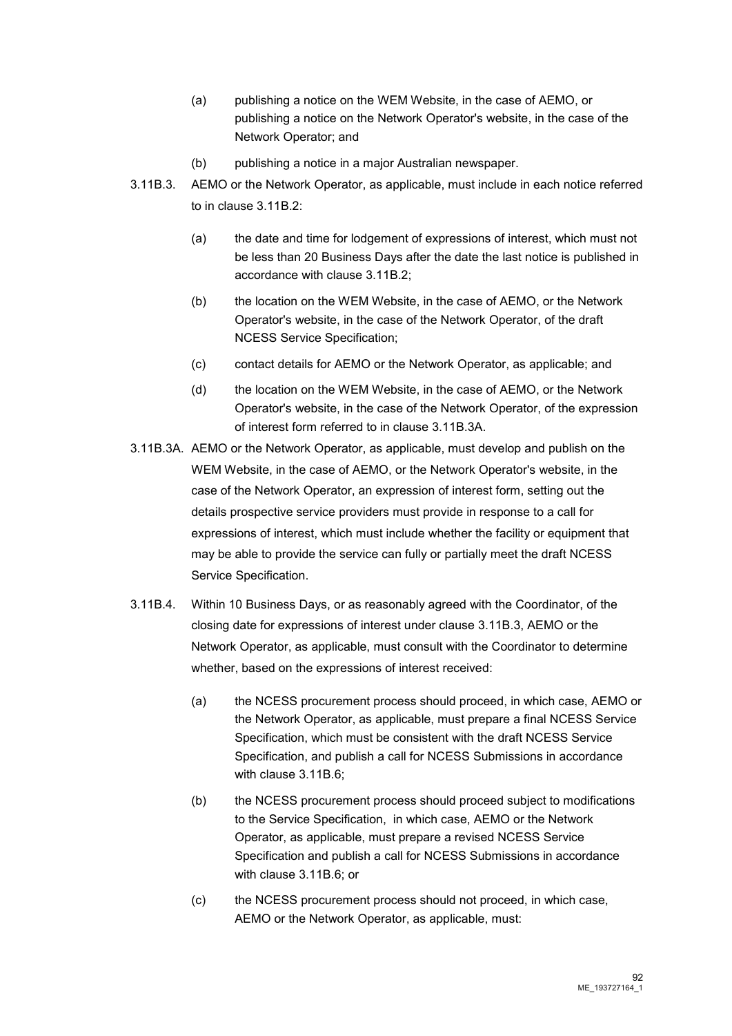(a) publishing a notice on the WEM Website, in the case of AEMO, or publishing a notice on the Network Operator's website, in the case of the Network Operator; and

(b) publishing a notice in a major Australian newspaper.

3.11B.3. AEMO or the Network Operator, as applicable, must include in each notice referred to in clause 3.11B.2:

(a) the date and time for lodgement of expressions of interest, which must not be less than 20 Business Days after the date the last notice is published in accordance with clause 3.11B.2;

(b) the location on the WEM Website, in the case of AEMO, or the Network Operator's website, in the case of the Network Operator, of the draft NCESS Service Specification;

(c) contact details for AEMO or the Network Operator, as applicable; and

(d) the location on the WEM Website, in the case of AEMO, or the Network Operator's website, in the case of the Network Operator, of the expression of interest form referred to in clause 3.11B.3A.

3.11B.3A. AEMO or the Network Operator, as applicable, must develop and publish on the WEM Website, in the case of AEMO, or the Network Operator's website, in the case of the Network Operator, an expression of interest form, setting out the details prospective service providers must provide in response to a call for expressions of interest, which must include whether the facility or equipment that may be able to provide the service can fully or partially meet the draft NCESS Service Specification.

3.11B.4. Within 10 Business Days, or as reasonably agreed with the Coordinator, of the closing date for expressions of interest under clause 3.11B.3, AEMO or the Network Operator, as applicable, must consult with the Coordinator to determine whether, based on the expressions of interest received:

(a) the NCESS procurement process should proceed, in which case, AEMO or the Network Operator, as applicable, must prepare a final NCESS Service Specification, which must be consistent with the draft NCESS Service Specification, and publish a call for NCESS Submissions in accordance with clause 3.11B.6;

(b) the NCESS procurement process should proceed subject to modifications to the Service Specification, in which case, AEMO or the Network Operator, as applicable, must prepare a revised NCESS Service Specification and publish a call for NCESS Submissions in accordance with clause 3.11B.6; or

(c) the NCESS procurement process should not proceed, in which case, AEMO or the Network Operator, as applicable, must: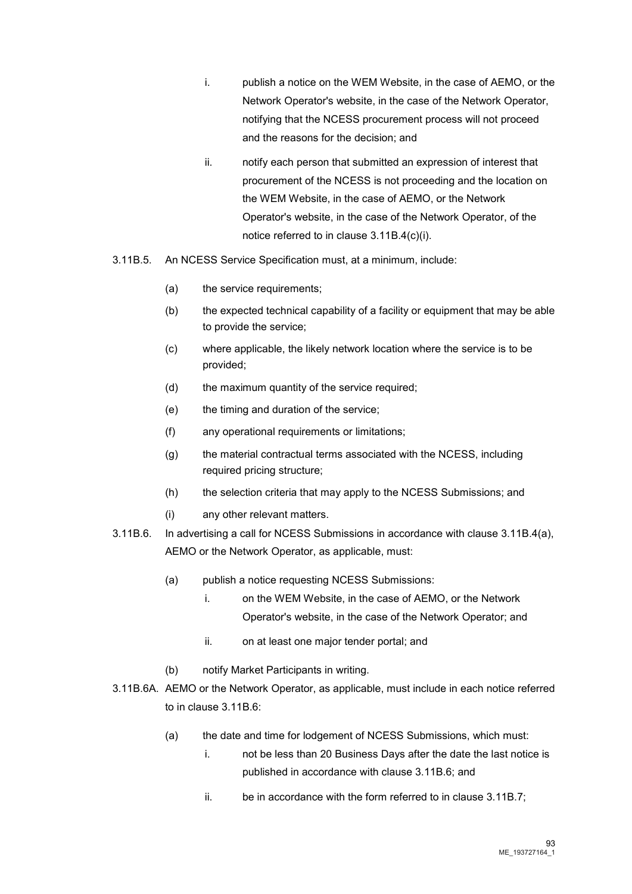i. publish a notice on the WEM Website, in the case of AEMO, or the Network Operator's website, in the case of the Network Operator, notifying that the NCESS procurement process will not proceed and the reasons for the decision; and

ii. notify each person that submitted an expression of interest that procurement of the NCESS is not proceeding and the location on the WEM Website, in the case of AEMO, or the Network Operator's website, in the case of the Network Operator, of the notice referred to in clause 3.11B.4(c)(i).

3.11B.5. An NCESS Service Specification must, at a minimum, include:

(a) the service requirements;

(b) the expected technical capability of a facility or equipment that may be able to provide the service;

(c) where applicable, the likely network location where the service is to be provided;

(d) the maximum quantity of the service required;

(e) the timing and duration of the service;

(f) any operational requirements or limitations;

(g) the material contractual terms associated with the NCESS, including required pricing structure;

(h) the selection criteria that may apply to the NCESS Submissions; and

(i) any other relevant matters.

3.11B.6. In advertising a call for NCESS Submissions in accordance with clause 3.11B.4(a), AEMO or the Network Operator, as applicable, must:

(a) publish a notice requesting NCESS Submissions:

i. on the WEM Website, in the case of AEMO, or the Network Operator's website, in the case of the Network Operator; and

ii. on at least one major tender portal; and

(b) notify Market Participants in writing.

3.11B.6A. AEMO or the Network Operator, as applicable, must include in each notice referred to in clause 3.11B.6:

(a) the date and time for lodgement of NCESS Submissions, which must:

i. not be less than 20 Business Days after the date the last notice is published in accordance with clause 3.11B.6; and

ii. be in accordance with the form referred to in clause 3.11B.7;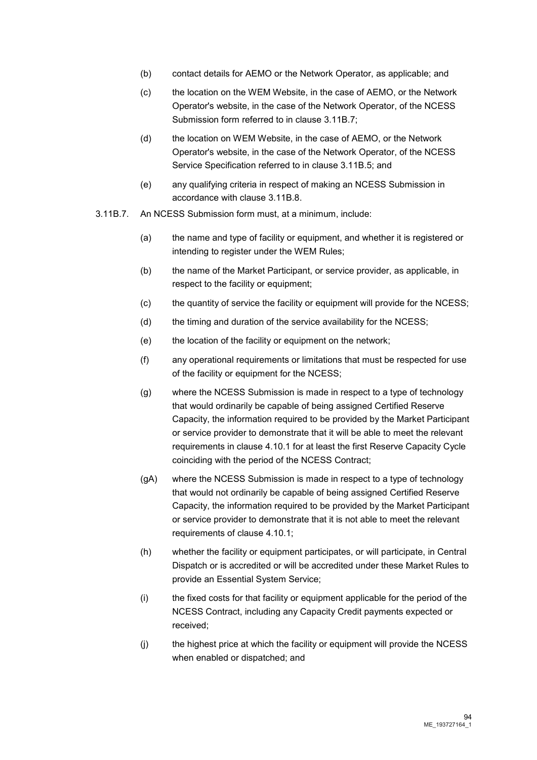(b) contact details for AEMO or the Network Operator, as applicable; and

(c) the location on the WEM Website, in the case of AEMO, or the Network Operator's website, in the case of the Network Operator, of the NCESS Submission form referred to in clause 3.11B.7;

(d) the location on WEM Website, in the case of AEMO, or the Network Operator's website, in the case of the Network Operator, of the NCESS Service Specification referred to in clause 3.11B.5; and

(e) any qualifying criteria in respect of making an NCESS Submission in accordance with clause 3.11B.8.

3.11B.7. An NCESS Submission form must, at a minimum, include:

(a) the name and type of facility or equipment, and whether it is registered or intending to register under the WEM Rules;

(b) the name of the Market Participant, or service provider, as applicable, in respect to the facility or equipment;

(c) the quantity of service the facility or equipment will provide for the NCESS;

(d) the timing and duration of the service availability for the NCESS;

(e) the location of the facility or equipment on the network;

(f) any operational requirements or limitations that must be respected for use of the facility or equipment for the NCESS;

(g) where the NCESS Submission is made in respect to a type of technology that would ordinarily be capable of being assigned Certified Reserve Capacity, the information required to be provided by the Market Participant or service provider to demonstrate that it will be able to meet the relevant requirements in clause 4.10.1 for at least the first Reserve Capacity Cycle coinciding with the period of the NCESS Contract;

(gA) where the NCESS Submission is made in respect to a type of technology that would not ordinarily be capable of being assigned Certified Reserve Capacity, the information required to be provided by the Market Participant or service provider to demonstrate that it is not able to meet the relevant requirements of clause 4.10.1;

(h) whether the facility or equipment participates, or will participate, in Central Dispatch or is accredited or will be accredited under these Market Rules to provide an Essential System Service;

(i) the fixed costs for that facility or equipment applicable for the period of the NCESS Contract, including any Capacity Credit payments expected or received;

(j) the highest price at which the facility or equipment will provide the NCESS when enabled or dispatched; and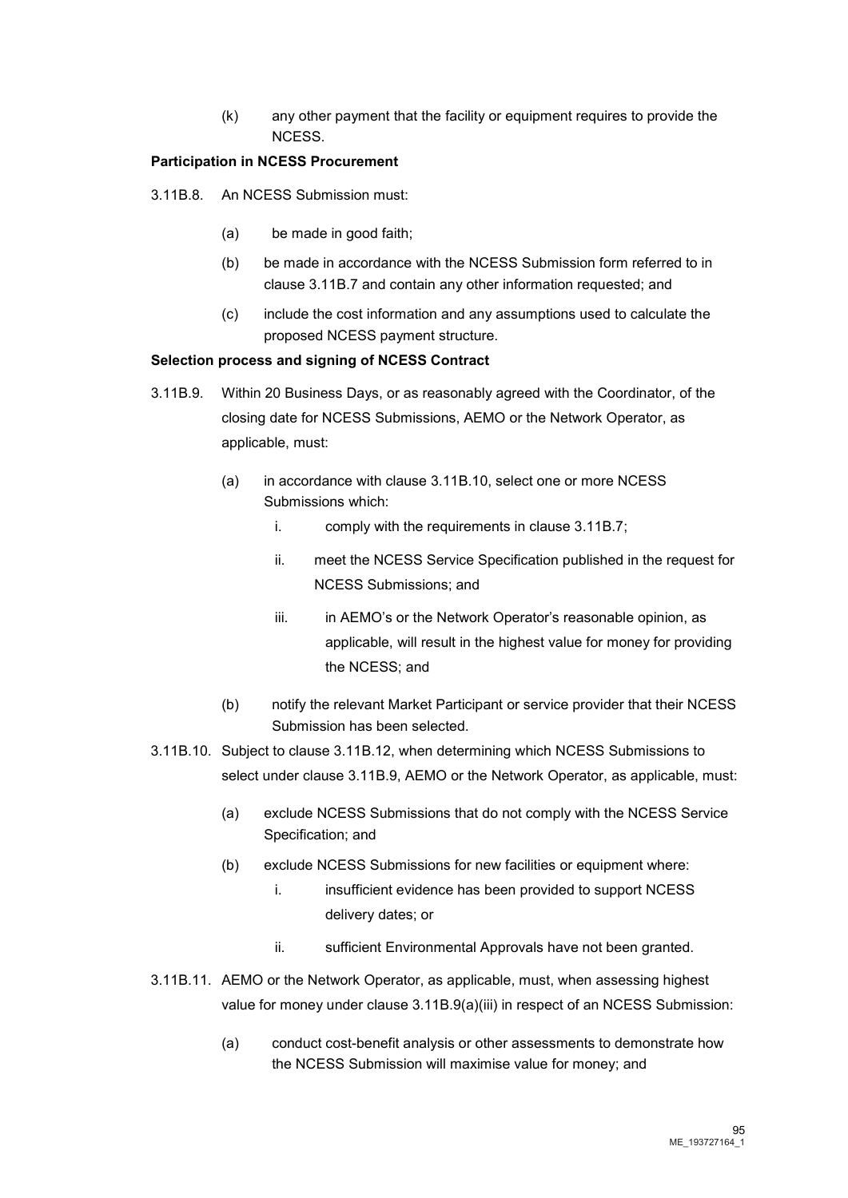(k) any other payment that the facility or equipment requires to provide the NCESS.

**Participation in NCESS Procurement**

3.11B.8. An NCESS Submission must:

- (a) be made in good faith;
- (b) be made in accordance with the NCESS Submission form referred to in clause 3.11B.7 and contain any other information requested; and
- (c) include the cost information and any assumptions used to calculate the proposed NCESS payment structure.

**Selection process and signing of NCESS Contract**

3.11B.9. Within 20 Business Days, or as reasonably agreed with the Coordinator, of the closing date for NCESS Submissions, AEMO or the Network Operator, as applicable, must:

- (a) in accordance with clause 3.11B.10, select one or more NCESS Submissions which:
  - i. comply with the requirements in clause 3.11B.7;
  - ii. meet the NCESS Service Specification published in the request for NCESS Submissions; and
  - iii. in AEMO's or the Network Operator's reasonable opinion, as applicable, will result in the highest value for money for providing the NCESS; and
- (b) notify the relevant Market Participant or service provider that their NCESS Submission has been selected.

3.11B.10. Subject to clause 3.11B.12, when determining which NCESS Submissions to select under clause 3.11B.9, AEMO or the Network Operator, as applicable, must:

- (a) exclude NCESS Submissions that do not comply with the NCESS Service Specification; and
- (b) exclude NCESS Submissions for new facilities or equipment where:
  - i. insufficient evidence has been provided to support NCESS delivery dates; or
  - ii. sufficient Environmental Approvals have not been granted.

3.11B.11. AEMO or the Network Operator, as applicable, must, when assessing highest value for money under clause 3.11B.9(a)(iii) in respect of an NCESS Submission:

- (a) conduct cost-benefit analysis or other assessments to demonstrate how the NCESS Submission will maximise value for money; and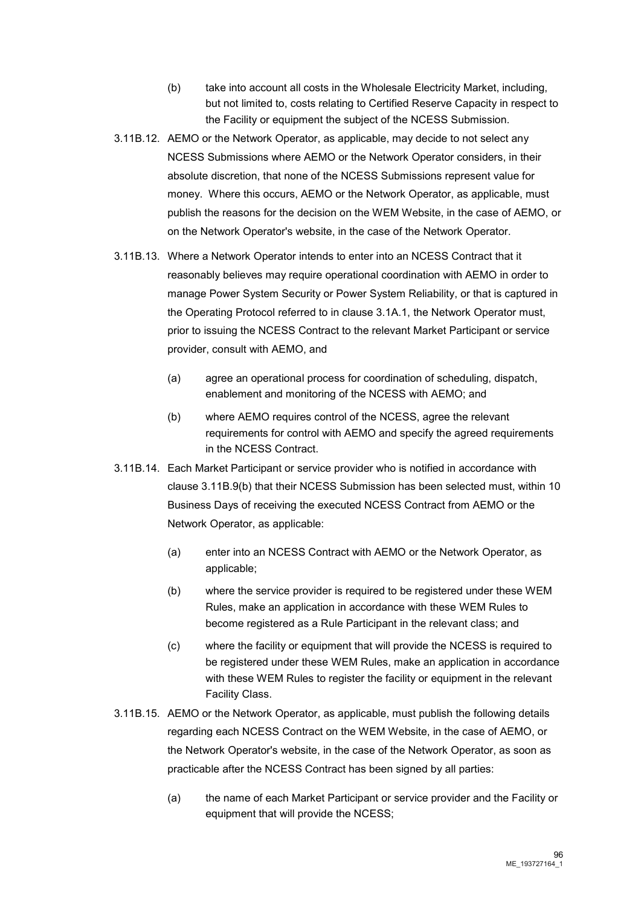(b) take into account all costs in the Wholesale Electricity Market, including, but not limited to, costs relating to Certified Reserve Capacity in respect to the Facility or equipment the subject of the NCESS Submission.

3.11B.12. AEMO or the Network Operator, as applicable, may decide to not select any NCESS Submissions where AEMO or the Network Operator considers, in their absolute discretion, that none of the NCESS Submissions represent value for money. Where this occurs, AEMO or the Network Operator, as applicable, must publish the reasons for the decision on the WEM Website, in the case of AEMO, or on the Network Operator's website, in the case of the Network Operator.

3.11B.13. Where a Network Operator intends to enter into an NCESS Contract that it reasonably believes may require operational coordination with AEMO in order to manage Power System Security or Power System Reliability, or that is captured in the Operating Protocol referred to in clause 3.1A.1, the Network Operator must, prior to issuing the NCESS Contract to the relevant Market Participant or service provider, consult with AEMO, and

(a) agree an operational process for coordination of scheduling, dispatch, enablement and monitoring of the NCESS with AEMO; and

(b) where AEMO requires control of the NCESS, agree the relevant requirements for control with AEMO and specify the agreed requirements in the NCESS Contract.

3.11B.14. Each Market Participant or service provider who is notified in accordance with clause 3.11B.9(b) that their NCESS Submission has been selected must, within 10 Business Days of receiving the executed NCESS Contract from AEMO or the Network Operator, as applicable:

(a) enter into an NCESS Contract with AEMO or the Network Operator, as applicable;

(b) where the service provider is required to be registered under these WEM Rules, make an application in accordance with these WEM Rules to become registered as a Rule Participant in the relevant class; and

(c) where the facility or equipment that will provide the NCESS is required to be registered under these WEM Rules, make an application in accordance with these WEM Rules to register the facility or equipment in the relevant Facility Class.

3.11B.15. AEMO or the Network Operator, as applicable, must publish the following details regarding each NCESS Contract on the WEM Website, in the case of AEMO, or the Network Operator's website, in the case of the Network Operator, as soon as practicable after the NCESS Contract has been signed by all parties:

(a) the name of each Market Participant or service provider and the Facility or equipment that will provide the NCESS;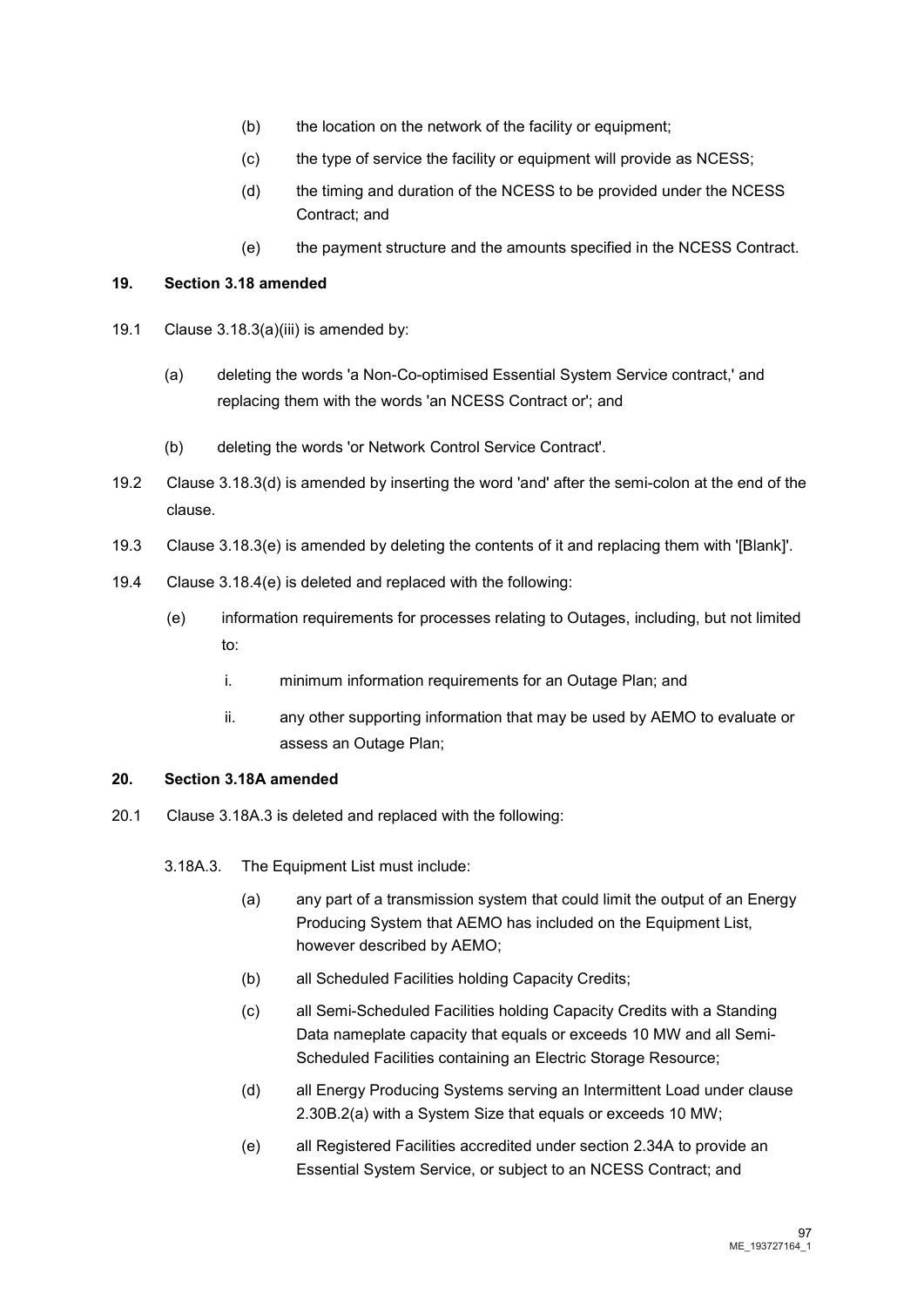(b) the location on the network of the facility or equipment;

(c) the type of service the facility or equipment will provide as NCESS;

(d) the timing and duration of the NCESS to be provided under the NCESS Contract; and

(e) the payment structure and the amounts specified in the NCESS Contract.

**19. Section 3.18 amended**

19.1 Clause 3.18.3(a)(iii) is amended by:

(a) deleting the words 'a Non-Co-optimised Essential System Service contract,' and replacing them with the words 'an NCESS Contract or'; and

(b) deleting the words 'or Network Control Service Contract'.

19.2 Clause 3.18.3(d) is amended by inserting the word 'and' after the semi-colon at the end of the clause.

19.3 Clause 3.18.3(e) is amended by deleting the contents of it and replacing them with '[Blank]'.

19.4 Clause 3.18.4(e) is deleted and replaced with the following:

(e) information requirements for processes relating to Outages, including, but not limited to:

i. minimum information requirements for an Outage Plan; and

ii. any other supporting information that may be used by AEMO to evaluate or assess an Outage Plan;

**20. Section 3.18A amended**

20.1 Clause 3.18A.3 is deleted and replaced with the following:

3.18A.3. The Equipment List must include:

(a) any part of a transmission system that could limit the output of an Energy Producing System that AEMO has included on the Equipment List, however described by AEMO;

(b) all Scheduled Facilities holding Capacity Credits;

(c) all Semi-Scheduled Facilities holding Capacity Credits with a Standing Data nameplate capacity that equals or exceeds 10 MW and all Semi-Scheduled Facilities containing an Electric Storage Resource;

(d) all Energy Producing Systems serving an Intermittent Load under clause 2.30B.2(a) with a System Size that equals or exceeds 10 MW;

(e) all Registered Facilities accredited under section 2.34A to provide an Essential System Service, or subject to an NCESS Contract; and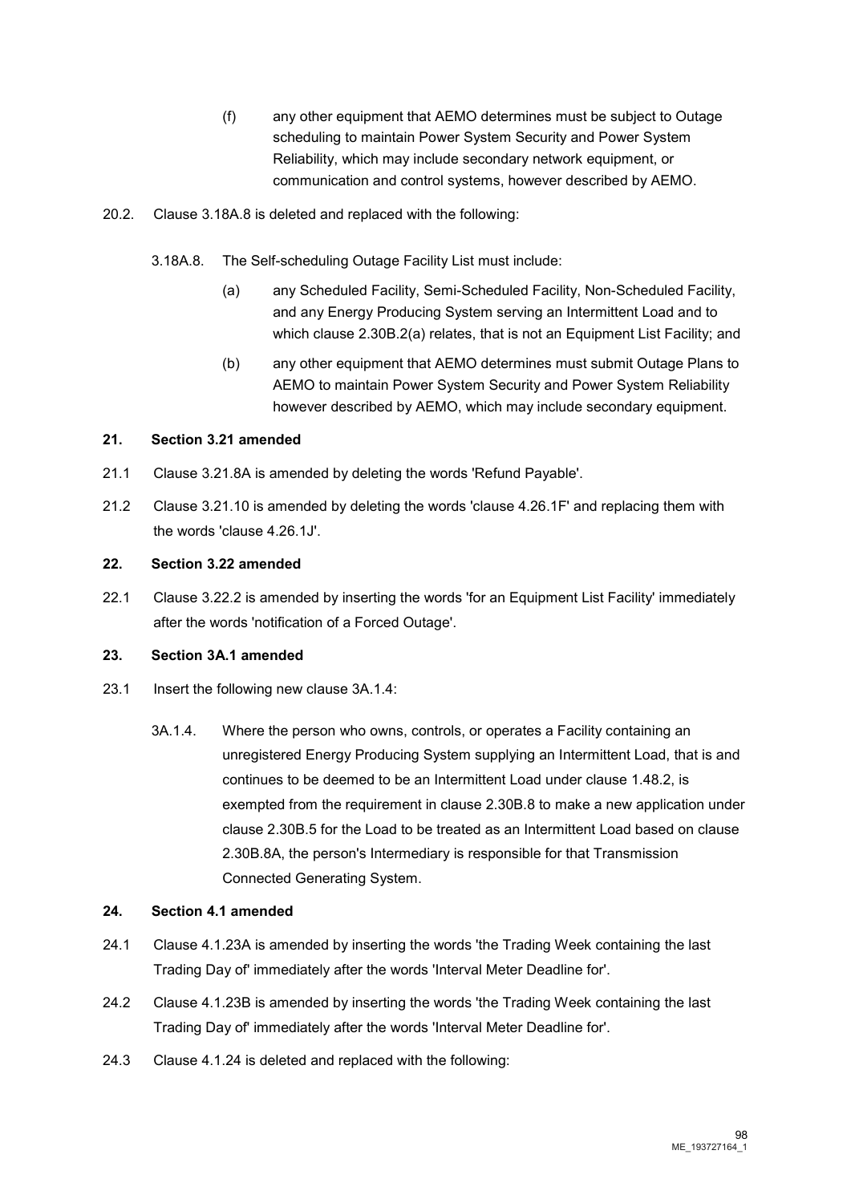(f) any other equipment that AEMO determines must be subject to Outage scheduling to maintain Power System Security and Power System Reliability, which may include secondary network equipment, or communication and control systems, however described by AEMO.

20.2. Clause 3.18A.8 is deleted and replaced with the following:

3.18A.8. The Self-scheduling Outage Facility List must include:

(a) any Scheduled Facility, Semi-Scheduled Facility, Non-Scheduled Facility, and any Energy Producing System serving an Intermittent Load and to which clause 2.30B.2(a) relates, that is not an Equipment List Facility; and

(b) any other equipment that AEMO determines must submit Outage Plans to AEMO to maintain Power System Security and Power System Reliability however described by AEMO, which may include secondary equipment.

**21. Section 3.21 amended**

21.1 Clause 3.21.8A is amended by deleting the words 'Refund Payable'.

21.2 Clause 3.21.10 is amended by deleting the words 'clause 4.26.1F' and replacing them with the words 'clause 4.26.1J'.

**22. Section 3.22 amended**

22.1 Clause 3.22.2 is amended by inserting the words 'for an Equipment List Facility' immediately after the words 'notification of a Forced Outage'.

**23. Section 3A.1 amended**

23.1 Insert the following new clause 3A.1.4:

3A.1.4. Where the person who owns, controls, or operates a Facility containing an unregistered Energy Producing System supplying an Intermittent Load, that is and continues to be deemed to be an Intermittent Load under clause 1.48.2, is exempted from the requirement in clause 2.30B.8 to make a new application under clause 2.30B.5 for the Load to be treated as an Intermittent Load based on clause 2.30B.8A, the person's Intermediary is responsible for that Transmission Connected Generating System.

**24. Section 4.1 amended**

24.1 Clause 4.1.23A is amended by inserting the words 'the Trading Week containing the last Trading Day of' immediately after the words 'Interval Meter Deadline for'.

24.2 Clause 4.1.23B is amended by inserting the words 'the Trading Week containing the last Trading Day of' immediately after the words 'Interval Meter Deadline for'.

24.3 Clause 4.1.24 is deleted and replaced with the following: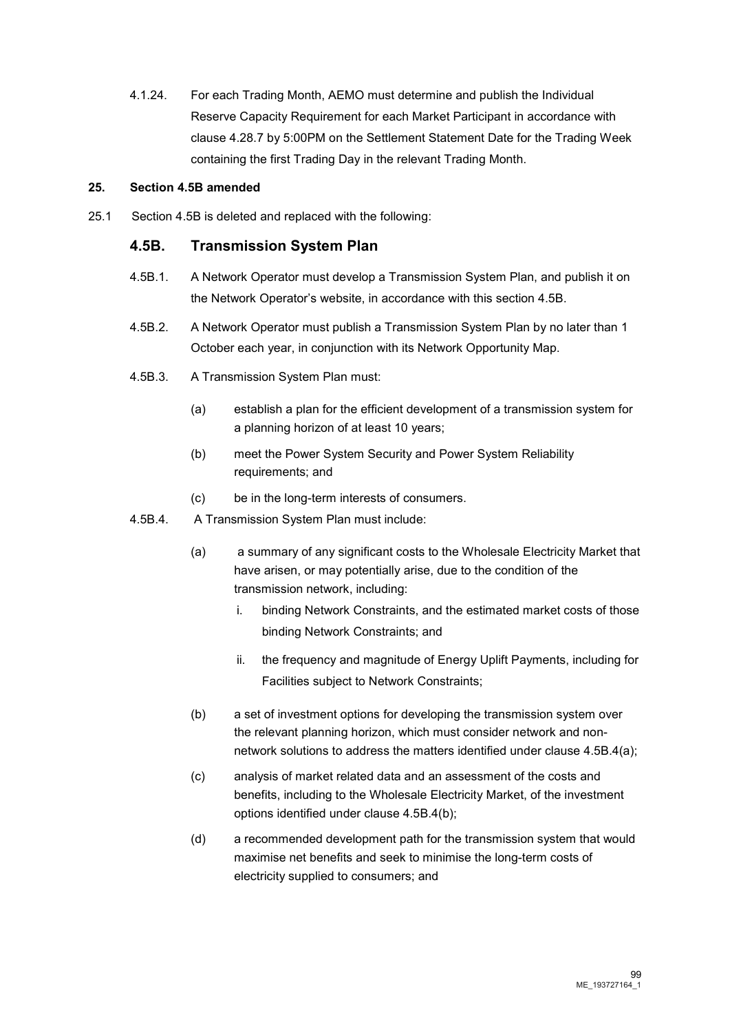4.1.24. For each Trading Month, AEMO must determine and publish the Individual Reserve Capacity Requirement for each Market Participant in accordance with clause 4.28.7 by 5:00PM on the Settlement Statement Date for the Trading Week containing the first Trading Day in the relevant Trading Month.

**25. Section 4.5B amended**

25.1 Section 4.5B is deleted and replaced with the following:

## 4.5B. Transmission System Plan

4.5B.1. A Network Operator must develop a Transmission System Plan, and publish it on the Network Operator's website, in accordance with this section 4.5B.

4.5B.2. A Network Operator must publish a Transmission System Plan by no later than 1 October each year, in conjunction with its Network Opportunity Map.

4.5B.3. A Transmission System Plan must:

(a) establish a plan for the efficient development of a transmission system for a planning horizon of at least 10 years;

(b) meet the Power System Security and Power System Reliability requirements; and

(c) be in the long-term interests of consumers.

4.5B.4. A Transmission System Plan must include:

(a) a summary of any significant costs to the Wholesale Electricity Market that have arisen, or may potentially arise, due to the condition of the transmission network, including:

i. binding Network Constraints, and the estimated market costs of those binding Network Constraints; and

ii. the frequency and magnitude of Energy Uplift Payments, including for Facilities subject to Network Constraints;

(b) a set of investment options for developing the transmission system over the relevant planning horizon, which must consider network and non-network solutions to address the matters identified under clause 4.5B.4(a);

(c) analysis of market related data and an assessment of the costs and benefits, including to the Wholesale Electricity Market, of the investment options identified under clause 4.5B.4(b);

(d) a recommended development path for the transmission system that would maximise net benefits and seek to minimise the long-term costs of electricity supplied to consumers; and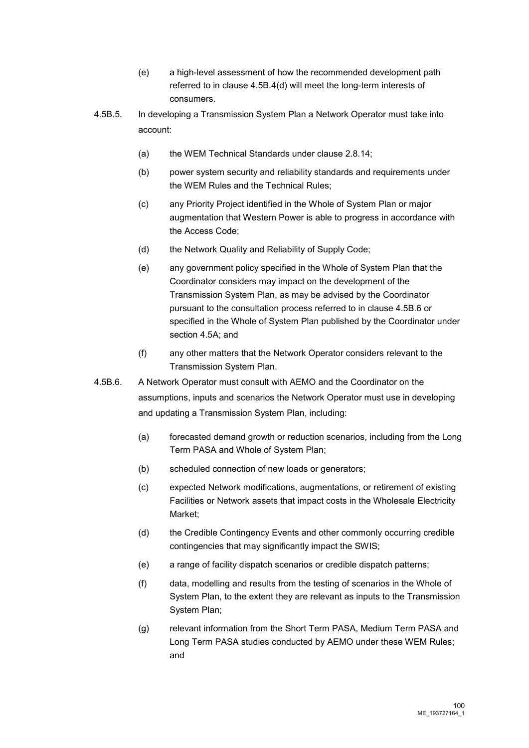(e) a high-level assessment of how the recommended development path referred to in clause 4.5B.4(d) will meet the long-term interests of consumers.

4.5B.5. In developing a Transmission System Plan a Network Operator must take into account:

(a) the WEM Technical Standards under clause 2.8.14;

(b) power system security and reliability standards and requirements under the WEM Rules and the Technical Rules;

(c) any Priority Project identified in the Whole of System Plan or major augmentation that Western Power is able to progress in accordance with the Access Code;

(d) the Network Quality and Reliability of Supply Code;

(e) any government policy specified in the Whole of System Plan that the Coordinator considers may impact on the development of the Transmission System Plan, as may be advised by the Coordinator pursuant to the consultation process referred to in clause 4.5B.6 or specified in the Whole of System Plan published by the Coordinator under section 4.5A; and

(f) any other matters that the Network Operator considers relevant to the Transmission System Plan.

4.5B.6. A Network Operator must consult with AEMO and the Coordinator on the assumptions, inputs and scenarios the Network Operator must use in developing and updating a Transmission System Plan, including:

(a) forecasted demand growth or reduction scenarios, including from the Long Term PASA and Whole of System Plan;

(b) scheduled connection of new loads or generators;

(c) expected Network modifications, augmentations, or retirement of existing Facilities or Network assets that impact costs in the Wholesale Electricity Market;

(d) the Credible Contingency Events and other commonly occurring credible contingencies that may significantly impact the SWIS;

(e) a range of facility dispatch scenarios or credible dispatch patterns;

(f) data, modelling and results from the testing of scenarios in the Whole of System Plan, to the extent they are relevant as inputs to the Transmission System Plan;

(g) relevant information from the Short Term PASA, Medium Term PASA and Long Term PASA studies conducted by AEMO under these WEM Rules; and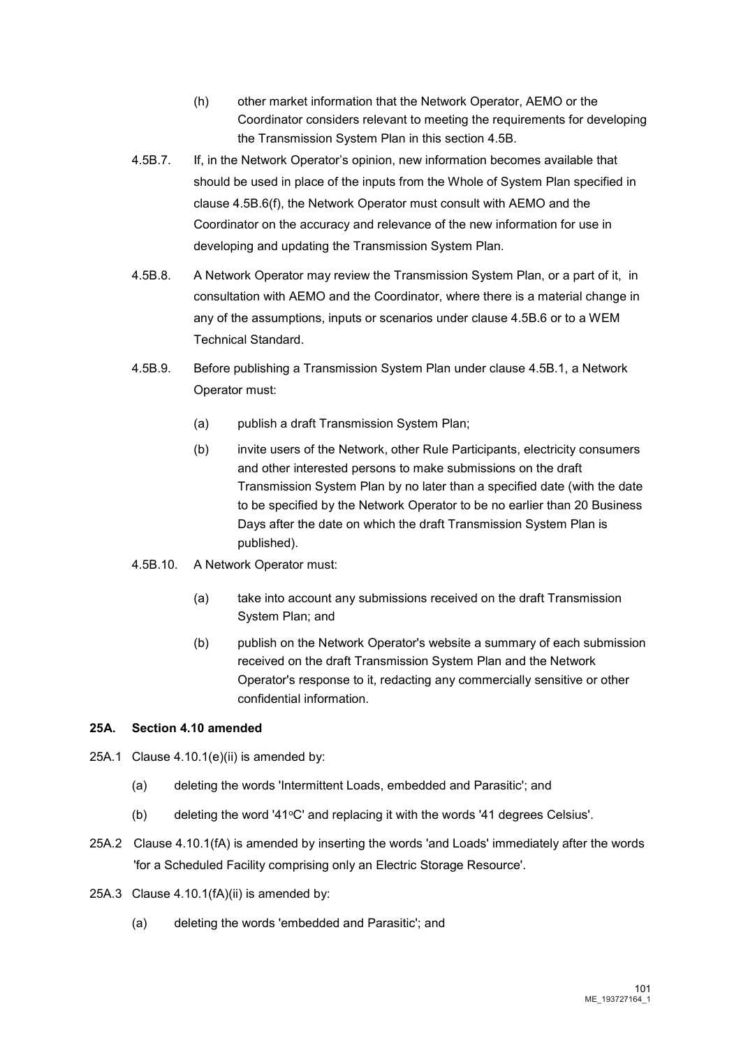(h) other market information that the Network Operator, AEMO or the Coordinator considers relevant to meeting the requirements for developing the Transmission System Plan in this section 4.5B.

4.5B.7. If, in the Network Operator's opinion, new information becomes available that should be used in place of the inputs from the Whole of System Plan specified in clause 4.5B.6(f), the Network Operator must consult with AEMO and the Coordinator on the accuracy and relevance of the new information for use in developing and updating the Transmission System Plan.

4.5B.8. A Network Operator may review the Transmission System Plan, or a part of it, in consultation with AEMO and the Coordinator, where there is a material change in any of the assumptions, inputs or scenarios under clause 4.5B.6 or to a WEM Technical Standard.

4.5B.9. Before publishing a Transmission System Plan under clause 4.5B.1, a Network Operator must:

(a) publish a draft Transmission System Plan;

(b) invite users of the Network, other Rule Participants, electricity consumers and other interested persons to make submissions on the draft Transmission System Plan by no later than a specified date (with the date to be specified by the Network Operator to be no earlier than 20 Business Days after the date on which the draft Transmission System Plan is published).

4.5B.10. A Network Operator must:

(a) take into account any submissions received on the draft Transmission System Plan; and

(b) publish on the Network Operator's website a summary of each submission received on the draft Transmission System Plan and the Network Operator's response to it, redacting any commercially sensitive or other confidential information.

**25A. Section 4.10 amended**

25A.1 Clause 4.10.1(e)(ii) is amended by:

(a) deleting the words 'Intermittent Loads, embedded and Parasitic'; and

(b) deleting the word '41°C' and replacing it with the words '41 degrees Celsius'.

25A.2 Clause 4.10.1(fA) is amended by inserting the words 'and Loads' immediately after the words 'for a Scheduled Facility comprising only an Electric Storage Resource'.

25A.3 Clause 4.10.1(fA)(ii) is amended by:

(a) deleting the words 'embedded and Parasitic'; and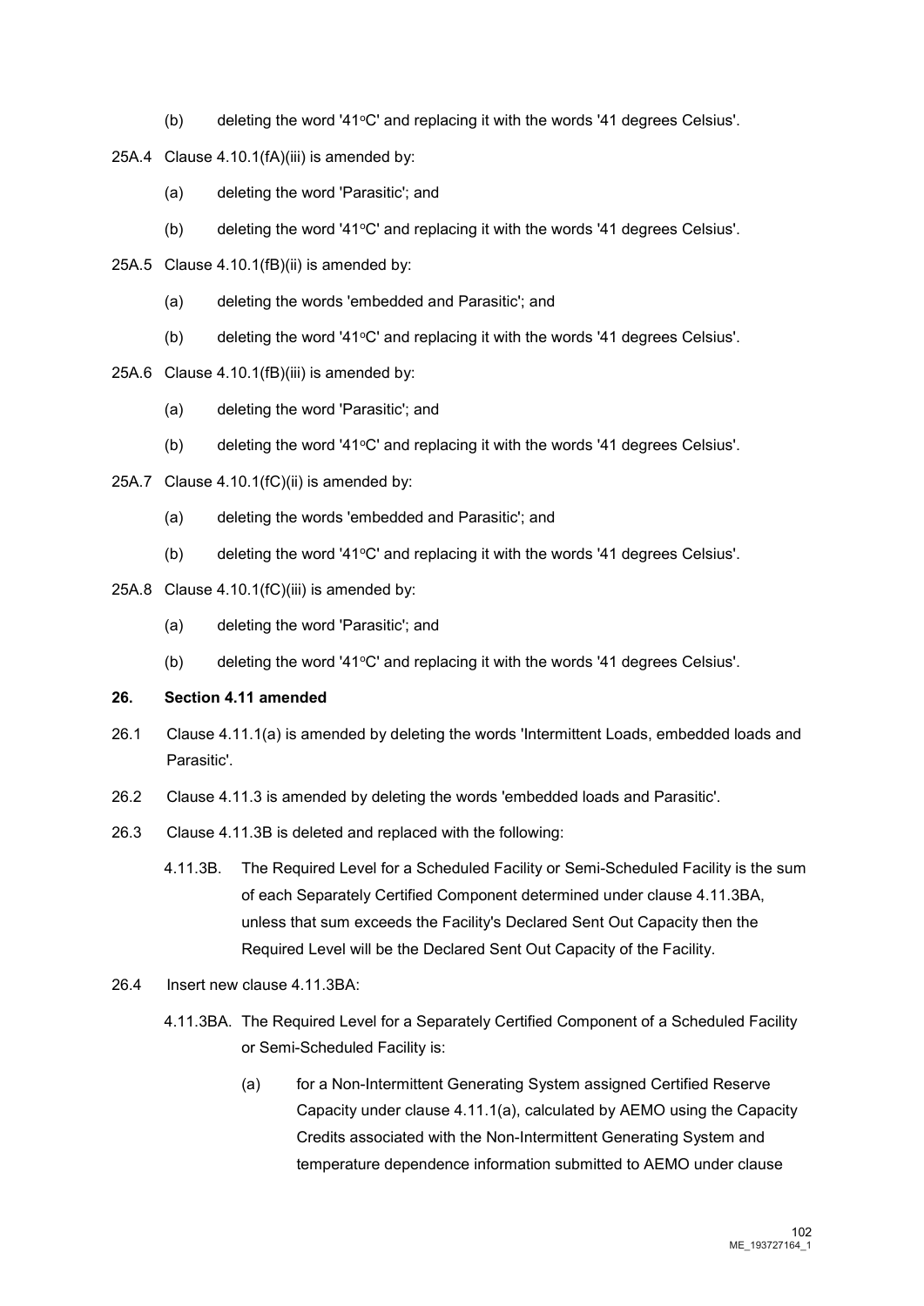(b) deleting the word '41°C' and replacing it with the words '41 degrees Celsius'.

25A.4 Clause 4.10.1(fA)(iii) is amended by:

(a) deleting the word 'Parasitic'; and

(b) deleting the word '41°C' and replacing it with the words '41 degrees Celsius'.

25A.5 Clause 4.10.1(fB)(ii) is amended by:

(a) deleting the words 'embedded and Parasitic'; and

(b) deleting the word '41°C' and replacing it with the words '41 degrees Celsius'.

25A.6 Clause 4.10.1(fB)(iii) is amended by:

(a) deleting the word 'Parasitic'; and

(b) deleting the word '41°C' and replacing it with the words '41 degrees Celsius'.

25A.7 Clause 4.10.1(fC)(ii) is amended by:

(a) deleting the words 'embedded and Parasitic'; and

(b) deleting the word '41°C' and replacing it with the words '41 degrees Celsius'.

25A.8 Clause 4.10.1(fC)(iii) is amended by:

(a) deleting the word 'Parasitic'; and

(b) deleting the word '41°C' and replacing it with the words '41 degrees Celsius'.

**26. Section 4.11 amended**

26.1 Clause 4.11.1(a) is amended by deleting the words 'Intermittent Loads, embedded loads and Parasitic'.

26.2 Clause 4.11.3 is amended by deleting the words 'embedded loads and Parasitic'.

26.3 Clause 4.11.3B is deleted and replaced with the following:

4.11.3B. The Required Level for a Scheduled Facility or Semi-Scheduled Facility is the sum of each Separately Certified Component determined under clause 4.11.3BA, unless that sum exceeds the Facility's Declared Sent Out Capacity then the Required Level will be the Declared Sent Out Capacity of the Facility.

26.4 Insert new clause 4.11.3BA:

4.11.3BA. The Required Level for a Separately Certified Component of a Scheduled Facility or Semi-Scheduled Facility is:

(a) for a Non-Intermittent Generating System assigned Certified Reserve Capacity under clause 4.11.1(a), calculated by AEMO using the Capacity Credits associated with the Non-Intermittent Generating System and temperature dependence information submitted to AEMO under clause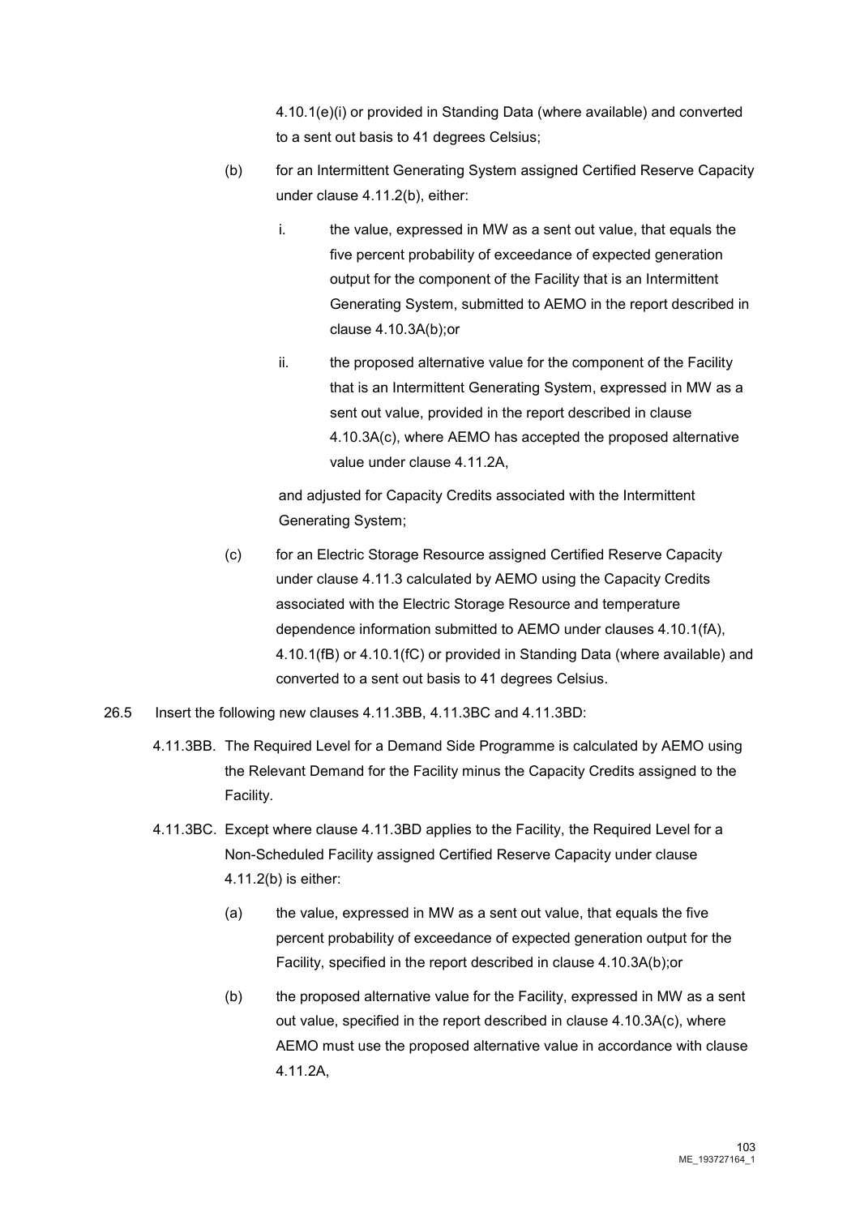4.10.1(e)(i) or provided in Standing Data (where available) and converted to a sent out basis to 41 degrees Celsius;

(b) for an Intermittent Generating System assigned Certified Reserve Capacity under clause 4.11.2(b), either:

   i. the value, expressed in MW as a sent out value, that equals the five percent probability of exceedance of expected generation output for the component of the Facility that is an Intermittent Generating System, submitted to AEMO in the report described in clause 4.10.3A(b);or

   ii. the proposed alternative value for the component of the Facility that is an Intermittent Generating System, expressed in MW as a sent out value, provided in the report described in clause 4.10.3A(c), where AEMO has accepted the proposed alternative value under clause 4.11.2A,

   and adjusted for Capacity Credits associated with the Intermittent Generating System;

(c) for an Electric Storage Resource assigned Certified Reserve Capacity under clause 4.11.3 calculated by AEMO using the Capacity Credits associated with the Electric Storage Resource and temperature dependence information submitted to AEMO under clauses 4.10.1(fA), 4.10.1(fB) or 4.10.1(fC) or provided in Standing Data (where available) and converted to a sent out basis to 41 degrees Celsius.

26.5 Insert the following new clauses 4.11.3BB, 4.11.3BC and 4.11.3BD:

4.11.3BB. The Required Level for a Demand Side Programme is calculated by AEMO using the Relevant Demand for the Facility minus the Capacity Credits assigned to the Facility.

4.11.3BC. Except where clause 4.11.3BD applies to the Facility, the Required Level for a Non-Scheduled Facility assigned Certified Reserve Capacity under clause 4.11.2(b) is either:

(a) the value, expressed in MW as a sent out value, that equals the five percent probability of exceedance of expected generation output for the Facility, specified in the report described in clause 4.10.3A(b);or

(b) the proposed alternative value for the Facility, expressed in MW as a sent out value, specified in the report described in clause 4.10.3A(c), where AEMO must use the proposed alternative value in accordance with clause 4.11.2A,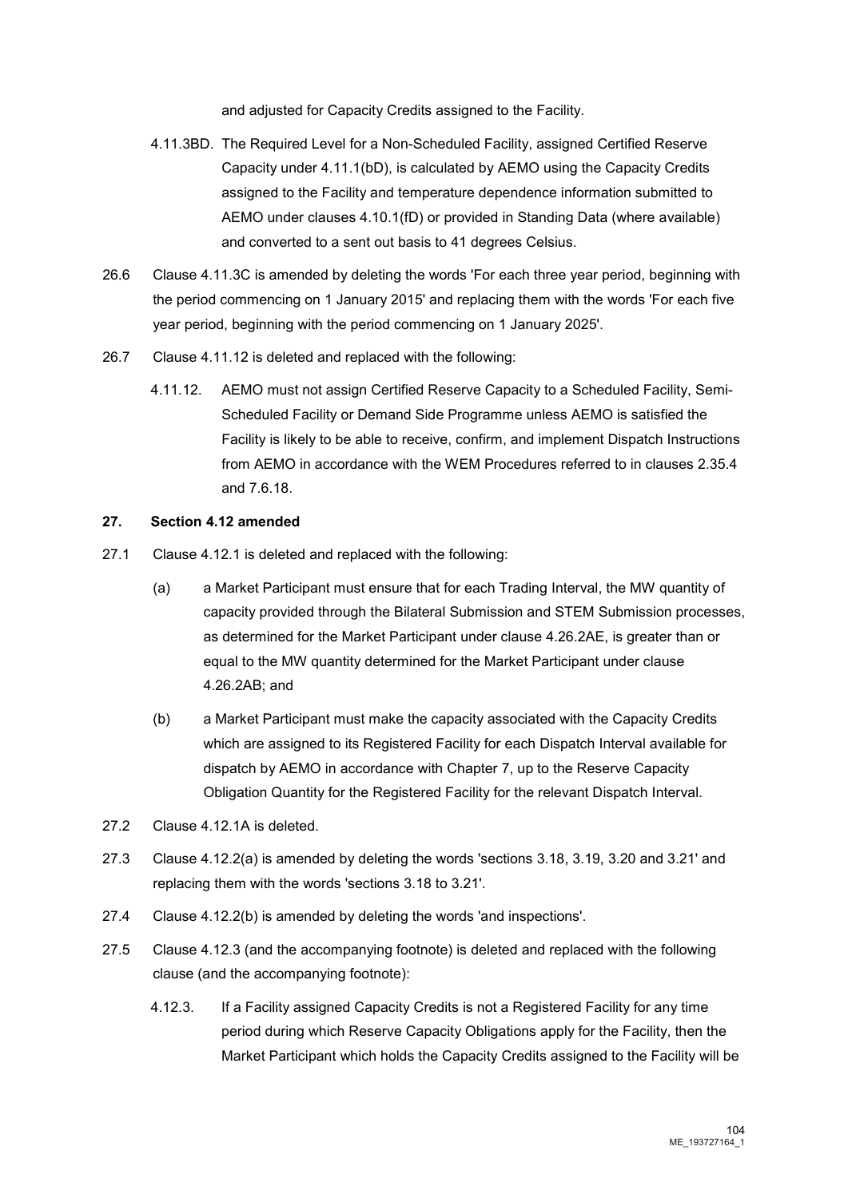and adjusted for Capacity Credits assigned to the Facility.

4.11.3BD. The Required Level for a Non-Scheduled Facility, assigned Certified Reserve Capacity under 4.11.1(bD), is calculated by AEMO using the Capacity Credits assigned to the Facility and temperature dependence information submitted to AEMO under clauses 4.10.1(fD) or provided in Standing Data (where available) and converted to a sent out basis to 41 degrees Celsius.

26.6 Clause 4.11.3C is amended by deleting the words 'For each three year period, beginning with the period commencing on 1 January 2015' and replacing them with the words 'For each five year period, beginning with the period commencing on 1 January 2025'.

26.7 Clause 4.11.12 is deleted and replaced with the following:

4.11.12. AEMO must not assign Certified Reserve Capacity to a Scheduled Facility, Semi-Scheduled Facility or Demand Side Programme unless AEMO is satisfied the Facility is likely to be able to receive, confirm, and implement Dispatch Instructions from AEMO in accordance with the WEM Procedures referred to in clauses 2.35.4 and 7.6.18.

**27. Section 4.12 amended**

27.1 Clause 4.12.1 is deleted and replaced with the following:

(a) a Market Participant must ensure that for each Trading Interval, the MW quantity of capacity provided through the Bilateral Submission and STEM Submission processes, as determined for the Market Participant under clause 4.26.2AE, is greater than or equal to the MW quantity determined for the Market Participant under clause 4.26.2AB; and

(b) a Market Participant must make the capacity associated with the Capacity Credits which are assigned to its Registered Facility for each Dispatch Interval available for dispatch by AEMO in accordance with Chapter 7, up to the Reserve Capacity Obligation Quantity for the Registered Facility for the relevant Dispatch Interval.

27.2 Clause 4.12.1A is deleted.

27.3 Clause 4.12.2(a) is amended by deleting the words 'sections 3.18, 3.19, 3.20 and 3.21' and replacing them with the words 'sections 3.18 to 3.21'.

27.4 Clause 4.12.2(b) is amended by deleting the words 'and inspections'.

27.5 Clause 4.12.3 (and the accompanying footnote) is deleted and replaced with the following clause (and the accompanying footnote):

4.12.3. If a Facility assigned Capacity Credits is not a Registered Facility for any time period during which Reserve Capacity Obligations apply for the Facility, then the Market Participant which holds the Capacity Credits assigned to the Facility will be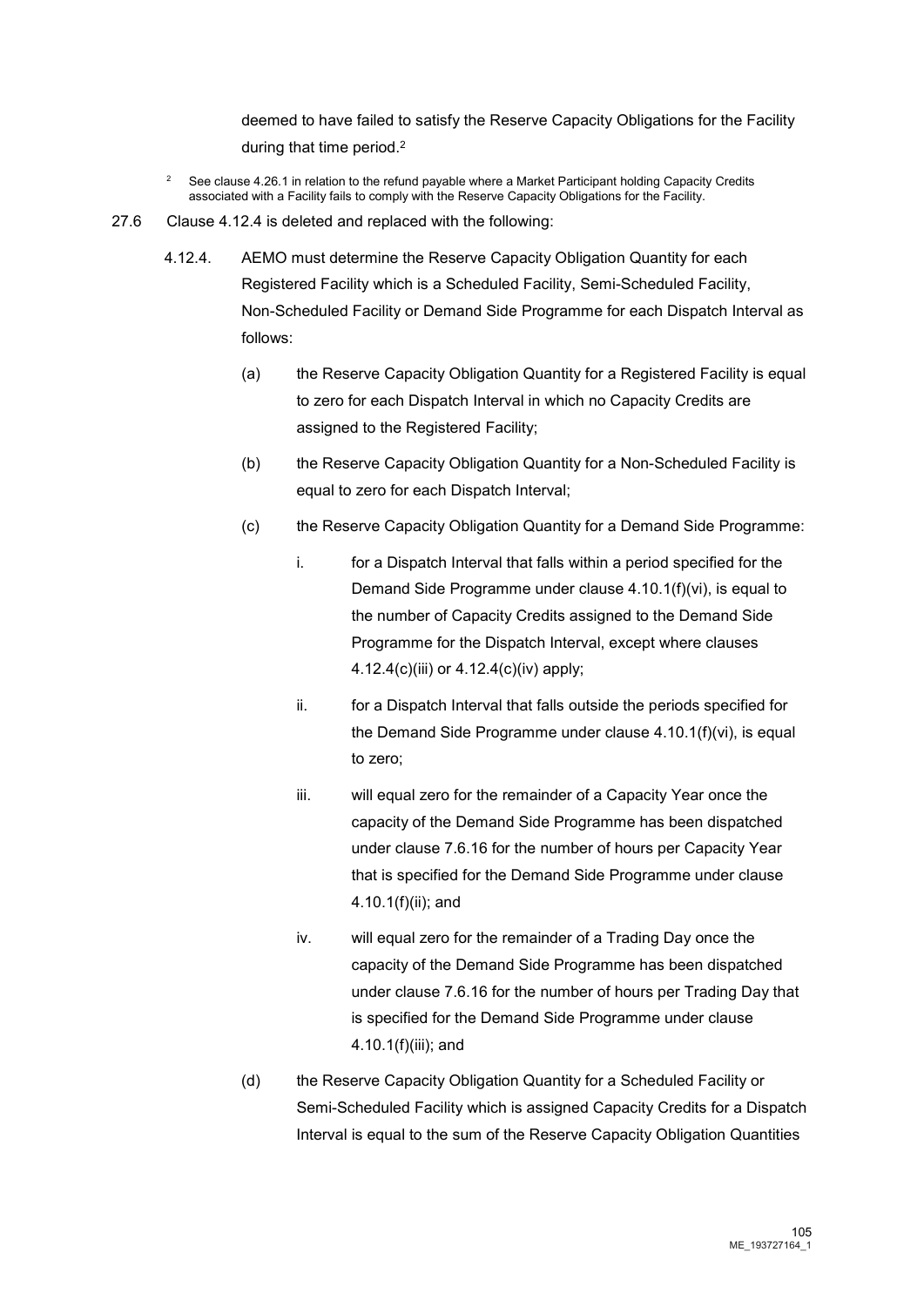deemed to have failed to satisfy the Reserve Capacity Obligations for the Facility during that time period.[2]

[2] See clause 4.26.1 in relation to the refund payable where a Market Participant holding Capacity Credits associated with a Facility fails to comply with the Reserve Capacity Obligations for the Facility.

27.6 Clause 4.12.4 is deleted and replaced with the following:

4.12.4. AEMO must determine the Reserve Capacity Obligation Quantity for each Registered Facility which is a Scheduled Facility, Semi-Scheduled Facility, Non-Scheduled Facility or Demand Side Programme for each Dispatch Interval as follows:

(a) the Reserve Capacity Obligation Quantity for a Registered Facility is equal to zero for each Dispatch Interval in which no Capacity Credits are assigned to the Registered Facility;

(b) the Reserve Capacity Obligation Quantity for a Non-Scheduled Facility is equal to zero for each Dispatch Interval;

(c) the Reserve Capacity Obligation Quantity for a Demand Side Programme:

i. for a Dispatch Interval that falls within a period specified for the Demand Side Programme under clause 4.10.1(f)(vi), is equal to the number of Capacity Credits assigned to the Demand Side Programme for the Dispatch Interval, except where clauses 4.12.4(c)(iii) or 4.12.4(c)(iv) apply;

ii. for a Dispatch Interval that falls outside the periods specified for the Demand Side Programme under clause 4.10.1(f)(vi), is equal to zero;

iii. will equal zero for the remainder of a Capacity Year once the capacity of the Demand Side Programme has been dispatched under clause 7.6.16 for the number of hours per Capacity Year that is specified for the Demand Side Programme under clause 4.10.1(f)(ii); and

iv. will equal zero for the remainder of a Trading Day once the capacity of the Demand Side Programme has been dispatched under clause 7.6.16 for the number of hours per Trading Day that is specified for the Demand Side Programme under clause 4.10.1(f)(iii); and

(d) the Reserve Capacity Obligation Quantity for a Scheduled Facility or Semi-Scheduled Facility which is assigned Capacity Credits for a Dispatch Interval is equal to the sum of the Reserve Capacity Obligation Quantities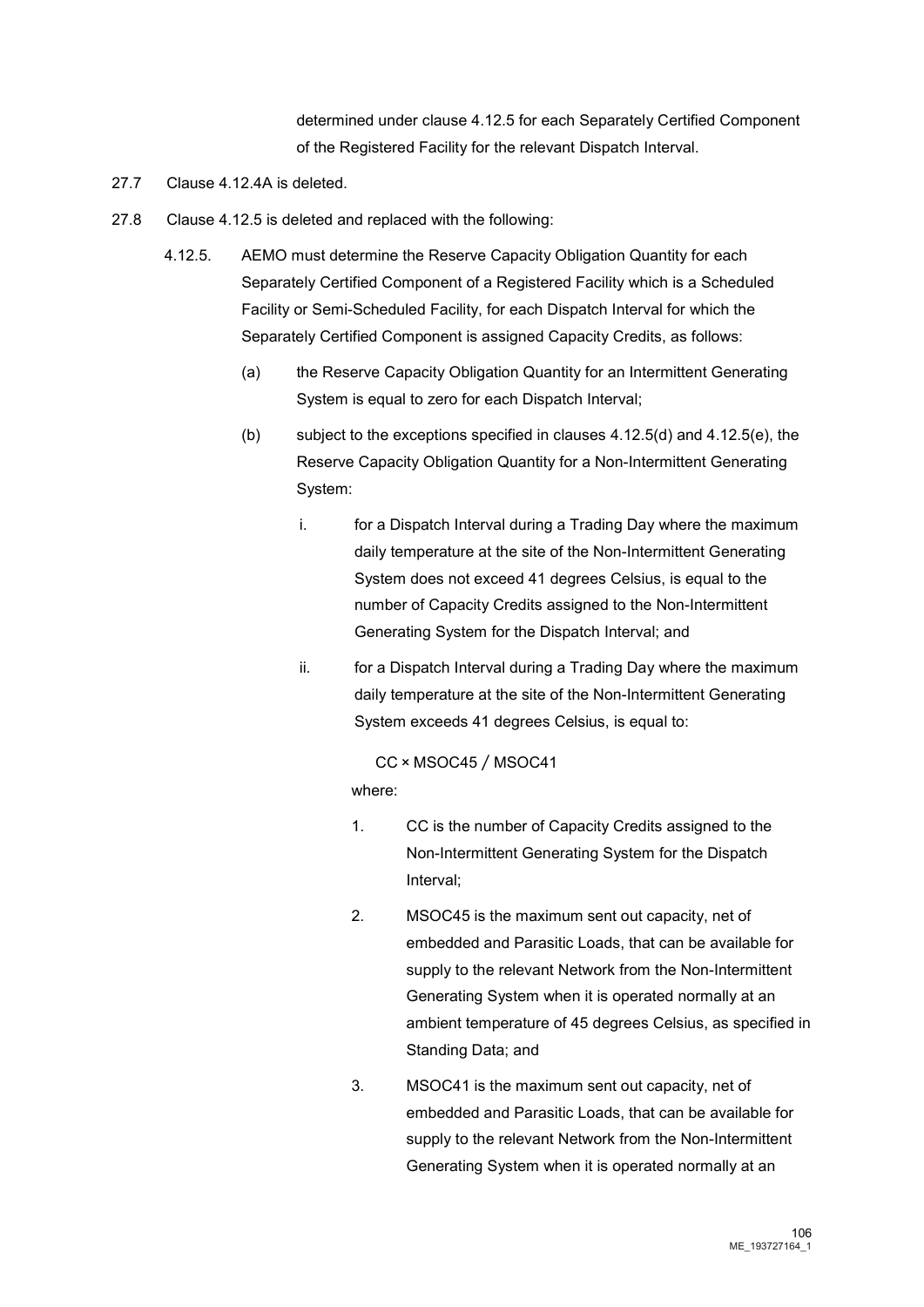determined under clause 4.12.5 for each Separately Certified Component of the Registered Facility for the relevant Dispatch Interval.

27.7 Clause 4.12.4A is deleted.

27.8 Clause 4.12.5 is deleted and replaced with the following:

4.12.5. AEMO must determine the Reserve Capacity Obligation Quantity for each Separately Certified Component of a Registered Facility which is a Scheduled Facility or Semi-Scheduled Facility, for each Dispatch Interval for which the Separately Certified Component is assigned Capacity Credits, as follows:

(a) the Reserve Capacity Obligation Quantity for an Intermittent Generating System is equal to zero for each Dispatch Interval;

(b) subject to the exceptions specified in clauses 4.12.5(d) and 4.12.5(e), the Reserve Capacity Obligation Quantity for a Non-Intermittent Generating System:

i. for a Dispatch Interval during a Trading Day where the maximum daily temperature at the site of the Non-Intermittent Generating System does not exceed 41 degrees Celsius, is equal to the number of Capacity Credits assigned to the Non-Intermittent Generating System for the Dispatch Interval; and

ii. for a Dispatch Interval during a Trading Day where the maximum daily temperature at the site of the Non-Intermittent Generating System exceeds 41 degrees Celsius, is equal to:

$$CC \times MSOC45 \,/\, MSOC41$$

where:

1. CC is the number of Capacity Credits assigned to the Non-Intermittent Generating System for the Dispatch Interval;

2. MSOC45 is the maximum sent out capacity, net of embedded and Parasitic Loads, that can be available for supply to the relevant Network from the Non-Intermittent Generating System when it is operated normally at an ambient temperature of 45 degrees Celsius, as specified in Standing Data; and

3. MSOC41 is the maximum sent out capacity, net of embedded and Parasitic Loads, that can be available for supply to the relevant Network from the Non-Intermittent Generating System when it is operated normally at an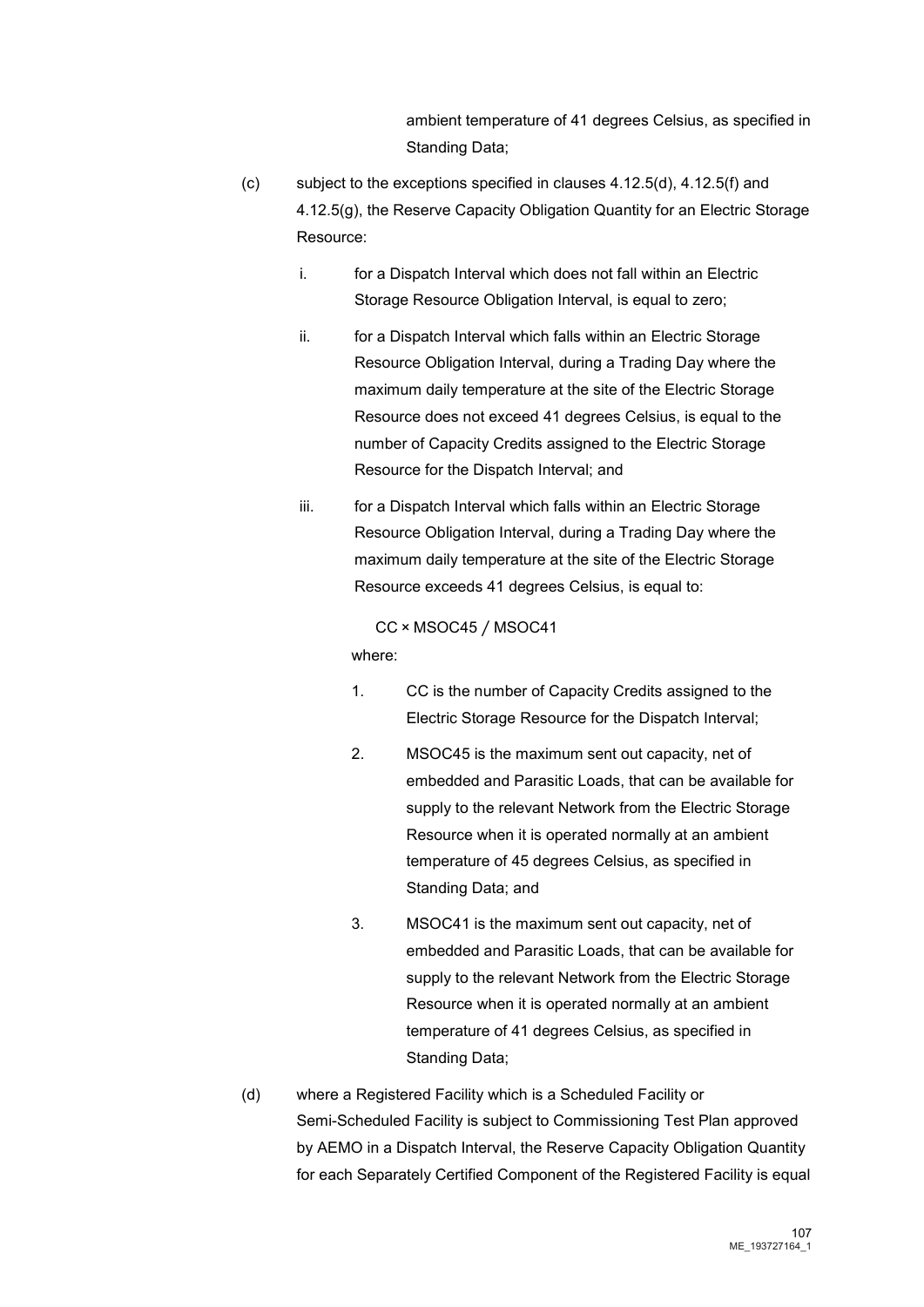ambient temperature of 41 degrees Celsius, as specified in Standing Data;

(c) subject to the exceptions specified in clauses 4.12.5(d), 4.12.5(f) and 4.12.5(g), the Reserve Capacity Obligation Quantity for an Electric Storage Resource:

i. for a Dispatch Interval which does not fall within an Electric Storage Resource Obligation Interval, is equal to zero;

ii. for a Dispatch Interval which falls within an Electric Storage Resource Obligation Interval, during a Trading Day where the maximum daily temperature at the site of the Electric Storage Resource does not exceed 41 degrees Celsius, is equal to the number of Capacity Credits assigned to the Electric Storage Resource for the Dispatch Interval; and

iii. for a Dispatch Interval which falls within an Electric Storage Resource Obligation Interval, during a Trading Day where the maximum daily temperature at the site of the Electric Storage Resource exceeds 41 degrees Celsius, is equal to:

$$CC \times MSOC45 / MSOC41$$

where:

1. CC is the number of Capacity Credits assigned to the Electric Storage Resource for the Dispatch Interval;

2. MSOC45 is the maximum sent out capacity, net of embedded and Parasitic Loads, that can be available for supply to the relevant Network from the Electric Storage Resource when it is operated normally at an ambient temperature of 45 degrees Celsius, as specified in Standing Data; and

3. MSOC41 is the maximum sent out capacity, net of embedded and Parasitic Loads, that can be available for supply to the relevant Network from the Electric Storage Resource when it is operated normally at an ambient temperature of 41 degrees Celsius, as specified in Standing Data;

(d) where a Registered Facility which is a Scheduled Facility or Semi-Scheduled Facility is subject to Commissioning Test Plan approved by AEMO in a Dispatch Interval, the Reserve Capacity Obligation Quantity for each Separately Certified Component of the Registered Facility is equal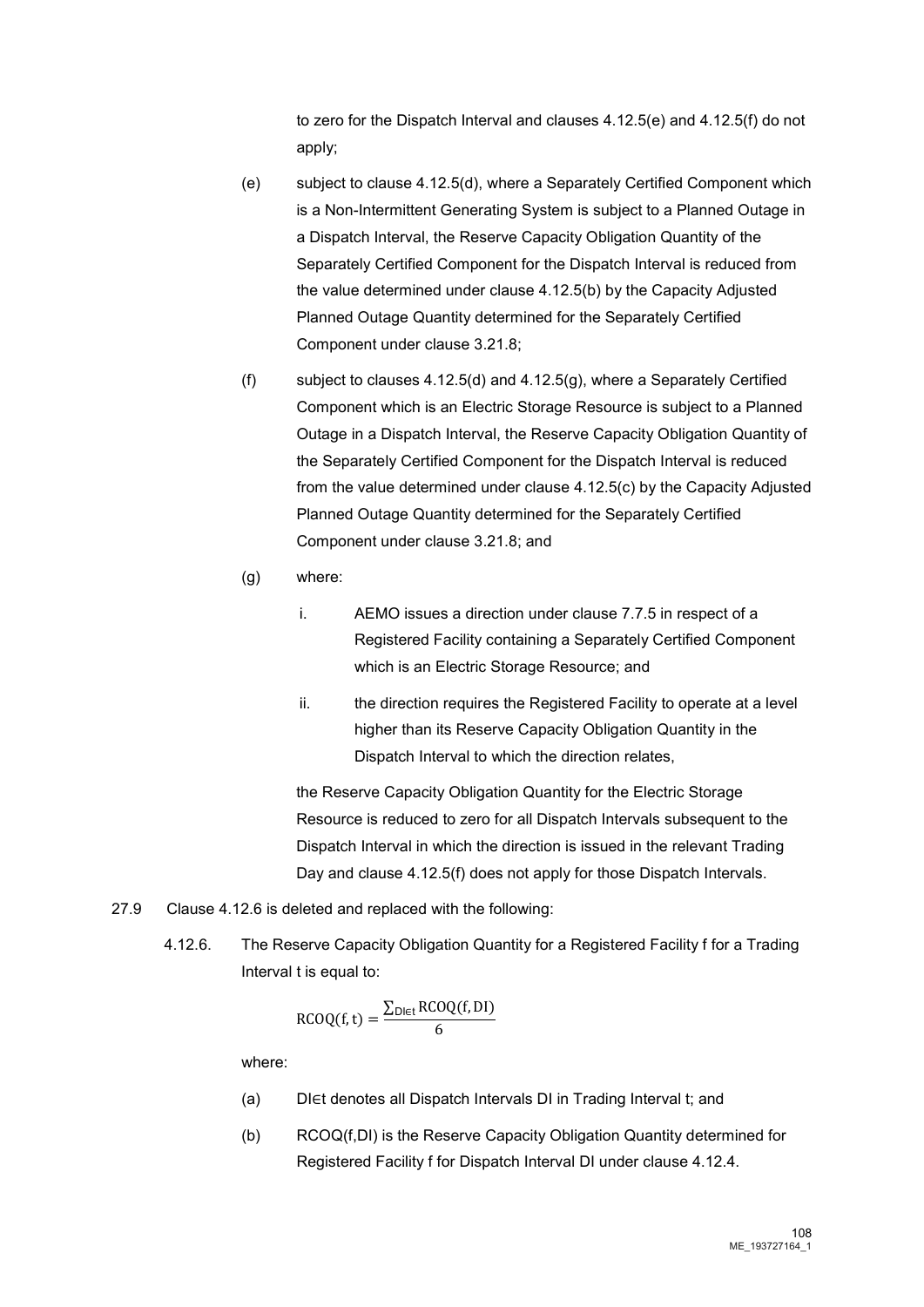to zero for the Dispatch Interval and clauses 4.12.5(e) and 4.12.5(f) do not apply;

(e) subject to clause 4.12.5(d), where a Separately Certified Component which is a Non-Intermittent Generating System is subject to a Planned Outage in a Dispatch Interval, the Reserve Capacity Obligation Quantity of the Separately Certified Component for the Dispatch Interval is reduced from the value determined under clause 4.12.5(b) by the Capacity Adjusted Planned Outage Quantity determined for the Separately Certified Component under clause 3.21.8;

(f) subject to clauses 4.12.5(d) and 4.12.5(g), where a Separately Certified Component which is an Electric Storage Resource is subject to a Planned Outage in a Dispatch Interval, the Reserve Capacity Obligation Quantity of the Separately Certified Component for the Dispatch Interval is reduced from the value determined under clause 4.12.5(c) by the Capacity Adjusted Planned Outage Quantity determined for the Separately Certified Component under clause 3.21.8; and

(g) where:

i. AEMO issues a direction under clause 7.7.5 in respect of a Registered Facility containing a Separately Certified Component which is an Electric Storage Resource; and

ii. the direction requires the Registered Facility to operate at a level higher than its Reserve Capacity Obligation Quantity in the Dispatch Interval to which the direction relates,

the Reserve Capacity Obligation Quantity for the Electric Storage Resource is reduced to zero for all Dispatch Intervals subsequent to the Dispatch Interval in which the direction is issued in the relevant Trading Day and clause 4.12.5(f) does not apply for those Dispatch Intervals.

27.9 Clause 4.12.6 is deleted and replaced with the following:

4.12.6. The Reserve Capacity Obligation Quantity for a Registered Facility f for a Trading Interval t is equal to:

$$\mathrm{RCOQ(f,t)} = \frac{\sum_{\mathrm{DI}\in \mathrm{t}} \mathrm{RCOQ(f,DI)}}{6}$$

where:

(a) DI∈t denotes all Dispatch Intervals DI in Trading Interval t; and

(b) RCOQ(f,DI) is the Reserve Capacity Obligation Quantity determined for Registered Facility f for Dispatch Interval DI under clause 4.12.4.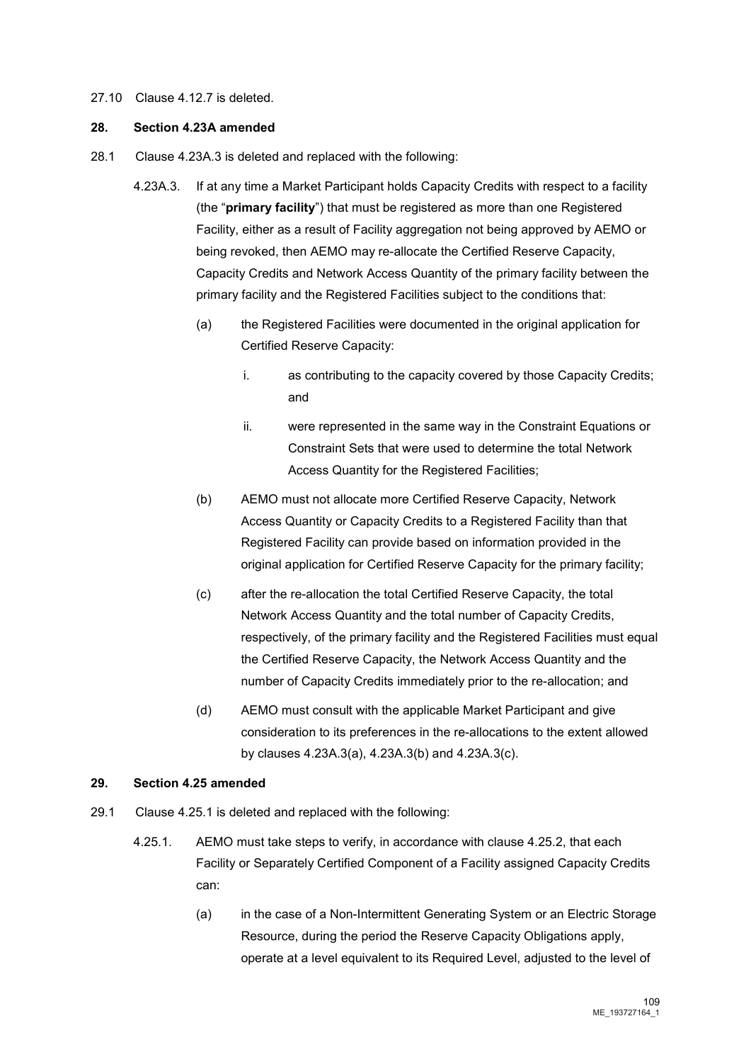27.10 Clause 4.12.7 is deleted.

## 28. Section 4.23A amended

28.1 Clause 4.23A.3 is deleted and replaced with the following:

4.23A.3. If at any time a Market Participant holds Capacity Credits with respect to a facility (the "**primary facility**") that must be registered as more than one Registered Facility, either as a result of Facility aggregation not being approved by AEMO or being revoked, then AEMO may re-allocate the Certified Reserve Capacity, Capacity Credits and Network Access Quantity of the primary facility between the primary facility and the Registered Facilities subject to the conditions that:

(a) the Registered Facilities were documented in the original application for Certified Reserve Capacity:

i. as contributing to the capacity covered by those Capacity Credits; and

ii. were represented in the same way in the Constraint Equations or Constraint Sets that were used to determine the total Network Access Quantity for the Registered Facilities;

(b) AEMO must not allocate more Certified Reserve Capacity, Network Access Quantity or Capacity Credits to a Registered Facility than that Registered Facility can provide based on information provided in the original application for Certified Reserve Capacity for the primary facility;

(c) after the re-allocation the total Certified Reserve Capacity, the total Network Access Quantity and the total number of Capacity Credits, respectively, of the primary facility and the Registered Facilities must equal the Certified Reserve Capacity, the Network Access Quantity and the number of Capacity Credits immediately prior to the re-allocation; and

(d) AEMO must consult with the applicable Market Participant and give consideration to its preferences in the re-allocations to the extent allowed by clauses 4.23A.3(a), 4.23A.3(b) and 4.23A.3(c).

## 29. Section 4.25 amended

29.1 Clause 4.25.1 is deleted and replaced with the following:

4.25.1. AEMO must take steps to verify, in accordance with clause 4.25.2, that each Facility or Separately Certified Component of a Facility assigned Capacity Credits can:

(a) in the case of a Non-Intermittent Generating System or an Electric Storage Resource, during the period the Reserve Capacity Obligations apply, operate at a level equivalent to its Required Level, adjusted to the level of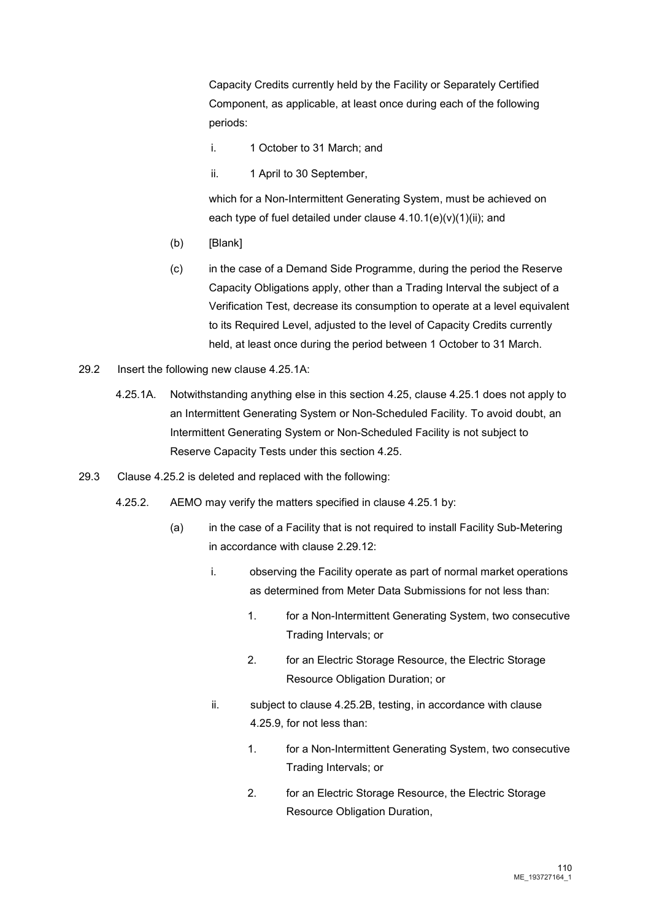Capacity Credits currently held by the Facility or Separately Certified Component, as applicable, at least once during each of the following periods:

i. 1 October to 31 March; and

ii. 1 April to 30 September,

which for a Non-Intermittent Generating System, must be achieved on each type of fuel detailed under clause 4.10.1(e)(v)(1)(ii); and

(b) [Blank]

(c) in the case of a Demand Side Programme, during the period the Reserve Capacity Obligations apply, other than a Trading Interval the subject of a Verification Test, decrease its consumption to operate at a level equivalent to its Required Level, adjusted to the level of Capacity Credits currently held, at least once during the period between 1 October to 31 March.

29.2 Insert the following new clause 4.25.1A:

4.25.1A. Notwithstanding anything else in this section 4.25, clause 4.25.1 does not apply to an Intermittent Generating System or Non-Scheduled Facility. To avoid doubt, an Intermittent Generating System or Non-Scheduled Facility is not subject to Reserve Capacity Tests under this section 4.25.

29.3 Clause 4.25.2 is deleted and replaced with the following:

4.25.2. AEMO may verify the matters specified in clause 4.25.1 by:

(a) in the case of a Facility that is not required to install Facility Sub-Metering in accordance with clause 2.29.12:

i. observing the Facility operate as part of normal market operations as determined from Meter Data Submissions for not less than:

1. for a Non-Intermittent Generating System, two consecutive Trading Intervals; or

2. for an Electric Storage Resource, the Electric Storage Resource Obligation Duration; or

ii. subject to clause 4.25.2B, testing, in accordance with clause 4.25.9, for not less than:

1. for a Non-Intermittent Generating System, two consecutive Trading Intervals; or

2. for an Electric Storage Resource, the Electric Storage Resource Obligation Duration,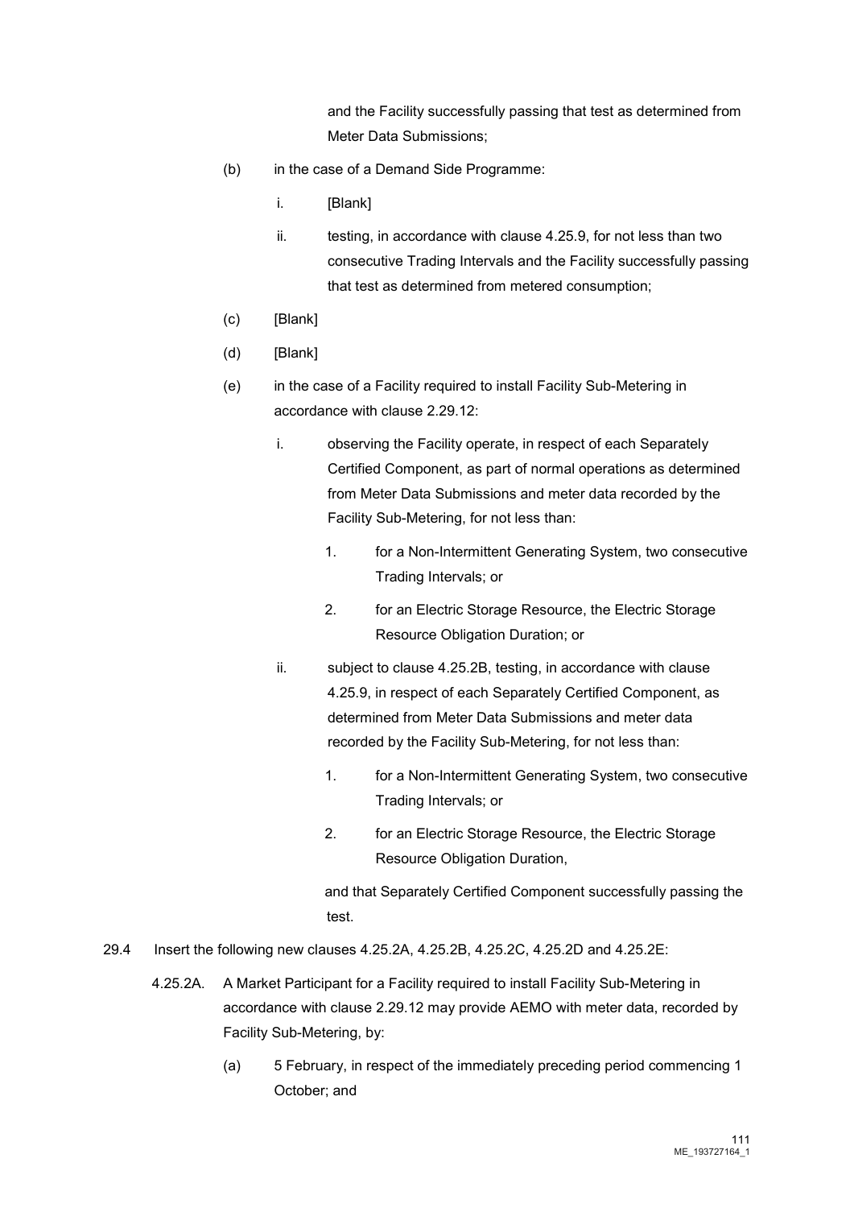and the Facility successfully passing that test as determined from Meter Data Submissions;

(b) in the case of a Demand Side Programme:

   i. [Blank]

   ii. testing, in accordance with clause 4.25.9, for not less than two consecutive Trading Intervals and the Facility successfully passing that test as determined from metered consumption;

(c) [Blank]

(d) [Blank]

(e) in the case of a Facility required to install Facility Sub-Metering in accordance with clause 2.29.12:

   i. observing the Facility operate, in respect of each Separately Certified Component, as part of normal operations as determined from Meter Data Submissions and meter data recorded by the Facility Sub-Metering, for not less than:

      1. for a Non-Intermittent Generating System, two consecutive Trading Intervals; or

      2. for an Electric Storage Resource, the Electric Storage Resource Obligation Duration; or

   ii. subject to clause 4.25.2B, testing, in accordance with clause 4.25.9, in respect of each Separately Certified Component, as determined from Meter Data Submissions and meter data recorded by the Facility Sub-Metering, for not less than:

      1. for a Non-Intermittent Generating System, two consecutive Trading Intervals; or

      2. for an Electric Storage Resource, the Electric Storage Resource Obligation Duration,

   and that Separately Certified Component successfully passing the test.

29.4 Insert the following new clauses 4.25.2A, 4.25.2B, 4.25.2C, 4.25.2D and 4.25.2E:

4.25.2A. A Market Participant for a Facility required to install Facility Sub-Metering in accordance with clause 2.29.12 may provide AEMO with meter data, recorded by Facility Sub-Metering, by:

(a) 5 February, in respect of the immediately preceding period commencing 1 October; and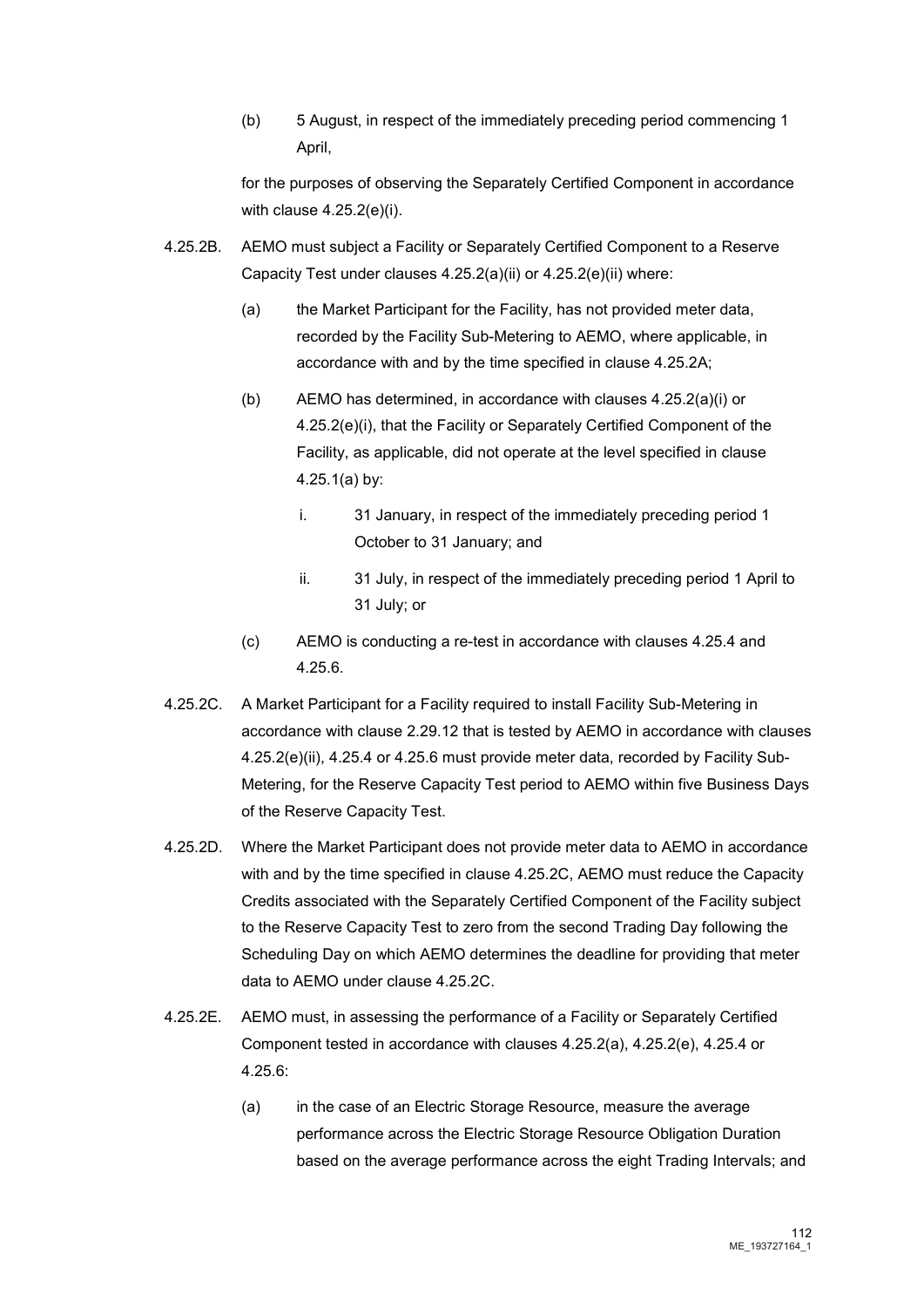(b) 5 August, in respect of the immediately preceding period commencing 1 April,

for the purposes of observing the Separately Certified Component in accordance with clause 4.25.2(e)(i).

4.25.2B. AEMO must subject a Facility or Separately Certified Component to a Reserve Capacity Test under clauses 4.25.2(a)(ii) or 4.25.2(e)(ii) where:

(a) the Market Participant for the Facility, has not provided meter data, recorded by the Facility Sub-Metering to AEMO, where applicable, in accordance with and by the time specified in clause 4.25.2A;

(b) AEMO has determined, in accordance with clauses 4.25.2(a)(i) or 4.25.2(e)(i), that the Facility or Separately Certified Component of the Facility, as applicable, did not operate at the level specified in clause 4.25.1(a) by:

i. 31 January, in respect of the immediately preceding period 1 October to 31 January; and

ii. 31 July, in respect of the immediately preceding period 1 April to 31 July; or

(c) AEMO is conducting a re-test in accordance with clauses 4.25.4 and 4.25.6.

4.25.2C. A Market Participant for a Facility required to install Facility Sub-Metering in accordance with clause 2.29.12 that is tested by AEMO in accordance with clauses 4.25.2(e)(ii), 4.25.4 or 4.25.6 must provide meter data, recorded by Facility Sub-Metering, for the Reserve Capacity Test period to AEMO within five Business Days of the Reserve Capacity Test.

4.25.2D. Where the Market Participant does not provide meter data to AEMO in accordance with and by the time specified in clause 4.25.2C, AEMO must reduce the Capacity Credits associated with the Separately Certified Component of the Facility subject to the Reserve Capacity Test to zero from the second Trading Day following the Scheduling Day on which AEMO determines the deadline for providing that meter data to AEMO under clause 4.25.2C.

4.25.2E. AEMO must, in assessing the performance of a Facility or Separately Certified Component tested in accordance with clauses 4.25.2(a), 4.25.2(e), 4.25.4 or 4.25.6:

(a) in the case of an Electric Storage Resource, measure the average performance across the Electric Storage Resource Obligation Duration based on the average performance across the eight Trading Intervals; and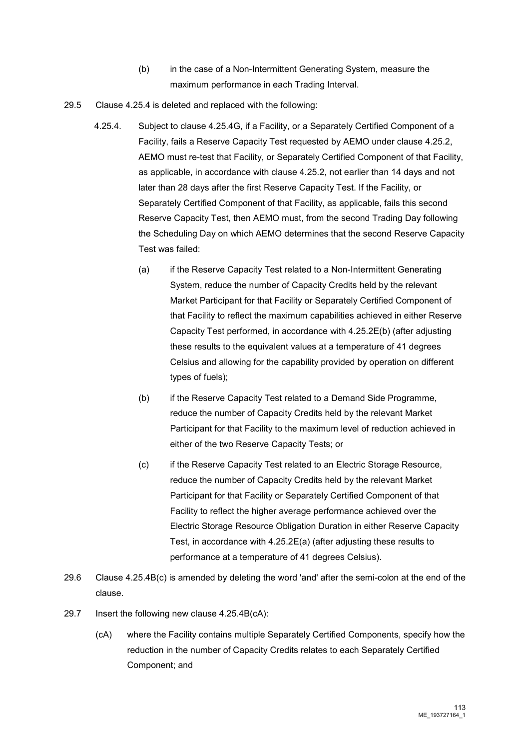(b) in the case of a Non-Intermittent Generating System, measure the maximum performance in each Trading Interval.

29.5 Clause 4.25.4 is deleted and replaced with the following:

4.25.4. Subject to clause 4.25.4G, if a Facility, or a Separately Certified Component of a Facility, fails a Reserve Capacity Test requested by AEMO under clause 4.25.2, AEMO must re-test that Facility, or Separately Certified Component of that Facility, as applicable, in accordance with clause 4.25.2, not earlier than 14 days and not later than 28 days after the first Reserve Capacity Test. If the Facility, or Separately Certified Component of that Facility, as applicable, fails this second Reserve Capacity Test, then AEMO must, from the second Trading Day following the Scheduling Day on which AEMO determines that the second Reserve Capacity Test was failed:

(a) if the Reserve Capacity Test related to a Non-Intermittent Generating System, reduce the number of Capacity Credits held by the relevant Market Participant for that Facility or Separately Certified Component of that Facility to reflect the maximum capabilities achieved in either Reserve Capacity Test performed, in accordance with 4.25.2E(b) (after adjusting these results to the equivalent values at a temperature of 41 degrees Celsius and allowing for the capability provided by operation on different types of fuels);

(b) if the Reserve Capacity Test related to a Demand Side Programme, reduce the number of Capacity Credits held by the relevant Market Participant for that Facility to the maximum level of reduction achieved in either of the two Reserve Capacity Tests; or

(c) if the Reserve Capacity Test related to an Electric Storage Resource, reduce the number of Capacity Credits held by the relevant Market Participant for that Facility or Separately Certified Component of that Facility to reflect the higher average performance achieved over the Electric Storage Resource Obligation Duration in either Reserve Capacity Test, in accordance with 4.25.2E(a) (after adjusting these results to performance at a temperature of 41 degrees Celsius).

29.6 Clause 4.25.4B(c) is amended by deleting the word 'and' after the semi-colon at the end of the clause.

29.7 Insert the following new clause 4.25.4B(cA):

(cA) where the Facility contains multiple Separately Certified Components, specify how the reduction in the number of Capacity Credits relates to each Separately Certified Component; and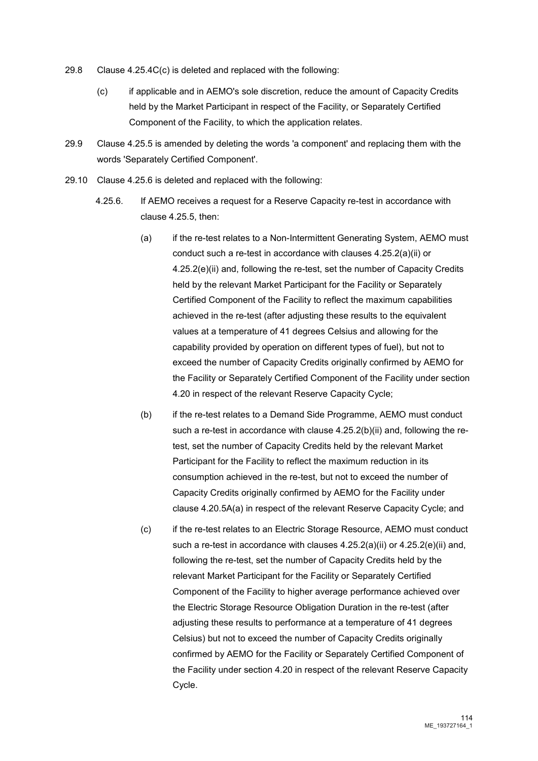29.8 Clause 4.25.4C(c) is deleted and replaced with the following:

(c) if applicable and in AEMO's sole discretion, reduce the amount of Capacity Credits held by the Market Participant in respect of the Facility, or Separately Certified Component of the Facility, to which the application relates.

29.9 Clause 4.25.5 is amended by deleting the words 'a component' and replacing them with the words 'Separately Certified Component'.

29.10 Clause 4.25.6 is deleted and replaced with the following:

4.25.6. If AEMO receives a request for a Reserve Capacity re-test in accordance with clause 4.25.5, then:

(a) if the re-test relates to a Non-Intermittent Generating System, AEMO must conduct such a re-test in accordance with clauses 4.25.2(a)(ii) or 4.25.2(e)(ii) and, following the re-test, set the number of Capacity Credits held by the relevant Market Participant for the Facility or Separately Certified Component of the Facility to reflect the maximum capabilities achieved in the re-test (after adjusting these results to the equivalent values at a temperature of 41 degrees Celsius and allowing for the capability provided by operation on different types of fuel), but not to exceed the number of Capacity Credits originally confirmed by AEMO for the Facility or Separately Certified Component of the Facility under section 4.20 in respect of the relevant Reserve Capacity Cycle;

(b) if the re-test relates to a Demand Side Programme, AEMO must conduct such a re-test in accordance with clause 4.25.2(b)(ii) and, following the re-test, set the number of Capacity Credits held by the relevant Market Participant for the Facility to reflect the maximum reduction in its consumption achieved in the re-test, but not to exceed the number of Capacity Credits originally confirmed by AEMO for the Facility under clause 4.20.5A(a) in respect of the relevant Reserve Capacity Cycle; and

(c) if the re-test relates to an Electric Storage Resource, AEMO must conduct such a re-test in accordance with clauses 4.25.2(a)(ii) or 4.25.2(e)(ii) and, following the re-test, set the number of Capacity Credits held by the relevant Market Participant for the Facility or Separately Certified Component of the Facility to higher average performance achieved over the Electric Storage Resource Obligation Duration in the re-test (after adjusting these results to performance at a temperature of 41 degrees Celsius) but not to exceed the number of Capacity Credits originally confirmed by AEMO for the Facility or Separately Certified Component of the Facility under section 4.20 in respect of the relevant Reserve Capacity Cycle.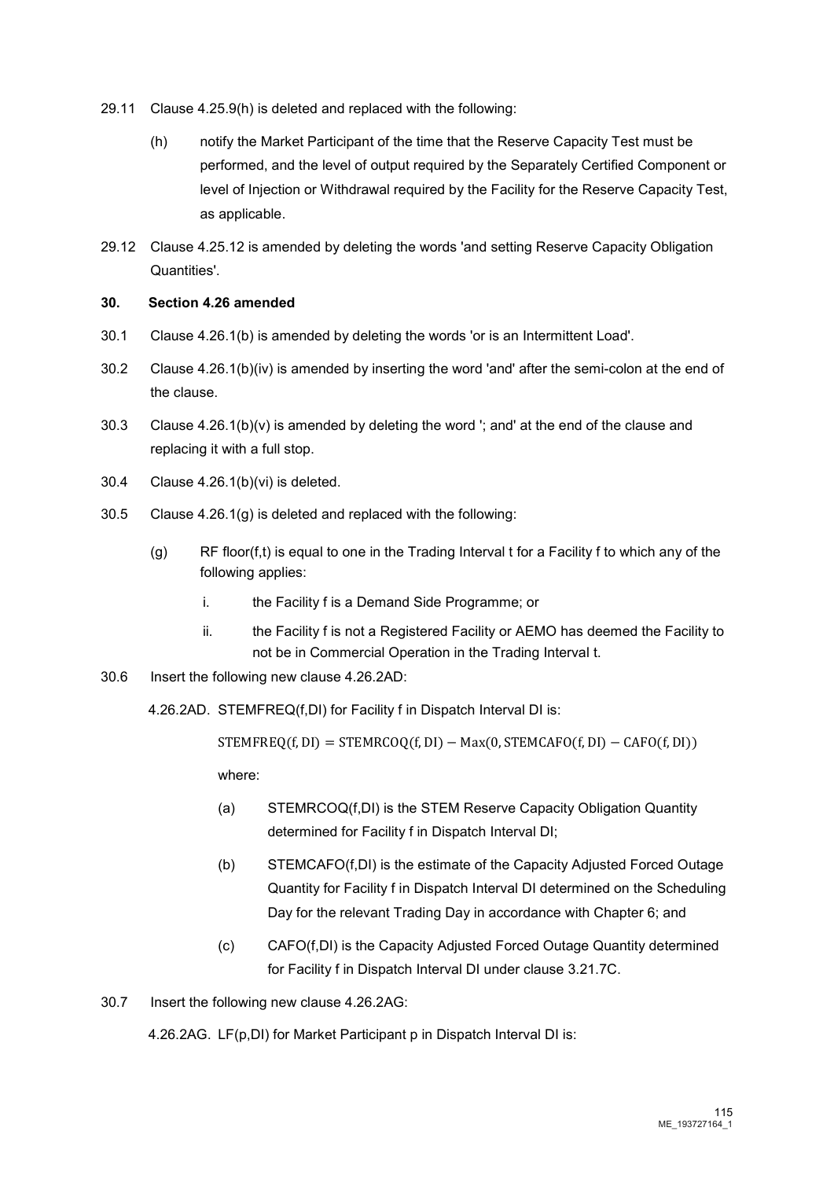29.11 Clause 4.25.9(h) is deleted and replaced with the following:

> (h) notify the Market Participant of the time that the Reserve Capacity Test must be performed, and the level of output required by the Separately Certified Component or level of Injection or Withdrawal required by the Facility for the Reserve Capacity Test, as applicable.

29.12 Clause 4.25.12 is amended by deleting the words 'and setting Reserve Capacity Obligation Quantities'.

**30. Section 4.26 amended**

30.1 Clause 4.26.1(b) is amended by deleting the words 'or is an Intermittent Load'.

30.2 Clause 4.26.1(b)(iv) is amended by inserting the word 'and' after the semi-colon at the end of the clause.

30.3 Clause 4.26.1(b)(v) is amended by deleting the word '; and' at the end of the clause and replacing it with a full stop.

30.4 Clause 4.26.1(b)(vi) is deleted.

30.5 Clause 4.26.1(g) is deleted and replaced with the following:

> (g) RF floor(f,t) is equal to one in the Trading Interval t for a Facility f to which any of the following applies:
>
> i. the Facility f is a Demand Side Programme; or
>
> ii. the Facility f is not a Registered Facility or AEMO has deemed the Facility to not be in Commercial Operation in the Trading Interval t.

30.6 Insert the following new clause 4.26.2AD:

> 4.26.2AD. STEMFREQ(f,DI) for Facility f in Dispatch Interval DI is:
>
> $$\text{STEMFREQ(f, DI)} = \text{STEMRCOQ(f, DI)} - \text{Max}(0, \text{STEMCAFO(f, DI)} - \text{CAFO(f, DI)})$$
>
> where:
>
> (a) STEMRCOQ(f,DI) is the STEM Reserve Capacity Obligation Quantity determined for Facility f in Dispatch Interval DI;
>
> (b) STEMCAFO(f,DI) is the estimate of the Capacity Adjusted Forced Outage Quantity for Facility f in Dispatch Interval DI determined on the Scheduling Day for the relevant Trading Day in accordance with Chapter 6; and
>
> (c) CAFO(f,DI) is the Capacity Adjusted Forced Outage Quantity determined for Facility f in Dispatch Interval DI under clause 3.21.7C.

30.7 Insert the following new clause 4.26.2AG:

> 4.26.2AG. LF(p,DI) for Market Participant p in Dispatch Interval DI is: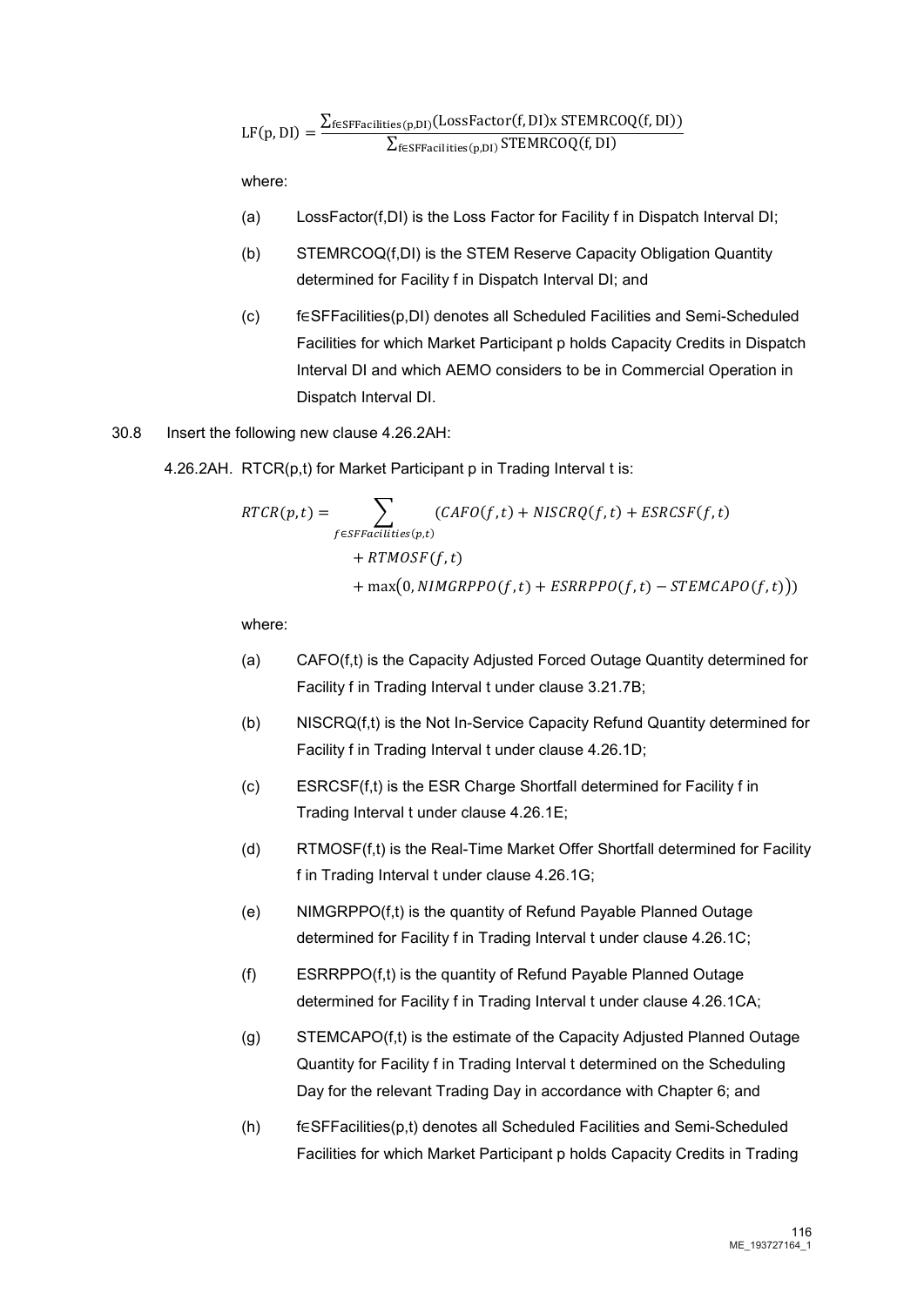$$\mathrm{LF(p, DI)} = \frac{\sum_{\mathrm{f \in SFFacilities(p,DI)}} (\mathrm{LossFactor(f, DI) x\ STEMRCOQ(f, DI)})}{\sum_{\mathrm{f \in SFFacilities(p,DI)}} \mathrm{STEMRCOQ(f, DI)}}$$

where:

(a) LossFactor(f,DI) is the Loss Factor for Facility f in Dispatch Interval DI;

(b) STEMRCOQ(f,DI) is the STEM Reserve Capacity Obligation Quantity determined for Facility f in Dispatch Interval DI; and

(c) f∈SFFacilities(p,DI) denotes all Scheduled Facilities and Semi-Scheduled Facilities for which Market Participant p holds Capacity Credits in Dispatch Interval DI and which AEMO considers to be in Commercial Operation in Dispatch Interval DI.

30.8 Insert the following new clause 4.26.2AH:

4.26.2AH. RTCR(p,t) for Market Participant p in Trading Interval t is:

$$RTCR(p,t) = \sum_{f \in SFFacilities(p,t)} (CAFO(f,t) + NISCRQ(f,t) + ESRCSF(f,t) + RTMOSF(f,t) + \max(0, NIMGRPPO(f,t) + ESRRPPO(f,t) - STEMCAPO(f,t)))$$

where:

(a) CAFO(f,t) is the Capacity Adjusted Forced Outage Quantity determined for Facility f in Trading Interval t under clause 3.21.7B;

(b) NISCRQ(f,t) is the Not In-Service Capacity Refund Quantity determined for Facility f in Trading Interval t under clause 4.26.1D;

(c) ESRCSF(f,t) is the ESR Charge Shortfall determined for Facility f in Trading Interval t under clause 4.26.1E;

(d) RTMOSF(f,t) is the Real-Time Market Offer Shortfall determined for Facility f in Trading Interval t under clause 4.26.1G;

(e) NIMGRPPO(f,t) is the quantity of Refund Payable Planned Outage determined for Facility f in Trading Interval t under clause 4.26.1C;

(f) ESRRPPO(f,t) is the quantity of Refund Payable Planned Outage determined for Facility f in Trading Interval t under clause 4.26.1CA;

(g) STEMCAPO(f,t) is the estimate of the Capacity Adjusted Planned Outage Quantity for Facility f in Trading Interval t determined on the Scheduling Day for the relevant Trading Day in accordance with Chapter 6; and

(h) f∈SFFacilities(p,t) denotes all Scheduled Facilities and Semi-Scheduled Facilities for which Market Participant p holds Capacity Credits in Trading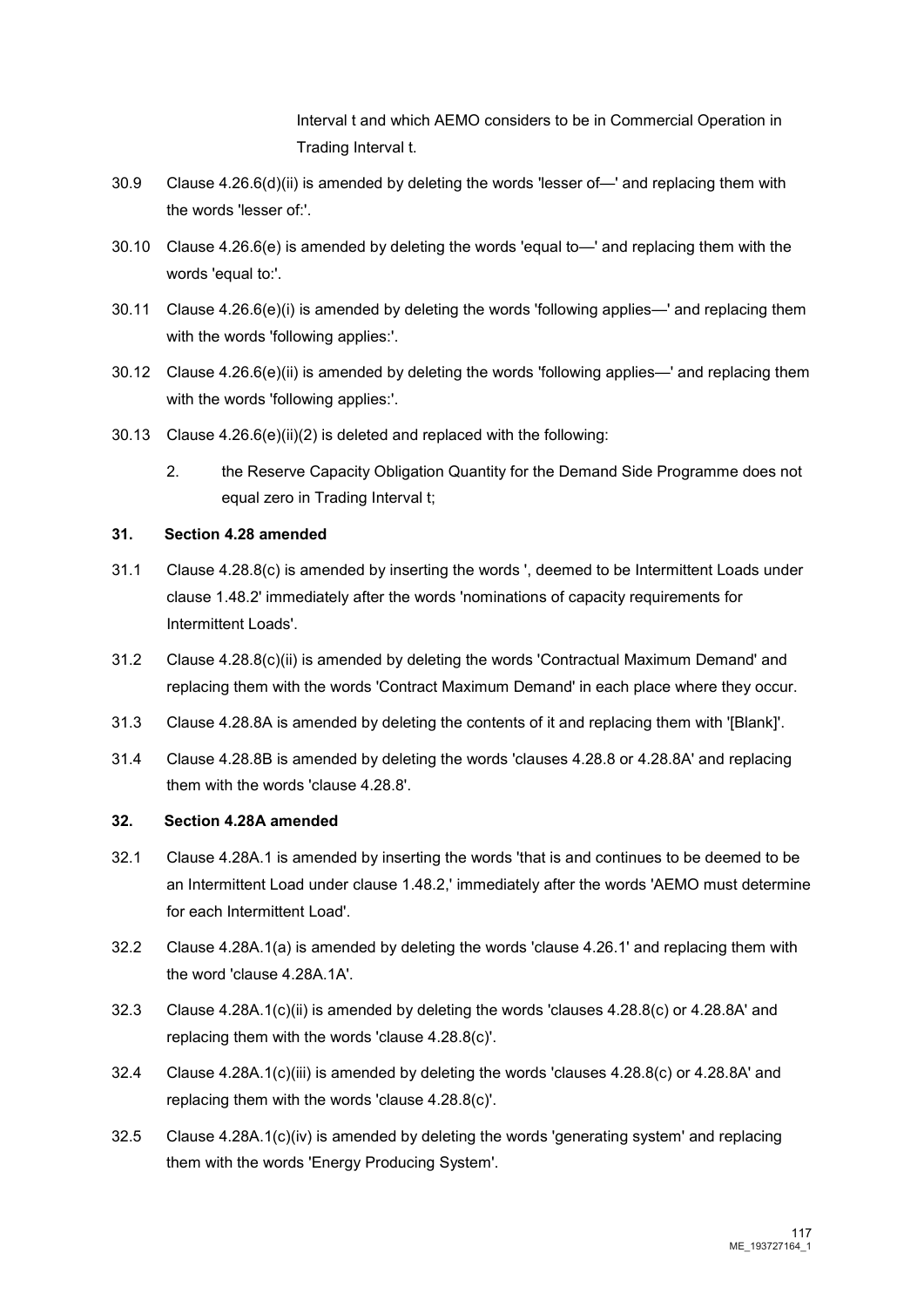Interval t and which AEMO considers to be in Commercial Operation in Trading Interval t.

30.9 Clause 4.26.6(d)(ii) is amended by deleting the words 'lesser of—' and replacing them with the words 'lesser of:'.

30.10 Clause 4.26.6(e) is amended by deleting the words 'equal to—' and replacing them with the words 'equal to:'.

30.11 Clause 4.26.6(e)(i) is amended by deleting the words 'following applies—' and replacing them with the words 'following applies:'.

30.12 Clause 4.26.6(e)(ii) is amended by deleting the words 'following applies—' and replacing them with the words 'following applies:'.

30.13 Clause 4.26.6(e)(ii)(2) is deleted and replaced with the following:

2. the Reserve Capacity Obligation Quantity for the Demand Side Programme does not equal zero in Trading Interval t;

**31. Section 4.28 amended**

31.1 Clause 4.28.8(c) is amended by inserting the words ', deemed to be Intermittent Loads under clause 1.48.2' immediately after the words 'nominations of capacity requirements for Intermittent Loads'.

31.2 Clause 4.28.8(c)(ii) is amended by deleting the words 'Contractual Maximum Demand' and replacing them with the words 'Contract Maximum Demand' in each place where they occur.

31.3 Clause 4.28.8A is amended by deleting the contents of it and replacing them with '[Blank]'.

31.4 Clause 4.28.8B is amended by deleting the words 'clauses 4.28.8 or 4.28.8A' and replacing them with the words 'clause 4.28.8'.

**32. Section 4.28A amended**

32.1 Clause 4.28A.1 is amended by inserting the words 'that is and continues to be deemed to be an Intermittent Load under clause 1.48.2,' immediately after the words 'AEMO must determine for each Intermittent Load'.

32.2 Clause 4.28A.1(a) is amended by deleting the words 'clause 4.26.1' and replacing them with the word 'clause 4.28A.1A'.

32.3 Clause 4.28A.1(c)(ii) is amended by deleting the words 'clauses 4.28.8(c) or 4.28.8A' and replacing them with the words 'clause 4.28.8(c)'.

32.4 Clause 4.28A.1(c)(iii) is amended by deleting the words 'clauses 4.28.8(c) or 4.28.8A' and replacing them with the words 'clause 4.28.8(c)'.

32.5 Clause 4.28A.1(c)(iv) is amended by deleting the words 'generating system' and replacing them with the words 'Energy Producing System'.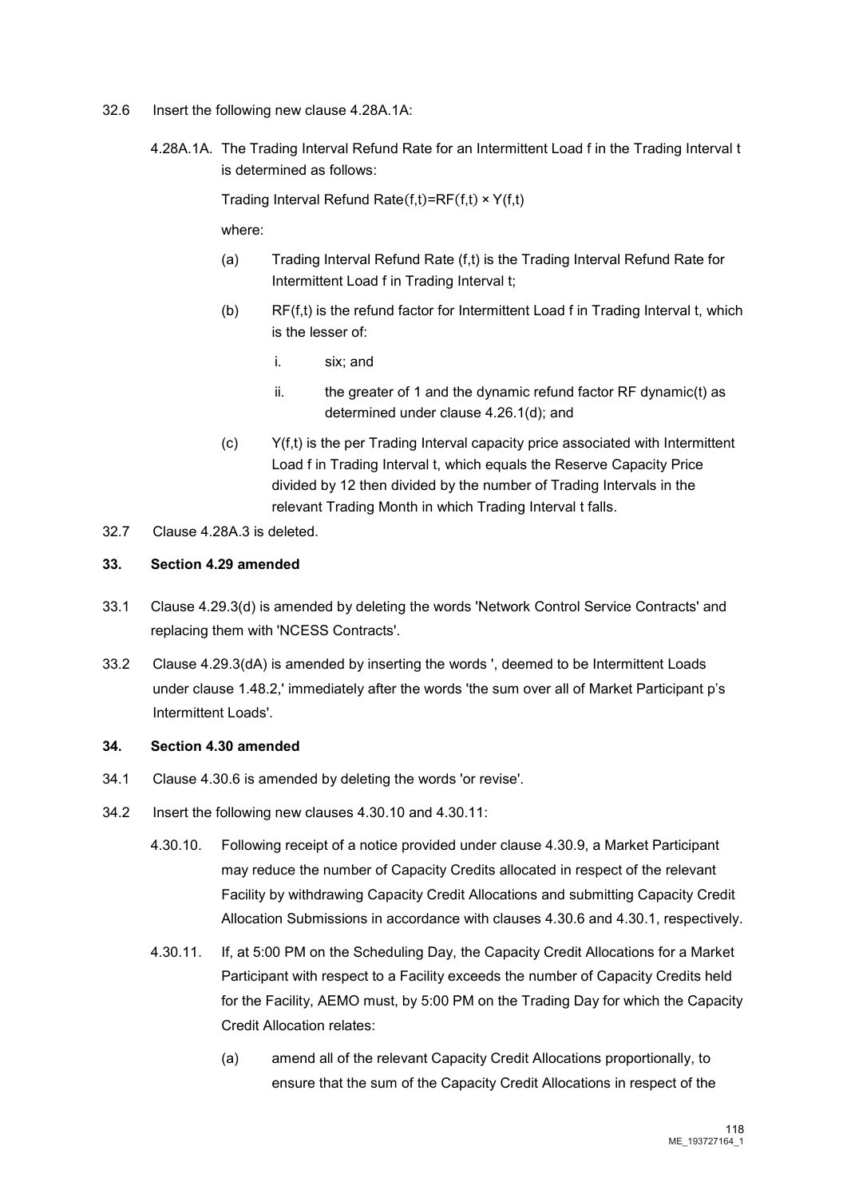32.6 Insert the following new clause 4.28A.1A:

4.28A.1A. The Trading Interval Refund Rate for an Intermittent Load f in the Trading Interval t is determined as follows:

Trading Interval Refund Rate(f,t)=RF(f,t) × Y(f,t)

where:

(a) Trading Interval Refund Rate (f,t) is the Trading Interval Refund Rate for Intermittent Load f in Trading Interval t;

(b) RF(f,t) is the refund factor for Intermittent Load f in Trading Interval t, which is the lesser of:

i. six; and

ii. the greater of 1 and the dynamic refund factor RF dynamic(t) as determined under clause 4.26.1(d); and

(c) Y(f,t) is the per Trading Interval capacity price associated with Intermittent Load f in Trading Interval t, which equals the Reserve Capacity Price divided by 12 then divided by the number of Trading Intervals in the relevant Trading Month in which Trading Interval t falls.

32.7 Clause 4.28A.3 is deleted.

## 33. Section 4.29 amended

33.1 Clause 4.29.3(d) is amended by deleting the words 'Network Control Service Contracts' and replacing them with 'NCESS Contracts'.

33.2 Clause 4.29.3(dA) is amended by inserting the words ', deemed to be Intermittent Loads under clause 1.48.2,' immediately after the words 'the sum over all of Market Participant p's Intermittent Loads'.

## 34. Section 4.30 amended

34.1 Clause 4.30.6 is amended by deleting the words 'or revise'.

34.2 Insert the following new clauses 4.30.10 and 4.30.11:

4.30.10. Following receipt of a notice provided under clause 4.30.9, a Market Participant may reduce the number of Capacity Credits allocated in respect of the relevant Facility by withdrawing Capacity Credit Allocations and submitting Capacity Credit Allocation Submissions in accordance with clauses 4.30.6 and 4.30.1, respectively.

4.30.11. If, at 5:00 PM on the Scheduling Day, the Capacity Credit Allocations for a Market Participant with respect to a Facility exceeds the number of Capacity Credits held for the Facility, AEMO must, by 5:00 PM on the Trading Day for which the Capacity Credit Allocation relates:

(a) amend all of the relevant Capacity Credit Allocations proportionally, to ensure that the sum of the Capacity Credit Allocations in respect of the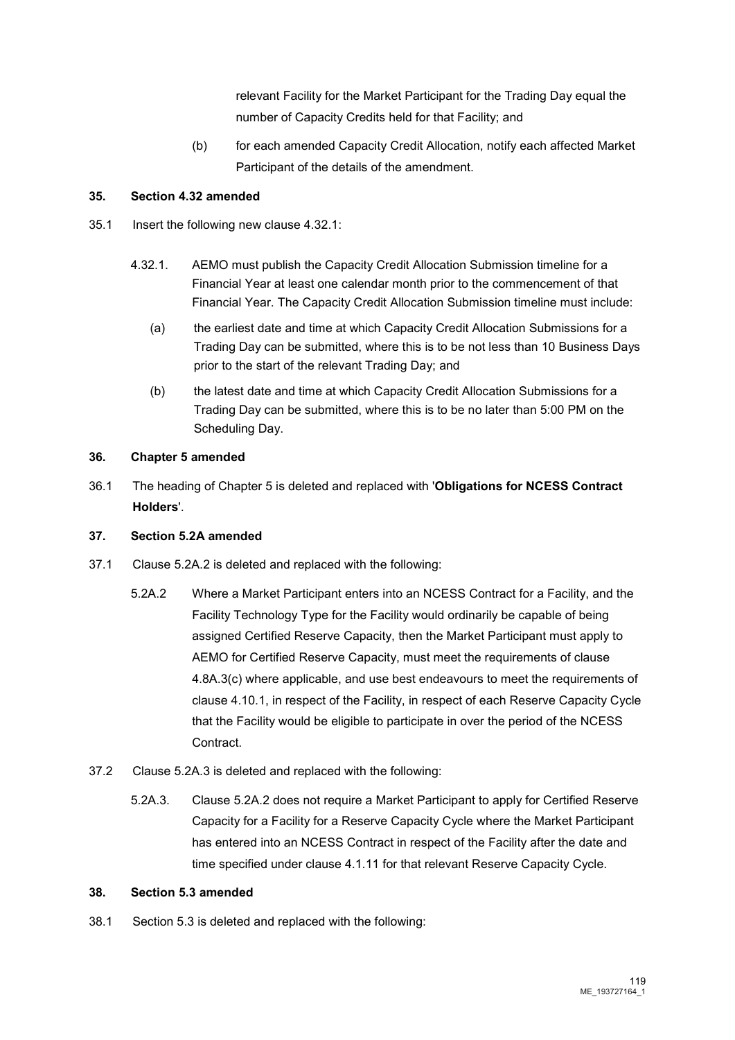relevant Facility for the Market Participant for the Trading Day equal the number of Capacity Credits held for that Facility; and

(b) for each amended Capacity Credit Allocation, notify each affected Market Participant of the details of the amendment.

**35. Section 4.32 amended**

35.1 Insert the following new clause 4.32.1:

4.32.1. AEMO must publish the Capacity Credit Allocation Submission timeline for a Financial Year at least one calendar month prior to the commencement of that Financial Year. The Capacity Credit Allocation Submission timeline must include:

(a) the earliest date and time at which Capacity Credit Allocation Submissions for a Trading Day can be submitted, where this is to be not less than 10 Business Days prior to the start of the relevant Trading Day; and

(b) the latest date and time at which Capacity Credit Allocation Submissions for a Trading Day can be submitted, where this is to be no later than 5:00 PM on the Scheduling Day.

**36. Chapter 5 amended**

36.1 The heading of Chapter 5 is deleted and replaced with '**Obligations for NCESS Contract Holders**'.

**37. Section 5.2A amended**

37.1 Clause 5.2A.2 is deleted and replaced with the following:

5.2A.2 Where a Market Participant enters into an NCESS Contract for a Facility, and the Facility Technology Type for the Facility would ordinarily be capable of being assigned Certified Reserve Capacity, then the Market Participant must apply to AEMO for Certified Reserve Capacity, must meet the requirements of clause 4.8A.3(c) where applicable, and use best endeavours to meet the requirements of clause 4.10.1, in respect of the Facility, in respect of each Reserve Capacity Cycle that the Facility would be eligible to participate in over the period of the NCESS Contract.

37.2 Clause 5.2A.3 is deleted and replaced with the following:

5.2A.3. Clause 5.2A.2 does not require a Market Participant to apply for Certified Reserve Capacity for a Facility for a Reserve Capacity Cycle where the Market Participant has entered into an NCESS Contract in respect of the Facility after the date and time specified under clause 4.1.11 for that relevant Reserve Capacity Cycle.

**38. Section 5.3 amended**

38.1 Section 5.3 is deleted and replaced with the following: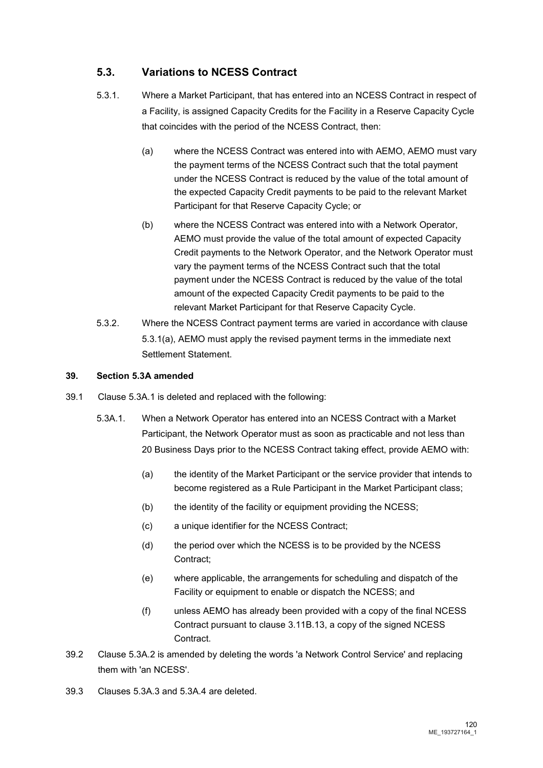## 5.3. Variations to NCESS Contract

5.3.1. Where a Market Participant, that has entered into an NCESS Contract in respect of a Facility, is assigned Capacity Credits for the Facility in a Reserve Capacity Cycle that coincides with the period of the NCESS Contract, then:

(a) where the NCESS Contract was entered into with AEMO, AEMO must vary the payment terms of the NCESS Contract such that the total payment under the NCESS Contract is reduced by the value of the total amount of the expected Capacity Credit payments to be paid to the relevant Market Participant for that Reserve Capacity Cycle; or

(b) where the NCESS Contract was entered into with a Network Operator, AEMO must provide the value of the total amount of expected Capacity Credit payments to the Network Operator, and the Network Operator must vary the payment terms of the NCESS Contract such that the total payment under the NCESS Contract is reduced by the value of the total amount of the expected Capacity Credit payments to be paid to the relevant Market Participant for that Reserve Capacity Cycle.

5.3.2. Where the NCESS Contract payment terms are varied in accordance with clause 5.3.1(a), AEMO must apply the revised payment terms in the immediate next Settlement Statement.

**39. Section 5.3A amended**

39.1 Clause 5.3A.1 is deleted and replaced with the following:

5.3A.1. When a Network Operator has entered into an NCESS Contract with a Market Participant, the Network Operator must as soon as practicable and not less than 20 Business Days prior to the NCESS Contract taking effect, provide AEMO with:

(a) the identity of the Market Participant or the service provider that intends to become registered as a Rule Participant in the Market Participant class;

(b) the identity of the facility or equipment providing the NCESS;

(c) a unique identifier for the NCESS Contract;

(d) the period over which the NCESS is to be provided by the NCESS Contract;

(e) where applicable, the arrangements for scheduling and dispatch of the Facility or equipment to enable or dispatch the NCESS; and

(f) unless AEMO has already been provided with a copy of the final NCESS Contract pursuant to clause 3.11B.13, a copy of the signed NCESS Contract.

39.2 Clause 5.3A.2 is amended by deleting the words 'a Network Control Service' and replacing them with 'an NCESS'.

39.3 Clauses 5.3A.3 and 5.3A.4 are deleted.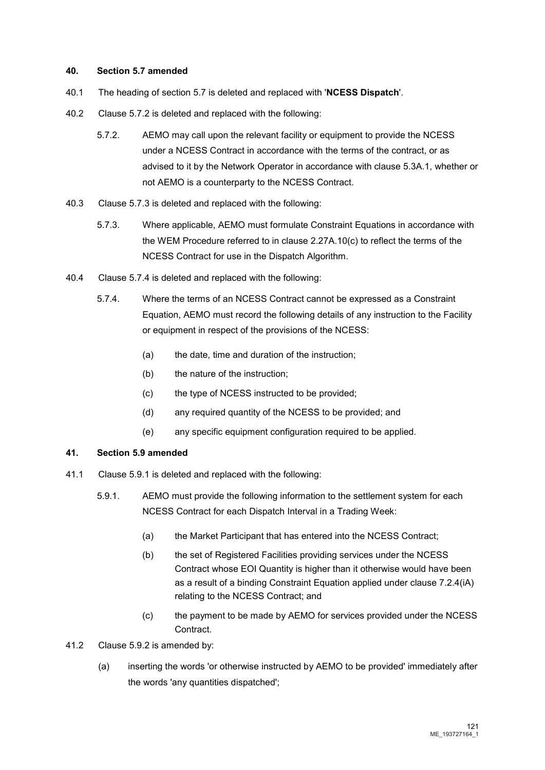### 40. Section 5.7 amended

40.1 The heading of section 5.7 is deleted and replaced with '**NCESS Dispatch**'.

40.2 Clause 5.7.2 is deleted and replaced with the following:

> 5.7.2. AEMO may call upon the relevant facility or equipment to provide the NCESS under a NCESS Contract in accordance with the terms of the contract, or as advised to it by the Network Operator in accordance with clause 5.3A.1, whether or not AEMO is a counterparty to the NCESS Contract.

40.3 Clause 5.7.3 is deleted and replaced with the following:

> 5.7.3. Where applicable, AEMO must formulate Constraint Equations in accordance with the WEM Procedure referred to in clause 2.27A.10(c) to reflect the terms of the NCESS Contract for use in the Dispatch Algorithm.

40.4 Clause 5.7.4 is deleted and replaced with the following:

> 5.7.4. Where the terms of an NCESS Contract cannot be expressed as a Constraint Equation, AEMO must record the following details of any instruction to the Facility or equipment in respect of the provisions of the NCESS:
>
> (a) the date, time and duration of the instruction;
>
> (b) the nature of the instruction;
>
> (c) the type of NCESS instructed to be provided;
>
> (d) any required quantity of the NCESS to be provided; and
>
> (e) any specific equipment configuration required to be applied.

### 41. Section 5.9 amended

41.1 Clause 5.9.1 is deleted and replaced with the following:

> 5.9.1. AEMO must provide the following information to the settlement system for each NCESS Contract for each Dispatch Interval in a Trading Week:
>
> (a) the Market Participant that has entered into the NCESS Contract;
>
> (b) the set of Registered Facilities providing services under the NCESS Contract whose EOI Quantity is higher than it otherwise would have been as a result of a binding Constraint Equation applied under clause 7.2.4(iA) relating to the NCESS Contract; and
>
> (c) the payment to be made by AEMO for services provided under the NCESS Contract.

41.2 Clause 5.9.2 is amended by:

(a) inserting the words 'or otherwise instructed by AEMO to be provided' immediately after the words 'any quantities dispatched';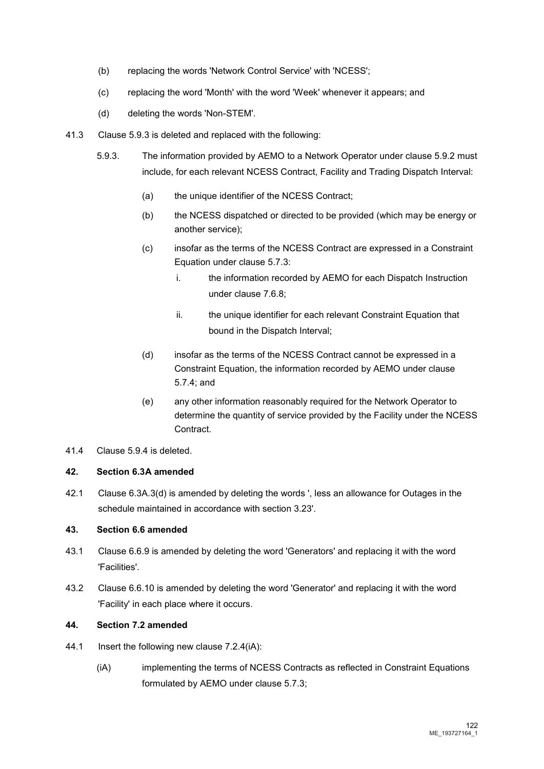(b) replacing the words 'Network Control Service' with 'NCESS';

(c) replacing the word 'Month' with the word 'Week' whenever it appears; and

(d) deleting the words 'Non-STEM'.

41.3 Clause 5.9.3 is deleted and replaced with the following:

> 5.9.3. The information provided by AEMO to a Network Operator under clause 5.9.2 must include, for each relevant NCESS Contract, Facility and Trading Dispatch Interval:
>
> (a) the unique identifier of the NCESS Contract;
>
> (b) the NCESS dispatched or directed to be provided (which may be energy or another service);
>
> (c) insofar as the terms of the NCESS Contract are expressed in a Constraint Equation under clause 5.7.3:
>
> i. the information recorded by AEMO for each Dispatch Instruction under clause 7.6.8;
>
> ii. the unique identifier for each relevant Constraint Equation that bound in the Dispatch Interval;
>
> (d) insofar as the terms of the NCESS Contract cannot be expressed in a Constraint Equation, the information recorded by AEMO under clause 5.7.4; and
>
> (e) any other information reasonably required for the Network Operator to determine the quantity of service provided by the Facility under the NCESS Contract.

41.4 Clause 5.9.4 is deleted.

## 42. Section 6.3A amended

42.1 Clause 6.3A.3(d) is amended by deleting the words ', less an allowance for Outages in the schedule maintained in accordance with section 3.23'.

## 43. Section 6.6 amended

43.1 Clause 6.6.9 is amended by deleting the word 'Generators' and replacing it with the word 'Facilities'.

43.2 Clause 6.6.10 is amended by deleting the word 'Generator' and replacing it with the word 'Facility' in each place where it occurs.

## 44. Section 7.2 amended

44.1 Insert the following new clause 7.2.4(iA):

> (iA) implementing the terms of NCESS Contracts as reflected in Constraint Equations formulated by AEMO under clause 5.7.3;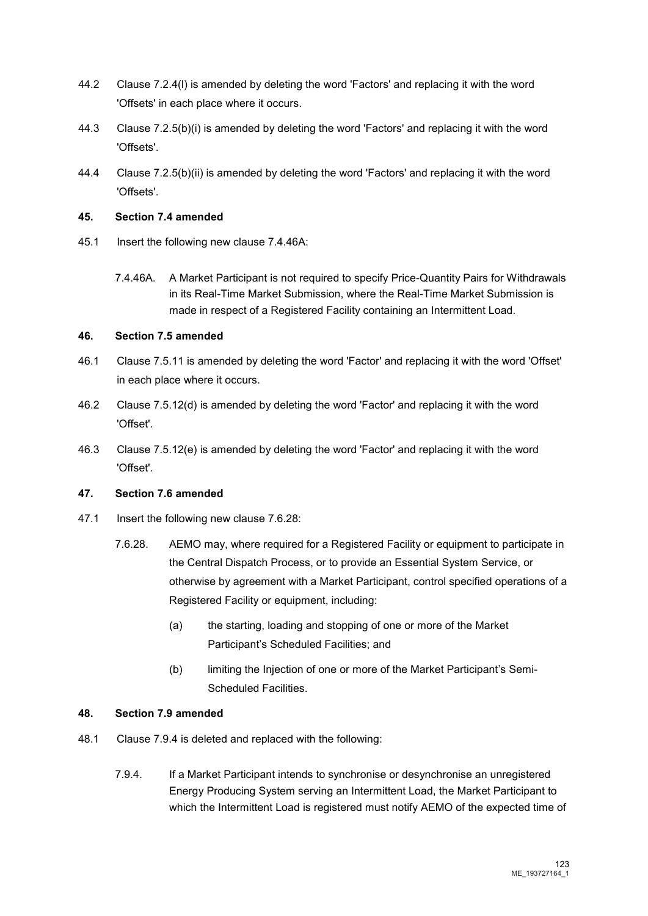44.2 Clause 7.2.4(l) is amended by deleting the word 'Factors' and replacing it with the word 'Offsets' in each place where it occurs.

44.3 Clause 7.2.5(b)(i) is amended by deleting the word 'Factors' and replacing it with the word 'Offsets'.

44.4 Clause 7.2.5(b)(ii) is amended by deleting the word 'Factors' and replacing it with the word 'Offsets'.

**45. Section 7.4 amended**

45.1 Insert the following new clause 7.4.46A:

> 7.4.46A. A Market Participant is not required to specify Price-Quantity Pairs for Withdrawals in its Real-Time Market Submission, where the Real-Time Market Submission is made in respect of a Registered Facility containing an Intermittent Load.

**46. Section 7.5 amended**

46.1 Clause 7.5.11 is amended by deleting the word 'Factor' and replacing it with the word 'Offset' in each place where it occurs.

46.2 Clause 7.5.12(d) is amended by deleting the word 'Factor' and replacing it with the word 'Offset'.

46.3 Clause 7.5.12(e) is amended by deleting the word 'Factor' and replacing it with the word 'Offset'.

**47. Section 7.6 amended**

47.1 Insert the following new clause 7.6.28:

> 7.6.28. AEMO may, where required for a Registered Facility or equipment to participate in the Central Dispatch Process, or to provide an Essential System Service, or otherwise by agreement with a Market Participant, control specified operations of a Registered Facility or equipment, including:
>
> (a) the starting, loading and stopping of one or more of the Market Participant's Scheduled Facilities; and
>
> (b) limiting the Injection of one or more of the Market Participant's Semi-Scheduled Facilities.

**48. Section 7.9 amended**

48.1 Clause 7.9.4 is deleted and replaced with the following:

> 7.9.4. If a Market Participant intends to synchronise or desynchronise an unregistered Energy Producing System serving an Intermittent Load, the Market Participant to which the Intermittent Load is registered must notify AEMO of the expected time of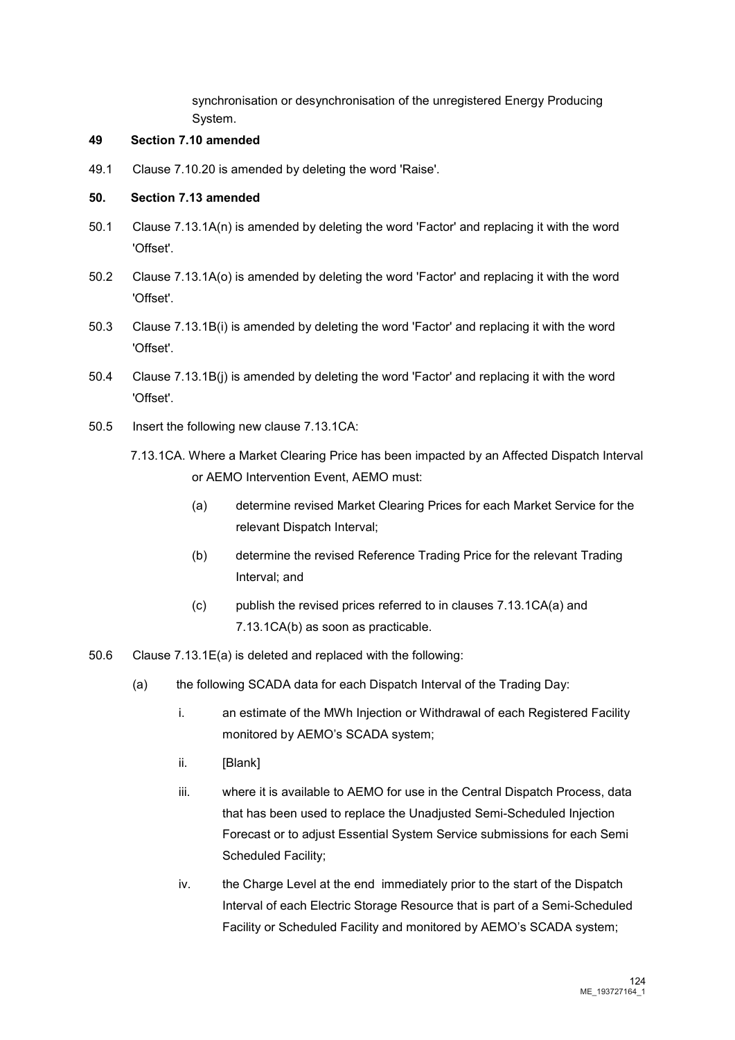synchronisation or desynchronisation of the unregistered Energy Producing System.

**49 Section 7.10 amended**

49.1 Clause 7.10.20 is amended by deleting the word 'Raise'.

**50. Section 7.13 amended**

50.1 Clause 7.13.1A(n) is amended by deleting the word 'Factor' and replacing it with the word 'Offset'.

50.2 Clause 7.13.1A(o) is amended by deleting the word 'Factor' and replacing it with the word 'Offset'.

50.3 Clause 7.13.1B(i) is amended by deleting the word 'Factor' and replacing it with the word 'Offset'.

50.4 Clause 7.13.1B(j) is amended by deleting the word 'Factor' and replacing it with the word 'Offset'.

50.5 Insert the following new clause 7.13.1CA:

7.13.1CA. Where a Market Clearing Price has been impacted by an Affected Dispatch Interval or AEMO Intervention Event, AEMO must:

(a) determine revised Market Clearing Prices for each Market Service for the relevant Dispatch Interval;

(b) determine the revised Reference Trading Price for the relevant Trading Interval; and

(c) publish the revised prices referred to in clauses 7.13.1CA(a) and 7.13.1CA(b) as soon as practicable.

50.6 Clause 7.13.1E(a) is deleted and replaced with the following:

(a) the following SCADA data for each Dispatch Interval of the Trading Day:

i. an estimate of the MWh Injection or Withdrawal of each Registered Facility monitored by AEMO's SCADA system;

ii. [Blank]

iii. where it is available to AEMO for use in the Central Dispatch Process, data that has been used to replace the Unadjusted Semi-Scheduled Injection Forecast or to adjust Essential System Service submissions for each Semi Scheduled Facility;

iv. the Charge Level at the end immediately prior to the start of the Dispatch Interval of each Electric Storage Resource that is part of a Semi-Scheduled Facility or Scheduled Facility and monitored by AEMO's SCADA system;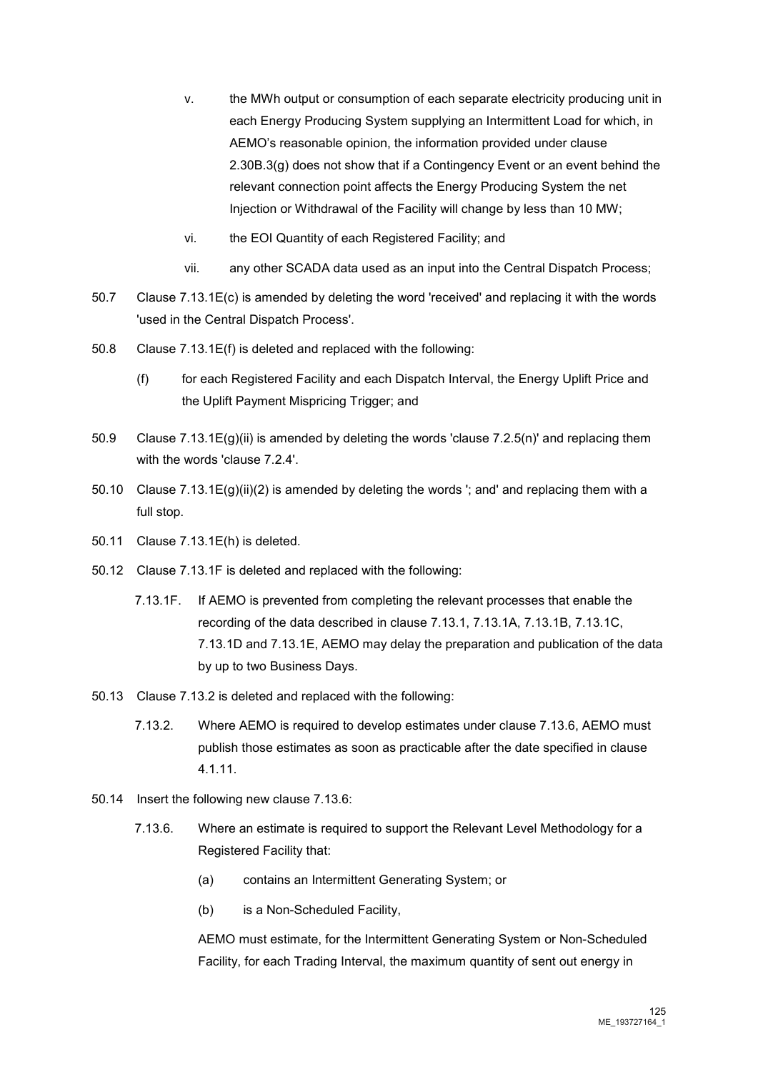v. the MWh output or consumption of each separate electricity producing unit in each Energy Producing System supplying an Intermittent Load for which, in AEMO's reasonable opinion, the information provided under clause 2.30B.3(g) does not show that if a Contingency Event or an event behind the relevant connection point affects the Energy Producing System the net Injection or Withdrawal of the Facility will change by less than 10 MW;

vi. the EOI Quantity of each Registered Facility; and

vii. any other SCADA data used as an input into the Central Dispatch Process;

50.7 Clause 7.13.1E(c) is amended by deleting the word 'received' and replacing it with the words 'used in the Central Dispatch Process'.

50.8 Clause 7.13.1E(f) is deleted and replaced with the following:

(f) for each Registered Facility and each Dispatch Interval, the Energy Uplift Price and the Uplift Payment Mispricing Trigger; and

50.9 Clause 7.13.1E(g)(ii) is amended by deleting the words 'clause 7.2.5(n)' and replacing them with the words 'clause 7.2.4'.

50.10 Clause 7.13.1E(g)(ii)(2) is amended by deleting the words '; and' and replacing them with a full stop.

50.11 Clause 7.13.1E(h) is deleted.

50.12 Clause 7.13.1F is deleted and replaced with the following:

7.13.1F. If AEMO is prevented from completing the relevant processes that enable the recording of the data described in clause 7.13.1, 7.13.1A, 7.13.1B, 7.13.1C, 7.13.1D and 7.13.1E, AEMO may delay the preparation and publication of the data by up to two Business Days.

50.13 Clause 7.13.2 is deleted and replaced with the following:

7.13.2. Where AEMO is required to develop estimates under clause 7.13.6, AEMO must publish those estimates as soon as practicable after the date specified in clause 4.1.11.

50.14 Insert the following new clause 7.13.6:

7.13.6. Where an estimate is required to support the Relevant Level Methodology for a Registered Facility that:

(a) contains an Intermittent Generating System; or

(b) is a Non-Scheduled Facility,

AEMO must estimate, for the Intermittent Generating System or Non-Scheduled Facility, for each Trading Interval, the maximum quantity of sent out energy in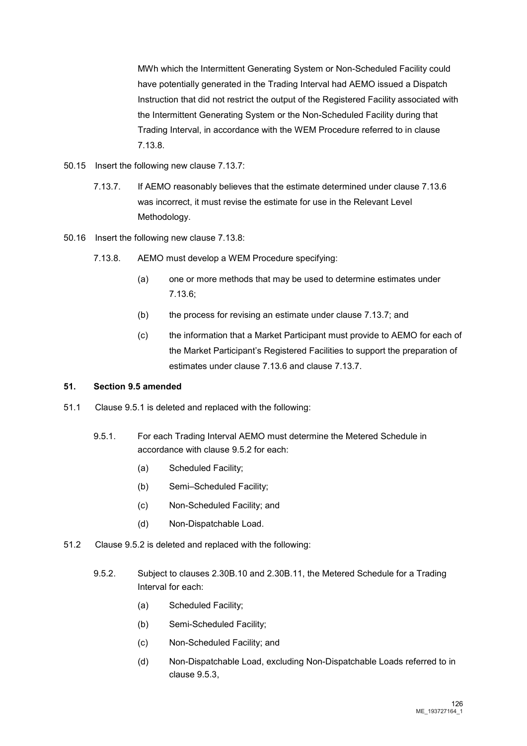MWh which the Intermittent Generating System or Non-Scheduled Facility could have potentially generated in the Trading Interval had AEMO issued a Dispatch Instruction that did not restrict the output of the Registered Facility associated with the Intermittent Generating System or the Non-Scheduled Facility during that Trading Interval, in accordance with the WEM Procedure referred to in clause 7.13.8.

50.15 Insert the following new clause 7.13.7:

7.13.7. If AEMO reasonably believes that the estimate determined under clause 7.13.6 was incorrect, it must revise the estimate for use in the Relevant Level Methodology.

50.16 Insert the following new clause 7.13.8:

7.13.8. AEMO must develop a WEM Procedure specifying:

(a) one or more methods that may be used to determine estimates under 7.13.6;

(b) the process for revising an estimate under clause 7.13.7; and

(c) the information that a Market Participant must provide to AEMO for each of the Market Participant's Registered Facilities to support the preparation of estimates under clause 7.13.6 and clause 7.13.7.

**51. Section 9.5 amended**

51.1 Clause 9.5.1 is deleted and replaced with the following:

9.5.1. For each Trading Interval AEMO must determine the Metered Schedule in accordance with clause 9.5.2 for each:

(a) Scheduled Facility;

(b) Semi–Scheduled Facility;

(c) Non-Scheduled Facility; and

(d) Non-Dispatchable Load.

51.2 Clause 9.5.2 is deleted and replaced with the following:

9.5.2. Subject to clauses 2.30B.10 and 2.30B.11, the Metered Schedule for a Trading Interval for each:

(a) Scheduled Facility;

(b) Semi-Scheduled Facility;

(c) Non-Scheduled Facility; and

(d) Non-Dispatchable Load, excluding Non-Dispatchable Loads referred to in clause 9.5.3,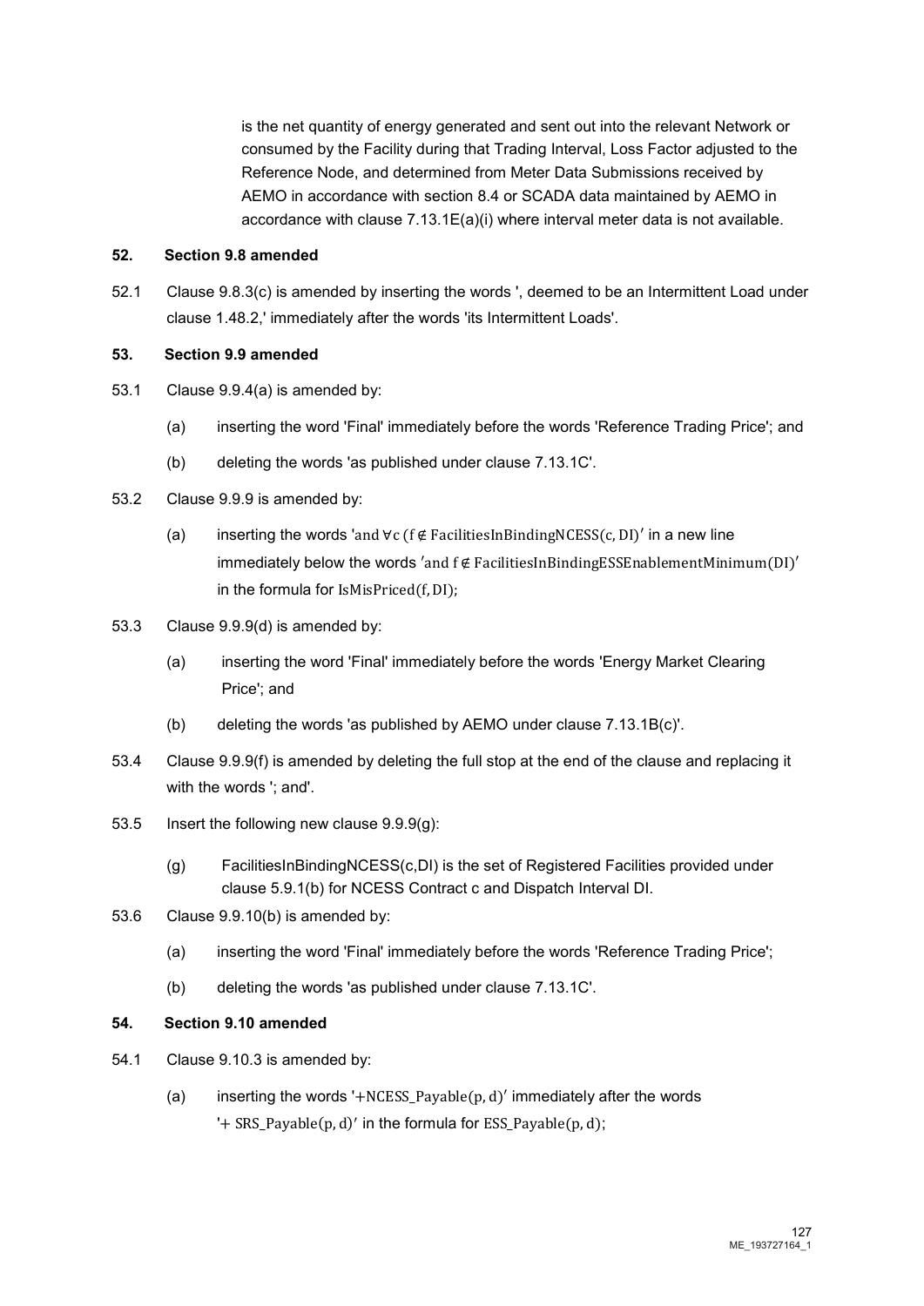is the net quantity of energy generated and sent out into the relevant Network or consumed by the Facility during that Trading Interval, Loss Factor adjusted to the Reference Node, and determined from Meter Data Submissions received by AEMO in accordance with section 8.4 or SCADA data maintained by AEMO in accordance with clause 7.13.1E(a)(i) where interval meter data is not available.

**52. Section 9.8 amended**

52.1 Clause 9.8.3(c) is amended by inserting the words ', deemed to be an Intermittent Load under clause 1.48.2,' immediately after the words 'its Intermittent Loads'.

**53. Section 9.9 amended**

53.1 Clause 9.9.4(a) is amended by:

(a) inserting the word 'Final' immediately before the words 'Reference Trading Price'; and

(b) deleting the words 'as published under clause 7.13.1C'.

53.2 Clause 9.9.9 is amended by:

(a) inserting the words '$\text{and} \, \forall c \, (f \notin \text{FacilitiesInBindingNCESS}(c, DI)$' in a new line immediately below the words '$\text{and } f \notin \text{FacilitiesInBindingESSEnablementMinimum}(DI)$' in the formula for $\text{IsMisPriced}(f, DI)$;

53.3 Clause 9.9.9(d) is amended by:

(a) inserting the word 'Final' immediately before the words 'Energy Market Clearing Price'; and

(b) deleting the words 'as published by AEMO under clause 7.13.1B(c)'.

53.4 Clause 9.9.9(f) is amended by deleting the full stop at the end of the clause and replacing it with the words '; and'.

53.5 Insert the following new clause 9.9.9(g):

(g) FacilitiesInBindingNCESS(c,DI) is the set of Registered Facilities provided under clause 5.9.1(b) for NCESS Contract c and Dispatch Interval DI.

53.6 Clause 9.9.10(b) is amended by:

(a) inserting the word 'Final' immediately before the words 'Reference Trading Price';

(b) deleting the words 'as published under clause 7.13.1C'.

**54. Section 9.10 amended**

54.1 Clause 9.10.3 is amended by:

(a) inserting the words '$+\text{NCESS\_Payable}(p, d)$' immediately after the words '$+ \text{SRS\_Payable}(p, d)$' in the formula for $\text{ESS\_Payable}(p, d)$;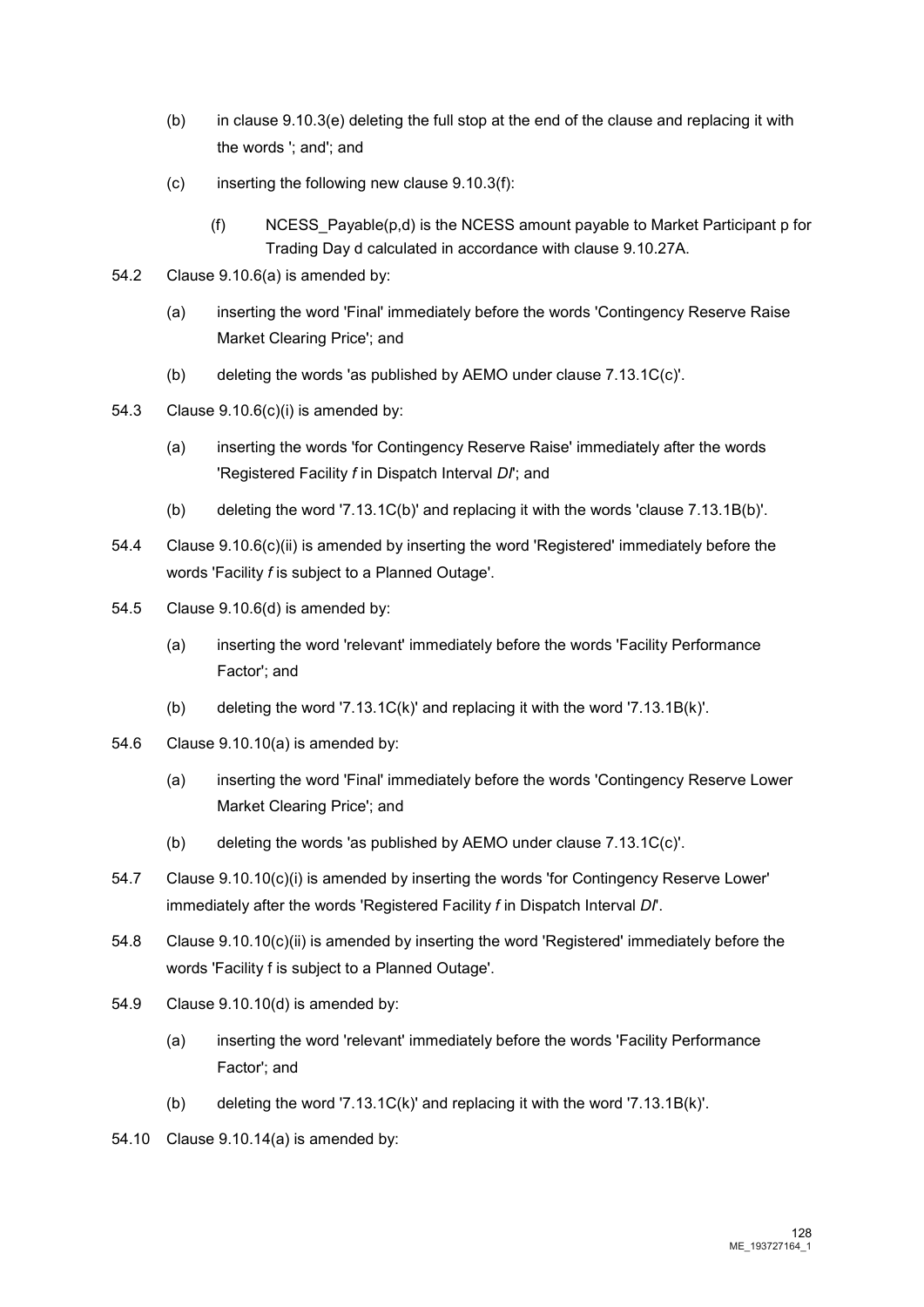(b) in clause 9.10.3(e) deleting the full stop at the end of the clause and replacing it with the words '; and'; and

(c) inserting the following new clause 9.10.3(f):

> (f) NCESS_Payable(p,d) is the NCESS amount payable to Market Participant p for Trading Day d calculated in accordance with clause 9.10.27A.

54.2 Clause 9.10.6(a) is amended by:

(a) inserting the word 'Final' immediately before the words 'Contingency Reserve Raise Market Clearing Price'; and

(b) deleting the words 'as published by AEMO under clause 7.13.1C(c)'.

54.3 Clause 9.10.6(c)(i) is amended by:

(a) inserting the words 'for Contingency Reserve Raise' immediately after the words 'Registered Facility *f* in Dispatch Interval *DI*'; and

(b) deleting the word '7.13.1C(b)' and replacing it with the words 'clause 7.13.1B(b)'.

54.4 Clause 9.10.6(c)(ii) is amended by inserting the word 'Registered' immediately before the words 'Facility *f* is subject to a Planned Outage'.

54.5 Clause 9.10.6(d) is amended by:

(a) inserting the word 'relevant' immediately before the words 'Facility Performance Factor'; and

(b) deleting the word '7.13.1C(k)' and replacing it with the word '7.13.1B(k)'.

54.6 Clause 9.10.10(a) is amended by:

(a) inserting the word 'Final' immediately before the words 'Contingency Reserve Lower Market Clearing Price'; and

(b) deleting the words 'as published by AEMO under clause 7.13.1C(c)'.

54.7 Clause 9.10.10(c)(i) is amended by inserting the words 'for Contingency Reserve Lower' immediately after the words 'Registered Facility *f* in Dispatch Interval *DI*'.

54.8 Clause 9.10.10(c)(ii) is amended by inserting the word 'Registered' immediately before the words 'Facility f is subject to a Planned Outage'.

54.9 Clause 9.10.10(d) is amended by:

(a) inserting the word 'relevant' immediately before the words 'Facility Performance Factor'; and

(b) deleting the word '7.13.1C(k)' and replacing it with the word '7.13.1B(k)'.

54.10 Clause 9.10.14(a) is amended by: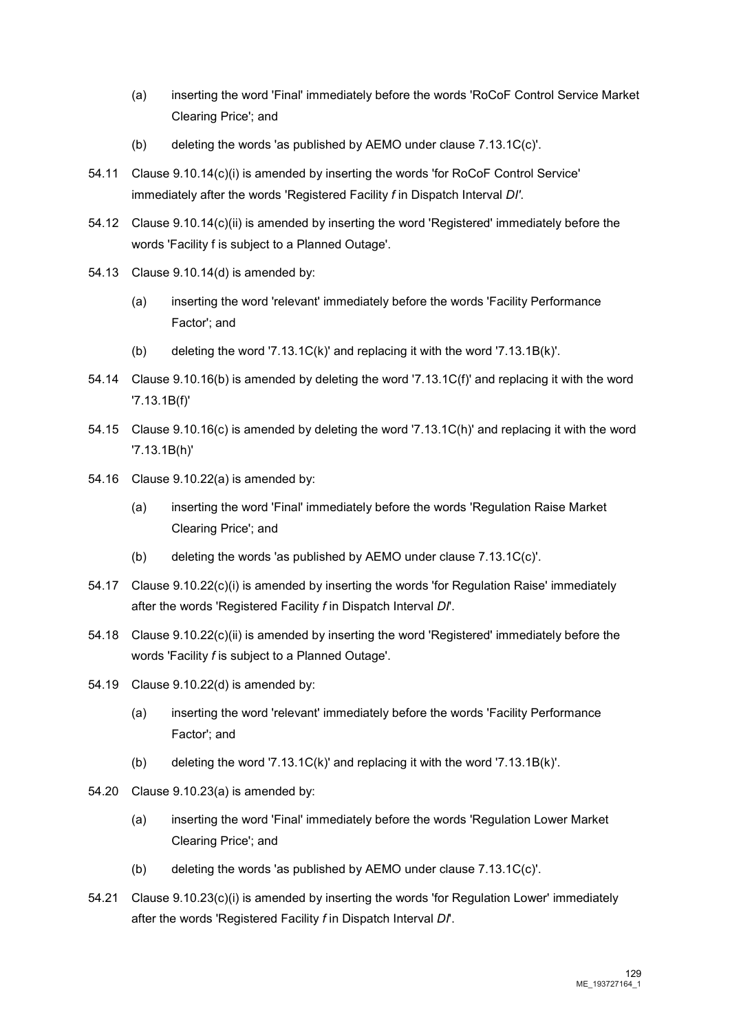(a) inserting the word 'Final' immediately before the words 'RoCoF Control Service Market Clearing Price'; and

(b) deleting the words 'as published by AEMO under clause 7.13.1C(c)'.

54.11 Clause 9.10.14(c)(i) is amended by inserting the words 'for RoCoF Control Service' immediately after the words 'Registered Facility *f* in Dispatch Interval *DI'*.

54.12 Clause 9.10.14(c)(ii) is amended by inserting the word 'Registered' immediately before the words 'Facility f is subject to a Planned Outage'.

54.13 Clause 9.10.14(d) is amended by:

(a) inserting the word 'relevant' immediately before the words 'Facility Performance Factor'; and

(b) deleting the word '7.13.1C(k)' and replacing it with the word '7.13.1B(k)'.

54.14 Clause 9.10.16(b) is amended by deleting the word '7.13.1C(f)' and replacing it with the word '7.13.1B(f)'

54.15 Clause 9.10.16(c) is amended by deleting the word '7.13.1C(h)' and replacing it with the word '7.13.1B(h)'

54.16 Clause 9.10.22(a) is amended by:

(a) inserting the word 'Final' immediately before the words 'Regulation Raise Market Clearing Price'; and

(b) deleting the words 'as published by AEMO under clause 7.13.1C(c)'.

54.17 Clause 9.10.22(c)(i) is amended by inserting the words 'for Regulation Raise' immediately after the words 'Registered Facility *f* in Dispatch Interval *DI*'.

54.18 Clause 9.10.22(c)(ii) is amended by inserting the word 'Registered' immediately before the words 'Facility *f* is subject to a Planned Outage'.

54.19 Clause 9.10.22(d) is amended by:

(a) inserting the word 'relevant' immediately before the words 'Facility Performance Factor'; and

(b) deleting the word '7.13.1C(k)' and replacing it with the word '7.13.1B(k)'.

54.20 Clause 9.10.23(a) is amended by:

(a) inserting the word 'Final' immediately before the words 'Regulation Lower Market Clearing Price'; and

(b) deleting the words 'as published by AEMO under clause 7.13.1C(c)'.

54.21 Clause 9.10.23(c)(i) is amended by inserting the words 'for Regulation Lower' immediately after the words 'Registered Facility *f* in Dispatch Interval *DI*'.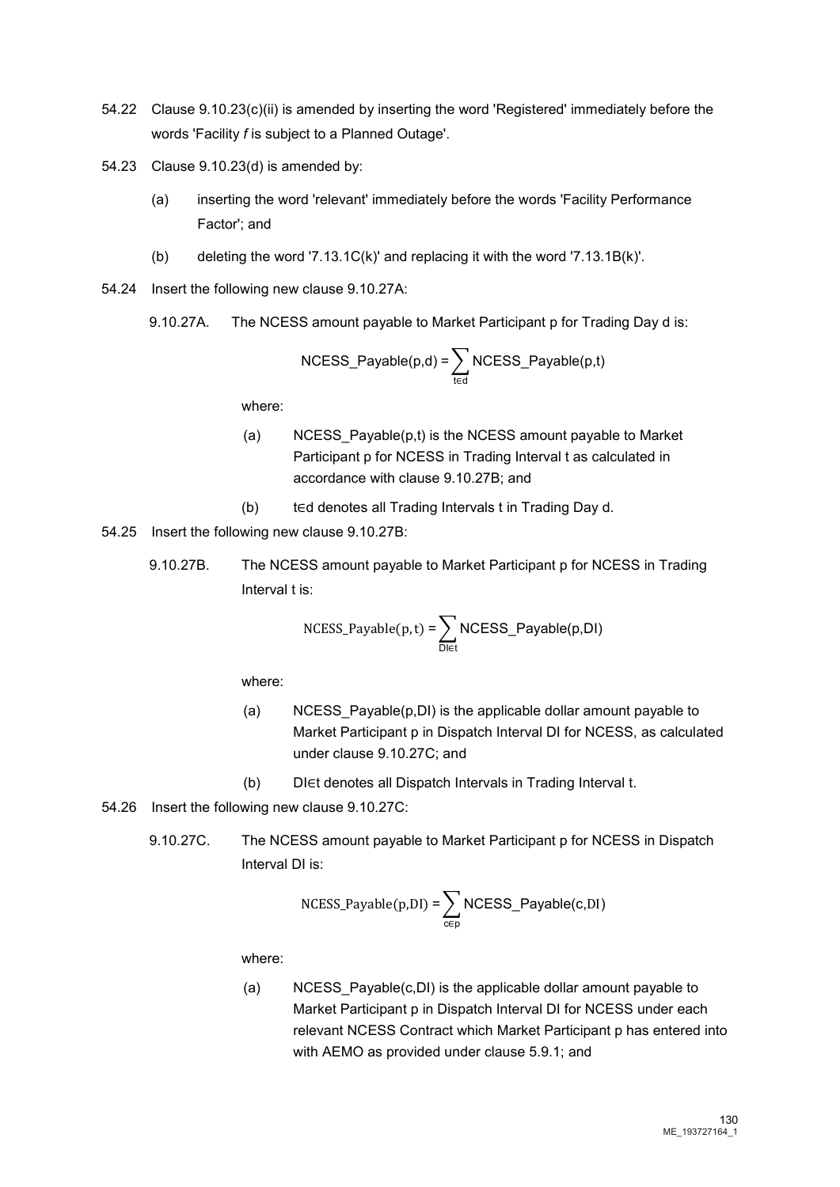54.22 Clause 9.10.23(c)(ii) is amended by inserting the word 'Registered' immediately before the words 'Facility *f* is subject to a Planned Outage'.

54.23 Clause 9.10.23(d) is amended by:

(a) inserting the word 'relevant' immediately before the words 'Facility Performance Factor'; and

(b) deleting the word '7.13.1C(k)' and replacing it with the word '7.13.1B(k)'.

54.24 Insert the following new clause 9.10.27A:

9.10.27A. The NCESS amount payable to Market Participant p for Trading Day d is:

$$\text{NCESS\_Payable(p,d)} = \sum_{t \in d} \text{NCESS\_Payable(p,t)}$$

where:

(a) NCESS_Payable(p,t) is the NCESS amount payable to Market Participant p for NCESS in Trading Interval t as calculated in accordance with clause 9.10.27B; and

(b) t∈d denotes all Trading Intervals t in Trading Day d.

54.25 Insert the following new clause 9.10.27B:

9.10.27B. The NCESS amount payable to Market Participant p for NCESS in Trading Interval t is:

$$\text{NCESS\_Payable(p,t)} = \sum_{DI \in t} \text{NCESS\_Payable(p,DI)}$$

where:

(a) NCESS_Payable(p,DI) is the applicable dollar amount payable to Market Participant p in Dispatch Interval DI for NCESS, as calculated under clause 9.10.27C; and

(b) DI∈t denotes all Dispatch Intervals in Trading Interval t.

54.26 Insert the following new clause 9.10.27C:

9.10.27C. The NCESS amount payable to Market Participant p for NCESS in Dispatch Interval DI is:

$$\text{NCESS\_Payable(p,DI)} = \sum_{c \in p} \text{NCESS\_Payable(c,DI)}$$

where:

(a) NCESS_Payable(c,DI) is the applicable dollar amount payable to Market Participant p in Dispatch Interval DI for NCESS under each relevant NCESS Contract which Market Participant p has entered into with AEMO as provided under clause 5.9.1; and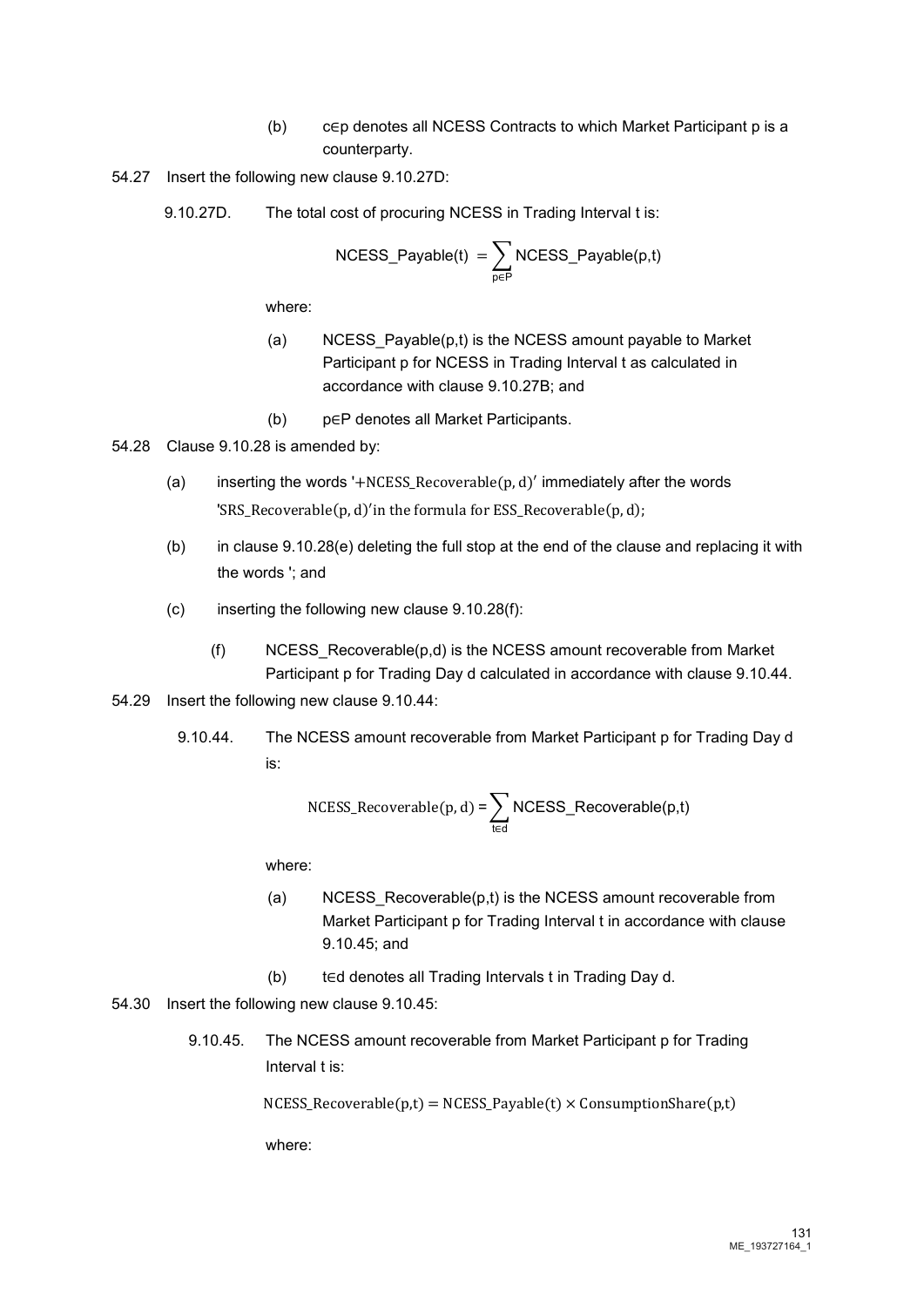(b) $c \in p$ denotes all NCESS Contracts to which Market Participant p is a counterparty.

54.27 Insert the following new clause 9.10.27D:

9.10.27D. The total cost of procuring NCESS in Trading Interval t is:

$$\text{NCESS\_Payable(t)} = \sum_{p \in P} \text{NCESS\_Payable(p,t)}$$

where:

(a) NCESS_Payable(p,t) is the NCESS amount payable to Market Participant p for NCESS in Trading Interval t as calculated in accordance with clause 9.10.27B; and

(b) $p \in P$ denotes all Market Participants.

54.28 Clause 9.10.28 is amended by:

(a) inserting the words '$+\text{NCESS\_Recoverable}(p, d)$' immediately after the words '$\text{SRS\_Recoverable}(p, d)$' in the formula for $\text{ESS\_Recoverable}(p, d)$;

(b) in clause 9.10.28(e) deleting the full stop at the end of the clause and replacing it with the words '; and

(c) inserting the following new clause 9.10.28(f):

(f) NCESS_Recoverable(p,d) is the NCESS amount recoverable from Market Participant p for Trading Day d calculated in accordance with clause 9.10.44.

54.29 Insert the following new clause 9.10.44:

9.10.44. The NCESS amount recoverable from Market Participant p for Trading Day d is:

$$\text{NCESS\_Recoverable}(p, d) = \sum_{t \in d} \text{NCESS\_Recoverable(p,t)}$$

where:

(a) NCESS_Recoverable(p,t) is the NCESS amount recoverable from Market Participant p for Trading Interval t in accordance with clause 9.10.45; and

(b) $t \in d$ denotes all Trading Intervals t in Trading Day d.

54.30 Insert the following new clause 9.10.45:

9.10.45. The NCESS amount recoverable from Market Participant p for Trading Interval t is:

$$\text{NCESS\_Recoverable(p,t)} = \text{NCESS\_Payable(t)} \times \text{ConsumptionShare(p,t)}$$

where: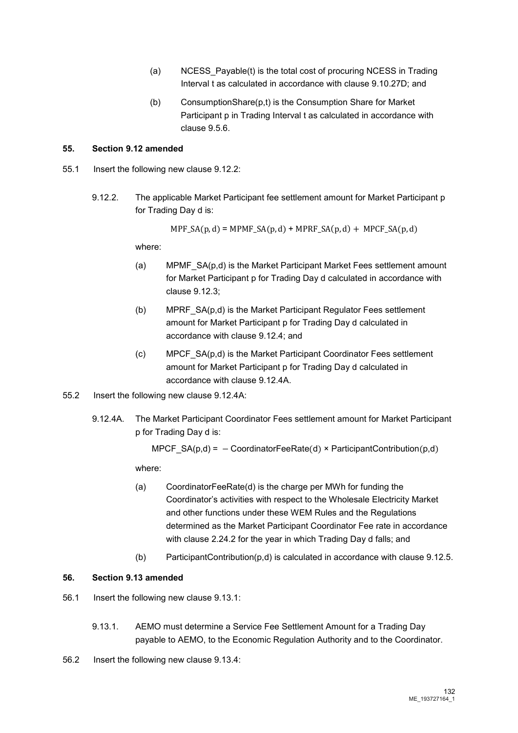(a) NCESS_Payable(t) is the total cost of procuring NCESS in Trading Interval t as calculated in accordance with clause 9.10.27D; and

(b) ConsumptionShare(p,t) is the Consumption Share for Market Participant p in Trading Interval t as calculated in accordance with clause 9.5.6.

**55. Section 9.12 amended**

55.1 Insert the following new clause 9.12.2:

9.12.2. The applicable Market Participant fee settlement amount for Market Participant p for Trading Day d is:

$$\text{MPF\_SA}(p, d) = \text{MPMF\_SA}(p, d) + \text{MPRF\_SA}(p, d) + \text{MPCF\_SA}(p, d)$$

where:

(a) MPMF_SA(p,d) is the Market Participant Market Fees settlement amount for Market Participant p for Trading Day d calculated in accordance with clause 9.12.3;

(b) MPRF_SA(p,d) is the Market Participant Regulator Fees settlement amount for Market Participant p for Trading Day d calculated in accordance with clause 9.12.4; and

(c) MPCF_SA(p,d) is the Market Participant Coordinator Fees settlement amount for Market Participant p for Trading Day d calculated in accordance with clause 9.12.4A.

55.2 Insert the following new clause 9.12.4A:

9.12.4A. The Market Participant Coordinator Fees settlement amount for Market Participant p for Trading Day d is:

$$\text{MPCF\_SA}(p,d) = -\text{CoordinatorFeeRate}(d) \times \text{ParticipantContribution}(p,d)$$

where:

(a) CoordinatorFeeRate(d) is the charge per MWh for funding the Coordinator's activities with respect to the Wholesale Electricity Market and other functions under these WEM Rules and the Regulations determined as the Market Participant Coordinator Fee rate in accordance with clause 2.24.2 for the year in which Trading Day d falls; and

(b) ParticipantContribution(p,d) is calculated in accordance with clause 9.12.5.

**56. Section 9.13 amended**

56.1 Insert the following new clause 9.13.1:

9.13.1. AEMO must determine a Service Fee Settlement Amount for a Trading Day payable to AEMO, to the Economic Regulation Authority and to the Coordinator.

56.2 Insert the following new clause 9.13.4: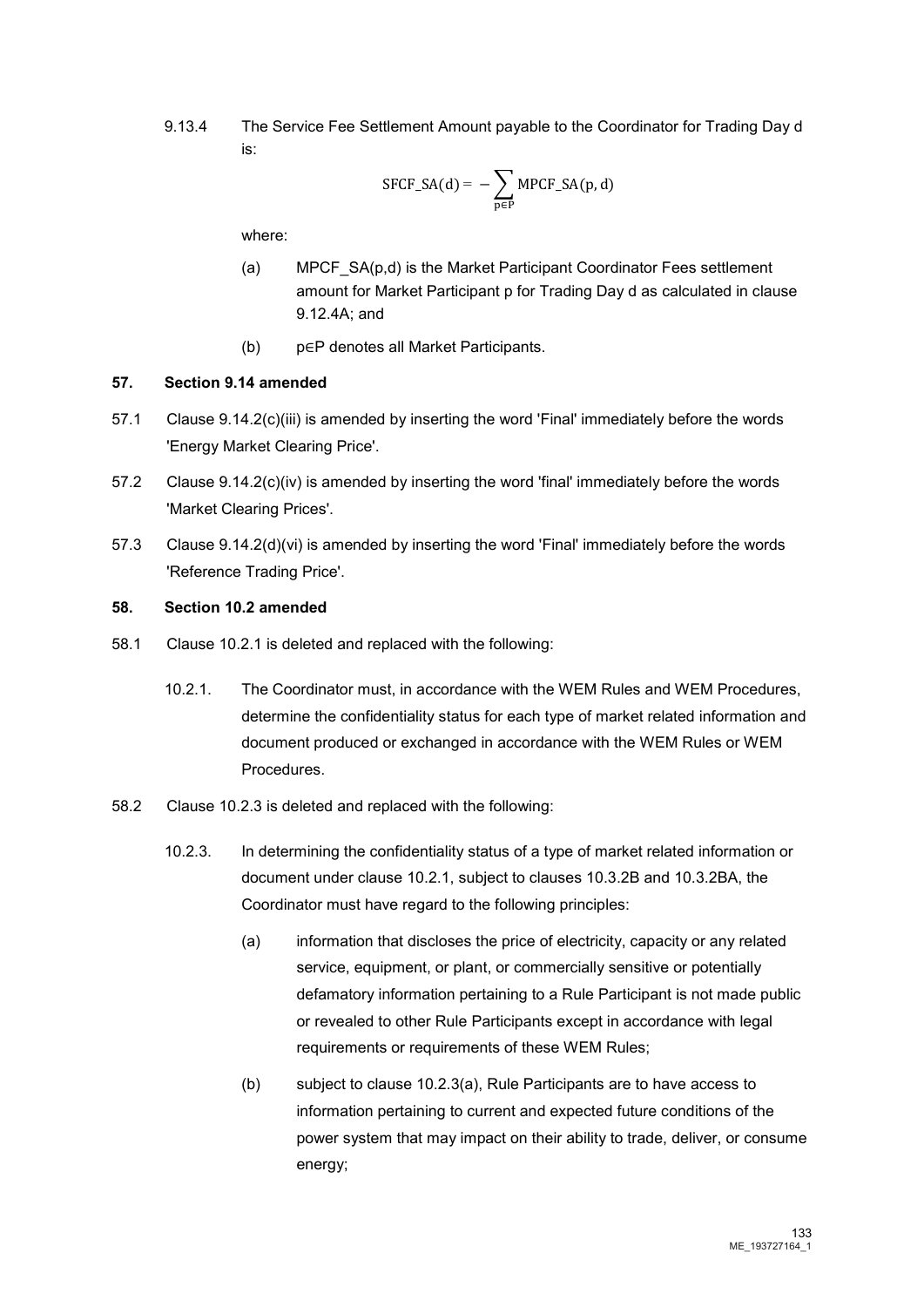9.13.4 The Service Fee Settlement Amount payable to the Coordinator for Trading Day d is:

$$\text{SFCF\_SA}(\text{d}) = -\sum_{\text{p}\in\text{P}} \text{MPCF\_SA}(\text{p}, \text{d})$$

where:

(a) MPCF_SA(p,d) is the Market Participant Coordinator Fees settlement amount for Market Participant p for Trading Day d as calculated in clause 9.12.4A; and

(b) p∈P denotes all Market Participants.

### 57. Section 9.14 amended

57.1 Clause 9.14.2(c)(iii) is amended by inserting the word 'Final' immediately before the words 'Energy Market Clearing Price'.

57.2 Clause 9.14.2(c)(iv) is amended by inserting the word 'final' immediately before the words 'Market Clearing Prices'.

57.3 Clause 9.14.2(d)(vi) is amended by inserting the word 'Final' immediately before the words 'Reference Trading Price'.

### 58. Section 10.2 amended

58.1 Clause 10.2.1 is deleted and replaced with the following:

10.2.1. The Coordinator must, in accordance with the WEM Rules and WEM Procedures, determine the confidentiality status for each type of market related information and document produced or exchanged in accordance with the WEM Rules or WEM Procedures.

58.2 Clause 10.2.3 is deleted and replaced with the following:

10.2.3. In determining the confidentiality status of a type of market related information or document under clause 10.2.1, subject to clauses 10.3.2B and 10.3.2BA, the Coordinator must have regard to the following principles:

(a) information that discloses the price of electricity, capacity or any related service, equipment, or plant, or commercially sensitive or potentially defamatory information pertaining to a Rule Participant is not made public or revealed to other Rule Participants except in accordance with legal requirements or requirements of these WEM Rules;

(b) subject to clause 10.2.3(a), Rule Participants are to have access to information pertaining to current and expected future conditions of the power system that may impact on their ability to trade, deliver, or consume energy;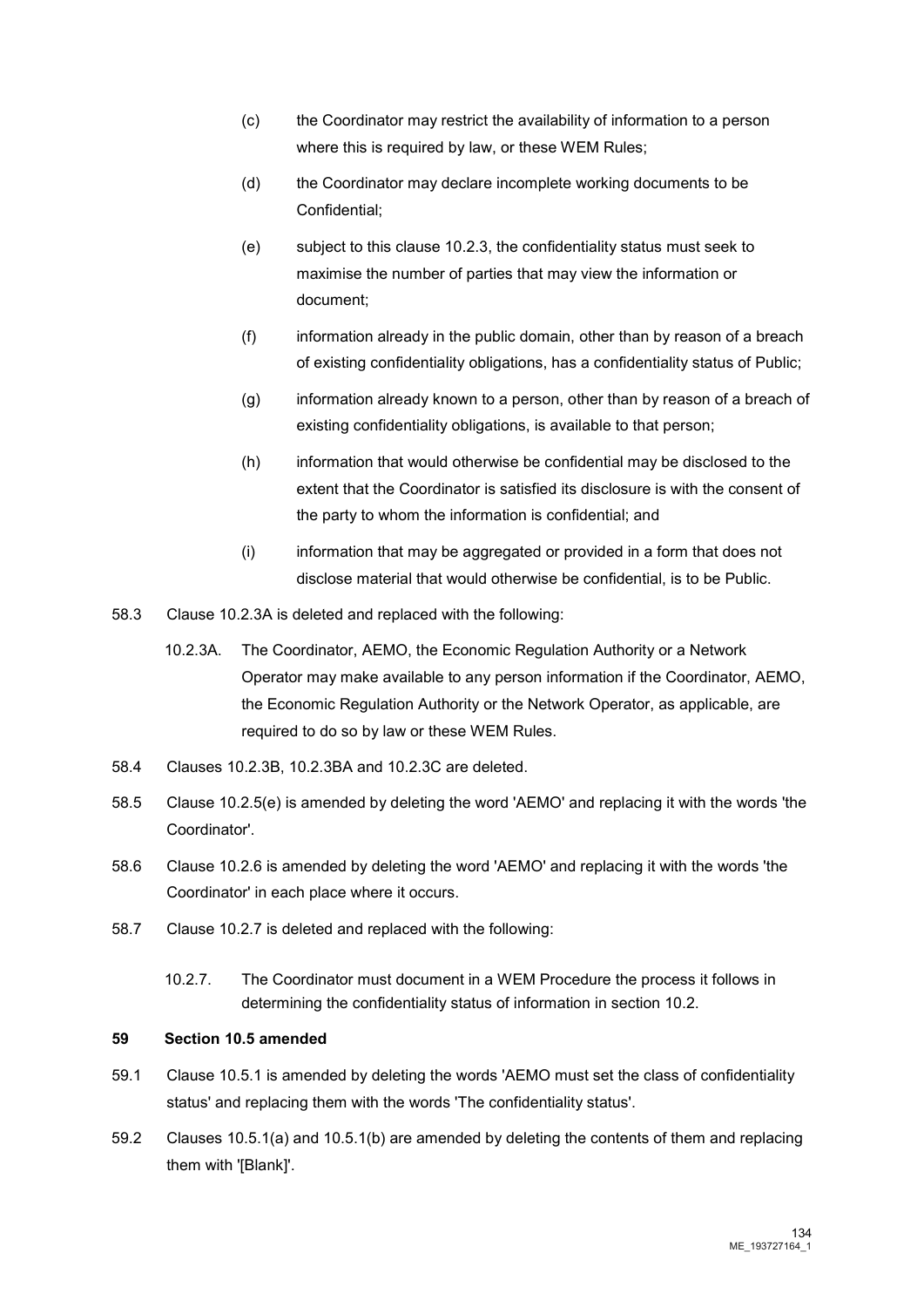(c) the Coordinator may restrict the availability of information to a person where this is required by law, or these WEM Rules;

(d) the Coordinator may declare incomplete working documents to be Confidential;

(e) subject to this clause 10.2.3, the confidentiality status must seek to maximise the number of parties that may view the information or document;

(f) information already in the public domain, other than by reason of a breach of existing confidentiality obligations, has a confidentiality status of Public;

(g) information already known to a person, other than by reason of a breach of existing confidentiality obligations, is available to that person;

(h) information that would otherwise be confidential may be disclosed to the extent that the Coordinator is satisfied its disclosure is with the consent of the party to whom the information is confidential; and

(i) information that may be aggregated or provided in a form that does not disclose material that would otherwise be confidential, is to be Public.

58.3 Clause 10.2.3A is deleted and replaced with the following:

10.2.3A. The Coordinator, AEMO, the Economic Regulation Authority or a Network Operator may make available to any person information if the Coordinator, AEMO, the Economic Regulation Authority or the Network Operator, as applicable, are required to do so by law or these WEM Rules.

58.4 Clauses 10.2.3B, 10.2.3BA and 10.2.3C are deleted.

58.5 Clause 10.2.5(e) is amended by deleting the word 'AEMO' and replacing it with the words 'the Coordinator'.

58.6 Clause 10.2.6 is amended by deleting the word 'AEMO' and replacing it with the words 'the Coordinator' in each place where it occurs.

58.7 Clause 10.2.7 is deleted and replaced with the following:

10.2.7. The Coordinator must document in a WEM Procedure the process it follows in determining the confidentiality status of information in section 10.2.

**59 Section 10.5 amended**

59.1 Clause 10.5.1 is amended by deleting the words 'AEMO must set the class of confidentiality status' and replacing them with the words 'The confidentiality status'.

59.2 Clauses 10.5.1(a) and 10.5.1(b) are amended by deleting the contents of them and replacing them with '[Blank]'.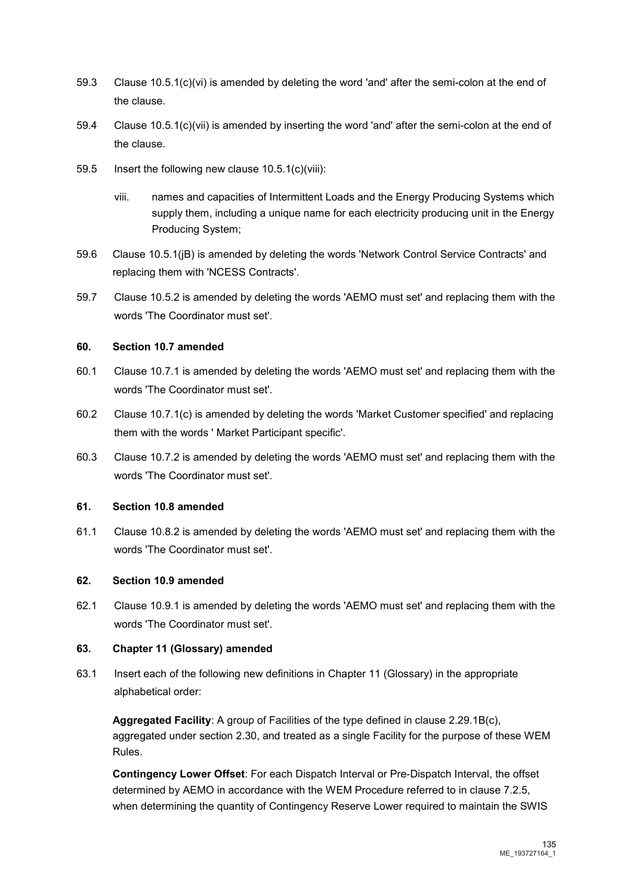59.3 Clause 10.5.1(c)(vi) is amended by deleting the word 'and' after the semi-colon at the end of the clause.

59.4 Clause 10.5.1(c)(vii) is amended by inserting the word 'and' after the semi-colon at the end of the clause.

59.5 Insert the following new clause 10.5.1(c)(viii):

> viii. names and capacities of Intermittent Loads and the Energy Producing Systems which supply them, including a unique name for each electricity producing unit in the Energy Producing System;

59.6 Clause 10.5.1(jB) is amended by deleting the words 'Network Control Service Contracts' and replacing them with 'NCESS Contracts'.

59.7 Clause 10.5.2 is amended by deleting the words 'AEMO must set' and replacing them with the words 'The Coordinator must set'.

### 60. Section 10.7 amended

60.1 Clause 10.7.1 is amended by deleting the words 'AEMO must set' and replacing them with the words 'The Coordinator must set'.

60.2 Clause 10.7.1(c) is amended by deleting the words 'Market Customer specified' and replacing them with the words ' Market Participant specific'.

60.3 Clause 10.7.2 is amended by deleting the words 'AEMO must set' and replacing them with the words 'The Coordinator must set'.

### 61. Section 10.8 amended

61.1 Clause 10.8.2 is amended by deleting the words 'AEMO must set' and replacing them with the words 'The Coordinator must set'.

### 62. Section 10.9 amended

62.1 Clause 10.9.1 is amended by deleting the words 'AEMO must set' and replacing them with the words 'The Coordinator must set'.

### 63. Chapter 11 (Glossary) amended

63.1 Insert each of the following new definitions in Chapter 11 (Glossary) in the appropriate alphabetical order:

**Aggregated Facility**: A group of Facilities of the type defined in clause 2.29.1B(c), aggregated under section 2.30, and treated as a single Facility for the purpose of these WEM Rules.

**Contingency Lower Offset**: For each Dispatch Interval or Pre-Dispatch Interval, the offset determined by AEMO in accordance with the WEM Procedure referred to in clause 7.2.5, when determining the quantity of Contingency Reserve Lower required to maintain the SWIS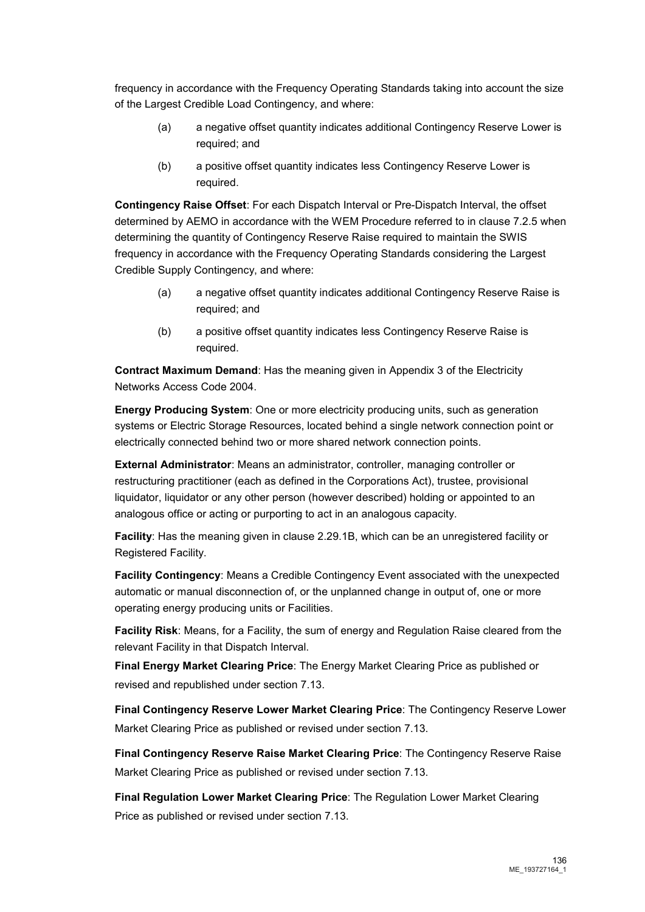frequency in accordance with the Frequency Operating Standards taking into account the size of the Largest Credible Load Contingency, and where:

(a) a negative offset quantity indicates additional Contingency Reserve Lower is required; and

(b) a positive offset quantity indicates less Contingency Reserve Lower is required.

**Contingency Raise Offset**: For each Dispatch Interval or Pre-Dispatch Interval, the offset determined by AEMO in accordance with the WEM Procedure referred to in clause 7.2.5 when determining the quantity of Contingency Reserve Raise required to maintain the SWIS frequency in accordance with the Frequency Operating Standards considering the Largest Credible Supply Contingency, and where:

(a) a negative offset quantity indicates additional Contingency Reserve Raise is required; and

(b) a positive offset quantity indicates less Contingency Reserve Raise is required.

**Contract Maximum Demand**: Has the meaning given in Appendix 3 of the Electricity Networks Access Code 2004.

**Energy Producing System**: One or more electricity producing units, such as generation systems or Electric Storage Resources, located behind a single network connection point or electrically connected behind two or more shared network connection points.

**External Administrator**: Means an administrator, controller, managing controller or restructuring practitioner (each as defined in the Corporations Act), trustee, provisional liquidator, liquidator or any other person (however described) holding or appointed to an analogous office or acting or purporting to act in an analogous capacity.

**Facility**: Has the meaning given in clause 2.29.1B, which can be an unregistered facility or Registered Facility.

**Facility Contingency**: Means a Credible Contingency Event associated with the unexpected automatic or manual disconnection of, or the unplanned change in output of, one or more operating energy producing units or Facilities.

**Facility Risk**: Means, for a Facility, the sum of energy and Regulation Raise cleared from the relevant Facility in that Dispatch Interval.

**Final Energy Market Clearing Price**: The Energy Market Clearing Price as published or revised and republished under section 7.13.

**Final Contingency Reserve Lower Market Clearing Price**: The Contingency Reserve Lower Market Clearing Price as published or revised under section 7.13.

**Final Contingency Reserve Raise Market Clearing Price**: The Contingency Reserve Raise Market Clearing Price as published or revised under section 7.13.

**Final Regulation Lower Market Clearing Price**: The Regulation Lower Market Clearing Price as published or revised under section 7.13.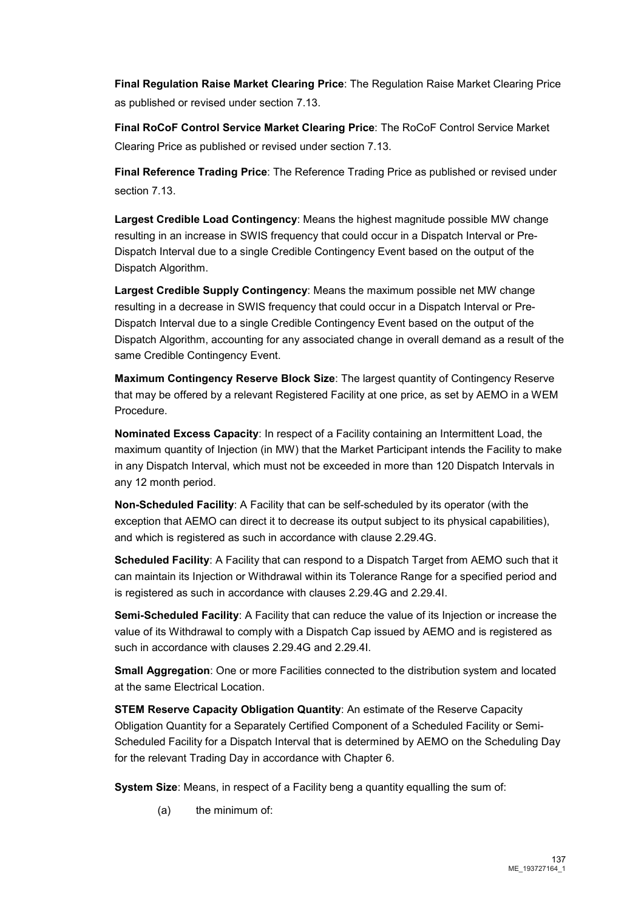**Final Regulation Raise Market Clearing Price**: The Regulation Raise Market Clearing Price as published or revised under section 7.13.

**Final RoCoF Control Service Market Clearing Price**: The RoCoF Control Service Market Clearing Price as published or revised under section 7.13.

**Final Reference Trading Price**: The Reference Trading Price as published or revised under section 7.13.

**Largest Credible Load Contingency**: Means the highest magnitude possible MW change resulting in an increase in SWIS frequency that could occur in a Dispatch Interval or Pre-Dispatch Interval due to a single Credible Contingency Event based on the output of the Dispatch Algorithm.

**Largest Credible Supply Contingency**: Means the maximum possible net MW change resulting in a decrease in SWIS frequency that could occur in a Dispatch Interval or Pre-Dispatch Interval due to a single Credible Contingency Event based on the output of the Dispatch Algorithm, accounting for any associated change in overall demand as a result of the same Credible Contingency Event.

**Maximum Contingency Reserve Block Size**: The largest quantity of Contingency Reserve that may be offered by a relevant Registered Facility at one price, as set by AEMO in a WEM Procedure.

**Nominated Excess Capacity**: In respect of a Facility containing an Intermittent Load, the maximum quantity of Injection (in MW) that the Market Participant intends the Facility to make in any Dispatch Interval, which must not be exceeded in more than 120 Dispatch Intervals in any 12 month period.

**Non-Scheduled Facility**: A Facility that can be self-scheduled by its operator (with the exception that AEMO can direct it to decrease its output subject to its physical capabilities), and which is registered as such in accordance with clause 2.29.4G.

**Scheduled Facility**: A Facility that can respond to a Dispatch Target from AEMO such that it can maintain its Injection or Withdrawal within its Tolerance Range for a specified period and is registered as such in accordance with clauses 2.29.4G and 2.29.4I.

**Semi-Scheduled Facility**: A Facility that can reduce the value of its Injection or increase the value of its Withdrawal to comply with a Dispatch Cap issued by AEMO and is registered as such in accordance with clauses 2.29.4G and 2.29.4I.

**Small Aggregation**: One or more Facilities connected to the distribution system and located at the same Electrical Location.

**STEM Reserve Capacity Obligation Quantity**: An estimate of the Reserve Capacity Obligation Quantity for a Separately Certified Component of a Scheduled Facility or Semi-Scheduled Facility for a Dispatch Interval that is determined by AEMO on the Scheduling Day for the relevant Trading Day in accordance with Chapter 6.

**System Size**: Means, in respect of a Facility beng a quantity equalling the sum of:

(a) the minimum of: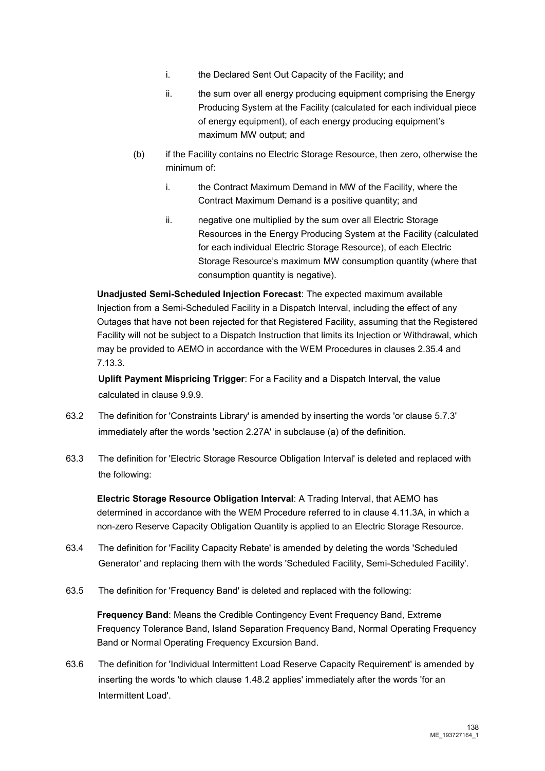i. the Declared Sent Out Capacity of the Facility; and

ii. the sum over all energy producing equipment comprising the Energy Producing System at the Facility (calculated for each individual piece of energy equipment), of each energy producing equipment's maximum MW output; and

(b) if the Facility contains no Electric Storage Resource, then zero, otherwise the minimum of:

i. the Contract Maximum Demand in MW of the Facility, where the Contract Maximum Demand is a positive quantity; and

ii. negative one multiplied by the sum over all Electric Storage Resources in the Energy Producing System at the Facility (calculated for each individual Electric Storage Resource), of each Electric Storage Resource's maximum MW consumption quantity (where that consumption quantity is negative).

**Unadjusted Semi-Scheduled Injection Forecast**: The expected maximum available Injection from a Semi-Scheduled Facility in a Dispatch Interval, including the effect of any Outages that have not been rejected for that Registered Facility, assuming that the Registered Facility will not be subject to a Dispatch Instruction that limits its Injection or Withdrawal, which may be provided to AEMO in accordance with the WEM Procedures in clauses 2.35.4 and 7.13.3.

**Uplift Payment Mispricing Trigger**: For a Facility and a Dispatch Interval, the value calculated in clause 9.9.9.

63.2 The definition for 'Constraints Library' is amended by inserting the words 'or clause 5.7.3' immediately after the words 'section 2.27A' in subclause (a) of the definition.

63.3 The definition for 'Electric Storage Resource Obligation Interval' is deleted and replaced with the following:

**Electric Storage Resource Obligation Interval**: A Trading Interval, that AEMO has determined in accordance with the WEM Procedure referred to in clause 4.11.3A, in which a non-zero Reserve Capacity Obligation Quantity is applied to an Electric Storage Resource.

63.4 The definition for 'Facility Capacity Rebate' is amended by deleting the words 'Scheduled Generator' and replacing them with the words 'Scheduled Facility, Semi-Scheduled Facility'.

63.5 The definition for 'Frequency Band' is deleted and replaced with the following:

**Frequency Band**: Means the Credible Contingency Event Frequency Band, Extreme Frequency Tolerance Band, Island Separation Frequency Band, Normal Operating Frequency Band or Normal Operating Frequency Excursion Band.

63.6 The definition for 'Individual Intermittent Load Reserve Capacity Requirement' is amended by inserting the words 'to which clause 1.48.2 applies' immediately after the words 'for an Intermittent Load'.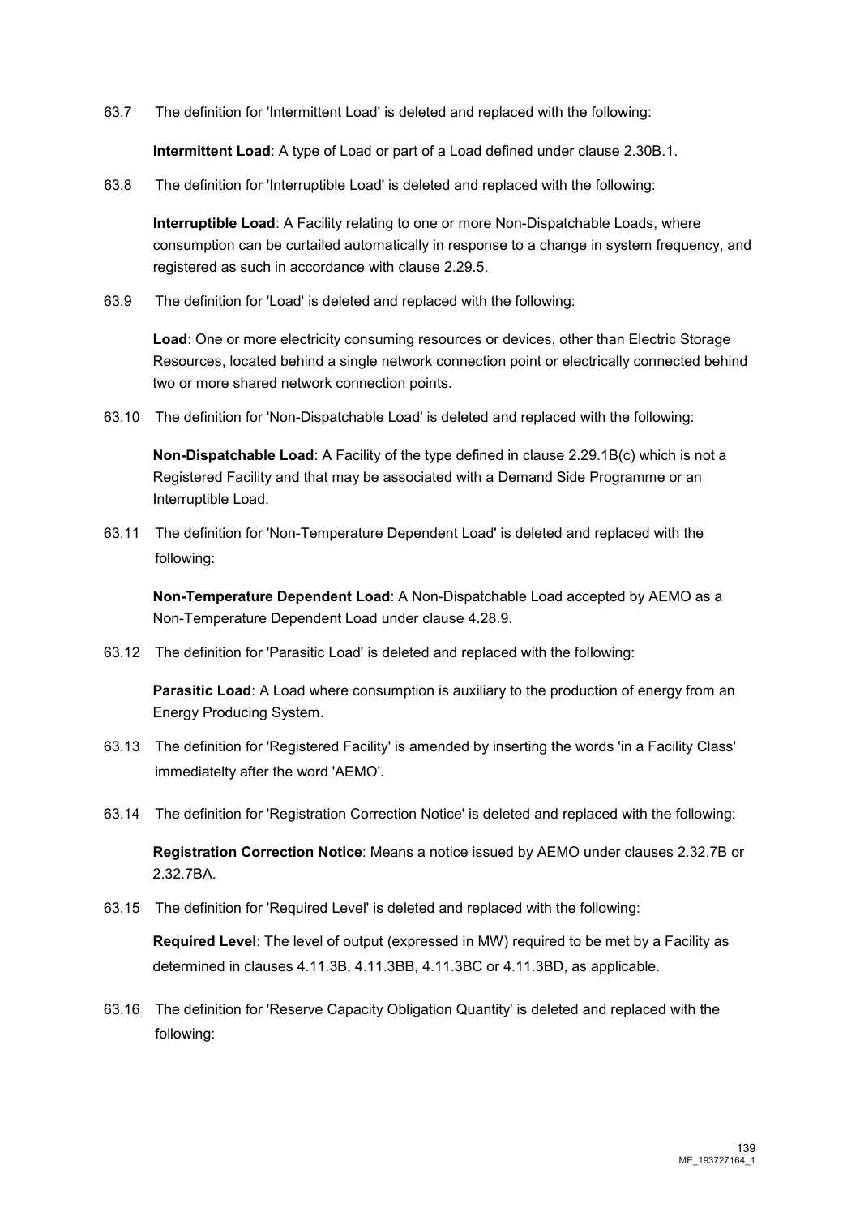63.7 The definition for 'Intermittent Load' is deleted and replaced with the following:

**Intermittent Load**: A type of Load or part of a Load defined under clause 2.30B.1.

63.8 The definition for 'Interruptible Load' is deleted and replaced with the following:

**Interruptible Load**: A Facility relating to one or more Non-Dispatchable Loads, where consumption can be curtailed automatically in response to a change in system frequency, and registered as such in accordance with clause 2.29.5.

63.9 The definition for 'Load' is deleted and replaced with the following:

**Load**: One or more electricity consuming resources or devices, other than Electric Storage Resources, located behind a single network connection point or electrically connected behind two or more shared network connection points.

63.10 The definition for 'Non-Dispatchable Load' is deleted and replaced with the following:

**Non-Dispatchable Load**: A Facility of the type defined in clause 2.29.1B(c) which is not a Registered Facility and that may be associated with a Demand Side Programme or an Interruptible Load.

63.11 The definition for 'Non-Temperature Dependent Load' is deleted and replaced with the following:

**Non-Temperature Dependent Load**: A Non-Dispatchable Load accepted by AEMO as a Non-Temperature Dependent Load under clause 4.28.9.

63.12 The definition for 'Parasitic Load' is deleted and replaced with the following:

**Parasitic Load**: A Load where consumption is auxiliary to the production of energy from an Energy Producing System.

63.13 The definition for 'Registered Facility' is amended by inserting the words 'in a Facility Class' immediatelty after the word 'AEMO'.

63.14 The definition for 'Registration Correction Notice' is deleted and replaced with the following:

**Registration Correction Notice**: Means a notice issued by AEMO under clauses 2.32.7B or 2.32.7BA.

63.15 The definition for 'Required Level' is deleted and replaced with the following:

**Required Level**: The level of output (expressed in MW) required to be met by a Facility as determined in clauses 4.11.3B, 4.11.3BB, 4.11.3BC or 4.11.3BD, as applicable.

63.16 The definition for 'Reserve Capacity Obligation Quantity' is deleted and replaced with the following: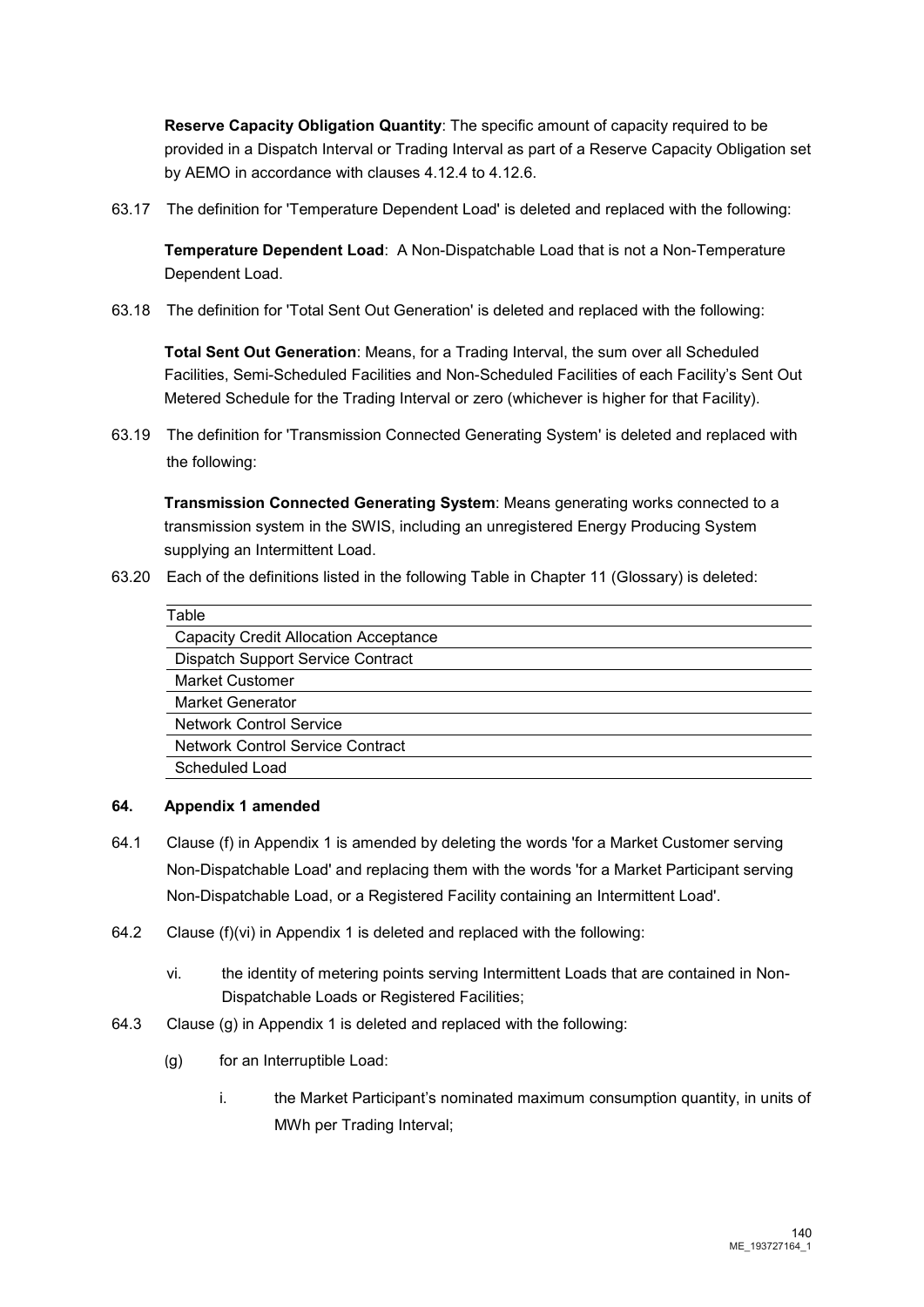**Reserve Capacity Obligation Quantity**: The specific amount of capacity required to be provided in a Dispatch Interval or Trading Interval as part of a Reserve Capacity Obligation set by AEMO in accordance with clauses 4.12.4 to 4.12.6.

63.17 The definition for 'Temperature Dependent Load' is deleted and replaced with the following:

**Temperature Dependent Load**: A Non-Dispatchable Load that is not a Non-Temperature Dependent Load.

63.18 The definition for 'Total Sent Out Generation' is deleted and replaced with the following:

**Total Sent Out Generation**: Means, for a Trading Interval, the sum over all Scheduled Facilities, Semi-Scheduled Facilities and Non-Scheduled Facilities of each Facility's Sent Out Metered Schedule for the Trading Interval or zero (whichever is higher for that Facility).

63.19 The definition for 'Transmission Connected Generating System' is deleted and replaced with the following:

**Transmission Connected Generating System**: Means generating works connected to a transmission system in the SWIS, including an unregistered Energy Producing System supplying an Intermittent Load.

63.20 Each of the definitions listed in the following Table in Chapter 11 (Glossary) is deleted:

| Table |
|---|
| Capacity Credit Allocation Acceptance |
| Dispatch Support Service Contract |
| Market Customer |
| Market Generator |
| Network Control Service |
| Network Control Service Contract |
| Scheduled Load |

**64. Appendix 1 amended**

64.1 Clause (f) in Appendix 1 is amended by deleting the words 'for a Market Customer serving Non-Dispatchable Load' and replacing them with the words 'for a Market Participant serving Non-Dispatchable Load, or a Registered Facility containing an Intermittent Load'.

64.2 Clause (f)(vi) in Appendix 1 is deleted and replaced with the following:

vi. the identity of metering points serving Intermittent Loads that are contained in Non-Dispatchable Loads or Registered Facilities;

64.3 Clause (g) in Appendix 1 is deleted and replaced with the following:

(g) for an Interruptible Load:

i. the Market Participant's nominated maximum consumption quantity, in units of MWh per Trading Interval;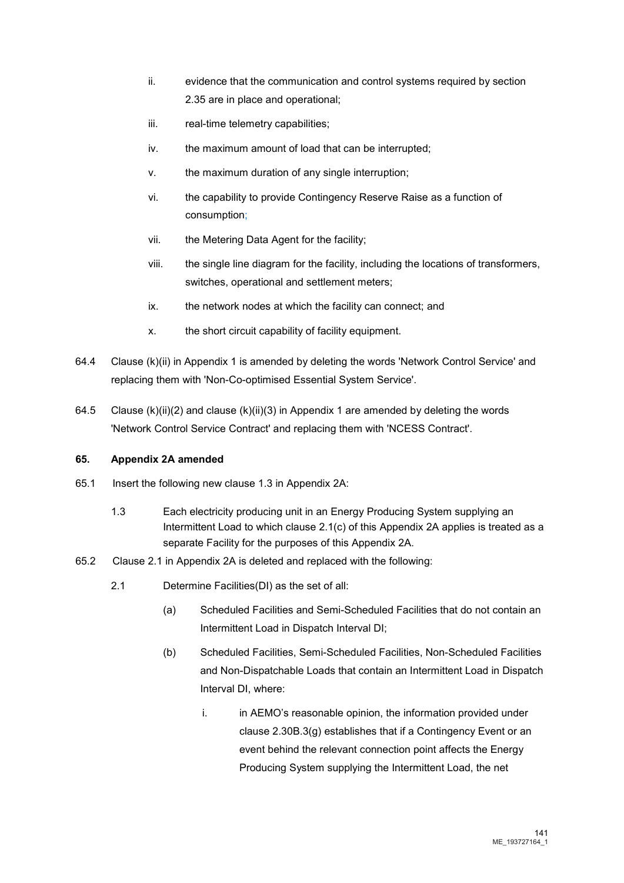ii. evidence that the communication and control systems required by section 2.35 are in place and operational;

iii. real-time telemetry capabilities;

iv. the maximum amount of load that can be interrupted;

v. the maximum duration of any single interruption;

vi. the capability to provide Contingency Reserve Raise as a function of consumption;

vii. the Metering Data Agent for the facility;

viii. the single line diagram for the facility, including the locations of transformers, switches, operational and settlement meters;

ix. the network nodes at which the facility can connect; and

x. the short circuit capability of facility equipment.

64.4 Clause (k)(ii) in Appendix 1 is amended by deleting the words 'Network Control Service' and replacing them with 'Non-Co-optimised Essential System Service'.

64.5 Clause (k)(ii)(2) and clause (k)(ii)(3) in Appendix 1 are amended by deleting the words 'Network Control Service Contract' and replacing them with 'NCESS Contract'.

**65. Appendix 2A amended**

65.1 Insert the following new clause 1.3 in Appendix 2A:

1.3 Each electricity producing unit in an Energy Producing System supplying an Intermittent Load to which clause 2.1(c) of this Appendix 2A applies is treated as a separate Facility for the purposes of this Appendix 2A.

65.2 Clause 2.1 in Appendix 2A is deleted and replaced with the following:

2.1 Determine Facilities(DI) as the set of all:

(a) Scheduled Facilities and Semi-Scheduled Facilities that do not contain an Intermittent Load in Dispatch Interval DI;

(b) Scheduled Facilities, Semi-Scheduled Facilities, Non-Scheduled Facilities and Non-Dispatchable Loads that contain an Intermittent Load in Dispatch Interval DI, where:

i. in AEMO's reasonable opinion, the information provided under clause 2.30B.3(g) establishes that if a Contingency Event or an event behind the relevant connection point affects the Energy Producing System supplying the Intermittent Load, the net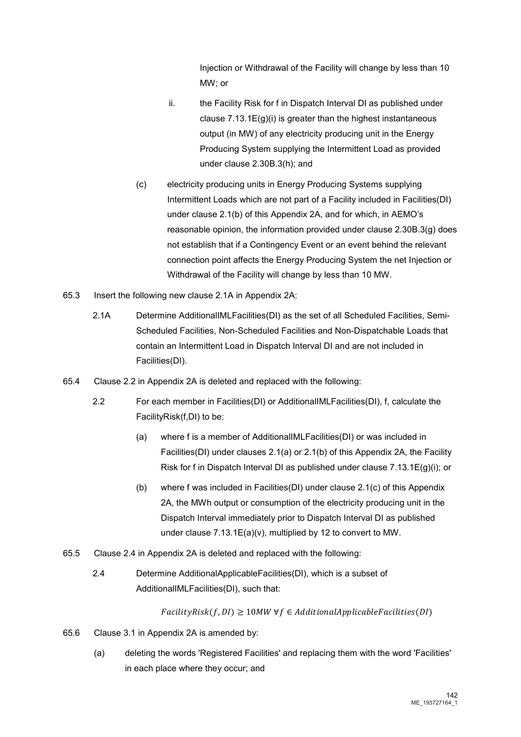Injection or Withdrawal of the Facility will change by less than 10 MW; or

ii. the Facility Risk for f in Dispatch Interval DI as published under clause 7.13.1E(g)(i) is greater than the highest instantaneous output (in MW) of any electricity producing unit in the Energy Producing System supplying the Intermittent Load as provided under clause 2.30B.3(h); and

(c) electricity producing units in Energy Producing Systems supplying Intermittent Loads which are not part of a Facility included in Facilities(DI) under clause 2.1(b) of this Appendix 2A, and for which, in AEMO's reasonable opinion, the information provided under clause 2.30B.3(g) does not establish that if a Contingency Event or an event behind the relevant connection point affects the Energy Producing System the net Injection or Withdrawal of the Facility will change by less than 10 MW.

65.3 Insert the following new clause 2.1A in Appendix 2A:

2.1A Determine AdditionalIMLFacilities(DI) as the set of all Scheduled Facilities, Semi-Scheduled Facilities, Non-Scheduled Facilities and Non-Dispatchable Loads that contain an Intermittent Load in Dispatch Interval DI and are not included in Facilities(DI).

65.4 Clause 2.2 in Appendix 2A is deleted and replaced with the following:

2.2 For each member in Facilities(DI) or AdditionalIMLFacilities(DI), f, calculate the FacilityRisk(f,DI) to be:

(a) where f is a member of AdditionalIMLFacilities(DI) or was included in Facilities(DI) under clauses 2.1(a) or 2.1(b) of this Appendix 2A, the Facility Risk for f in Dispatch Interval DI as published under clause 7.13.1E(g)(i); or

(b) where f was included in Facilities(DI) under clause 2.1(c) of this Appendix 2A, the MWh output or consumption of the electricity producing unit in the Dispatch Interval immediately prior to Dispatch Interval DI as published under clause 7.13.1E(a)(v), multiplied by 12 to convert to MW.

65.5 Clause 2.4 in Appendix 2A is deleted and replaced with the following:

2.4 Determine AdditionalApplicableFacilities(DI), which is a subset of AdditionalIMLFacilities(DI), such that:

$$FacilityRisk(f, DI) \geq 10MW \; \forall f \in AdditionalApplicableFacilities(DI)$$

65.6 Clause 3.1 in Appendix 2A is amended by:

(a) deleting the words 'Registered Facilities' and replacing them with the word 'Facilities' in each place where they occur; and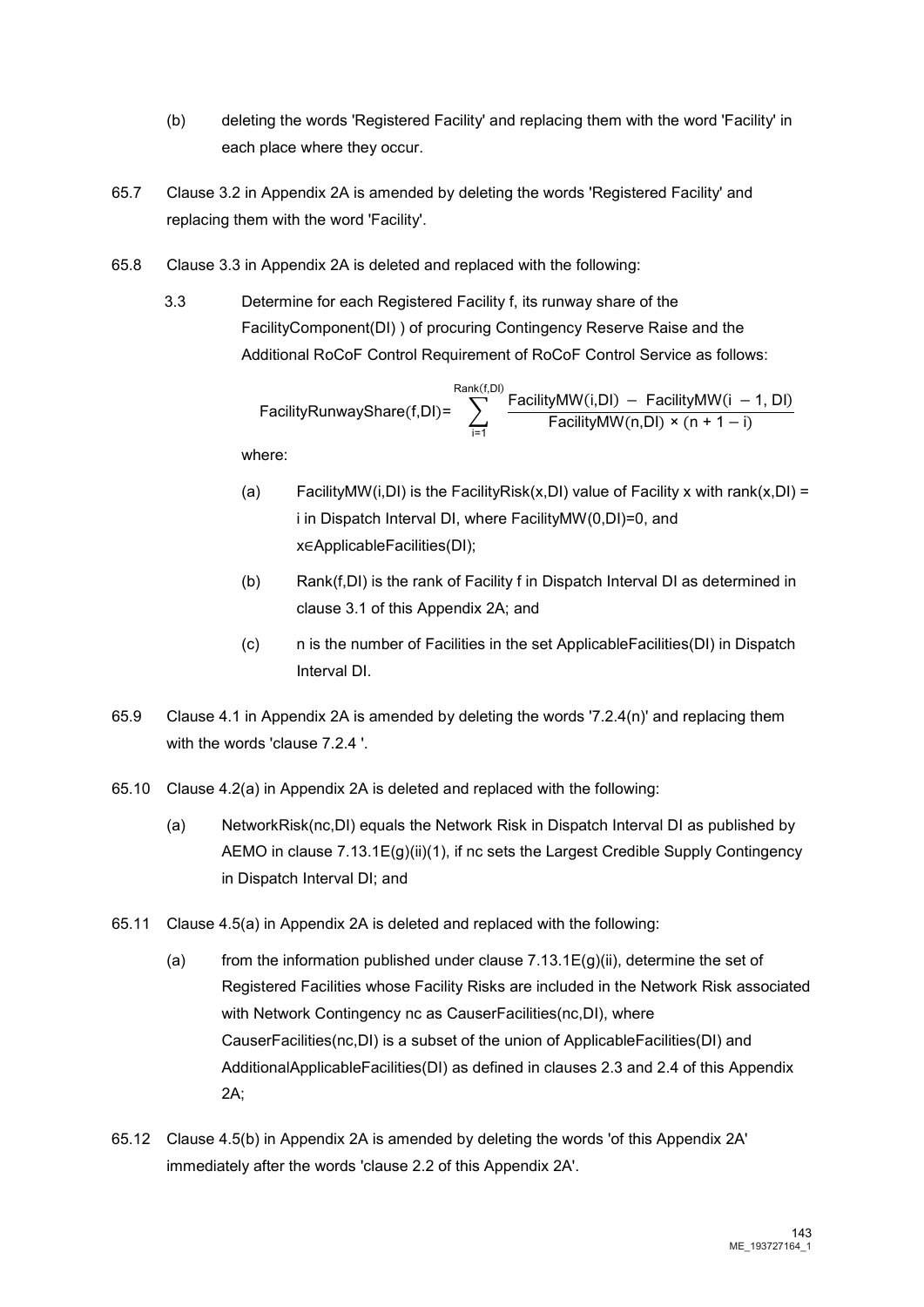(b) deleting the words 'Registered Facility' and replacing them with the word 'Facility' in each place where they occur.

65.7 Clause 3.2 in Appendix 2A is amended by deleting the words 'Registered Facility' and replacing them with the word 'Facility'.

65.8 Clause 3.3 in Appendix 2A is deleted and replaced with the following:

3.3 Determine for each Registered Facility f, its runway share of the FacilityComponent(DI) ) of procuring Contingency Reserve Raise and the Additional RoCoF Control Requirement of RoCoF Control Service as follows:

$$\text{FacilityRunwayShare(f,DI)} = \sum_{i=1}^{\text{Rank(f,DI)}} \frac{\text{FacilityMW(i,DI)} - \text{FacilityMW(i} - 1\text{, DI)}}{\text{FacilityMW(n,DI)} \times (n + 1 - i)}$$

where:

(a) FacilityMW(i,DI) is the FacilityRisk(x,DI) value of Facility x with rank(x,DI) = i in Dispatch Interval DI, where FacilityMW(0,DI)=0, and x∈ApplicableFacilities(DI);

(b) Rank(f,DI) is the rank of Facility f in Dispatch Interval DI as determined in clause 3.1 of this Appendix 2A; and

(c) n is the number of Facilities in the set ApplicableFacilities(DI) in Dispatch Interval DI.

65.9 Clause 4.1 in Appendix 2A is amended by deleting the words '7.2.4(n)' and replacing them with the words 'clause 7.2.4 '.

65.10 Clause 4.2(a) in Appendix 2A is deleted and replaced with the following:

(a) NetworkRisk(nc,DI) equals the Network Risk in Dispatch Interval DI as published by AEMO in clause 7.13.1E(g)(ii)(1), if nc sets the Largest Credible Supply Contingency in Dispatch Interval DI; and

65.11 Clause 4.5(a) in Appendix 2A is deleted and replaced with the following:

(a) from the information published under clause 7.13.1E(g)(ii), determine the set of Registered Facilities whose Facility Risks are included in the Network Risk associated with Network Contingency nc as CauserFacilities(nc,DI), where CauserFacilities(nc,DI) is a subset of the union of ApplicableFacilities(DI) and AdditionalApplicableFacilities(DI) as defined in clauses 2.3 and 2.4 of this Appendix 2A;

65.12 Clause 4.5(b) in Appendix 2A is amended by deleting the words 'of this Appendix 2A' immediately after the words 'clause 2.2 of this Appendix 2A'.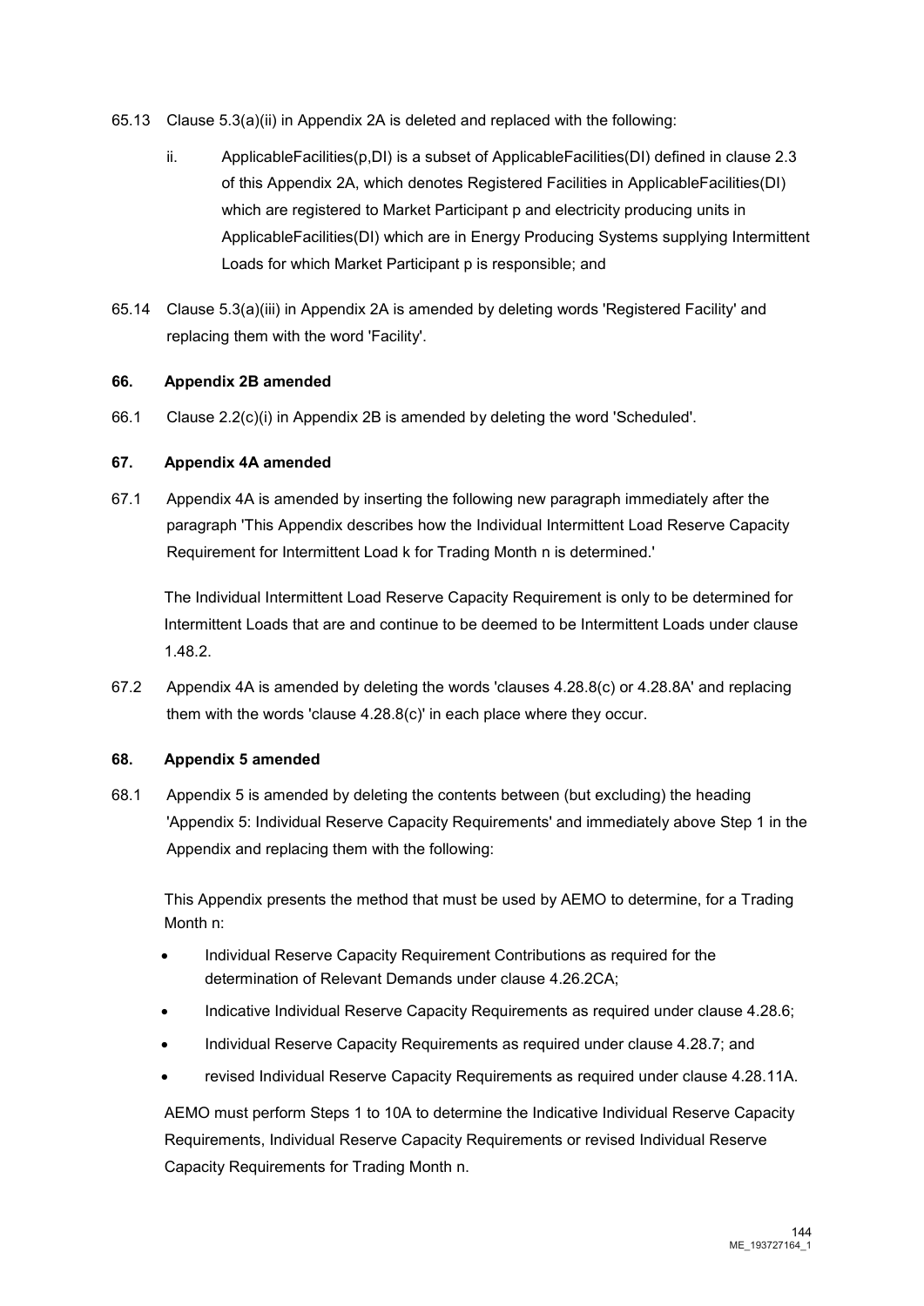65.13 Clause 5.3(a)(ii) in Appendix 2A is deleted and replaced with the following:

> ii. ApplicableFacilities(p,DI) is a subset of ApplicableFacilities(DI) defined in clause 2.3 of this Appendix 2A, which denotes Registered Facilities in ApplicableFacilities(DI) which are registered to Market Participant p and electricity producing units in ApplicableFacilities(DI) which are in Energy Producing Systems supplying Intermittent Loads for which Market Participant p is responsible; and

65.14 Clause 5.3(a)(iii) in Appendix 2A is amended by deleting words 'Registered Facility' and replacing them with the word 'Facility'.

### 66. Appendix 2B amended

66.1 Clause 2.2(c)(i) in Appendix 2B is amended by deleting the word 'Scheduled'.

### 67. Appendix 4A amended

67.1 Appendix 4A is amended by inserting the following new paragraph immediately after the paragraph 'This Appendix describes how the Individual Intermittent Load Reserve Capacity Requirement for Intermittent Load k for Trading Month n is determined.'

> The Individual Intermittent Load Reserve Capacity Requirement is only to be determined for Intermittent Loads that are and continue to be deemed to be Intermittent Loads under clause 1.48.2.

67.2 Appendix 4A is amended by deleting the words 'clauses 4.28.8(c) or 4.28.8A' and replacing them with the words 'clause 4.28.8(c)' in each place where they occur.

### 68. Appendix 5 amended

68.1 Appendix 5 is amended by deleting the contents between (but excluding) the heading 'Appendix 5: Individual Reserve Capacity Requirements' and immediately above Step 1 in the Appendix and replacing them with the following:

> This Appendix presents the method that must be used by AEMO to determine, for a Trading Month n:
>
> - Individual Reserve Capacity Requirement Contributions as required for the determination of Relevant Demands under clause 4.26.2CA;
> - Indicative Individual Reserve Capacity Requirements as required under clause 4.28.6;
> - Individual Reserve Capacity Requirements as required under clause 4.28.7; and
> - revised Individual Reserve Capacity Requirements as required under clause 4.28.11A.
>
> AEMO must perform Steps 1 to 10A to determine the Indicative Individual Reserve Capacity Requirements, Individual Reserve Capacity Requirements or revised Individual Reserve Capacity Requirements for Trading Month n.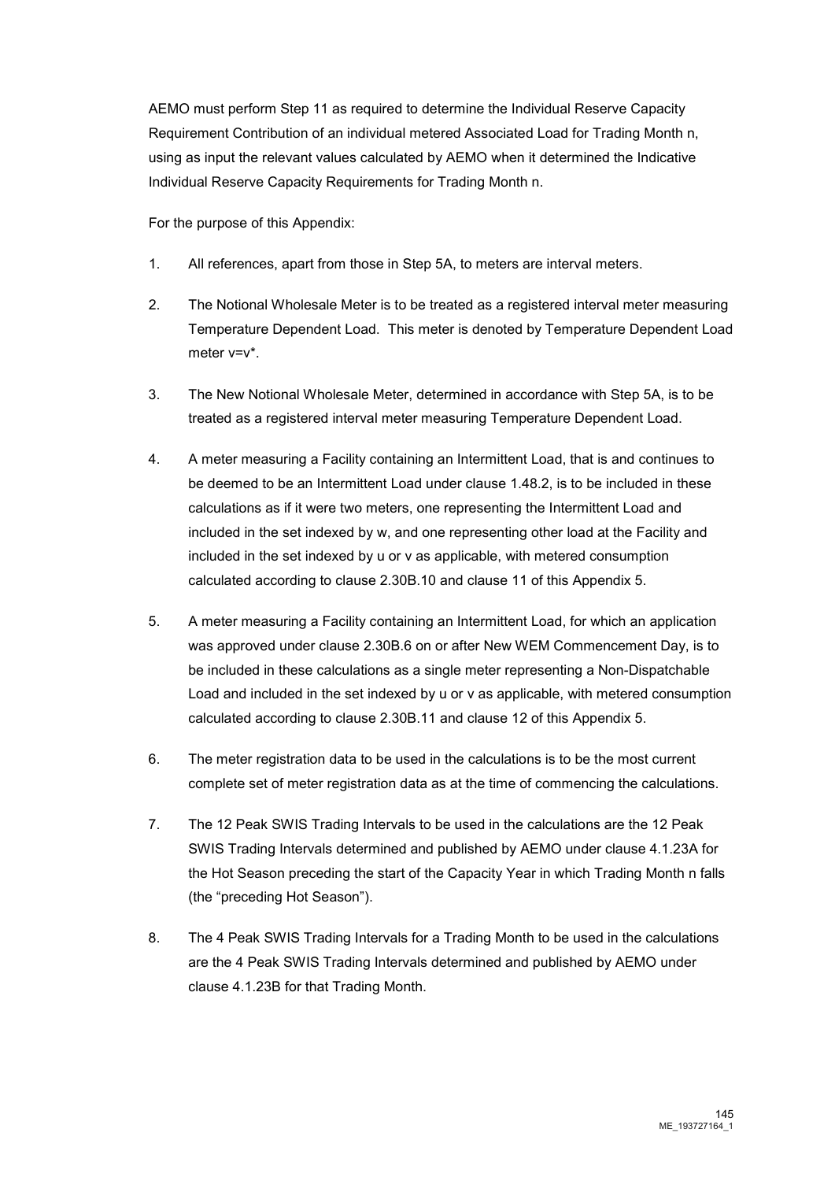AEMO must perform Step 11 as required to determine the Individual Reserve Capacity Requirement Contribution of an individual metered Associated Load for Trading Month n, using as input the relevant values calculated by AEMO when it determined the Indicative Individual Reserve Capacity Requirements for Trading Month n.

For the purpose of this Appendix:

1. All references, apart from those in Step 5A, to meters are interval meters.

2. The Notional Wholesale Meter is to be treated as a registered interval meter measuring Temperature Dependent Load. This meter is denoted by Temperature Dependent Load meter v=v*.

3. The New Notional Wholesale Meter, determined in accordance with Step 5A, is to be treated as a registered interval meter measuring Temperature Dependent Load.

4. A meter measuring a Facility containing an Intermittent Load, that is and continues to be deemed to be an Intermittent Load under clause 1.48.2, is to be included in these calculations as if it were two meters, one representing the Intermittent Load and included in the set indexed by w, and one representing other load at the Facility and included in the set indexed by u or v as applicable, with metered consumption calculated according to clause 2.30B.10 and clause 11 of this Appendix 5.

5. A meter measuring a Facility containing an Intermittent Load, for which an application was approved under clause 2.30B.6 on or after New WEM Commencement Day, is to be included in these calculations as a single meter representing a Non-Dispatchable Load and included in the set indexed by u or v as applicable, with metered consumption calculated according to clause 2.30B.11 and clause 12 of this Appendix 5.

6. The meter registration data to be used in the calculations is to be the most current complete set of meter registration data as at the time of commencing the calculations.

7. The 12 Peak SWIS Trading Intervals to be used in the calculations are the 12 Peak SWIS Trading Intervals determined and published by AEMO under clause 4.1.23A for the Hot Season preceding the start of the Capacity Year in which Trading Month n falls (the "preceding Hot Season").

8. The 4 Peak SWIS Trading Intervals for a Trading Month to be used in the calculations are the 4 Peak SWIS Trading Intervals determined and published by AEMO under clause 4.1.23B for that Trading Month.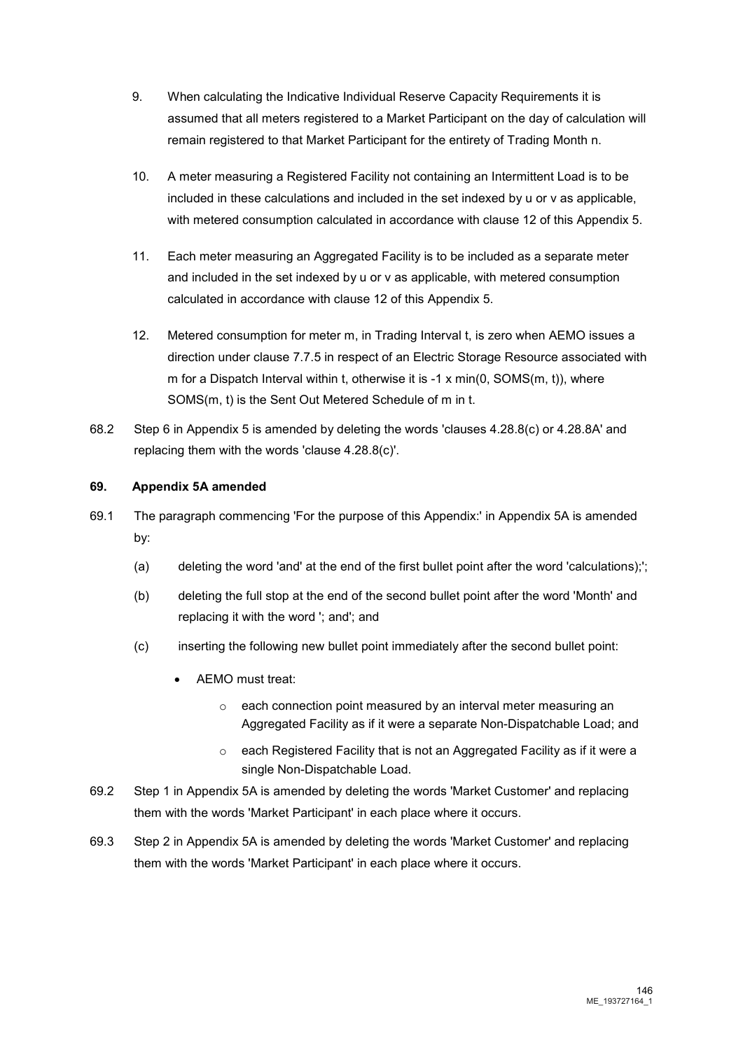9. When calculating the Indicative Individual Reserve Capacity Requirements it is assumed that all meters registered to a Market Participant on the day of calculation will remain registered to that Market Participant for the entirety of Trading Month n.

10. A meter measuring a Registered Facility not containing an Intermittent Load is to be included in these calculations and included in the set indexed by u or v as applicable, with metered consumption calculated in accordance with clause 12 of this Appendix 5.

11. Each meter measuring an Aggregated Facility is to be included as a separate meter and included in the set indexed by u or v as applicable, with metered consumption calculated in accordance with clause 12 of this Appendix 5.

12. Metered consumption for meter m, in Trading Interval t, is zero when AEMO issues a direction under clause 7.7.5 in respect of an Electric Storage Resource associated with m for a Dispatch Interval within t, otherwise it is -1 x min(0, SOMS(m, t)), where SOMS(m, t) is the Sent Out Metered Schedule of m in t.

68.2 Step 6 in Appendix 5 is amended by deleting the words 'clauses 4.28.8(c) or 4.28.8A' and replacing them with the words 'clause 4.28.8(c)'.

**69. Appendix 5A amended**

69.1 The paragraph commencing 'For the purpose of this Appendix:' in Appendix 5A is amended by:

(a) deleting the word 'and' at the end of the first bullet point after the word 'calculations);';

(b) deleting the full stop at the end of the second bullet point after the word 'Month' and replacing it with the word '; and'; and

(c) inserting the following new bullet point immediately after the second bullet point:

- AEMO must treat:
  - each connection point measured by an interval meter measuring an Aggregated Facility as if it were a separate Non-Dispatchable Load; and
  - each Registered Facility that is not an Aggregated Facility as if it were a single Non-Dispatchable Load.

69.2 Step 1 in Appendix 5A is amended by deleting the words 'Market Customer' and replacing them with the words 'Market Participant' in each place where it occurs.

69.3 Step 2 in Appendix 5A is amended by deleting the words 'Market Customer' and replacing them with the words 'Market Participant' in each place where it occurs.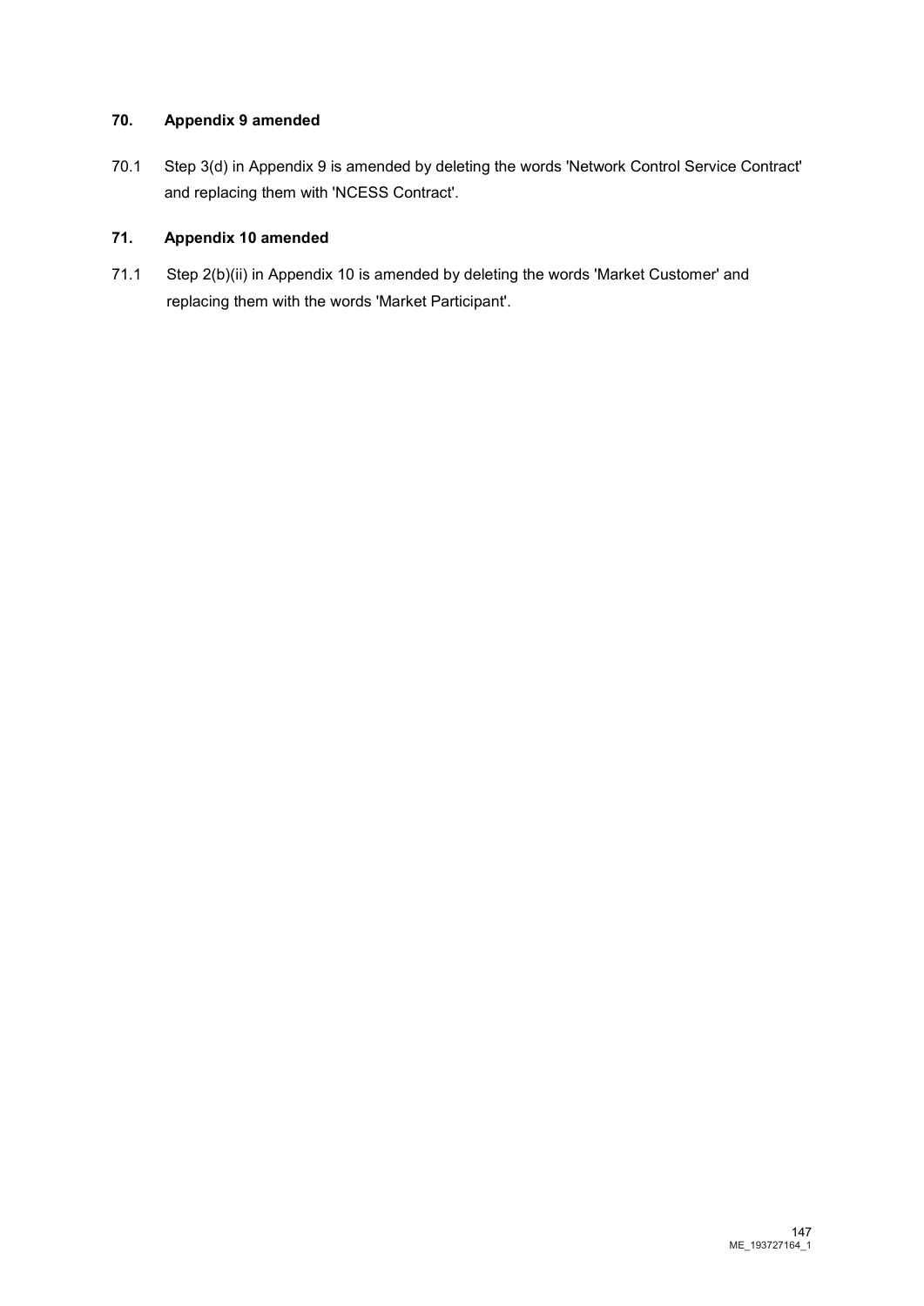## 70. Appendix 9 amended

70.1 Step 3(d) in Appendix 9 is amended by deleting the words 'Network Control Service Contract' and replacing them with 'NCESS Contract'.

## 71. Appendix 10 amended

71.1 Step 2(b)(ii) in Appendix 10 is amended by deleting the words 'Market Customer' and replacing them with the words 'Market Participant'.